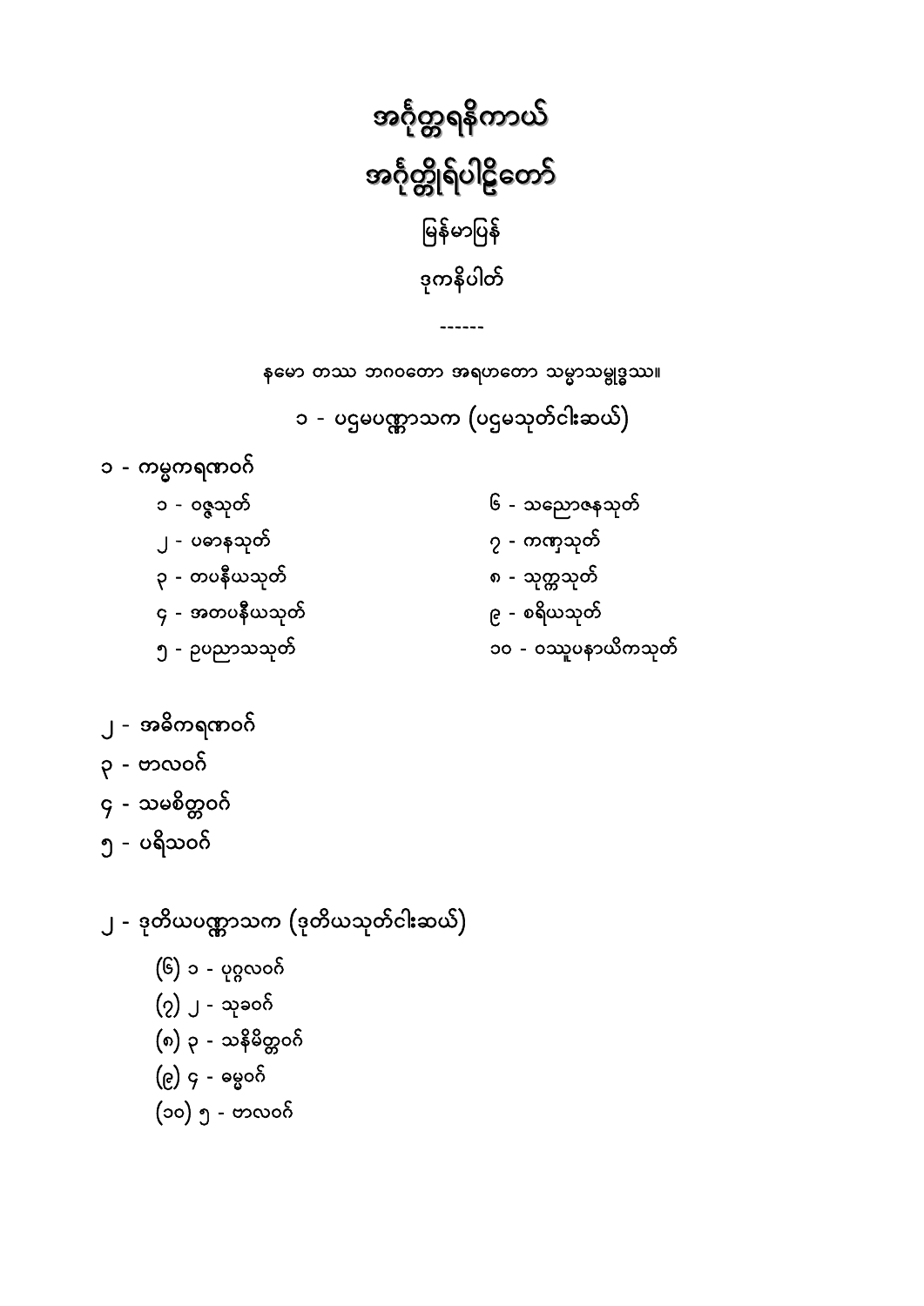# အင်္ဂုတ္တရနိကာယ်

# အင်္ဂုတ္တိုရ်ပါဠိတော်

## မြန်မာပြန်

## ဒုကနိပါတ်

------

နမော တဿ ဘဂဝတော အရဟတော သမ္မာသမ္ဗုဒ္ဓဿ။

## ၁ - ပဌမပဏ္ဏာသက (ပဌမသုတ်ငါးဆယ်)

### ၁ - ကမ္မကရဏဝဂ်

- ၁ - ဝဇ္ဇသုတ်
- ၂ - ပဓာနသုတ်
- ၃ - တပနီယသုတ်
- ၄ - အတပနီယသုတ်
- ၅ - ဥပညာတသုတ်
- ၆ - သညောဇနသုတ်
- ၇ - ကဏှသုတ်
- ၈ - သုက္ကသုတ်
- ၉ - စရိယသုတ်
- ၁၀ - ဝဿူပနာယိကသုတ်

### ၂ - အဓိကရဏဝဂ်

### ၃ - ဗာလဝဂ်

### ၄ - သမစိတ္တဝဂ်

### ၅ - ပရိသဝဂ်

## ၂ - ဒုတိယပဏ္ဏာသက (ဒုတိယသုတ်ငါးဆယ်)

- (၆) ၁ - ပုဂ္ဂလဝဂ်
- (၇) ၂ - သုခဝဂ်
- (၈) ၃ - သနိမိတ္တဝဂ်
- (၉) ၄ - ဓမ္မဝဂ်
- (၁၀) ၅ - ဗာလဝဂ်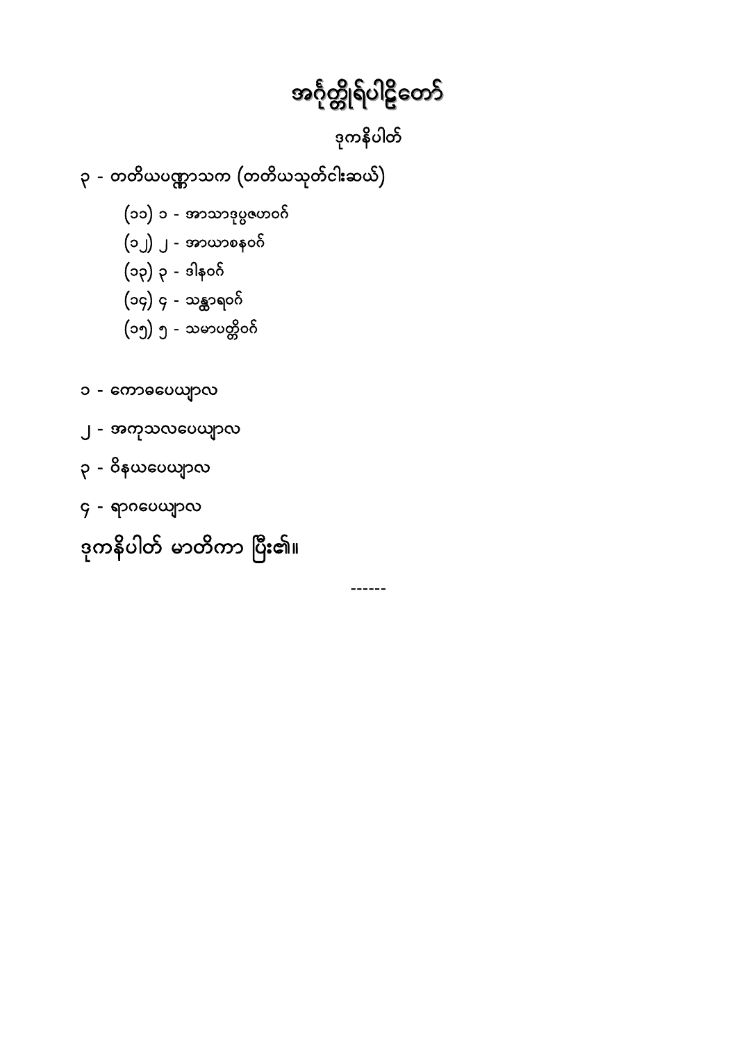# အင်္ဂုတ္တိုရ်ပါဠိတော်

## ဒုကနိပါတ်

၃ - တတိယပဏ္ဏာသက (တတိယသုတ်ငါးဆယ်)

(၁၁) ၁ - အာသာဒုပ္ပဇဟဝဂ်

(၁၂) ၂ - အာယာစနဝဂ်

(၁၃) ၃ - ဒါနဝဂ်

(၁၄) ၄ - သန္ထာရဝဂ်

(၁၅) ၅ - သမာပတ္တိဝဂ်

၁ - ကောဓပေယျာလ

၂ - အကုသလပေယျာလ

၃ - ဝိနယပေယျာလ

၄ - ရာဂပေယျာလ

**ဒုကနိပါတ် မာတိကာ ပြီး၏။**

------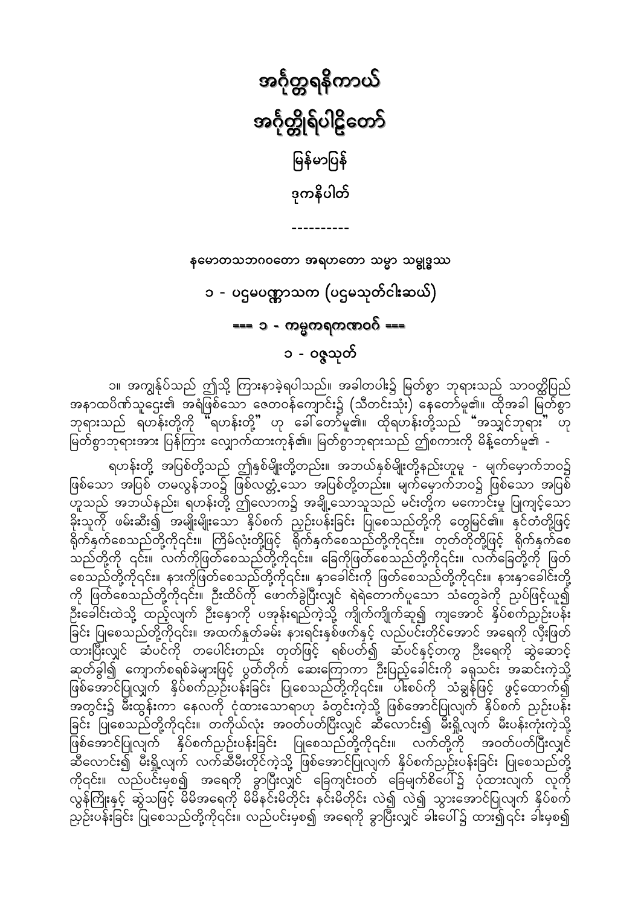# အင်္ဂုတ္တရနိကာယ်

# အင်္ဂုတ္တိုရ်ပါဠိတော်

## မြန်မာပြန်

## ဒုကနိပါတ်

----------

**နမောတဿဘဂဝတော အရဟတော သမ္မာ သမ္ဗုဒ္ဓဿ**

## ၁ - ပဌမပဏ္ဏာသက (ပဌမသုတ်ငါးဆယ်)

### === ၁ - ကမ္မကရဏဝဂ် ===

### ၁ - ဝဇ္ဇသုတ်

၁။ အကျွန်ုပ်သည် ဤသို့ ကြားနာခဲ့ရပါသည်။ အခါတပါး၌ မြတ်စွာ ဘုရားသည် သာဝတ္ထိပြည် အနာထပိဏ်သူဌေး၏ အရံဖြစ်သော ဇေတဝန်ကျောင်း၌ (သီတင်းသုံး) နေတော်မူ၏။ ထိုအခါ မြတ်စွာဘုရားသည် ရဟန်းတို့ကို "ရဟန်းတို့" ဟု ခေါ်တော်မူ၏။ ထိုရဟန်းတို့သည် "အသျှင်ဘုရား" ဟု မြတ်စွာဘုရားအား ပြန်ကြား လျှောက်ထားကုန်၏။ မြတ်စွာဘုရားသည် ဤစကားကို မိန့်တော်မူ၏ -

ရဟန်းတို့ အပြစ်တို့သည် ဤနှစ်မျိုးတို့တည်း။ အဘယ်နှစ်မျိုးတို့နည်းဟူမူ - မျက်မှောက်ဘဝ၌ ဖြစ်သော အပြစ် တမလွန်ဘဝ၌ ဖြစ်လတ္တံ့သော အပြစ်တို့တည်း။ မျက်မှောက်ဘဝ၌ ဖြစ်သော အပြစ် ဟူသည် အဘယ်နည်း၊ ရဟန်းတို့ ဤလောက၌ အချို့သောသူသည် မင်းတို့က မကောင်းမှု ပြုကျင့်သော ခိုးသူကို ဖမ်းဆီး၍ အမျိုးမျိုးသော နှိပ်စက် ညှဉ်းပန်းခြင်း ပြုစေသည်တို့ကို တွေမြင်၏။ နှင်တံတို့ဖြင့် ရိုက်နှက်စေသည်တို့ကိုလည်း။ ကြိမ်လုံးတို့ဖြင့် ရိုက်နှက်စေသည်တို့ကိုလည်း။ တုတ်တိုတို့ဖြင့် ရိုက်နှက်စေသည်တို့ကို လည်း။ လက်ကိုဖြတ်စေသည်တို့ကိုလည်း။ ခြေကိုဖြတ်စေသည်တို့ကိုလည်း။ လက်ခြေတို့ကို ဖြတ်စေသည်တို့ကိုလည်း။ နားကိုဖြတ်စေသည်တို့ကိုလည်း။ နှာခေါင်းကို ဖြတ်စေသည်တို့ကိုလည်း။ နားနှာခေါင်းတို့ကို ဖြတ်စေသည်တို့ကိုလည်း။ ဦးထိပ်ကို ဖောက်ခွဲပြီးလျှင် ရဲရဲတောက်ပူသော သံတွေခဲကို ညှပ်ဖြင့်ယူ၍ ဦးခေါင်းထဲသို့ ထည့်လျက် ဦးနှောက်ကို ပအုန်းရည်ကဲ့သို့ ကျိုက်ကျိုက်ဆူ၍ ကျအောင် နှိပ်စက်ညှဉ်းပန်း ခြင်း ပြုစေသည်တို့ကိုလည်း။ အထက်နှုတ်ခမ်း နားရင်းနှစ်ဖက်နှင့် လည်ပင်းတိုင်အောင် အရေကို လှီးဖြတ်ထားပြီးလျှင် ဆံပင်ကို တပေါင်းတည်း တုတ်ဖြင့် ရစ်ပတ်၍ ဆံပင်နှင့်တကွ ဦးရေကို ဆွဲဆောင့်ဆုတ်ခွါ၍ ကျောက်စရစ်ခဲများဖြင့် ပွတ်တိုက် ဆေးကြောကာ ဦးပြည့်ခေါင်းကို ခရုသင်း အဆင်းကဲ့သို့ ဖြစ်အောင်ပြုလျက် နှိပ်စက်ညှဉ်းပန်းခြင်း ပြုစေသည်တို့ကိုလည်း။ ပါးစပ်ကို သံချွန်ဖြင့် ဖွင့်ထောက်၍ အတွင်း၌ မီးထွန်းကာ နေလကို ငုံထားသောရာဟု ခံတွင်းကဲ့သို့ ဖြစ်အောင်ပြုလျက် နှိပ်စက် ညှဉ်းပန်း ခြင်း ပြုစေသည်တို့ကိုလည်း။ တကိုယ်လုံး အဝတ်ပတ်ပြီးလျှင် ဆီလောင်း၍ မီးရှို့လျက် မီးပန်းကုံးကဲ့သို့ ဖြစ်အောင်ပြုလျက် နှိပ်စက်ညှဉ်းပန်းခြင်း ပြုစေသည်တို့ကိုလည်း။ လက်တို့ကို အဝတ်ပတ်ပြီးလျှင် ဆီလောင်း၍ မီးရှို့လျက် လက်ဆီမီးတိုင်ကဲ့သို့ ဖြစ်အောင်ပြုလျက် နှိပ်စက်ညှဉ်းပန်းခြင်း ပြုစေသည်တို့ ကိုလည်း။ လည်ပင်းမှစ၍ အရေကို ခွာပြီးလျှင် ခြေကျင်းဝတ် ခြေမျက်စိပေါ်၌ ပုံထားလျက် လူကို လွန်ကြိုးနှင့် ဆွဲသဖြင့် မိမိအရေကို မိမိနင်းမိတိုင်း နင်းမိတိုင်း လဲ၍ လဲ၍ သွားအောင်ပြုလျက် နှိပ်စက် ညှဉ်းပန်းခြင်း ပြုစေသည်တို့ကိုလည်း။ လည်ပင်းမှစ၍ အရေကို ခွာပြီးလျှင် ခါးပေါ်၌ ထား၍လည်း ခါးမှစ၍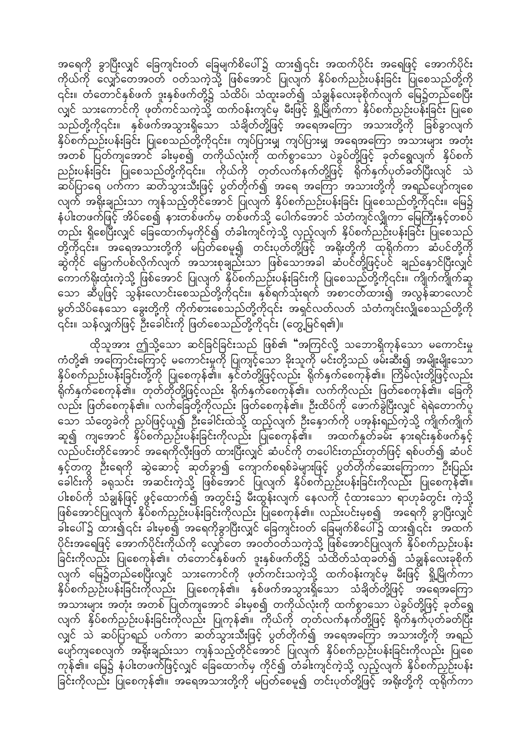အရေကို ခွာပြီးလျှင် ခြေကျင်းဝတ် ခြေမျက်စိပေါ်၌ ထား၍၎င်း အထက်ပိုင်း အရေဖြင့် အောက်ပိုင်း ကိုယ်ကို လျှော်တေအဝတ် ဝတ်သကဲ့သို့ ဖြစ်အောင် ပြုလျက် နှိပ်စက်ညှဉ်းပန်းခြင်း ပြုစေသည်တို့ကို ၎င်း။ တံတောင်နှစ်ဖက် ဒူးနှစ်ဖက်တို့၌ သံထိပ်၊ သံထူးခတ်၍ သံချွန်လေးခုစိုက်လျက် မြေ၌တည်စေပြီး လျှင် သားကောင်ကို ဖုတ်ကင်သကဲ့သို့ ထက်ဝန်းကျင်မှ မီးဖြင့် ရှို့မြိုက်ကာ နှိပ်စက်ညှဉ်းပန်းခြင်း ပြုစေ သည်တို့ကို၎င်း။ နှစ်ဖက်အသွားရှိသော သံချိတ်တို့ဖြင့် အရေအကြော အသားတို့ကို ခြစ်ခွာလျက် နှိပ်စက်ညှဉ်းပန်းခြင်း ပြုစေသည်တို့ကို၎င်း။ ကျပ်ပြားမျှ ကျပ်ပြားမျှ အရေအကြော အသားများ အတုံး အတစ် ပြတ်ကျအောင် ခါးမှစ၍ တကိုယ်လုံးကို ထက်စွာသော ပဲခွပ်တို့ဖြင့် ခုတ်ရွေလျက် နှိပ်စက် ညှဉ်းပန်းခြင်း ပြုစေသည်တို့ကို၎င်း။ ကိုယ်ကို တုတ်လက်နက်တို့ဖြင့် ရိုက်နှက်ပုတ်ခတ်ပြီးလျှင် သဲ ဆပ်ပြာရေ ပက်ကာ ဆတ်သွားသီးဖြင့် ပွတ်တိုက်၍ အရေ အကြော အသားတို့ကို အရည်ပျော်ကျစေ လျက် အရိုးချည်းသာ ကျန်သည့်တိုင်အောင် ပြုလျက် နှိပ်စက်ညှဉ်းပန်းခြင်း ပြုစေသည်တို့ကို၎င်း။ မြေ၌ နံပါးတဖက်ဖြင့် အိပ်စေ၍ နားတစ်ဖက်မှ တစ်ဖက်သို့ ပေါက်အောင် သံတံကျင်လျှိုကာ မြေကြီးနှင့်တစပ် တည်း ရှိစေပြီးလျှင် ခြေထောက်မှကိုင်၍ တံခါးကျင်ကဲ့သို့ လှည့်လျက် နှိပ်စက်ညှဉ်းပန်းခြင်း ပြုစေသည် တို့ကို၎င်း။ အရေအသားတို့ကို မပြတ်စေမူ၍ တင်းပုတ်တို့ဖြင့် အရိုးတို့ကို ထုရိုက်ကာ ဆံပင်တို့ကို ဆွဲကိုင် မြှောက်ပစ်လိုက်လျက် အသားစုချည်းသာ ဖြစ်သောအခါ ဆံပင်တို့ဖြင့်ပင် ချည်နှောင်ပြီးလျှင် ကောက်ရိုးထုံးကဲ့သို့ ဖြစ်အောင် ပြုလျက် နှိပ်စက်ညှဉ်းပန်းခြင်းကို ပြုစေသည်တို့ကို၎င်း။ ကျိုက်ကျိုက်ဆူ သော ဆီပူဖြင့် သွန်းလောင်းစေသည်တို့ကို၎င်း။ နှစ်ရက်သုံးရက် အစာငတ်ထား၍ အလွန်ဆာလောင် မွတ်သိပ်နေသော ခွေးတို့ကို ကိုက်စားစေသည်တို့ကို၎င်း အရှင်လတ်လတ် သံတံကျင်းလျှိုစေသည်တို့ကို ၎င်း။ သန်လျက်ဖြင့် ဦးခေါင်းကို ဖြတ်စေသည်တို့ကို၎င်း (တွေ့မြင်ရ၏)။

ထိုသူအား ဤသို့သော ဆင်ခြင်ခြင်းသည် ဖြစ်၏ "အကြင်လို့ သဘောရှိကုန်သော မကောင်းမှု ကံတို့၏ အကြောင်းကြောင့် မကောင်းမှုကို ပြုကျင့်သော ခိုးသူကို မင်းတို့သည် ဖမ်းဆီး၍ အမျိုးမျိုးသော နှိပ်စက်ညှဉ်းပန်းခြင်းတို့ကို ပြုစေကုန်၏။ နှင်တံတို့ဖြင့်လည်း ရိုက်နှက်စေကုန်၏။ ကြိမ်လုံးတို့ဖြင့်လည်း ရိုက်နှက်စေကုန်၏။ တုတ်တိုတို့ဖြင့်လည်း ရိုက်နှက်စေကုန်၏။ လက်ကိုလည်း ဖြတ်စေကုန်၏။ ခြေကို လည်း ဖြတ်စေကုန်၏။ လက်ခြေတို့ကိုလည်း ဖြတ်စေကုန်၏။ ဦးထိပ်ကို ဖောက်ခွဲပြီးလျှင် ရဲရဲတောက်ပူ သော သံတွေခဲကို ညှပ်ဖြင့်ယူ၍ ဦးခေါင်းထဲသို့ ထည့်လျက် ဦးနှောက်ကို ပအုန်းရည်ကဲ့သို့ ကျိုက်ကျိုက် ဆူ၍ ကျအောင် နှိပ်စက်ညှဉ်းပန်းခြင်းကိုလည်း ပြုစေကုန်၏။ အထက်နှုတ်ခမ်း နားရင်းနှစ်ဖက်နှင့် လည်ပင်းတိုင်အောင် အရေကိုလှီးဖြတ် ထားပြီးလျှင် ဆံပင်ကို တပေါင်းတည်းတုတ်ဖြင့် ရစ်ပတ်၍ ဆံပင် နှင့်တကွ ဦးရေကို ဆွဲဆောင့် ဆုတ်ခွာ၍ ကျောက်စရစ်ခဲများဖြင့် ပွတ်တိုက်ဆေးကြောကာ ဦးပြည်း ခေါင်းကို ခရုသင်း အဆင်းကဲ့သို့ ဖြစ်အောင် ပြုလျက် နှိပ်စက်ညှဉ်းပန်းခြင်းကိုလည်း ပြုစေကုန်၏။ ပါးစပ်ကို သံချွန်ဖြင့် ဖွင့်ထောက်၍ အတွင်း၌ မီးထွန်းလျက် နေလကို ငုံထားသော ရာဟုခံတွင်း ကဲ့သို့ ဖြစ်အောင်ပြုလျက် နှိပ်စက်ညှဉ်းပန်းခြင်းကိုလည်း ပြုစေကုန်၏။ လည်းပင်းမှစ၍ အရေကို ခွာပြီးလျှင် ခါးပေါ်၌ ထား၍၎င်း ခါးမှစ၍ အရေကိုခွာပြီးလျှင် ခြေကျင်းဝတ် ခြေမျက်စိပေါ်၌ ထား၍၎င်း အထက် ပိုင်းအရေဖြင့် အောက်ပိုင်းကိုယ်ကို လျှော်တေ အဝတ်ဝတ်သကဲ့သို့ ဖြစ်အောင်ပြုလျက် နှိပ်စက်ညှဉ်းပန်း ခြင်းကိုလည်း ပြုစေကုန်၏။ တံတောင်နှစ်ဖက် ဒူးနှစ်ဖက်တို့၌ သံထိတ်သံထုခတ်၍ သံချွန်လေးခုစိုက် လျက် မြေ၌တည်စေပြီးလျှင် သားကောင်ကို ဖုတ်ကင်းသကဲ့သို့ ထက်ဝန်းကျင်မှ မီးဖြင့် ရှို့မြိုက်ကာ နှိပ်စက်ညှဉ်းပန်းခြင်းကိုလည်း ပြုစေကုန်၏။ နှစ်ဖက်အသွားရှိသော သံချိတ်တို့ဖြင့် အရေအကြော အသားများ အတုံး အတစ် ပြတ်ကျအောင် ခါးမှစ၍ တကိုယ်လုံးကို ထက်စွာသော ပဲခွပ်တို့ဖြင့် ခုတ်ရွေ လျက် နှိပ်စက်ညှဉ်းပန်းခြင်းကိုလည်း ပြုကုန်၏။ ကိုယ်ကို တုတ်လက်နက်တို့ဖြင့် ရိုက်နှက်ပုတ်ခတ်ပြီး လျှင် သဲ ဆပ်ပြာရည် ပက်ကာ ဆတ်သွားသီးဖြင့် ပွတ်တိုက်၍ အရေအကြော အသားတို့ကို အရည် ပျော်ကျစေလျက် အရိုးချည်းသာ ကျန်သည့်တိုင်အောင် ပြုလျက် နှိပ်စက်ညှဉ်းပန်းခြင်းကိုလည်း ပြုစေ ကုန်၏။ မြေ၌ နံပါးတဖက်ဖြင့်လျှင် ခြေထောက်မှ ကိုင်၍ တံခါးကျင်ကဲ့သို့ လှည့်လျက် နှိပ်စက်ညှဉ်းပန်း ခြင်းကိုလည်း ပြုစေကုန်၏။ အရေအသားတို့ကို မပြတ်စေမူ၍ တင်းပုတ်တို့ဖြင့် အရိုးတို့ကို ထုရိုက်ကာ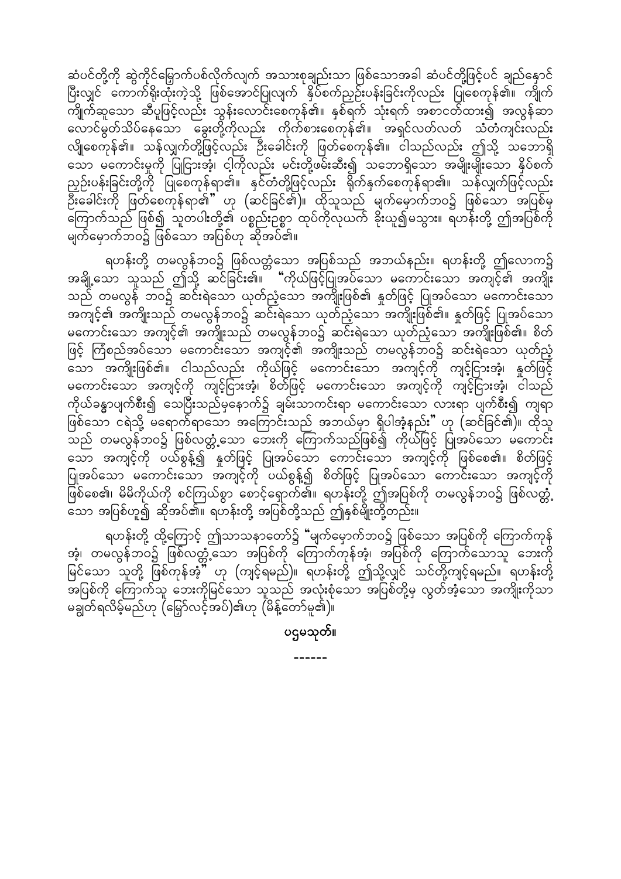ဆံပင်တို့ကို ဆွဲကိုင်မြောက်ပစ်လိုက်လျက် အသားစုချည်းသာ ဖြစ်သောအခါ ဆံပင်တို့ဖြင့်ပင် ချည်နှောင်ပြီးလျှင် ကောက်ရိုးထုံးကဲ့သို့ ဖြစ်အောင်ပြုလျက် နှိပ်စက်ညှဉ်းပန်းခြင်းကိုလည်း ပြုစေကုန်၏။ ကျိုက်ကျိုက်ဆူသော ဆီပူဖြင့်လည်း သွန်းလောင်းစေကုန်၏။ နှစ်ရက် သုံးရက် အစာငတ်ထား၍ အလွန်ဆာလောင်မွတ်သိပ်နေသော ခွေးတို့ကိုလည်း ကိုက်စားစေကုန်၏။ အရှင်လတ်လတ် သံတံကျင်းလည်း လျှိုစေကုန်၏။ သန်လျက်တို့ဖြင့်လည်း ဦးခေါင်းကို ဖြတ်စေကုန်၏။ ငါသည်လည်း ဤသို့ သဘောရှိသော မကောင်းမှုကို ပြုငြားအံ့၊ ငါ့ကိုလည်း မင်းတို့ဖမ်းဆီး၍ သဘောရှိသော အမျိုးမျိုးသော နှိပ်စက်ညှဉ်းပန်းခြင်းတို့ကို ပြုစေကုန်ရာ၏။ နှင်တံတို့ဖြင့်လည်း ရိုက်နှက်စေကုန်ရာ၏။ သန်လျက်ဖြင့်လည်း ဦးခေါင်းကို ဖြတ်စေကုန်ရာ၏" ဟု (ဆင်ခြင်၏)။ ထိုသူသည် မျက်မှောက်ဘဝ၌ ဖြစ်သော အပြစ်မှ ကြောက်သည် ဖြစ်၍ သူတပါးတို့၏ ပစ္စည်းဥစ္စာ ထုပ်ကိုလုယက် ခိုးယူ၍မသွား။ ရဟန်းတို့ ဤအပြစ်ကို မျက်မှောက်ဘဝ၌ ဖြစ်သော အပြစ်ဟု ဆိုအပ်၏။

ရဟန်းတို့ တမလွန်ဘဝ၌ ဖြစ်လတ္တံ့သော အပြစ်သည် အဘယ်နည်း။ ရဟန်းတို့ ဤလောက၌ အချို့သော သူသည် ဤသို့ ဆင်ခြင်၏။ "ကိုယ်ဖြင့်ပြုအပ်သော မကောင်းသော အကျင့်၏ အကျိုးသည် တမလွန် ဘဝ၌ ဆင်းရဲသော ယုတ်ညံ့သော အကျိုးဖြစ်၏ နှုတ်ဖြင့် ပြုအပ်သော မကောင်းသော အကျင့်၏ အကျိုးသည် တမလွန်ဘဝ၌ ဆင်းရဲသော ယုတ်ညံ့သော အကျိုးဖြစ်၏။ နှုတ်ဖြင့် ပြုအပ်သော မကောင်းသော အကျင့်၏ အကျိုးသည် တမလွန်ဘဝ၌ ဆင်းရဲသော ယုတ်ညံ့သော အကျိုးဖြစ်၏။ စိတ်ဖြင့် ကြံစည်အပ်သော မကောင်းသော အကျင့်၏ အကျိုးသည် တမလွန်ဘဝ၌ ဆင်းရဲသော ယုတ်ညံ့သော အကျိုးဖြစ်၏။ ငါသည်လည်း ကိုယ်ဖြင့် မကောင်းသော အကျင့်ကို ကျင့်ငြားအံ့၊ နှုတ်ဖြင့် မကောင်းသော အကျင့်ကို ကျင့်ငြားအံ့၊ စိတ်ဖြင့် မကောင်းသော အကျင့်ကို ကျင့်ငြားအံ့၊ ငါသည် ကိုယ်ခန္ဓာပျက်စီး၍ သေပြီးသည်မှနောက်၌ ချမ်းသာကင်းရာ မကောင်းသော လားရာ ပျက်စီး၍ ကျရာဖြစ်သော ငရဲသို့ မရောက်ရာသော အကြောင်းသည် အဘယ်မှာ ရှိပါအံ့နည်း" ဟု (ဆင်ခြင်၏)။ ထိုသူသည် တမလွန်ဘဝ၌ ဖြစ်လတ္တံ့သော ဘေးကို ကြောက်သည်ဖြစ်၍ ကိုယ်ဖြင့် ပြုအပ်သော မကောင်းသော အကျင့်ကို ပယ်စွန့်၍ နှုတ်ဖြင့် ပြုအပ်သော ကောင်းသော အကျင့်ကို ဖြစ်စေ၏။ စိတ်ဖြင့် ပြုအပ်သော မကောင်းသော အကျင့်ကို ပယ်စွန့်၍ စိတ်ဖြင့် ပြုအပ်သော ကောင်းသော အကျင့်ကို ဖြစ်စေ၏၊ မိမိကိုယ်ကို စင်ကြယ်စွာ စောင့်ရှောက်၏။ ရဟန်းတို့ ဤအပြစ်ကို တမလွန်ဘဝ၌ ဖြစ်လတ္တံ့သော အပြစ်ဟူ၍ ဆိုအပ်၏။ ရဟန်းတို့ အပြစ်တို့သည် ဤနှစ်မျိုးတို့တည်း။

ရဟန်းတို့ ထို့ကြောင့် ဤသာသနာတော်၌ "မျက်မှောက်ဘဝ၌ ဖြစ်သော အပြစ်ကို ကြောက်ကုန်အံ့၊ တမလွန်ဘဝ၌ ဖြစ်လတ္တံ့သော အပြစ်ကို ကြောက်ကုန်အံ့၊ အပြစ်ကို ကြောက်သောသူ ဘေးကိုမြင်သော သူတို့ ဖြစ်ကုန်အံ့" ဟု (ကျင့်ရမည်)။ ရဟန်းတို့ ဤသို့လျှင် သင်တို့ကျင့်ရမည်။ ရဟန်းတို့ အပြစ်ကို ကြောက်သူ ဘေးကိုမြင်သော သူသည် အလုံးစုံသော အပြစ်တို့မှ လွတ်အံ့သော အကျိုးကိုသာ မချွတ်ရလိမ့်မည်ဟု (မြော်လင့်အပ်)၏ဟု (မိန့်တော်မူ၏)။

**ပဌမသုတ်။**

------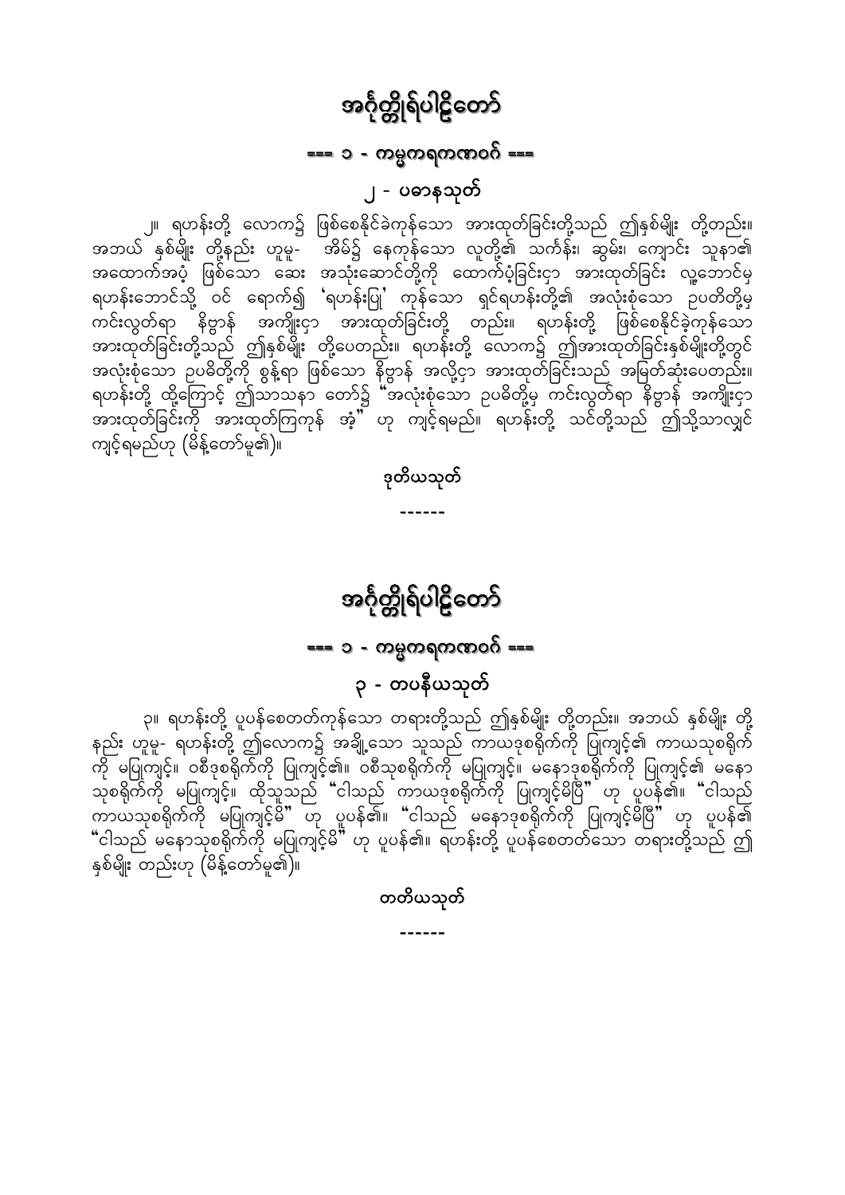# အင်္ဂုတ္တိုရ်ပါဠိတော်

## === ၁ - ကမ္မကရဏဝဂ် ===

### ၂ - ပဓာနသုတ်

၂။ ရဟန်းတို့ လောက၌ ဖြစ်စေနိုင်ခဲကုန်သော အားထုတ်ခြင်းတို့သည် ဤနှစ်မျိုး တို့တည်း။ အဘယ် နှစ်မျိုး တို့နည်း ဟူမူ- အိမ်၌ နေကုန်သော လူတို့၏ သင်္ကန်း၊ ဆွမ်း၊ ကျောင်း သူနာ၏ အထောက်အပံ့ ဖြစ်သော ဆေး အသုံးဆောင်တို့ကို ထောက်ပံ့ခြင်း၌ အားထုတ်ခြင်း လူ့ဘောင်မှ ရဟန်းဘောင်သို့ ဝင် ရောက်၍ 'ရဟန်းပြု' ကုန်သော ရှင်ရဟန်းတို့၏ အလုံးစုံသော ဥပဓိတို့မှ ကင်းလွတ်ရာ နိဗ္ဗာန် အကျိုးငှာ အားထုတ်ခြင်းတို့ တည်း။ ရဟန်းတို့ ဖြစ်စေနိုင်ခဲ့ကုန်သော အားထုတ်ခြင်းတို့သည် ဤနှစ်မျိုး တို့ပေတည်း။ ရဟန်းတို့ လောက၌ ဤအားထုတ်ခြင်းနှစ်မျိုးတို့တွင် အလုံးစုံသော ဥပဓိတို့ကို စွန့်ရာ ဖြစ်သော နိဗ္ဗာန် အလို့ငှာ အားထုတ်ခြင်းသည် အမြတ်ဆုံးပေတည်း။ ရဟန်းတို့ ထို့ကြောင့် ဤသာသနာ တော်၌ "အလုံးစုံသော ဥပဓိတို့မှ ကင်းလွတ်ရာ နိဗ္ဗာန် အကျိုးငှာ အားထုတ်ခြင်းကို အားထုတ်ကြကုန် အံ့" ဟု ကျင့်ရမည်။ ရဟန်းတို့ သင်တို့သည် ဤသို့သာလျှင် ကျင့်ရမည်ဟု (မိန့်တော်မူ၏)။

ဒုတိယသုတ်

------

# အင်္ဂုတ္တိုရ်ပါဠိတော်

## === ၁ - ကမ္မကရဏဝဂ် ===

### ၃ - တပနီယသုတ်

၃။ ရဟန်းတို့ ပူပန်စေတတ်ကုန်သော တရားတို့သည် ဤနှစ်မျိုး တို့တည်း။ အဘယ် နှစ်မျိုး တို့ နည်း ဟူမူ- ရဟန်းတို့ ဤလောက၌ အချို့သော သူသည် ကာယဒုစရိုက်ကို ပြုကျင့်၏ ကာယသုစရိုက်ကို မပြုကျင့်။ ဝစီဒုစရိုက်ကို ပြုကျင့်၏။ ဝစီသုစရိုက်ကို မပြုကျင့်။ မနောဒုစရိုက်ကို ပြုကျင့်၏ မနောသုစရိုက်ကို မပြုကျင့်။ ထိုသူသည် "ငါသည် ကာယဒုစရိုက်ကို ပြုကျင့်မိပြီ" ဟု ပူပန်၏။ "ငါသည် ကာယသုစရိုက်ကို မပြုကျင့်မိ" ဟု ပူပန်၏။ "ငါသည် မနောဒုစရိုက်ကို ပြုကျင့်မိပြီ" ဟု ပူပန်၏ "ငါသည် မနောသုစရိုက်ကို မပြုကျင့်မိ" ဟု ပူပန်၏။ ရဟန်းတို့ ပူပန်စေတတ်သော တရားတို့သည် ဤ နှစ်မျိုး တည်းဟု (မိန့်တော်မူ၏)။

တတိယသုတ်

------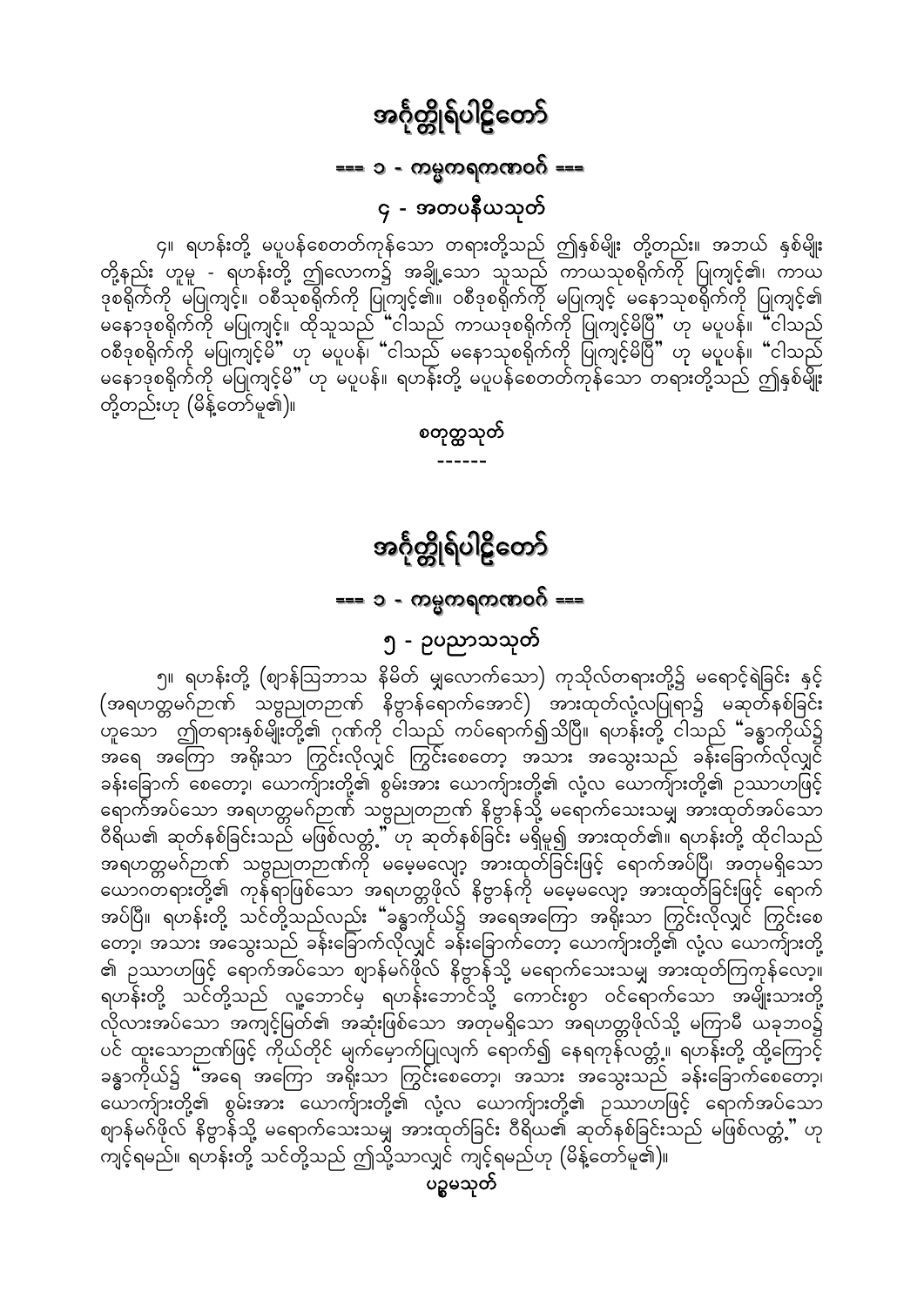# အင်္ဂုတ္တိုရ်ပါဠိတော်

## === ၁ - ကမ္မကရဏဝဂ် ===

### ၄ - အတပနီယသုတ်

၄။ ရဟန်းတို့ မပူပန်စေတတ်ကုန်သော တရားတို့သည် ဤနှစ်မျိုး တို့တည်း။ အဘယ် နှစ်မျိုး တို့နည်း ဟူမူ - ရဟန်းတို့ ဤလောက၌ အချို့သော သူသည် ကာယသုစရိုက်ကို ပြုကျင့်၏၊ ကာယ ဒုစရိုက်ကို မပြုကျင့်။ ဝစီသုစရိုက်ကို ပြုကျင့်၏။ ဝစီဒုစရိုက်ကို မပြုကျင့် မနောသုစရိုက်ကို ပြုကျင့်၏ မနောဒုစရိုက်ကို မပြုကျင့်။ ထိုသူသည် "ငါသည် ကာယဒုစရိုက်ကို ပြုကျင့်လုံမိပြီ" ဟု မပူပန်။ "ငါသည် ဝစီဒုစရိုက်ကို မပြုကျင့်မိ" ဟု မပူပန်၊ "ငါသည် မနောသုစရိုက်ကို ပြုကျင့်မိပြီ" ဟု မပူပန်။ "ငါသည် မနောဒုစရိုက်ကို မပြုကျင့်မိ" ဟု မပူပန်။ ရဟန်းတို့ မပူပန်စေတတ်ကုန်သော တရားတို့သည် ဤနှစ်မျိုး တို့တည်းဟု (မိန့်တော်မူ၏)။

စတုတ္ထသုတ်

------

# အင်္ဂုတ္တိုရ်ပါဠိတော်

## === ၁ - ကမ္မကရဏဝဂ် ===

### ၅ - ဥပညာသသုတ်

၅။ ရဟန်းတို့ (စျာန်ဩဘာသ နိမိတ် မျှလောက်သော) ကုသိုလ်တရားတို့၌ မရောင့်ရဲခြင်း နှင့် (အရဟတ္တမဂ်ဉာဏ် သဗ္ဗညုတဉာဏ် နိဗ္ဗာန်ရောက်အောင်) အားထုတ်လုံ့လပြုရာ၌ မဆုတ်နစ်ခြင်း ဟူသော ဤတရားနှစ်မျိုးတို့၏ ဂုဏ်ကို ငါသည် ကပ်ရောက်၍သိပြီ။ ရဟန်းတို့ ငါသည် "ခန္ဓာကိုယ်၌ အရေ အကြော အရိုးသာ ကြွင်းလိုလျှင် ကြွင်းစေတော့ အသား အသွေးသည် ခန်းခြောက်လိုလျှင် ခန်းခြောက် စေတော့၊ ယောကျ်ားတို့၏ စွမ်းအား ယောကျ်ားတို့၏ လုံ့လ ယောကျ်ားတို့၏ ဥဿာဟဖြင့် ရောက်အပ်သော အရဟတ္တမဂ်ဉာဏ် သဗ္ဗညုတဉာဏ် နိဗ္ဗာန်သို့ မရောက်သေးသမျှ အားထုတ်အပ်သော ဝီရိယ၏ ဆုတ်နစ်ခြင်းသည် မဖြစ်လတ္တံ့" ဟု ဆုတ်နစ်ခြင်း မရှိမူ၍ အားထုတ်၏။ ရဟန်းတို့ ထိုငါသည် အရဟတ္တမဂ်ဉာဏ် သဗ္ဗညုတဉာဏ်ကို မမေ့မလျော့ အားထုတ်ခြင်းဖြင့် ရောက်အပ်ပြီ၊ အတုမရှိသော ယောဂတရားတို့၏ ကုန်ရာဖြစ်သော အရဟတ္တဖိုလ် နိဗ္ဗာန်ကို မမေ့မလျော့ အားထုတ်ခြင်းဖြင့် ရောက် အပ်ပြီ။ ရဟန်းတို့ သင်တို့သည်လည်း "ခန္ဓာကိုယ်၌ အရေအကြော အရိုးသာ ကြွင်းလိုလျှင် ကြွင်းစေ တော့၊ အသား အသွေးသည် ခန်းခြောက်လိုလျှင် ခန်းခြောက်တော့ ယောကျ်ားတို့၏ လုံ့လ ယောကျ်ားတို့ ၏ ဥဿာဟဖြင့် ရောက်အပ်သော စျာန်မဂ်ဖိုလ် နိဗ္ဗာန်သို့ မရောက်သေးသမျှ အားထုတ်ကြကုန်လော့။ ရဟန်းတို့ သင်တို့သည် လူ့ဘောင်မှ ရဟန်းဘောင်သို့ ကောင်းစွာ ဝင်ရောက်သော အမျိုးသားတို့ လိုလားအပ်သော အကျင့်မြတ်၏ အဆုံးဖြစ်သော အတုမရှိသော အရဟတ္တဖိုလ်သို့ မကြာမီ ယခုဘဝ၌ ပင် ထူးသောဉာဏ်ဖြင့် ကိုယ်တိုင် မျက်မှောက်ပြုလျက် ရောက်၍ နေရကုန်လတ္တံ့။ ရဟန်းတို့ ထို့ကြောင့် ခန္ဓာကိုယ်၌ "အရေ အကြော အရိုးသာ ကြွင်းစေတော့၊ အသား အသွေးသည် ခန်းခြောက်စေတော့၊ ယောကျ်ားတို့၏ စွမ်းအား ယောကျ်ားတို့၏ လုံ့လ ယောကျ်ားတို့၏ ဥဿာဟဖြင့် ရောက်အပ်သော စျာန်မဂ်ဖိုလ် နိဗ္ဗာန်သို့ မရောက်သေးသမျှ အားထုတ်ခြင်း ဝီရိယ၏ ဆုတ်နစ်ခြင်းသည် မဖြစ်လတ္တံ့" ဟု ကျင့်ရမည်။ ရဟန်းတို့ သင်တို့သည် ဤသို့သာလျှင် ကျင့်ရမည်ဟု (မိန့်တော်မူ၏)။

ပဉ္စမသုတ်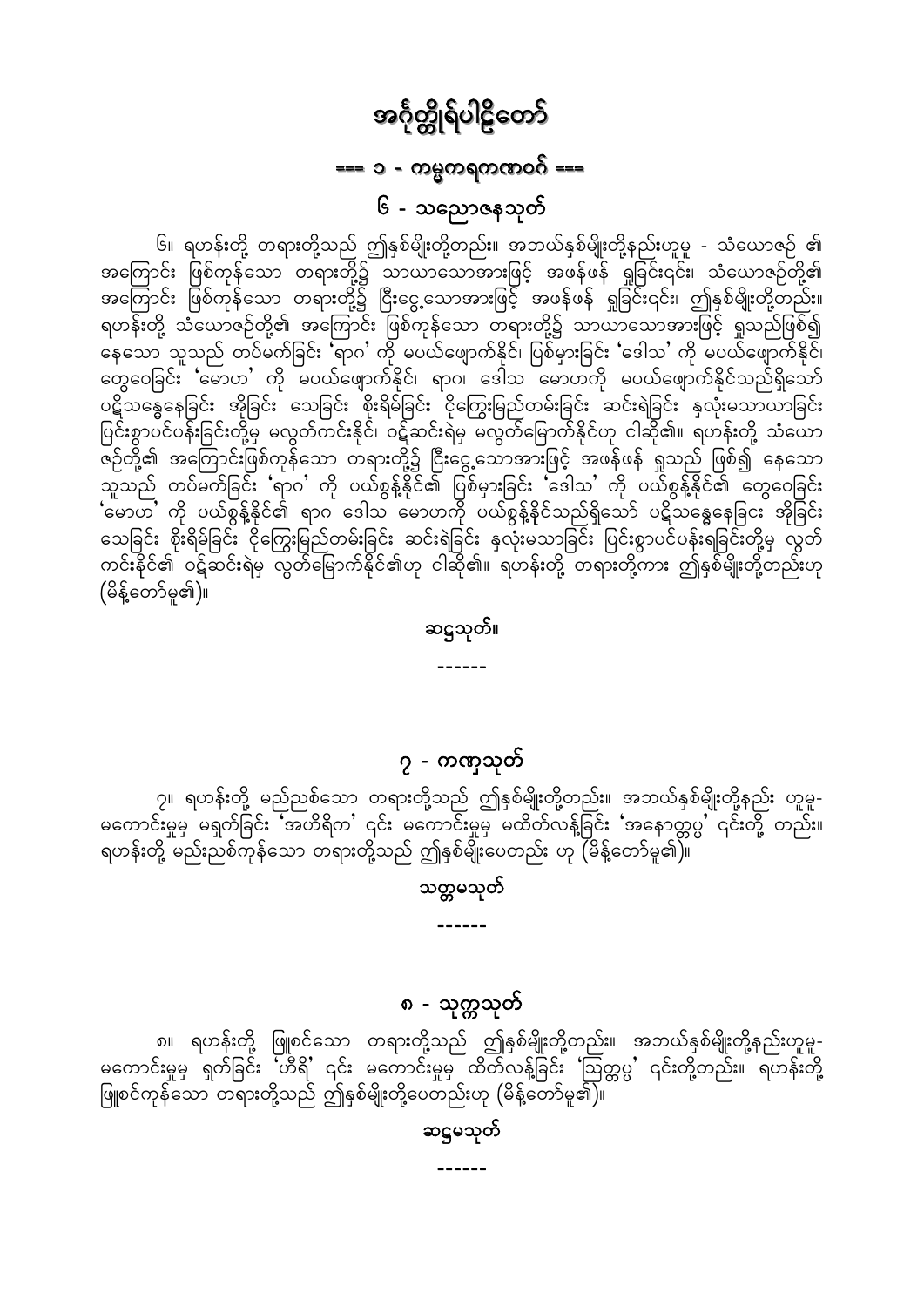# အင်္ဂုတ္တိုရ်ပါဠိတော်

## === ၁ - ကမ္မကရဏဝဂ် ===

### ၆ - သညောဇနသုတ်

၆။ ရဟန်းတို့ တရားတို့သည် ဤနှစ်မျိုးတို့တည်း။ အဘယ်နှစ်မျိုးတို့နည်းဟူမူ - သံယောဇဉ် ၏ အကြောင်း ဖြစ်ကုန်သော တရားတို့၌ သာယာသောအားဖြင့် အဖန်ဖန် ရှုခြင်းငှင်း၊ သံယောဇဉ်တို့၏ အကြောင်း ဖြစ်ကုန်သော တရားတို့၌ ငြီးငွေ့သောအားဖြင့် အဖန်ဖန် ရှုခြင်းငှင်း၊ ဤနှစ်မျိုးတို့တည်း။ ရဟန်းတို့ သံယောဇဉ်တို့၏ အကြောင်း ဖြစ်ကုန်သော တရားတို့၌ သာယာသောအားဖြင့် ရှုသည်ဖြစ်၍ နေသော သူသည် တပ်မက်ခြင်း 'ရာဂ' ကို မပယ်ဖျောက်နိုင်၊ ပြစ်မှားခြင်း 'ဒေါသ' ကို မပယ်ဖျောက်နိုင်၊ တွေဝေခြင်း 'မောဟ' ကို မပယ်ဖျောက်နိုင်၊ ရာဂ၊ ဒေါသ မောဟကို မပယ်ဖျောက်နိုင်သည်ရှိသော် ပဋိသန္ဓေနေခြင်း အိုခြင်း သေခြင်း စိုးရိမ်ခြင်း ငိုကြွေးမြည်တမ်းခြင်း ဆင်းရဲခြင်း နှလုံးမသာယာခြင်း ပြင်းစွာပင်ပန်းခြင်းတို့မှ မလွတ်ကင်းနိုင်၊ ဝဋ်ဆင်းရဲမှ မလွတ်မြောက်နိုင်ဟု ငါဆို၏။ ရဟန်းတို့ သံယောဇဉ်တို့၏ အကြောင်းဖြစ်ကုန်သော တရားတို့၌ ငြီးငွေ့သောအားဖြင့် အဖန်ဖန် ရှုသည် ဖြစ်၍ နေသော သူသည် တပ်မက်ခြင်း 'ရာဂ' ကို ပယ်စွန့်နိုင်၏ ပြစ်မှားခြင်း 'ဒေါသ' ကို ပယ်စွန့်နိုင်၏ တွေဝေခြင်း 'မောဟ' ကို ပယ်စွန့်နိုင်၏ ရာဂ ဒေါသ မောဟကို ပယ်စွန့်နိုင်သည်ရှိသော် ပဋိသန္ဓေနေခြင်း အိုခြင်း သေခြင်း စိုးရိမ်ခြင်း ငိုကြွေးမြည်တမ်းခြင်း ဆင်းရဲခြင်း နှလုံးမသာခြင်း ပြင်းစွာပင်ပန်းရခြင်းတို့မှ လွတ်ကင်းနိုင်၏ ဝဋ်ဆင်းရဲမှ လွတ်မြောက်နိုင်၏ဟု ငါဆို၏။ ရဟန်းတို့ တရားတို့ကား ဤနှစ်မျိုးတို့တည်းဟု (မိန့်တော်မူ၏)။

**ဆဋ္ဌသုတ်။**

------

### ၇ - ကဏှသုတ်

၇။ ရဟန်းတို့ မည်းညစ်သော တရားတို့သည် ဤနှစ်မျိုးတို့တည်း။ အဘယ်နှစ်မျိုးတို့နည်း ဟူမူ- မကောင်းမှုမှ မရှက်ခြင်း 'အဟိရိက' ငှင်း မကောင်းမှုမှ မထိတ်လန့်ခြင်း 'အနောတ္တပ္ပ' ငှင်းတို့ တည်း။ ရဟန်းတို့ မည်းညစ်ကုန်သော တရားတို့သည် ဤနှစ်မျိုးပေတည်း ဟု (မိန့်တော်မူ၏)။

**သတ္တမသုတ်**

------

### ၈ - သုက္ကသုတ်

၈။ ရဟန်းတို့ ဖြူစင်သော တရားတို့သည် ဤနှစ်မျိုးတို့တည်း။ အဘယ်နှစ်မျိုးတို့နည်းဟူမူ- မကောင်းမှုမှ ရှက်ခြင်း 'ဟိရိ' ငှင်း မကောင်းမှုမှ ထိတ်လန့်ခြင်း 'ဩတ္တပ္ပ' ငှင်းတို့တည်း။ ရဟန်းတို့ ဖြူစင်ကုန်သော တရားတို့သည် ဤနှစ်မျိုးတို့ပေတည်းဟု (မိန့်တော်မူ၏)။

**ဆဋ္ဌမသုတ်**

------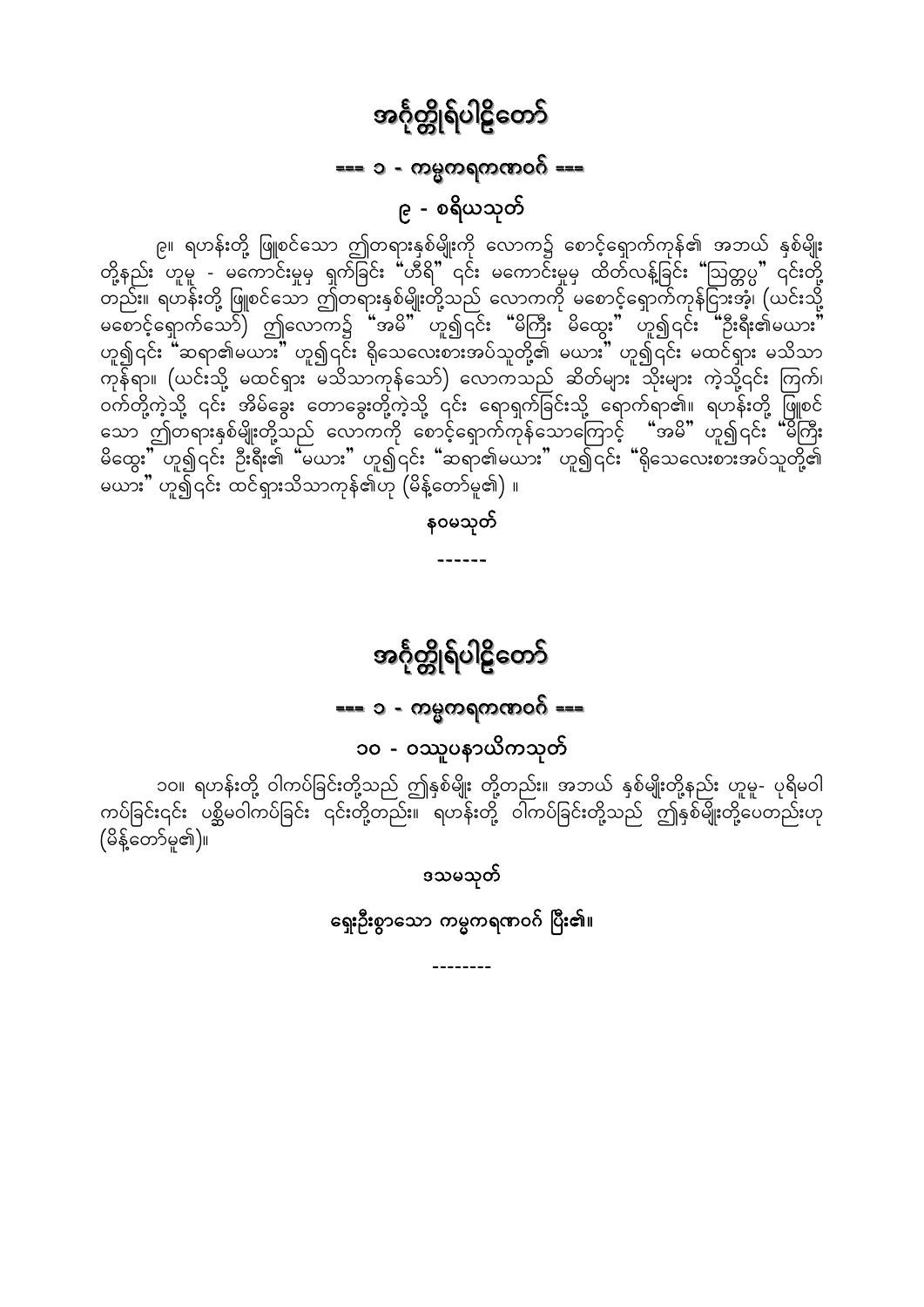# အင်္ဂုတ္တိုရ်ပါဠိတော်

## === ၁ - ကမ္မကရဏဝဂ် ===

### ၉ - စရိယသုတ်

၉။ ရဟန်းတို့ ဖြူစင်သော ဤတရားနှစ်မျိုးကို လောက၌ စောင့်ရှောက်ကုန်၏ အဘယ် နှစ်မျိုးတို့နည်း ဟူမူ - မကောင်းမှုမှ ရှက်ခြင်း "ဟိရီ" ၎င်း မကောင်းမှုမှ ထိတ်လန့်ခြင်း "ဩတ္တပ္ပ" ၎င်းတို့တည်း။ ရဟန်းတို့ ဖြူစင်သော ဤတရားနှစ်မျိုးတို့သည် လောကကို မစောင့်ရှောက်ကုန်ငြားအံ့၊ (ယင်းသို့ မစောင့်ရှောက်သော်) ဤလောက၌ "အမိ" ဟူ၍၎င်း "မိကြီး မိထွေး" ဟူ၍၎င်း "ဦးရီး၏မယား" ဟူ၍၎င်း "ဆရာ၏မယား" ဟူ၍၎င်း ရိုသေလေးစားအပ်သူတို့၏ မယား" ဟူ၍၎င်း မထင်ရှား မသိသာ ကုန်ရာ။ (ယင်းသို့ မထင်ရှား မသိသာကုန်သော်) လောကသည် ဆိတ်များ သိုးများ ကဲ့သို့၎င်း ကြက်၊ ဝက်တို့ကဲ့သို့ ၎င်း အိမ်ခွေး တောခွေးတို့ကဲ့သို့ ၎င်း ရောရှက်ခြင်းသို့ ရောက်ရာ၏။ ရဟန်းတို့ ဖြူစင်သော ဤတရားနှစ်မျိုးတို့သည် လောကကို စောင့်ရှောက်ကုန်သောကြောင့် "အမိ" ဟူ၍၎င်း "မိကြီး မိထွေး" ဟူ၍၎င်း ဦးရီး၏ "မယား" ဟူ၍၎င်း "ဆရာ၏မယား" ဟူ၍၎င်း "ရိုသေလေးစားအပ်သူတို့၏ မယား" ဟူ၍၎င်း ထင်ရှားသိသာကုန်၏ဟု (မိန့်တော်မူ၏) ။

နဝမသုတ်

------

# အင်္ဂုတ္တိုရ်ပါဠိတော်

## === ၁ - ကမ္မကရဏဝဂ် ===

### ၁၀ - ဝဿူပနာယိကသုတ်

၁၀။ ရဟန်းတို့ ဝါကပ်ခြင်းတို့သည် ဤနှစ်မျိုး တို့တည်း။ အဘယ် နှစ်မျိုးတို့နည်း ဟူမူ- ပုရိမဝါကပ်ခြင်း၎င်း ပစ္ဆိမဝါကပ်ခြင်း ၎င်းတို့တည်း။ ရဟန်းတို့ ဝါကပ်ခြင်းတို့သည် ဤနှစ်မျိုးတို့ပေတည်းဟု (မိန့်တော်မူ၏)။

ဒသမသုတ်

ရှေးဦးစွာသော ကမ္မကရဏဝဂ် ပြီး၏။

--------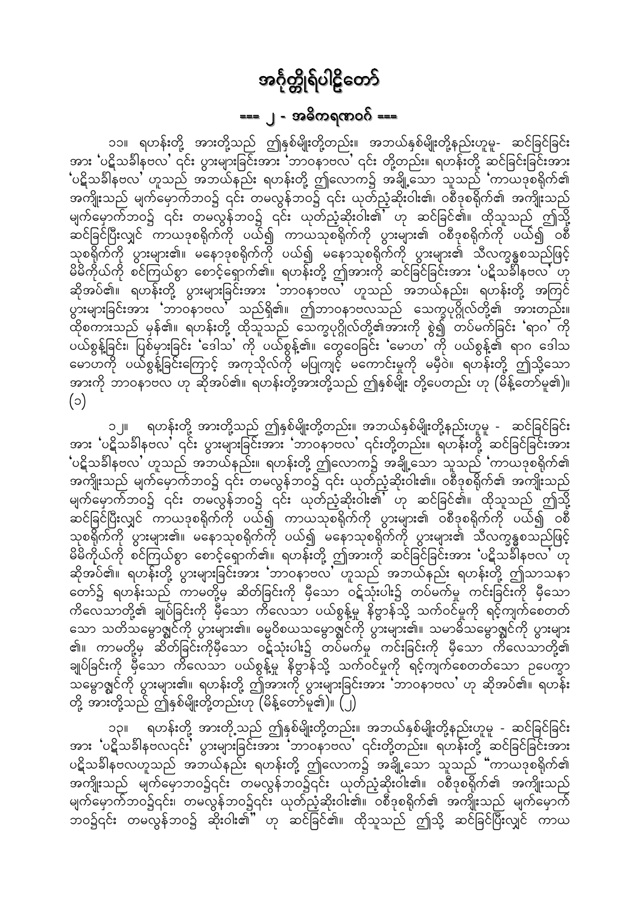# အင်္ဂုတ္တိုရ်ပါဠိတော်

## === ၂ - အဓိကရဏဝဂ် ===

၁၁။ ရဟန်းတို့ အားတို့သည် ဤနှစ်မျိုးတို့တည်း။ အဘယ်နှစ်မျိုးတို့နည်းဟူမူ- ဆင်ခြင်ခြင်း အား 'ပဋိသင်္ခါနဗလ' ၎င်း ပွားများခြင်းအား 'ဘာဝနာဗလ' ၎င်း တို့တည်း။ ရဟန်းတို့ ဆင်ခြင်းခြင်းအား 'ပဋိသင်္ခါနဗလ' ဟူသည် အဘယ်နည်း ရဟန်းတို့ ဤလောက၌ အချို့သော သူသည် 'ကာယဒုစရိုက်၏ အကျိုးသည် မျက်မှောက်ဘဝ၌ ၎င်း တမလွန်ဘဝ၌ ၎င်း ယုတ်ညံ့ဆိုးဝါး၏၊ ဝစီဒုစရိုက်၏ အကျိုးသည် မျက်မှောက်ဘဝ၌ ၎င်း တမလွန်ဘဝ၌ ၎င်း ယုတ်ညံ့ဆိုးဝါး၏' ဟု ဆင်ခြင်၏။ ထိုသူသည် ဤသို့ ဆင်ခြင်ပြီးလျှင် ကာယဒုစရိုက်ကို ပယ်၍ ကာယသုစရိုက်ကို ပွားများ၏ ဝစီဒုစရိုက်ကို ပယ်၍ ဝစီသုစရိုက်ကို ပွားများ၏။ မနောဒုစရိုက်ကို ပယ်၍ မနောသုစရိုက်ကို ပွားများ၏ သီလက္ခန္ဓစသည်ဖြင့် မိမိကိုယ်ကို စင်ကြယ်စွာ စောင့်ရှောက်၏။ ရဟန်းတို့ ဤအားကို ဆင်ခြင်ခြင်းအား 'ပဋိသင်္ခါနဗလ' ဟု ဆိုအပ်၏။ ရဟန်းတို့ ပွားများခြင်းအား 'ဘာဝနာဗလ' ဟူသည် အဘယ်နည်း၊ ရဟန်းတို့ အကြင် ပွားများခြင်းအား 'ဘာဝနာဗလ' သည်ရှိ၏။ ဤဘာဝနာဗလသည် သေက္ခပုဂ္ဂိုလ်တို့၏ အားတည်း။ ထိုစကားသည် မှန်၏။ ရဟန်းတို့ ထိုသူသည် သေက္ခပုဂ္ဂိုလ်တို့၏အားကို စွဲ၍ တပ်မက်ခြင်း 'ရာဂ' ကို ပယ်စွန့်ခြင်း၊ ပြစ်မှားခြင်း 'ဒေါသ' ကို ပယ်စွန့်၏။ တွေဝေခြင်း 'မောဟ' ကို ပယ်စွန့်၏ ရာဂ ဒေါသ မောဟကို ပယ်စွန့်ခြင်းကြောင့် အကုသိုလ်ကို မပြုကျင့် မကောင်းမှုကို မမှီဝဲ။ ရဟန်းတို့ ဤသို့သော အားကို ဘာဝနာဗလ ဟု ဆိုအပ်၏။ ရဟန်းတို့အားတို့သည် ဤနှစ်မျိုး တို့ပေတည်း ဟု (မိန့်တော်မူ၏)။ (၁)

၁၂။ ရဟန်းတို့ အားတို့သည် ဤနှစ်မျိုးတို့တည်း။ အဘယ်နှစ်မျိုးတို့နည်းဟူမူ - ဆင်ခြင်ခြင်း အား 'ပဋိသင်္ခါနဗလ' ၎င်း ပွားများခြင်းအား 'ဘာဝနာဗလ' ၎င်းတို့တည်း။ ရဟန်းတို့ ဆင်ခြင်ခြင်းအား 'ပဋိသင်္ခါနဗလ' ဟူသည် အဘယ်နည်း။ ရဟန်းတို့ ဤလောက၌ အချို့သော သူသည် 'ကာယဒုစရိုက်၏ အကျိုးသည် မျက်မှောက်ဘဝ၌ ၎င်း တမလွန်ဘဝ၌ ၎င်း ယုတ်ညံ့ဆိုးဝါး၏။ ဝစီဒုစရိုက်၏ အကျိုးသည် မျက်မှောက်ဘဝ၌ ၎င်း တမလွန်ဘဝ၌ ၎င်း ယုတ်ညံ့ဆိုးဝါး၏' ဟု ဆင်ခြင်၏။ ထိုသူသည် ဤသို့ ဆင်ခြင်ပြီးလျှင် ကာယဒုစရိုက်ကို ပယ်၍ ကာယသုစရိုက်ကို ပွားများ၏ ဝစီဒုစရိုက်ကို ပယ်၍ ဝစီသုစရိုက်ကို ပွားများ၏။ မနောသုစရိုက်ကို ပယ်၍ မနောသုစရိုက်ကို ပွားများ၏ သီလက္ခန္ဓစသည်ဖြင့် မိမိကိုယ်ကို စင်ကြယ်စွာ စောင့်ရှောက်၏။ ရဟန်းတို့ ဤအားကို ဆင်ခြင်ခြင်းအား 'ပဋိသင်္ခါနဗလ' ဟု ဆိုအပ်၏။ ရဟန်းတို့ ပွားများခြင်းအား 'ဘာဝနာဗလ' ဟူသည် အဘယ်နည်း ရဟန်းတို့ ဤသာသနာတော်၌ ရဟန်းသည် ကာမတို့မှ ဆိတ်ခြင်းကို မှီသော ဝင့်သုံးပါး၌ တပ်မက်မှု ကင်းခြင်းကို မှီသော ကိလေသာတို့၏ ချုပ်ခြင်းကို မှီသော ကိလေသာ ပယ်စွန့်မှု နိဗ္ဗာန်သို့ သက်ဝင်မှုကို ရင့်ကျက်စေတတ်သော သတိသမ္ဗောဇ္ဈင်ကို ပွားများ၏။ ဓမ္မဝိစယသမ္ဗောဇ္ဈင်ကို ပွားများ၏။ သမာဓိသမ္ဗောဇ္ဈင်ကို ပွားများ၏။ ကာမတို့မှ ဆိတ်ခြင်းကိုမှီသော ဝင့်သုံးပါး၌ တပ်မက်မှု ကင်းခြင်းကို မှီသော ကိလေသာတို့၏ ချုပ်ခြင်းကို မှီသော ကိလေသာ ပယ်စွန့်မှု နိဗ္ဗာန်သို့ သက်ဝင်မှုကို ရင့်ကျက်စေတတ်သော ဥပေက္ခာသမ္ဗောဇ္ဈင်ကို ပွားများ၏။ ရဟန်းတို့ ဤအားကို ပွားများခြင်းအား 'ဘာဝနာဗလ' ဟု ဆိုအပ်၏။ ရဟန်းတို့ အားတို့သည် ဤနှစ်မျိုးတို့တည်းဟု (မိန့်တော်မူ၏)။ (၂)

၁၃။ ရဟန်းတို့ အားတို့သည် ဤနှစ်မျိုးတို့တည်း။ အဘယ်နှစ်မျိုးတို့နည်းဟူမူ - ဆင်ခြင်ခြင်း အား 'ပဋိသင်္ခါနဗလ၎င်း' ပွားများခြင်းအား 'ဘာဝနာဗလ' ၎င်းတို့တည်း။ ရဟန်းတို့ ဆင်ခြင်ခြင်းအား ပဋိသင်္ခါနဗလဟူသည် အဘယ်နည်း ရဟန်းတို့ ဤလောက၌ အချို့သော သူသည် "ကာယဒုစရိုက်၏ အကျိုးသည် မျက်မှောဘဝ၌၎င်း တမလွန်ဘဝ၌၎င်း ယုတ်ညံ့ဆိုးဝါး၏။ ဝစီဒုစရိုက်၏ အကျိုးသည် မျက်မှောက်ဘဝ၌၎င်း၊ တမလွန်ဘဝ၌၎င်း ယုတ်ညံ့ဆိုးဝါး၏။ ဝစီဒုစရိုက်၏ အကျိုးသည် မျက်မှောက်ဘဝ၌၎င်း တမလွန်ဘဝ၌ ဆိုးဝါး၏" ဟု ဆင်ခြင်၏။ ထိုသူသည် ဤသို့ ဆင်ခြင်ပြီးလျှင် ကာယ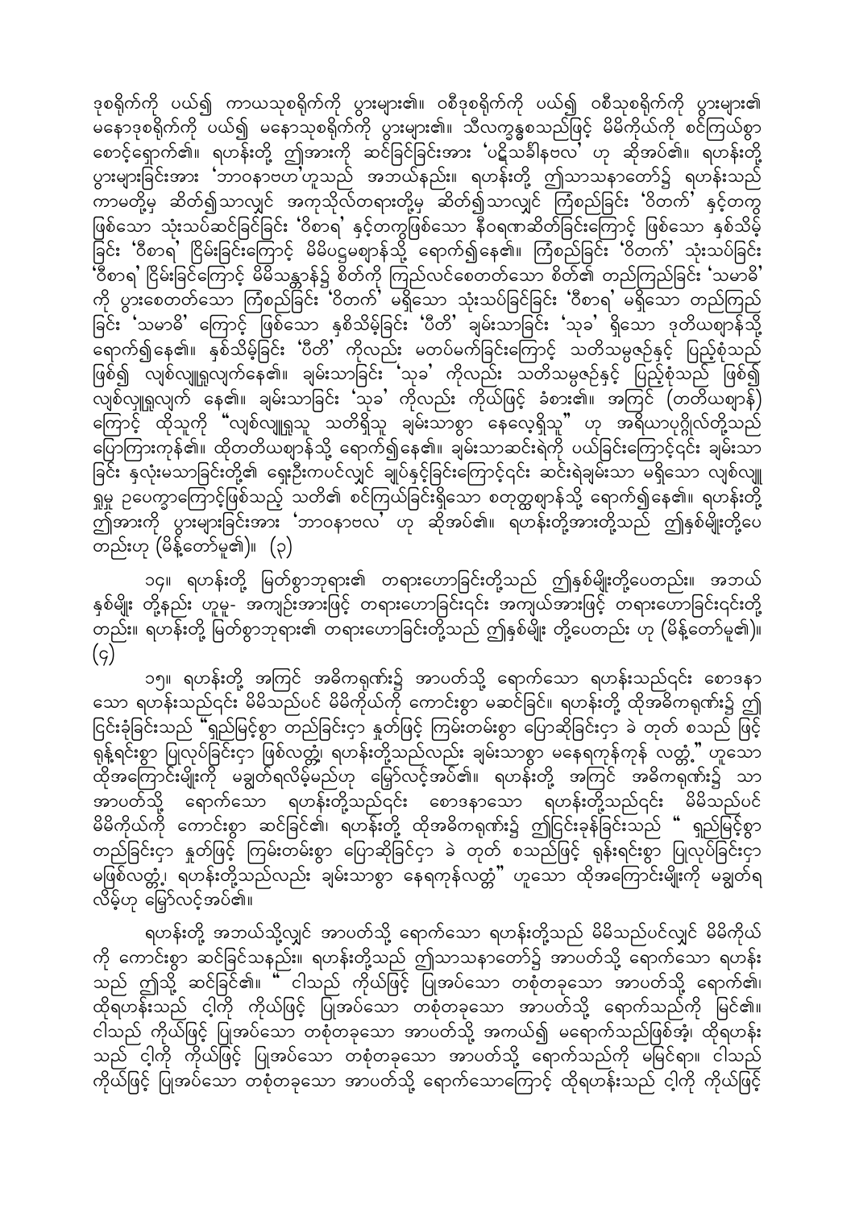ဒုစရိုက်ကို ပယ်၍ ကာယသုစရိုက်ကို ပွားများ၏။ ဝစီဒုစရိုက်ကို ပယ်၍ ဝစီသုစရိုက်ကို ပွားများ၏ မနောဒုစရိုက်ကို ပယ်၍ မနောသုစရိုက်ကို ပွားများ၏။ သီလက္ခန္ဓစသည်ဖြင့် မိမိကိုယ်ကို စင်ကြယ်စွာ စောင့်ရှောက်၏။ ရဟန်းတို့ ဤအားကို ဆင်ခြင်ခြင်းအား 'ပဋိသင်္ခါနဗလ' ဟု ဆိုအပ်၏။ ရဟန်းတို့ ပွားများခြင်းအား 'ဘာဝနာဗဟ'ဟူသည် အဘယ်နည်း။ ရဟန်းတို့ ဤသာသနာတော်၌ ရဟန်းသည် ကာမတို့မှ ဆိတ်၍သာလျှင် အကုသိုလ်တရားတို့မှ ဆိတ်၍သာလျှင် ကြံစည်ခြင်း 'ဝိတက်' နှင့်တကွ ဖြစ်သော သုံးသပ်ဆင်ခြင်ခြင်း 'ဝိစာရ' နှင့်တကွဖြစ်သော နီဝရဏဆိတ်ခြင်းကြောင့် ဖြစ်သော နှစ်သိမ့်ခြင်း 'ပီတိ' ငြိမ်းခြင်းကြောင့် မိမိပဋ္ဌမစျာန်သို့ ရောက်၍နေ၏။ ကြံစည်ခြင်း 'ဝိတက်' သုံးသပ်ခြင်း 'ဝိစာရ' ငြိမ်းခြင်းကြောင့် မိမိသန္တာန်၌ စိတ်ကို ကြည်လင်စေတတ်သော စိတ်၏ တည်ကြည်ခြင်း 'သမာဓိ' ကို ပွားစေတတ်သော ကြံစည်ခြင်း 'ဝိတက်' မရှိသော သုံးသပ်ခြင်းခြင်း 'ဝိစာရ' မရှိသော တည်ကြည်ခြင်း 'သမာဓိ' ကြောင့် ဖြစ်သော နှစ်သိမ့်ခြင်း 'ပီတိ' ချမ်းသာခြင်း 'သုခ' ရှိသော ဒုတိယစျာန်သို့ ရောက်၍နေ၏။ နှစ်သိမ့်ခြင်း 'ပီတိ' ကိုလည်း မတပ်မက်ခြင်းကြောင့် သတိသမ္ပဇဉ်နှင့် ပြည့်စုံသည် ဖြစ်၍ လျစ်လျူရှုလျက်နေ၏။ ချမ်းသာခြင်း 'သုခ' ကိုလည်း သတိသမ္ပဇဉ်နှင့် ပြည့်စုံသည် ဖြစ်၍ လျစ်လျူရှုလျက် နေ၏။ ချမ်းသာခြင်း 'သုခ' ကိုလည်း ကိုယ်ဖြင့် ခံစား၏။ အကြင် (တတိယစျာန်) ကြောင့် ထိုသူကို "လျစ်လျူရှုသူ သတိရှိသူ ချမ်းသာစွာ နေလေ့ရှိသူ" ဟု အရိယာပုဂ္ဂိုလ်တို့သည် ပြောကြားကုန်၏။ ထိုတတိယစျာန်သို့ ရောက်၍နေ၏။ ချမ်းသာဆင်းရဲကို ပယ်ခြင်းကြောင့်ငင်း ချမ်းသာခြင်း နှလုံးမသာခြင်းတို့၏ ရှေးဦးကပင်လျှင် ချုပ်နှင့်ခြင်းကြောင့်ငင်း ဆင်းရဲချမ်းသာ မရှိသော လျစ်လျူရှုမှု ဥပေက္ခာကြောင့်ဖြစ်သည့် သတိ၏ စင်ကြယ်ခြင်းရှိသော စတုတ္ထစျာန်သို့ ရောက်၍နေ၏။ ရဟန်းတို့ ဤအားကို ပွားများခြင်းအား 'ဘာဝနာဗလ' ဟု ဆိုအပ်၏။ ရဟန်းတို့အားတို့သည် ဤနှစ်မျိုးတို့ပေတည်းဟု (မိန့်တော်မူ၏)။ (၃)

၁၄။ ရဟန်းတို့ မြတ်စွာဘုရား၏ တရားဟောခြင်းတို့သည် ဤနှစ်မျိုးတို့ပေတည်း။ အဘယ်နှစ်မျိုး တို့နည်း ဟူမူ- အကျဉ်းအားဖြင့် တရားဟောခြင်းငင်း အကျယ်အားဖြင့် တရားဟောခြင်းငင်းတို့ တည်း။ ရဟန်းတို့ မြတ်စွာဘုရား၏ တရားဟောခြင်းတို့သည် ဤနှစ်မျိုး တို့ပေတည်း ဟု (မိန့်တော်မူ၏)။ (၄)

၁၅။ ရဟန်းတို့ အကြင် အဓိကရဏ်း၌ အာပတ်သို့ ရောက်သော ရဟန်းသည်ငင်း စောဒနာသော ရဟန်းသည်ငင်း မိမိသည်ပင် မိမိကိုယ်ကို ကောင်းစွာ မဆင်ခြင်။ ရဟန်းတို့ ထိုအဓိကရဏ်း၌ ဤငြင်းခုံခြင်းသည် "ရှည်မြင့်စွာ တည်ခြင်းငှာ နှုတ်ဖြင့် ကြမ်းတမ်းစွာ ပြောဆိုခြင်းငှာ ခဲ တုတ် စသည် ဖြစ် ရန့်ရင်းစွာ ပြုလုပ်ခြင်းငှာ ဖြစ်လတ္တံ့၊ ရဟန်းတို့သည်လည်း ချမ်းသာစွာ မနေရကုန်ကုန် လတ္တံ့" ဟူသော ထိုအကြောင်းမျိုးကို မချွတ်ရလိမ့်မည်ဟု မြော်လင့်အပ်၏။ ရဟန်းတို့ အကြင် အဓိကရဏ်း၌ သာ အာပတ်သို့ ရောက်သော ရဟန်းတို့သည်ငင်း စောဒနာသော ရဟန်းတို့သည်ငင်း မိမိသည်ပင် မိမိကိုယ်ကို ကောင်းစွာ ဆင်ခြင်၏။ ရဟန်းတို့ ထိုအဓိကရဏ်း၌ ဤငြင်းခုန်ခြင်းသည် " ရှည်မြင့်စွာ တည်ခြင်းငှာ နှုတ်ဖြင့် ကြမ်းတမ်းစွာ ပြောဆိုခြင်းငှာ ခဲ တုတ် စသည်ဖြင့် ရန်းရင်းစွာ ပြုလုပ်ခြင်းငှာ မဖြစ်လတ္တံ့၊ ရဟန်းတို့သည်လည်း ချမ်းသာစွာ နေရကုန်လတ္တံ" ဟူသော ထိုအကြောင်းမျိုးကို မချွတ်ရလိမ့်ဟု မြော်လင့်အပ်၏။

ရဟန်းတို့ အဘယ်သို့လျှင် အာပတ်သို့ ရောက်သော ရဟန်းတို့သည် မိမိသည်ပင်လျှင် မိမိကိုယ်ကို ကောင်းစွာ ဆင်ခြင်သနည်း။ ရဟန်းတို့သည် ဤသာသနာတော်၌ အာပတ်သို့ ရောက်သော ရဟန်းသည် ဤသို့ ဆင်ခြင်၏။ " ငါသည် ကိုယ်ဖြင့် ပြုအပ်သော တစုံတခုသော အာပတ်သို့ ရောက်၏၊ ထိုရဟန်းသည် ငါ့ကို ကိုယ်ဖြင့် ပြုအပ်သော တစုံတခုသော အာပတ်သို့ ရောက်သည်ကို မြင်၏။ ငါသည် ကိုယ်ဖြင့် ပြုအပ်သော တစုံတခုသော အာပတ်သို့ အကယ်၍ မရောက်သည်ဖြစ်အံ့၊ ထိုရဟန်းသည် ငါ့ကို ကိုယ်ဖြင့် ပြုအပ်သော တစုံတခုသော အာပတ်သို့ ရောက်သည်ကို မမြင်ရာ။ ငါသည် ကိုယ်ဖြင့် ပြုအပ်သော တစုံတခုသော အာပတ်သို့ ရောက်သောကြောင့် ထိုရဟန်းသည် ငါ့ကို ကိုယ်ဖြင့်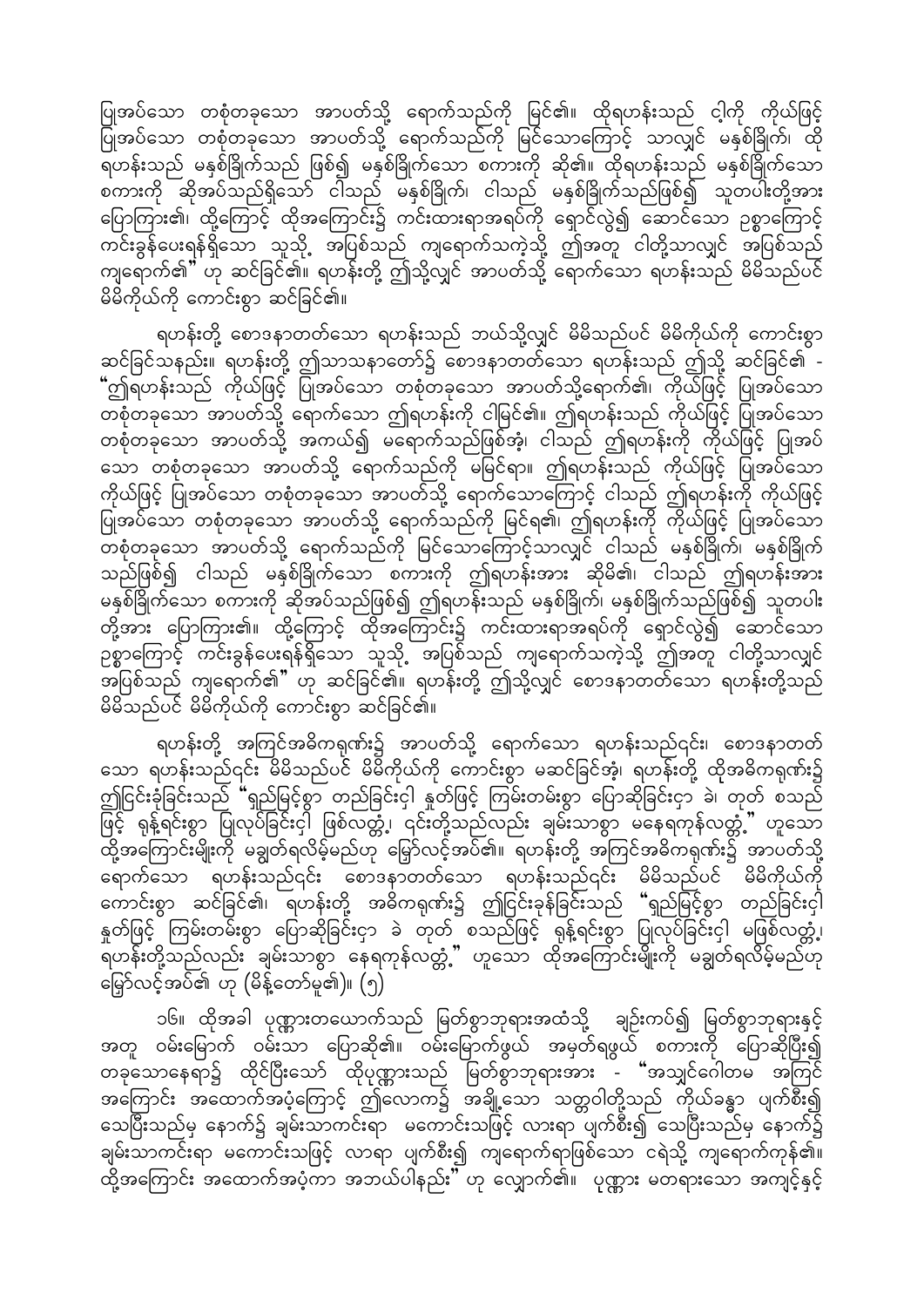ပြုအပ်သော တစုံတခုသော အာပတ်သို့ ရောက်သည်ကို မြင်၏။ ထိုရဟန်းသည် ငါ့ကို ကိုယ်ဖြင့် ပြုအပ်သော တစုံတခုသော အာပတ်သို့ ရောက်သည်ကို မြင်သောကြောင့် သာလျှင် မနှစ်ခြိုက်၊ ထို ရဟန်းသည် မနှစ်ခြိုက်သည် ဖြစ်၍ မနှစ်ခြိုက်သော စကားကို ဆိုစ်၏။ ထိုရဟန်းသည် မနှစ်ခြိုက်သော စကားကို ဆိုအပ်သည်ရှိသော် ငါသည် မနှစ်ခြိုက်၊ ငါသည် မနှစ်ခြိုက်သည်ဖြစ်၍ သူတပါးတို့အား ပြောကြား၏၊ ထို့ကြောင့် ထိုအကြောင်း၌ ကင်းထားရာအရပ်ကို ရှောင်လွဲ၍ ဆောင်သော ဥစ္စာကြောင့် ကင်းခွန်ပေးရန်ရှိသော သူသို့ အပြစ်သည် ကျရောက်သကဲ့သို့ ဤအတူ ငါတို့သာလျှင် အပြစ်သည် ကျရောက်၏" ဟု ဆင်ခြင်၏။ ရဟန်းတို့ ဤသို့လျှင် အာပတ်သို့ ရောက်သော ရဟန်းသည် မိမိသည်ပင် မိမိကိုယ်ကို ကောင်းစွာ ဆင်ခြင်၏။

ရဟန်းတို့ စောဒနာတတ်သော ရဟန်းသည် ဘယ်သို့လျှင် မိမိသည်ပင် မိမိကိုယ်ကို ကောင်းစွာ ဆင်ခြင်သနည်း။ ရဟန်းတို့ ဤသာသနာတော်၌ စောဒနာတတ်သော ရဟန်းသည် ဤသို့ ဆင်ခြင်၏ - "ဤရဟန်းသည် ကိုယ်ဖြင့် ပြုအပ်သော တစုံတခုသော အာပတ်သို့ရောက်၏၊ ကိုယ်ဖြင့် ပြုအပ်သော တစုံတခုသော အာပတ်သို့ ရောက်သော ဤရဟန်းကို ငါမြင်၏။ ဤရဟန်းသည် ကိုယ်ဖြင့် ပြုအပ်သော တစုံတခုသော အာပတ်သို့ အကယ်၍ မရောက်သည်ဖြစ်အံ့၊ ငါသည် ဤရဟန်းကို ကိုယ်ဖြင့် ပြုအပ်သော တစုံတခုသော အာပတ်သို့ ရောက်သည်ကို မမြင်ရာ။ ဤရဟန်းသည် ကိုယ်ဖြင့် ပြုအပ်သော ကိုယ်ဖြင့် ပြုအပ်သော တစုံတခုသော အာပတ်သို့ ရောက်သောကြောင့် ငါသည် ဤရဟန်းကို ကိုယ်ဖြင့် ပြုအပ်သော တစုံတခုသော အာပတ်သို့ ရောက်သည်ကို မြင်ရ၏၊ ဤရဟန်းကို ကိုယ်ဖြင့် ပြုအပ်သော တစုံတခုသော အာပတ်သို့ ရောက်သည်ကို မြင်သောကြောင့်သာလျှင် ငါသည် မနှစ်ခြိုက်၊ မနှစ်ခြိုက်သည်ဖြစ်၍ ငါသည် မနှစ်ခြိုက်သော စကားကို ဤရဟန်းအား ဆိုမိ၏၊ ငါသည် ဤရဟန်းအား မနှစ်ခြိုက်သော စကားကို ဆိုအပ်သည်ဖြစ်၍ ဤရဟန်းသည် မနှစ်ခြိုက်၊ မနှစ်ခြိုက်သည်ဖြစ်၍ သူတပါးတို့အား ပြောကြား၏။ ထို့ကြောင့် ထိုအကြောင်း၌ ကင်းထားရာအရပ်ကို ရှောင်လွဲ၍ ဆောင်သော ဥစ္စာကြောင့် ကင်းခွန်ပေးရန်ရှိသော သူသို့ အပြစ်သည် ကျရောက်သကဲ့သို့ ဤအတူ ငါတို့သာလျှင် အပြစ်သည် ကျရောက်၏" ဟု ဆင်ခြင်၏။ ရဟန်းတို့ ဤသို့လျှင် စောဒနာတတ်သော ရဟန်းတို့သည် မိမိသည်ပင် မိမိကိုယ်ကို ကောင်းစွာ ဆင်ခြင်၏။

ရဟန်းတို့ အကြင်အဓိကရုဏ်း၌ အာပတ်သို့ ရောက်သော ရဟန်းသည်၎င်း၊ စောဒနာတတ်သော ရဟန်းသည်၎င်း မိမိသည်ပင် မိမိကိုယ်ကို ကောင်းစွာ မဆင်ခြင်အံ့၊ ရဟန်းတို့ ထိုအဓိကရုဏ်း၌ ဤငြင်းခုံခြင်းသည် "ရှည်မြင့်စွာ တည်ခြင်း၄ါ နှုတ်ဖြင့် ကြမ်းတမ်းစွာ ပြောဆိုခြင်း၄ာ ခဲ၊ တုတ် စသည်ဖြင့် ရုန့်ရင်းစွာ ပြုလုပ်ခြင်း၄ါ ဖြစ်လတ္တံ့၊ ၎င်းတို့သည်လည်း ချမ်းသာစွာ မနေရကုန်လတ္တံ့" ဟူသော ထိုအကြောင်းမျိုးကို မချွတ်ရလိမ့်မည်ဟု မျှော်လင့်အပ်၏။ ရဟန်းတို့ အကြင်အဓိကရုဏ်း၌ အာပတ်သို့ ရောက်သော ရဟန်းသည်၎င်း စောဒနာတတ်သော ရဟန်းသည်၎င်း မိမိသည်ပင် မိမိကိုယ်ကို ကောင်းစွာ ဆင်ခြင်၏၊ ရဟန်းတို့ အဓိကရုဏ်း၌ ဤငြင်းခုံခြင်းသည် "ရှည်မြင့်စွာ တည်ခြင်း၄ါ နှုတ်ဖြင့် ကြမ်းတမ်းစွာ ပြောဆိုခြင်း၄ာ ခဲ တုတ် စသည်ဖြင့် ရုန့်ရင်းစွာ ပြုလုပ်ခြင်း၄ါ မဖြစ်လတ္တံ့၊ ရဟန်းတို့သည်လည်း ချမ်းသာစွာ နေရကုန်လတ္တံ့" ဟူသော ထိုအကြောင်းမျိုးကို မချွတ်ရလိမ့်မည်ဟု မျှော်လင့်အပ်၏ ဟု (မိန့်တော်မူ၏)။ (၅)

၁၆။ ထိုအခါ ပုဏ္ဏားတယောက်သည် မြတ်စွာဘုရားအထံသို့ ချဉ်းကပ်၍ မြတ်စွာဘုရားနှင့် အတူ ဝမ်းမြောက် ဝမ်းသာ ပြောဆို၏။ ဝမ်းမြောက်ဖွယ် အမှတ်ရဖွယ် စကားကို ပြောဆိုပြီး၍ တခုသောနေရာ၌ ထိုင်ပြီးသော် ထိုပုဏ္ဏားသည် မြတ်စွာဘုရားအား - "အသျှင်ဂေါတမ အကြင် အကြောင်း အထောက်အပံ့ကြောင့် ဤလောက၌ အချို့သော သတ္တဝါတို့သည် ကိုယ်ခန္ဓာ ပျက်စီး၍ သေပြီးသည်မှ နောက်၌ ချမ်းသာကင်းရာ မကောင်းသဖြင့် လားရာ ပျက်စီး၍ သေပြီးသည်မှ နောက်၌ ချမ်းသာကင်းရာ မကောင်းသဖြင့် လာရာ ပျက်စီး၍ ကျရောက်ရာဖြစ်သော ငရဲသို့ ကျရောက်ကုန်၏။ ထို့အကြောင်း အထောက်အပံ့ကာ အဘယ်ပါနည်း" ဟု လျှောက်၏။ ပုဏ္ဏား မတရားသော အကျင့်နှင့်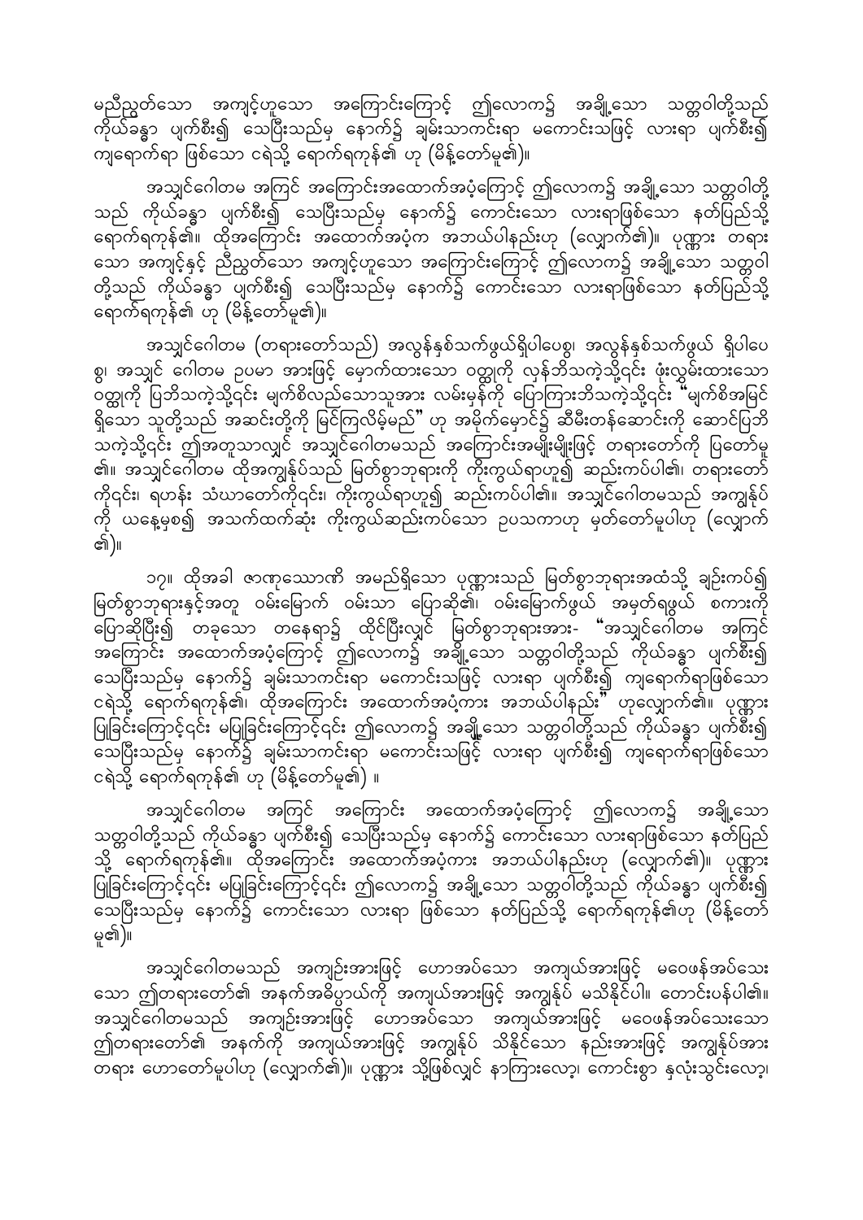မညီညွတ်သော အကျင့်ဟူသော အကြောင်းကြောင့် ဤလောက၌ အချို့သော သတ္တဝါတို့သည် ကိုယ်ခန္ဓာ ပျက်စီး၍ သေပြီးသည်မှ နောက်၌ ချမ်းသာကင်းရာ မကောင်းသဖြင့် လားရာ ပျက်စီး၍ ကျရောက်ရာ ဖြစ်သော ငရဲသို့ ရောက်ရကုန်၏ ဟု (မိန့်တော်မူ၏)။

အသျှင်ဂေါတမ အကြင် အကြောင်းအထောက်အပံ့ကြောင့် ဤလောက၌ အချို့သော သတ္တဝါတို့ သည် ကိုယ်ခန္ဓာ ပျက်စီး၍ သေပြီးသည်မှ နောက်၌ ကောင်းသော လားရာဖြစ်သော နတ်ပြည်သို့ ရောက်ရကုန်၏။ ထိုအကြောင်း အထောက်အပံ့က အဘယ်ပါနည်းဟု (လျှောက်၏)။ ပုဏ္ဏား တရား သော အကျင့်နှင့် ညီညွတ်သော အကျင့်ဟူသော အကြောင်းကြောင့် ဤလောက၌ အချို့သော သတ္တဝါ တို့သည် ကိုယ်ခန္ဓာ ပျက်စီး၍ သေပြီးသည်မှ နောက်၌ ကောင်းသော လားရာဖြစ်သော နတ်ပြည်သို့ ရောက်ရကုန်၏ ဟု (မိန့်တော်မူ၏)။

အသျှင်ဂေါတမ (တရားတော်သည်) အလွန်နှစ်သက်ဖွယ်ရှိပါပေစွ၊ အလွန်နှစ်သက်ဖွယ် ရှိပါပေ စွ၊ အသျှင် ဂေါတမ ဥပမာ အားဖြင့် မှောက်ထားသော ဝတ္ထုကို လှန်ဘိသကဲ့သို့၎င်း ဖုံးလွှမ်းထားသော ဝတ္ထုကို ပြဘိသကဲ့သို့၎င်း မျက်စိလည်သောသူအား လမ်းမှန်ကို ပြောကြားဘိသကဲ့သို့၎င်း "မျက်စိအမြင် ရှိသော သူတို့သည် အဆင်းတို့ကို မြင်ကြလိမ့်မည်" ဟု အမိုက်မှောင်၌ ဆီမီးတန်ဆောင်ကို ဆောင်ပြဘိ သကဲ့သို့၎င်း ဤအတူသာလျှင် အသျှင်ဂေါတမသည် အကြောင်းအမျိုးမျိုးဖြင့် တရားတော်ကို ပြတော်မူ ၏။ အသျှင်ဂေါတမ ထိုအကျွန်ုပ်သည် မြတ်စွာဘုရားကို ကိုးကွယ်ရာဟူ၍ ဆည်းကပ်ပါ၏၊ တရားတော် ကိုင်း၊ ရဟန်း သံဃာတော်ကိုင်း၊ ကိုးကွယ်ရာဟူ၍ ဆည်းကပ်ပါ၏။ အသျှင်ဂေါတမသည် အကျွန်ုပ် ကို ယနေ့မှစ၍ အသက်ထက်ဆုံး ကိုးကွယ်ဆည်းကပ်သော ဥပါသကာဟု မှတ်တော်မူပါဟု (လျှောက် ၏)။

၁၇။ ထိုအခါ ဇာဏုဿောဏိ အမည်ရှိသော ပုဏ္ဏားသည် မြတ်စွာဘုရားအထံသို့ ချဉ်းကပ်၍ မြတ်စွာဘုရားနှင့်အတူ ဝမ်းမြောက် ဝမ်းသာ ပြောဆို၏၊ ဝမ်းမြောက်ဖွယ် အမှတ်ရဖွယ် စကားကို ပြောဆိုပြီး၍ တခုသော တနေရာ၌ ထိုင်ပြီးလျှင် မြတ်စွာဘုရားအား- "အသျှင်ဂေါတမ အကြင် အကြောင်း အထောက်အပံ့ကြောင့် ဤလောက၌ အချို့သော သတ္တဝါတို့သည် ကိုယ်ခန္ဓာ ပျက်စီး၍ သေပြီးသည်မှ နောက်၌ ချမ်းသာကင်းရာ မကောင်းသဖြင့် လားရာ ပျက်စီး၍ ကျရောက်ရာဖြစ်သော ငရဲသို့ ရောက်ရကုန်၏၊ ထိုအကြောင်း အထောက်အပံ့ကား အဘယ်ပါနည်း" ဟုလျှောက်၏။ ပုဏ္ဏား ပြုခြင်းကြောင့်၎င်း မပြုခြင်းကြောင့်၎င်း ဤလောက၌ အချို့သော သတ္တဝါတို့သည် ကိုယ်ခန္ဓာ ပျက်စီး၍ သေပြီးသည်မှ နောက်၌ ချမ်းသာကင်းရာ မကောင်းသဖြင့် လားရာ ပျက်စီး၍ ကျရောက်ရာဖြစ်သော ငရဲသို့ ရောက်ရကုန်၏ ဟု (မိန့်တော်မူ၏) ။

အသျှင်ဂေါတမ အကြင် အကြောင်း အထောက်အပံ့ကြောင့် ဤလောက၌ အချို့သော သတ္တဝါတို့သည် ကိုယ်ခန္ဓာ ပျက်စီး၍ သေပြီးသည်မှ နောက်၌ ကောင်းသော လားရာဖြစ်သော နတ်ပြည် သို့ ရောက်ရကုန်၏။ ထိုအကြောင်း အထောက်အပံ့ကား အဘယ်ပါနည်းဟု (လျှောက်၏)။ ပုဏ္ဏား ပြုခြင်းကြောင့်၎င်း မပြုခြင်းကြောင့်၎င်း ဤလောက၌ အချို့သော သတ္တဝါတို့သည် ကိုယ်ခန္ဓာ ပျက်စီး၍ သေပြီးသည်မှ နောက်၌ ကောင်းသော လားရာ ဖြစ်သော နတ်ပြည်သို့ ရောက်ရကုန်၏ဟု (မိန့်တော် မူ၏)။

အသျှင်ဂေါတမသည် အကျဉ်းအားဖြင့် ဟောအပ်သော အကျယ်အားဖြင့် မဝေဖန်အပ်သေး သော ဤတရားတော်၏ အနက်အဓိပ္ပာယ်ကို အကျယ်အားဖြင့် အကျွန်ုပ် မသိနိုင်ပါ။ တောင်းပန်ပါ၏။ အသျှင်ဂေါတမသည် အကျဉ်းအားဖြင့် ဟောအပ်သော အကျယ်အားဖြင့် မဝေဖန်အပ်သေးသော ဤတရားတော်၏ အနက်ကို အကျယ်အားဖြင့် အကျွန်ုပ် သိနိုင်သော နည်းအားဖြင့် အကျွန်ုပ်အား တရား ဟောတော်မူပါဟု (လျှောက်၏)။ ပုဏ္ဏား သို့ဖြစ်လျှင် နာကြားလော့၊ ကောင်းစွာ နှလုံးသွင်းလော့၊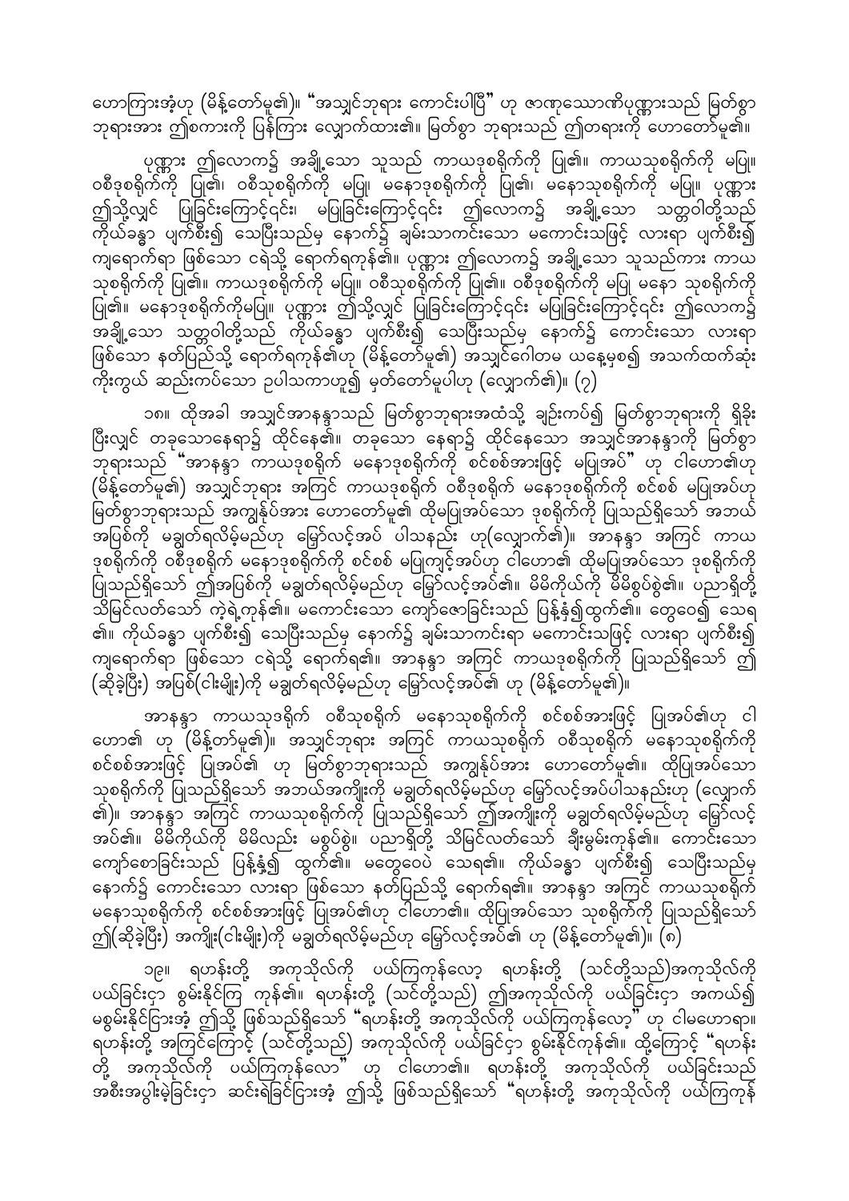ဟောကြားအံ့ဟု (မိန့်တော်မူ၏)။ "အသျှင်ဘုရား ကောင်းပါပြီ" ဟု ဇာဏုဿောဏိပုဏ္ဏားသည် မြတ်စွာဘုရားအား ဤစကားကို ပြန်ကြား လျှောက်ထား၏။ မြတ်စွာ ဘုရားသည် ဤတရားကို ဟောတော်မူ၏။

ပုဏ္ဏား ဤလောက၌ အချို့သော သူသည် ကာယဒုစရိုက်ကို ပြု၏။ ကာယသုစရိုက်ကို မပြု။ ဝစီဒုစရိုက်ကို ပြု၏၊ ဝစီသုစရိုက်ကို မပြု၊ မနောဒုစရိုက်ကို ပြု၏၊ မနောသုစရိုက်ကို မပြု။ ပုဏ္ဏား ဤသို့လျှင် ပြုခြင်းကြောင့်၎င်း၊ မပြုခြင်းကြောင့်၎င်း ဤလောက၌ အချို့သော သတ္တဝါတို့သည် ကိုယ်ခန္ဓာ ပျက်စီး၍ သေပြီးသည်မှ နောက်၌ ချမ်းသာကင်းသော မကောင်းသဖြင့် လားရာ ပျက်စီး၍ ကျရောက်ရာ ဖြစ်သော ငရဲသို့ ရောက်ရကုန်၏။ ပုဏ္ဏား ဤလောက၌ အချို့သော သူသည်ကား ကာယသုစရိုက်ကို ပြု၏။ ကာယဒုစရိုက်ကို မပြု။ ဝစီသုစရိုက်ကို ပြု၏။ ဝစီဒုစရိုက်ကို မပြု မနော သုစရိုက်ကို ပြု၏။ မနောဒုစရိုက်ကိုမပြု။ ပုဏ္ဏား ဤသို့လျှင် ပြုခြင်းကြောင့်၎င်း မပြုခြင်းကြောင့်၎င်း ဤလောက၌ အချို့သော သတ္တဝါတို့သည် ကိုယ်ခန္ဓာ ပျက်စီး၍ သေပြီးသည်မှ နောက်၌ ကောင်းသော လားရာ ဖြစ်သော နတ်ပြည်သို့ ရောက်ရကုန်၏ဟု (မိန့်တော်မူ၏) အသျှင်ဂေါတမ ယနေ့မှစ၍ အသက်ထက်ဆုံး ကိုးကွယ် ဆည်းကပ်သော ဥပါသကာဟူ၍ မှတ်တော်မူပါဟု (လျှောက်၏)။ (၇)

၁၈။ ထိုအခါ အသျှင်အာနန္ဒာသည် မြတ်စွာဘုရားအထံသို့ ချဉ်းကပ်၍ မြတ်စွာဘုရားကို ရှိခိုးပြီးလျှင် တခုသောနေရာ၌ ထိုင်နေ၏။ တခုသော နေရာ၌ ထိုင်နေသော အသျှင်အာနန္ဒာကို မြတ်စွာဘုရားသည် "အာနန္ဒာ ကာယဒုစရိုက် မနောဒုစရိုက်ကို စင်စစ်အားဖြင့် မပြုအပ်" ဟု ငါဟော၏ဟု (မိန့်တော်မူ၏) အသျှင်ဘုရား အကြင် ကာယဒုစရိုက် ဝစီဒုစရိုက် မနောဒုစရိုက်ကို စင်စစ် မပြုအပ်ဟု မြတ်စွာဘုရားသည် အကျွန်ုပ်အား ဟောတော်မူ၏ ထိုမပြုအပ်သော ဒုစရိုက်ကို ပြုသည်ရှိသော် အဘယ် အပြစ်ကို မချွတ်ရလိမ့်မည်ဟု မြော်လင့်အပ် ပါသနည်း ဟု(လျှောက်၏)။ အာနန္ဒာ အကြင် ကာယ ဒုစရိုက်ကို ဝစီဒုစရိုက် မနောဒုစရိုက်ကို စင်စစ် မပြုကျင့်အပ်ဟု ငါဟော၏ ထိုမပြုအပ်သော ဒုစရိုက်ကို ပြုသည်ရှိသော် ဤအပြစ်ကို မချွတ်ရလိမ့်မည်ဟု မြော်လင့်အပ်၏။ မိမိကိုယ်ကို မိမိစွပ်စွဲ၏။ ပညာရှိတို့ သိမြင်လတ်သော် ကဲ့ရဲ့ကုန်၏။ မကောင်းသော ကျော်ဇောခြင်းသည် ပြန့်နှံ့၍ထွက်၏။ တွေဝေ၍ သေရ၏။ ကိုယ်ခန္ဓာ ပျက်စီး၍ သေပြီးသည်မှ နောက်၌ ချမ်းသာကင်းရာ မကောင်းသဖြင့် လားရာ ပျက်စီး၍ ကျရောက်ရာ ဖြစ်သော ငရဲသို့ ရောက်ရ၏။ အာနန္ဒာ အကြင် ကာယဒုစရိုက်ကို ပြုသည်ရှိသော် ဤ (ဆိုခဲ့ပြီး) အပြစ်(ငါးမျိုး)ကို မချွတ်ရလိမ့်မည်ဟု မြော်လင့်အပ်၏ ဟု (မိန့်တော်မူ၏)။

အာနန္ဒာ ကာယသုစရိုက် ဝစီသုစရိုက် မနောသုစရိုက်ကို စင်စစ်အားဖြင့် ပြုအပ်၏ဟု ငါဟော၏ ဟု (မိန့်တော်မူ၏)။ အသျှင်ဘုရား အကြင် ကာယသုစရိုက် ဝစီသုစရိုက် မနောသုစရိုက်ကို စင်စစ်အားဖြင့် ပြုအပ်၏ ဟု မြတ်စွာဘုရားသည် အကျွန်ုပ်အား ဟောတော်မူ၏။ ထိုပြုအပ်သော သုစရိုက်ကို ပြုသည်ရှိသော် အဘယ်အကျိုးကို မချွတ်ရလိမ့်မည်ဟု မြော်လင့်အပ်ပါသနည်းဟု (လျှောက်၏)။ အာနန္ဒာ အကြင် ကာယသုစရိုက်ကို ပြုသည်ရှိသော် ဤအကျိုးကို မချွတ်ရလိမ့်မည်ဟု မြော်လင့်အပ်၏။ မိမိကိုယ်ကို မိမိလည်း မစွပ်စွဲ။ ပညာရှိတို့ သိမြင်လတ်သော် ချီးမွမ်းကုန်၏။ ကောင်းသော ကျော်စောခြင်းသည် ပြန့်နှံ့၍ ထွက်၏။ မတွေဝေပဲ သေရ၏။ ကိုယ်ခန္ဓာ ပျက်စီး၍ သေပြီးသည်မှ နောက်၌ ကောင်းသော လားရာ ဖြစ်သော နတ်ပြည်သို့ ရောက်ရ၏။ အာနန္ဒာ အကြင် ကာယသုစရိုက် မနောသုစရိုက်ကို စင်စစ်အားဖြင့် ပြုအပ်၏ဟု ငါဟော၏။ ထိုပြုအပ်သော သုစရိုက်ကို ပြုသည်ရှိသော် ဤ(ဆိုခဲ့ပြီး) အကျိုး(ငါးမျိုး)ကို မချွတ်ရလိမ့်မည်ဟု မြော်လင့်အပ်၏ ဟု (မိန့်တော်မူ၏)။ (၈)

၁၉။ ရဟန်းတို့ အကုသိုလ်ကို ပယ်ကြကုန်လော့ ရဟန်းတို့ (သင်တို့သည်)အကုသိုလ်ကို ပယ်ခြင်းငှာ စွမ်းနိုင်ကြ ကုန်၏။ ရဟန်းတို့ (သင်တို့သည်) ဤအကုသိုလ်ကို ပယ်ခြင်းငှာ အကယ်၍ မစွမ်းနိုင်ငြားအံ့ ဤသို့ ဖြစ်သည်ရှိသော် "ရဟန်းတို့ အကုသိုလ်ကို ပယ်ကြကုန်လော့" ဟု ငါမဟောရာ။ ရဟန်းတို့ အကြင်ကြောင့် (သင်တို့သည်) အကုသိုလ်ကို ပယ်ခြင်ငှာ စွမ်းနိုင်ကုန်၏။ ထို့ကြောင့် "ရဟန်းတို့ အကုသိုလ်ကို ပယ်ကြကုန်လော" ဟု ငါဟော၏။ ရဟန်းတို့ အကုသိုလ်ကို ပယ်ခြင်းသည် အစီးအပွါးမဲ့ခြင်းငှာ ဆင်းရဲခြင်ငြားအံ့ ဤသို့ ဖြစ်သည်ရှိသော် "ရဟန်းတို့ အကုသိုလ်ကို ပယ်ကြကုန်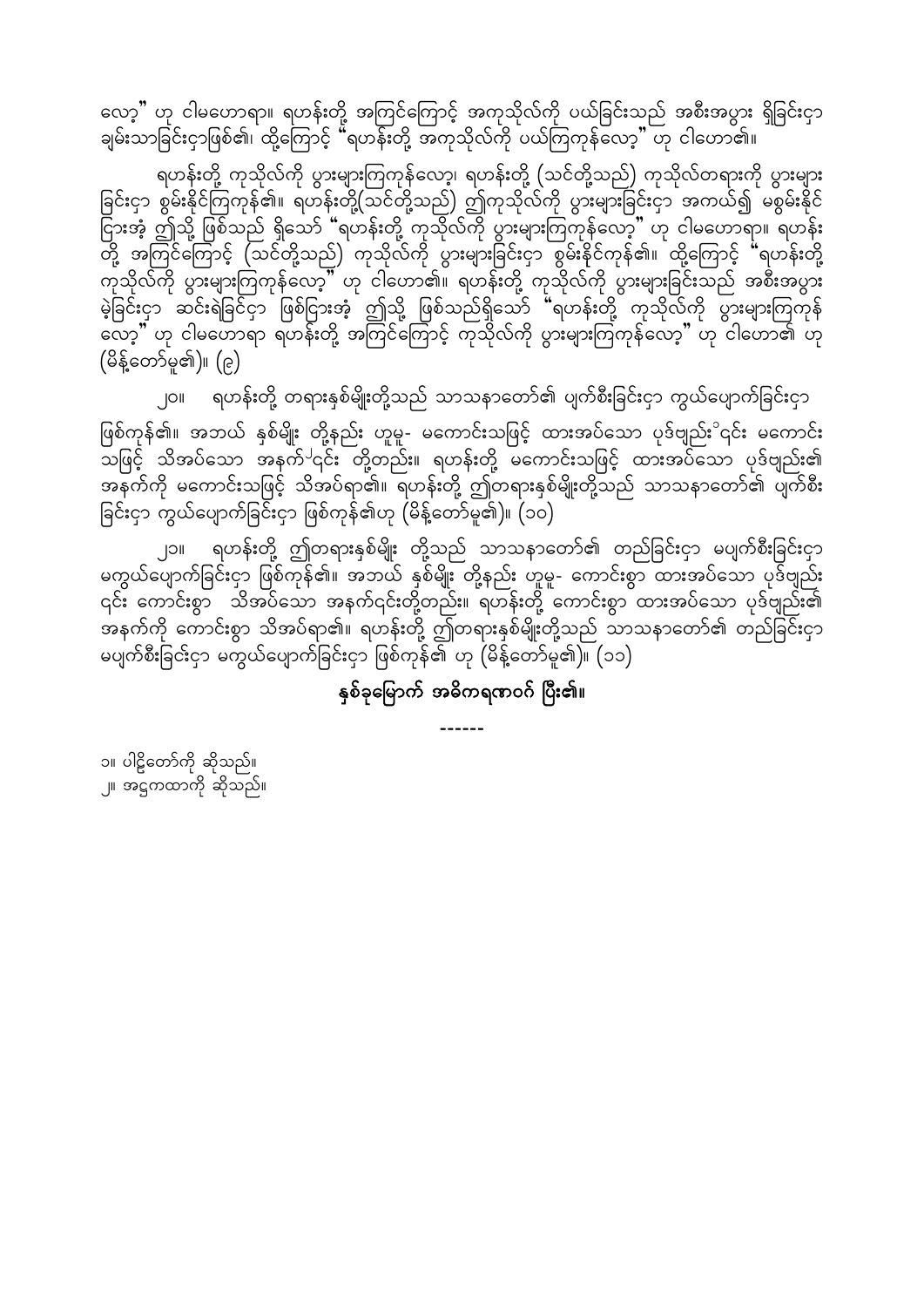လော့" ဟု ငါမဟောရာ။ ရဟန်းတို့ အကြင်ကြောင့် အကုသိုလ်ကို ပယ်ခြင်းသည် အစီးအပွား ရှိခြင်းငှာ ချမ်းသာခြင်းငှာဖြစ်၏၊ ထို့ကြောင့် "ရဟန်းတို့ အကုသိုလ်ကို ပယ်ကြကုန်လော့" ဟု ငါဟော၏။

ရဟန်းတို့ ကုသိုလ်ကို ပွားများကြကုန်လော့၊ ရဟန်းတို့ (သင်တို့သည်) ကုသိုလ်တရားကို ပွားများခြင်းငှာ စွမ်းနိုင်ကြကုန်၏။ ရဟန်းတို့(သင်တို့သည်) ဤကုသိုလ်ကို ပွားများခြင်းငှာ အကယ်၍ မစွမ်းနိုင်ငြားအံ့ ဤသို့ ဖြစ်သည် ရှိသော် "ရဟန်းတို့ ကုသိုလ်ကို ပွားများကြကုန်လော့" ဟု ငါမဟောရာ။ ရဟန်းတို့ အကြင်ကြောင့် (သင်တို့သည်) ကုသိုလ်ကို ပွားများခြင်းငှာ စွမ်းနိုင်ကုန်၏။ ထို့ကြောင့် "ရဟန်းတို့ ကုသိုလ်ကို ပွားများကြကုန်လော့" ဟု ငါဟော၏။ ရဟန်းတို့ ကုသိုလ်ကို ပွားများခြင်းသည် အစီးအပွား မဲ့ခြင်းငှာ ဆင်းရဲခြင်းငှာ ဖြစ်ငြားအံ့ ဤသို့ ဖြစ်သည်ရှိသော် "ရဟန်းတို့ ကုသိုလ်ကို ပွားများကြကုန်လော့" ဟု ငါမဟောရာ ရဟန်းတို့ အကြင်ကြောင့် ကုသိုလ်ကို ပွားများကြကုန်လော့" ဟု ငါဟော၏ ဟု (မိန့်တော်မူ၏)။ (၉)

၂၀။ ရဟန်းတို့ တရားနှစ်မျိုးတို့သည် သာသနာတော်၏ ပျက်စီးခြင်းငှာ ကွယ်ပျောက်ခြင်းငှာ ဖြစ်ကုန်၏။ အဘယ် နှစ်မျိုး တို့နည်း ဟူမူ- မကောင်းသဖြင့် ထားအပ်သော ပုဒ်ဗျည်း[၁]ငင်း မကောင်းသဖြင့် သိအပ်သော အနက်[၂]ငင်း တို့တည်း။ ရဟန်းတို့ မကောင်းသဖြင့် ထားအပ်သော ပုဒ်ဗျည်း၏ အနက်ကို မကောင်းသဖြင့် သိအပ်ရာ၏။ ရဟန်းတို့ ဤတရားနှစ်မျိုးတို့သည် သာသနာတော်၏ ပျက်စီးခြင်းငှာ ကွယ်ပျောက်ခြင်းငှာ ဖြစ်ကုန်၏ဟု (မိန့်တော်မူ၏)။ (၁၀)

၂၁။ ရဟန်းတို့ ဤတရားနှစ်မျိုး တို့သည် သာသနာတော်၏ တည်ခြင်းငှာ မပျက်စီးခြင်းငှာ မကွယ်ပျောက်ခြင်းငှာ ဖြစ်ကုန်၏။ အဘယ် နှစ်မျိုး တို့နည်း ဟူမူ- ကောင်းစွာ ထားအပ်သော ပုဒ်ဗျည်းငင်း ကောင်းစွာ သိအပ်သော အနက်ငင်းတို့တည်း။ ရဟန်းတို့ ကောင်းစွာ ထားအပ်သော ပုဒ်ဗျည်း၏ အနက်ကို ကောင်းစွာ သိအပ်ရာ၏။ ရဟန်းတို့ ဤတရားနှစ်မျိုးတို့သည် သာသနာတော်၏ တည်ခြင်းငှာ မပျက်စီးခြင်းငှာ မကွယ်ပျောက်ခြင်းငှာ ဖြစ်ကုန်၏ ဟု (မိန့်တော်မူ၏)။ (၁၁)

**နှစ်ခုမြောက် အဓိကရဏဝဂ် ပြီး၏။**

------

၁။ ပါဠိတော်ကို ဆိုသည်။
၂။ အဋ္ဌကထာကို ဆိုသည်။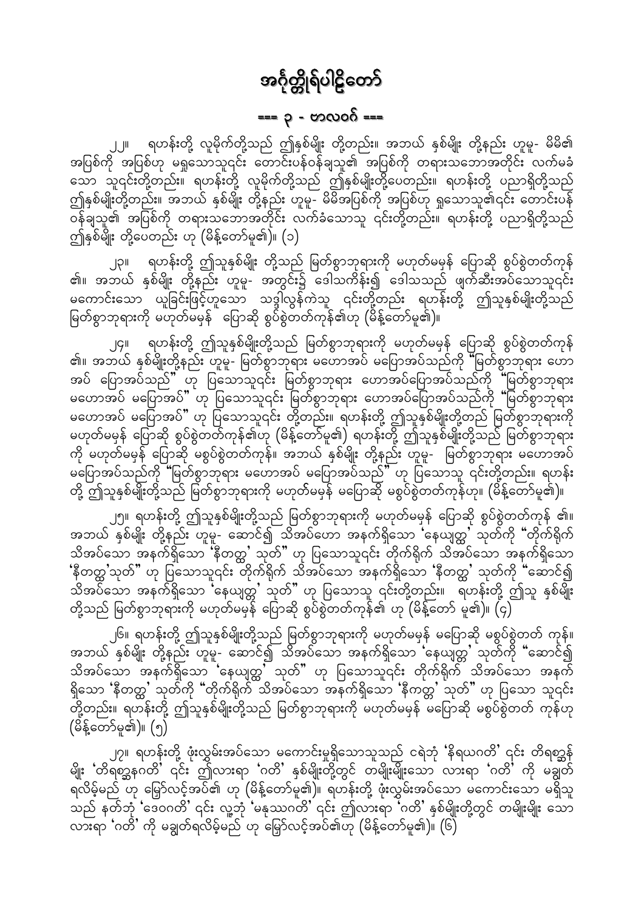# အင်္ဂုတ္တိုရ်ပါဠိတော်

## === ၃ - ဗာလဝဂ် ===

၂၂။ ရဟန်းတို့ လူမိုက်တို့သည် ဤနှစ်မျိုး တို့တည်း။ အဘယ် နှစ်မျိုး တို့နည်း ဟူမူ- မိမိ၏ အပြစ်ကို အပြစ်ဟု မရှုသောသူငှင်း တောင်းပန်ဝန်ချသူ၏ အပြစ်ကို တရားသဘောအတိုင်း လက်မခံသော သူငှင်းတို့တည်း။ ရဟန်းတို့ လူမိုက်တို့သည် ဤနှစ်မျိုးတို့ပေတည်း။ ရဟန်းတို့ ပညာရှိတို့သည် ဤနှစ်မျိုးတို့တည်း။ အဘယ် နှစ်မျိုး တို့နည်း ဟူမူ- မိမိအပြစ်ကို အပြစ်ဟု ရှုသောသူ၏ငှင်း တောင်းပန်ဝန်ချသူ၏ အပြစ်ကို တရားသဘောအတိုင်း လက်ခံသောသူ ငှင်းတို့တည်း။ ရဟန်းတို့ ပညာရှိတို့သည် ဤနှစ်မျိုး တို့ပေတည်း ဟု (မိန့်တော်မူ၏)။ (၁)

၂၃။ ရဟန်းတို့ ဤသူနှစ်မျိုး တို့သည် မြတ်စွာဘုရားကို မဟုတ်မမှန် ပြောဆို စွပ်စွဲတတ်ကုန်၏။ အဘယ် နှစ်မျိုး တို့နည်း ဟူမူ- အတွင်း၌ ဒေါသကိန်း၍ ဒေါသသည် ဖျက်ဆီးအပ်သောသူငှင်း မကောင်းသော ယူခြင်းဖြင့်ဟူသော သဒ္ဓါလွန်ကဲသူ ငှင်းတို့တည်း ရဟန်းတို့ ဤသူနှစ်မျိုးတို့သည် မြတ်စွာဘုရားကို မဟုတ်မမှန် ပြောဆို စွပ်စွဲတတ်ကုန်၏ဟု (မိန့်တော်မူ၏)။

၂၄။ ရဟန်းတို့ ဤသူနှစ်မျိုးတို့သည် မြတ်စွာဘုရားကို မဟုတ်မမှန် ပြောဆို စွပ်စွဲတတ်ကုန်၏။ အဘယ် နှစ်မျိုးတို့နည်း ဟူမူ- မြတ်စွာဘုရား မဟောအပ် မပြောအပ်သည်ကို "မြတ်စွာဘုရား ဟောအပ် ပြောအပ်သည်" ဟု ပြသောသူငှင်း မြတ်စွာဘုရား ဟောအပ်ပြောအပ်သည်ကို "မြတ်စွာဘုရား မဟောအပ် မပြောအပ်" ဟု ပြသောသူငှင်း မြတ်စွာဘုရား ဟောအပ်ပြောအပ်သည်ကို "မြတ်စွာဘုရား မဟောအပ် မပြောအပ်" ဟု ပြသောသူငှင်း တို့တည်း။ ရဟန်းတို့ ဤသူနှစ်မျိုးတို့တည် မြတ်စွာဘုရားကို မဟုတ်မမှန် ပြောဆို စွပ်စွဲတတ်ကုန်၏ဟု (မိန့်တော်မူ၏) ရဟန်းတို့ ဤသူနှစ်မျိုးတို့သည် မြတ်စွာဘုရားကို မဟုတ်မမှန် ပြောဆို မစွပ်စွဲတတ်ကုန်။ အဘယ် နှစ်မျိုး တို့နည်း ဟူမူ- မြတ်စွာဘုရား မဟောအပ် မပြောအပ်သည်ကို "မြတ်စွာဘုရား မဟောအပ် မပြောအပ်သည်" ဟု ပြသောသူ ငှင်းတို့တည်း။ ရဟန်းတို့ ဤသူနှစ်မျိုးတို့သည် မြတ်စွာဘုရားကို မဟုတ်မမှန် မပြောဆို မစွပ်စွဲတတ်ကုန်ဟု။ (မိန့်တော်မူ၏)။

၂၅။ ရဟန်းတို့ ဤသူနှစ်မျိုးတို့သည် မြတ်စွာဘုရားကို မဟုတ်မမှန် ပြောဆို စွပ်စွဲတတ်ကုန် ၏။ အဘယ် နှစ်မျိုး တို့နည်း ဟူမူ- ဆောင်၍ သိအပ်ဟော အနက်ရှိသော 'နေယျတ္ထ' သုတ်ကို "တိုက်ရိုက် သိအပ်သော အနက်ရှိသော 'နီတတ္ထ' သုတ်" ဟု ပြသောသူငှင်း တိုက်ရိုက် သိအပ်သော အနက်ရှိသော 'နီတတ္ထ'သုတ်" ဟု ပြသောသူငှင်း တိုက်ရိုက် သိအပ်သော အနက်ရှိသော 'နီတတ္ထ' သုတ်ကို "ဆောင်၍ သိအပ်သော အနက်ရှိသော 'နေယျတ္ထ' သုတ်" ဟု ပြသောသူ ငှင်းတို့တည်း။ ရဟန်းတို့ ဤသူ နှစ်မျိုး တို့သည် မြတ်စွာဘုရားကို မဟုတ်မမှန် ပြောဆို စွပ်စွဲတတ်ကုန်၏ ဟု (မိန့်တော် မူ၏)။ (၄)

၂၆။ ရဟန်းတို့ ဤသူနှစ်မျိုးတို့သည် မြတ်စွာဘုရားကို မဟုတ်မမှန် မပြောဆို မစွပ်စွဲတတ် ကုန်။ အဘယ် နှစ်မျိုး တို့နည်း ဟူမူ- ဆောင်၍ သိအပ်သော အနက်ရှိသော 'နေယျတ္ထ' သုတ်ကို "ဆောင်၍ သိအပ်သော အနက်ရှိသော 'နေယျတ္ထ' သုတ်" ဟု ပြသောသူငှင်း တိုက်ရိုက် သိအပ်သော အနက်ရှိသော 'နီတတ္ထ' သုတ်ကို "တိုက်ရိုက် သိအပ်သော အနက်ရှိသော 'နီကတ္ထ' သုတ်" ဟု ပြသော သူငှင်း တို့တည်း။ ရဟန်းတို့ ဤသူနှစ်မျိုးတို့သည် မြတ်စွာဘုရားကို မဟုတ်မမှန် မပြောဆို မစွပ်စွဲတတ် ကုန်ဟု (မိန့်တော်မူ၏)။ (၅)

၂၇။ ရဟန်းတို့ ဖုံးလွှမ်းအပ်သော မကောင်းမှုရှိသောသူသည် ငရဲဘုံ 'နိရယဂတိ' ငှင်း တိရစ္ဆာန်မျိုး 'တိရစ္ဆာနဂတိ' ငှင်း ဤလားရာ 'ဂတိ' နှစ်မျိုးတို့တွင် တမျိုးမျိုးသော လားရာ 'ဂတိ' ကို မချွတ် ရလိမ့်မည် ဟု မြော်လင့်အပ်၏ ဟု (မိန့်တော်မူ၏)။ ရဟန်းတို့ ဖုံးလွှမ်းအပ်သော မကောင်းသော မရှိသူသည် နတ်ဘုံ 'ဒေဝဂတိ' ငှင်း လူ့ဘုံ 'မနုဿဂတိ' ငှင်း ဤလားရာ 'ဂတိ' နှစ်မျိုးတို့တွင် တမျိုးမျိုး သော လားရာ 'ဂတိ' ကို မချွတ်ရလိမ့်မည် ဟု မြော်လင့်အပ်၏ဟု (မိန့်တော်မူ၏)။ (၆)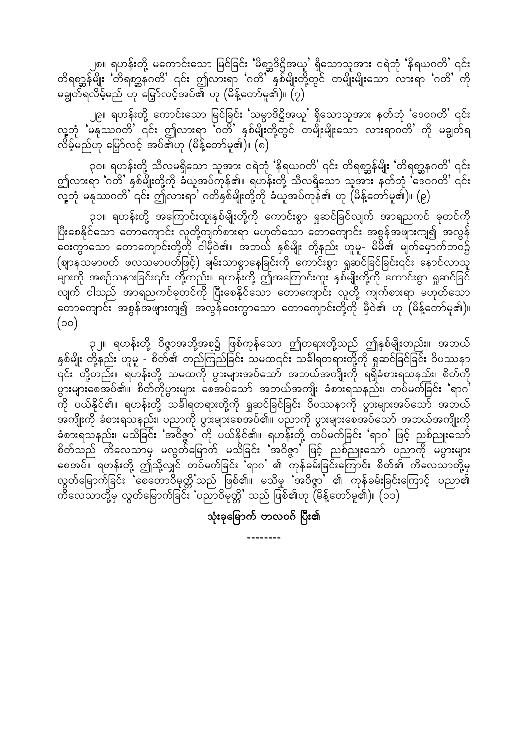၂၈။ ရဟန်းတို့ မကောင်းသော မြင်ခြင်း 'မိစ္ဆာဒိဋ္ဌိအယူ' ရှိသောသူအား ငရဲဘုံ 'နိရယဂတိ' ၎င်း တိရစ္ဆာန်မျိုး 'တိရစ္ဆာနဂတိ' ၎င်း ဤလားရာ 'ဂတိ' နှစ်မျိုးတို့တွင် တမျိုးမျိုးသော လားရာ 'ဂတိ' ကို မချွတ်ရလိမ့်မည် ဟု မြော်လင့်အပ်၏ ဟု (မိန့်တော်မူ၏)။ (၇)

၂၉။ ရဟန်းတို့ ကောင်းသော မြင်ခြင်း 'သမ္မာဒိဋ္ဌိအယူ' ရှိသောသူအား နတ်ဘုံ 'ဒေဝဂတိ' ၎င်း လူ့ဘုံ 'မနုဿဂတိ' ၎င်း ဤလားရာ 'ဂတိ' နှစ်မျိုးတို့တွင် တမျိုးမျိုးသော လားရာဂတိ' ကို မချွတ်ရလိမ့်မည်ဟု မြော်လင့် အပ်၏ဟု (မိန့်တော်မူ၏)။ (၈)

၃၀။ ရဟန်းတို့ သီလမရှိသော သူအား ငရဲဘုံ 'နိရယဂတိ' ၎င်း တိရစ္ဆာန်မျိုး 'တိရစ္ဆာနဂတိ' ၎င်း ဤလားရာ 'ဂတိ' နှစ်မျိုးတို့ကို ခံယူအပ်ကုန်၏။ ရဟန်းတို့ သီလရှိသော သူအား နတ်ဘုံ 'ဒေဝဂတိ' ၎င်း လူ့ဘုံ မနုဿဂတိ' ၎င်း ဤလားရာ' ဂတိနှစ်မျိုးတို့ကို ခံယူအပ်ကုန်၏ ဟု (မိန့်တော်မူ၏)။ (၉)

၃၁။ ရဟန်းတို့ အကြောင်းထူးနှစ်မျိုးတို့ကို ကောင်းစွာ ရှုဆင်ခြင်လျက် အာရညကင် ဓုတင်ကို ပြီးစေနိုင်သော တောကျောင်း လူတို့ကျက်စားရာ မဟုတ်သော တောကျောင်း အစွန်အဖျားကျ၍ အလွန် ဝေးကွာသော တောကျောင်းတို့ကို ငါမှီဝဲ၏။ အဘယ် နှစ်မျိုး တို့နည်း ဟူမူ- မိမိ၏ မျက်မှောက်ဘဝ၌ (ဈာနသမာပတ် ဖလသမာပတ်ဖြင့်) ချမ်းသာစွာနေခြင်းကို ကောင်းစွာ ရှုဆင်ခြင်ခြင်း၎င်း နောင်လာသူများကို အစဉ်သနားခြင်း၎င်း တို့တည်း။ ရဟန်းတို့ ဤအကြောင်းထူး နှစ်မျိုးတို့ကို ကောင်းစွာ ရှုဆင်ခြင်လျက် ငါသည် အာရညကင်ဓုတင်ကို ပြီးစေနိုင်သော တောကျောင်း လူတို့ ကျက်စားရာ မဟုတ်သော တောကျောင်း အစွန်အဖျားကျ၍ အလွန်ဝေးကွာသော တောကျောင်းတို့ကို မှီဝဲ၏ ဟု (မိန့်တော်မူ၏)။ (၁၀)

၃၂။ ရဟန်းတို့ ဝိဇ္ဇာအဘို့အစု၌ ဖြစ်ကုန်သော ဤတရားတို့သည် ဤနှစ်မျိုးတည်း။ အဘယ် နှစ်မျိုး တို့နည်း ဟူမူ - စိတ်၏ တည်ကြည်ခြင်း သမထ၎င်း သင်္ခါရတရားတို့ကို ရှုဆင်ခြင်ခြင်း ဝိပဿနာ ၎င်း တို့တည်း။ ရဟန်းတို့ သမထကို ပွားများအပ်သော် အဘယ်အကျိုးကို ရရှိခံစားရသနည်း၊ စိတ်ကို ပွားများစေအပ်၏။ စိတ်ကိုပွားများ စေအပ်သော် အဘယ်အကျိုး ခံစားရသနည်း၊ တပ်မက်ခြင်း 'ရာဂ' ကို ပယ်နိုင်၏။ ရဟန်းတို့ သင်္ခါရတရားတို့ကို ရှုဆင်ခြင်ခြင်း ဝိပဿနာကို ပွားများအပ်သော် အဘယ် အကျိုးကို ခံစားရသနည်း၊ ပညာကို ပွားများစေအပ်၏။ ပညာကို ပွားများစေအပ်သော် အဘယ်အကျိုးကို ခံစားရသနည်း၊ မသိခြင်း 'အဝိဇ္ဇာ' ကို ပယ်နိုင်၏။ ရဟန်းတို့ တပ်မက်ခြင်း 'ရာဂ' ဖြင့် ညစ်ညူးသော် စိတ်သည် ကိလေသာမှ မလွတ်မြောက် မသိခြင်း 'အဝိဇ္ဇာ' ဖြင့် ညစ်ညူးသော် ပညာကို မပွားများ စေအပ်။ ရဟန်းတို့ ဤသို့လျှင် တပ်မက်ခြင်း 'ရာဂ' ၏ ကုန်ခမ်းခြင်းကြောင်း စိတ်၏ ကိလေသာတို့မှ လွတ်မြောက်ခြင်း 'စေတောဝိမုတ္တိ'သည် ဖြစ်၏။ မသိမှု 'အဝိဇ္ဇာ' ၏ ကုန်ခမ်းခြင်းကြောင့် ပညာ၏ ကိလေသာတို့မှ လွတ်မြောက်ခြင်း 'ပညာဝိမုတ္တိ' သည် ဖြစ်၏ဟု (မိန့်တော်မူ၏)။ (၁၁)

**သုံးခုမြောက် ဗာလဝဂ် ပြီး၏**

--------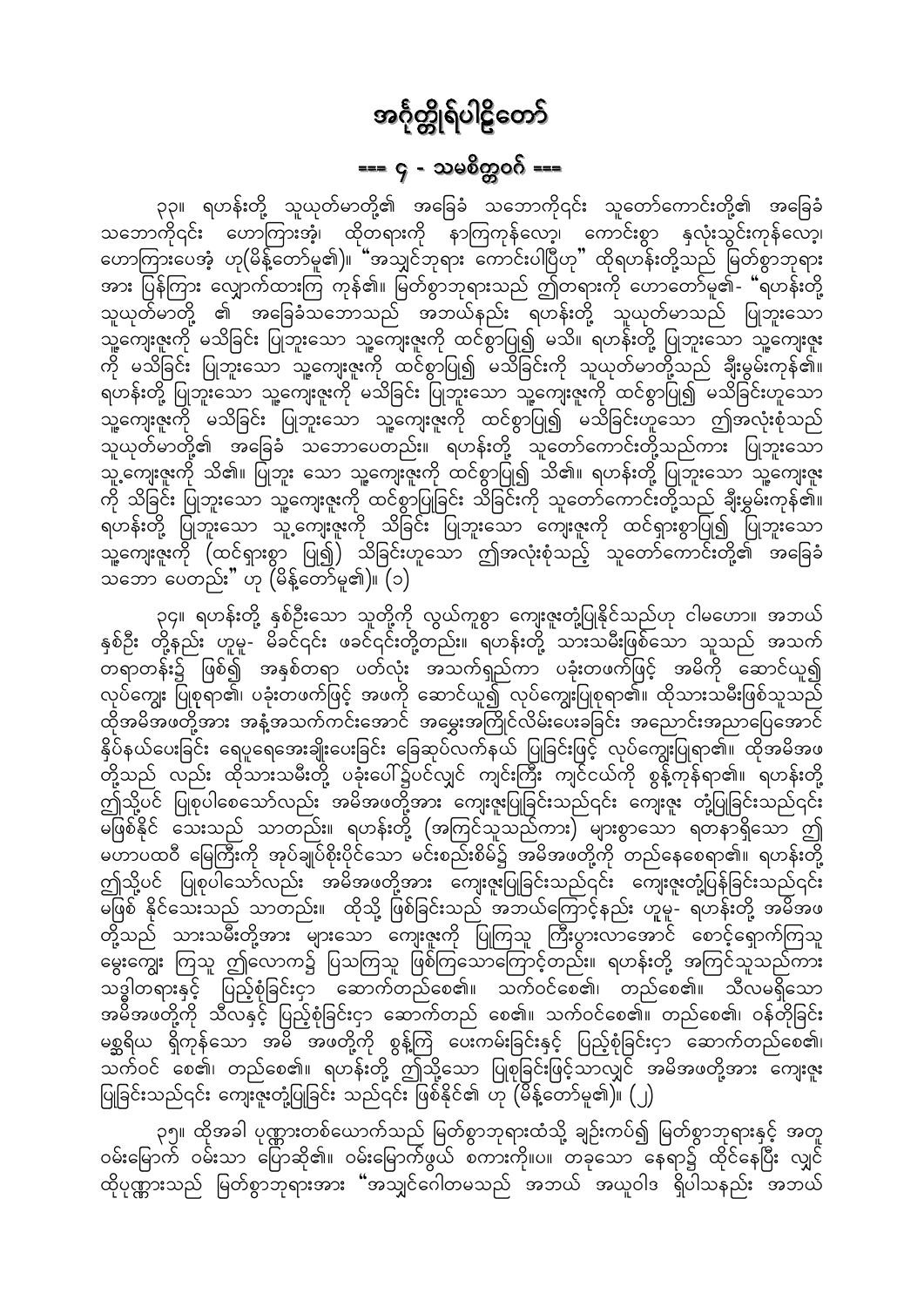# အင်္ဂုတ္တိုရ်ပါဠိတော်

## === ၄ - သမစိတ္တဝဂ် ===

၃၃။ ရဟန်းတို့ သူယုတ်မာတို့၏ အခြေခံ သဘောကိုင်း သူတော်ကောင်းတို့၏ အခြေခံ သဘောကိုင်း ဟောကြားအံ့၊ ထိုတရားကို နာကြကုန်လော့၊ ကောင်းစွာ နှလုံးသွင်းကုန်လော့၊ ဟောကြားပေအံ့ ဟု(မိန့်တော်မူ၏)။ "အသျှင်ဘုရား ကောင်းပါပြီဟု" ထိုရဟန်းတို့သည် မြတ်စွာဘုရားအား ပြန်ကြား လျှောက်ထားကြ ကုန်၏။ မြတ်စွာဘုရားသည် ဤတရားကို ဟောတော်မူ၏- "ရဟန်းတို့ သူယုတ်မာတို့ ၏ အခြေခံသဘောသည် အဘယ်နည်း ရဟန်းတို့ သူယုတ်မာသည် ပြုဘူးသော သူ့ကျေးဇူးကို မသိခြင်း ပြုဘူးသော သူ့ကျေးဇူးကို ထင်စွာပြု၍ မသိ။ ရဟန်းတို့ ပြုဘူးသော သူ့ကျေးဇူးကို မသိခြင်း ပြုဘူးသော သူ့ကျေးဇူးကို ထင်စွာပြု၍ မသိခြင်းကို သူယုတ်မာတို့သည် ချီးမွမ်းကုန်၏။ ရဟန်းတို့ ပြုဘူးသော သူ့ကျေးဇူးကို မသိခြင်း ပြုဘူးသော သူ့ကျေးဇူးကို ထင်စွာပြု၍ မသိခြင်းဟူသော သူ့ကျေးဇူးကို မသိခြင်း ပြုဘူးသော သူ့ကျေးဇူးကို ထင်စွာပြု၍ မသိခြင်းဟူသော ဤအလုံးစုံသည် သူယုတ်မာတို့၏ အခြေခံ သဘောပေတည်း။ ရဟန်းတို့ သူတော်ကောင်းတို့သည်ကား ပြုဘူးသော သူ့ကျေးဇူးကို သိ၏။ ပြုဘူး သော သူ့ကျေးဇူးကို ထင်စွာပြု၍ သိ၏။ ရဟန်းတို့ ပြုဘူးသော သူ့ကျေးဇူးကို သိခြင်း ပြုဘူးသော သူ့ကျေးဇူးကို ထင်စွာပြုခြင်း သိခြင်းကို သူတော်ကောင်းတို့သည် ချီးမွမ်းကုန်၏။ ရဟန်းတို့ ပြုဘူးသော သူ့ကျေးဇူးကို သိခြင်း ပြုဘူးသော ကျေးဇူးကို ထင်ရှားစွာပြု၍ ပြုဘူးသော သူ့ကျေးဇူးကို (ထင်ရှားစွာ ပြု၍) သိခြင်းဟူသော ဤအလုံးစုံသည့် သူတော်ကောင်းတို့၏ အခြေခံ သဘော ပေတည်း" ဟု (မိန့်တော်မူ၏)။ (၁)

၃၄။ ရဟန်းတို့ နှစ်ဦးသော သူတို့ကို လွယ်ကူစွာ ကျေးဇူးတုံ့ပြုနိုင်သည်ဟု ငါမဟော။ အဘယ် နှစ်ဦး တို့နည်း ဟူမူ- မိခင်ရင်း ဖခင်ရင်းတို့တည်း။ ရဟန်းတို့ သားသမီးဖြစ်သော သူသည် အသက် တရာတန်း၌ ဖြစ်၍ အနှစ်တရာ ပတ်လုံး အသက်ရှည်ကာ ပခုံးတဖက်ဖြင့် အမိကို ဆောင်ယူ၍ လုပ်ကျွေး ပြုစုရာ၏၊ ပခုံးတဖက်ဖြင့် အဖကို ဆောင်ယူ၍ လုပ်ကျွေးပြုစုရာ၏။ ထိုသားသမီးဖြစ်သူသည် ထိုအမိအဖတို့အား အနံ့အသက်ကင်းအောင် အမွှေးအကြိုင်လိမ်းပေးခြင်း အညောင်းအညာပြေအောင် နှိပ်နယ်ပေးခြင်း ရေပူရေအေးချိုးပေးခြင်း ခြေဆုပ်လက်နယ် ပြုခြင်းဖြင့် လုပ်ကျွေးပြုရာ၏။ ထိုအမိအဖ တို့သည် လည်း ထိုသားသမီးတို့ ပခုံးပေါ်၌ပင်လျှင် ကျင်ကြီး ကျင်ငယ်ကို စွန့်ကုန်ရာ၏။ ရဟန်းတို့ ဤသို့ပင် ပြုစုပါစေသော်လည်း အမိအဖတို့အား ကျေးဇူးပြုခြင်းသည်ရင်း ကျေးဇူး တုံ့ပြုခြင်းသည်ရင်း မဖြစ်နိုင် သေးသည် သာတည်း။ ရဟန်းတို့ (အကြင်သူသည်ကား) များစွာသော ရတနာရှိသော ဤ မဟာပထဝီ မြေကြီးကို အုပ်ချုပ်စိုးပိုင်သော မင်းစည်းစိမ်၌ အမိအဖတို့ကို တည်နေစေရာ၏။ ရဟန်းတို့ ဤသို့ပင် ပြုစုပါသော်လည်း အမိအဖတို့အား ကျေးဇူးပြုခြင်းသည်ရင်း ကျေးဇူးတုံ့ပြန်ခြင်းသည်ရင်း မဖြစ် နိုင်သေးသည် သာတည်း။ ထိုသို့ ဖြစ်ခြင်းသည် အဘယ်ကြောင့်နည်း ဟူမူ- ရဟန်းတို့ အမိအဖ တို့သည် သားသမီးတို့အား များသော ကျေးဇူးကို ပြုကြသူ ကြီးပွားလာအောင် စောင့်ရှောက်ကြသူ မွေးကျွေး ကြသူ ဤလောကဥ္စ ပြသကြသူ ဖြစ်ကြသောကြောင့်တည်း။ ရဟန်းတို့ အကြင်သူသည်ကား သဒ္ဓါတရားနှင့် ပြည့်စုံခြင်း၌ ဆောက်တည်စေ၏။ သက်ဝင်စေ၏၊ တည်စေ၏။ သီလမရှိသော အမိအဖတို့ကို သီလနှင့် ပြည့်စုံခြင်း၌ ဆောက်တည် စေ၏။ သက်ဝင်စေ၏။ တည်စေ၏၊ ဝန်တိုခြင်း မစ္ဆရိယ ရှိကုန်သော အမိ အဖတို့ကို စွန့်ကြဲ ပေးကမ်းခြင်းနှင့် ပြည့်စုံခြင်း၌ ဆောက်တည်စေ၏၊ သက်ဝင် စေ၏၊ တည်စေ၏။ ရဟန်းတို့ ဤသို့သော ပြုစုခြင်းဖြင့်သာလျှင် အမိအဖတို့အား ကျေးဇူး ပြုခြင်းသည်ရင်း ကျေးဇူးတုံ့ပြုခြင်း သည်ရင်း ဖြစ်နိုင်၏ ဟု (မိန့်တော်မူ၏)။ (၂)

၃၅။ ထိုအခါ ပုဏ္ဏားတစ်ယောက်သည် မြတ်စွာဘုရားထံသို့ ချဉ်းကပ်၍ မြတ်စွာဘုရားနှင့် အတူ ဝမ်းမြောက် ဝမ်းသာ ပြောဆို၏။ ဝမ်းမြောက်ဖွယ် စကားကို။ပ။ တခုသော နေရာ၌ ထိုင်နေပြီး လျှင် ထိုပုဏ္ဏားသည် မြတ်စွာဘုရားအား "အသျှင်ဂေါတမသည် အဘယ် အယူဝါဒ ရှိပါသနည်း အဘယ်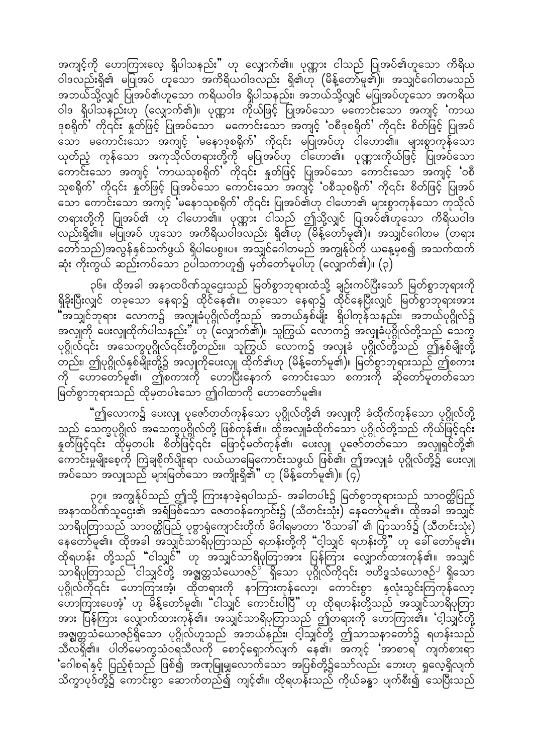အကျင့်ကို ဟောကြားလေ့ ရှိပါသနည်း" ဟု လျှောက်၏။ ပုဏ္ဏား ငါသည် ပြုအပ်၏ဟူသော ကိရိယဝါဒလည်းရှိ၏ မပြုအပ် ဟူသော အကိရိယဝါဒလည်း ရှိ၏ဟု (မိန့်တော်မူ၏)။ အသျှင်ဂေါတမသည် အဘယ်သို့လျှင် ပြုအပ်၏ဟူသော ကရိယဝါဒ ရှိပါသနည်း၊ အဘယ်သို့လျှင် မပြုအပ်ဟူသော အကရိယဝါဒ ရှိပါသနည်းဟု (လျှောက်၏)။ ပုဏ္ဏား ကိုယ်ဖြင့် ပြုအပ်သော မကောင်းသော အကျင့် 'ကာယဒုစရိုက်' ကိုငင်း နှုတ်ဖြင့် ပြုအပ်သော မကောင်းသော အကျင့် 'ဝစီဒုစရိုက်' ကိုငင်း စိတ်ဖြင့် ပြုအပ်သော မကောင်းသော အကျင့် 'မနောဒုစရိုက်' ကိုငင်း မပြုအပ်ဟု ငါဟော၏။ များစွာကုန်သော ယုတ်ညံ့ ကုန်သော အကုသိုလ်တရားတို့ကို မပြုအပ်ဟု ငါဟော၏။ ပုဏ္ဏားကိုယ်ဖြင့် ပြုအပ်သော ကောင်းသော အကျင့် 'ကာယသုစရိုက်' ကိုငင်း နှုတ်ဖြင့် ပြုအပ်သော ကောင်းသော အကျင့် 'ဝစီသုစရိုက်' ကိုငင်း နှုတ်ဖြင့် ပြုအပ်သော ကောင်းသော အကျင့် 'ဝစီသုစရိုက်' ကိုငင်း စိတ်ဖြင့် ပြုအပ်သော ကောင်းသော အကျင့် 'မနောသုစရိုက်' ကိုငင်း ပြုအပ်၏ဟု ငါဟော၏ များစွာကုန်သော ကုသိုလ်တရားတို့ကို ပြုအပ်၏ ဟု ငါဟော၏။ ပုဏ္ဏား ငါသည် ဤသို့လျှင် ပြုအပ်၏ဟူသော ကိရိယဝါဒလည်းရှိ၏။ မပြုအပ် ဟူသော အကိရိယဝါဒလည်း ရှိ၏ဟု (မိန့်တော်မူ၏)။ အသျှင်ဂေါတမ (တရားတော်သည်)အလွန်နှစ်သက်ဖွယ် ရှိပါပေစွ။ပ။ အသျှင်ဂေါတမသည် အကျွန်ုပ်ကို ယနေ့မှစ၍ အသက်ထက်ဆုံး ကိုးကွယ် ဆည်းကပ်သော ဥပါသကာဟူ၍ မှတ်တော်မူပါဟု (လျှောက်၏)။ (၃)

၃၆။ ထိုအခါ အနာထပိဏ်သူဌေးသည် မြတ်စွာဘုရားထံသို့ ချဉ်းကပ်ပြီးသော် မြတ်စွာဘုရားကို ရှိခိုးပြီးလျှင် တခုသော နေရာ၌ ထိုင်နေ၏။ တခုသော နေရာ၌ ထိုင်နေပြီးလျှင် မြတ်စွာဘုရားအား "အသျှင်ဘုရား လောက၌ အလှူခံပုဂ္ဂိုလ်တို့သည် အဘယ်နှစ်မျိုး ရှိပါကုန်သနည်း၊ အဘယ်ပုဂ္ဂိုလ်၌ အလှူကို ပေးလှူထိုက်ပါသနည်း" ဟု (လျှောက်၏)။ သူကြွယ် လောက၌ အလှူခံပုဂ္ဂိုလ်တို့သည် သေက္ခပုဂ္ဂိုလ်ငင်း အသေက္ခပုဂ္ဂိုလ်ငင်းတို့တည်း။ သူကြွယ် လောက၌ အလှူခံ ပုဂ္ဂိုလ်တို့သည် ဤနှစ်မျိုးတို့တည်း၊ ဤပုဂ္ဂိုလ်နှစ်မျိုးတို့၌ အလှူကိုပေးလှူ ထိုက်၏ဟု (မိန့်တော်မူ၏)။ မြတ်စွာဘုရားသည် ဤစကားကို ဟောတော်မူ၏၊ ဤစကားကို ဟောပြီးနောက် ကောင်းသော စကားကို ဆိုတော်မူတတ်သော မြတ်စွာဘုရားသည် ထိုမှတပါးသော ဤဂါထာကို ဟောတော်မူ၏။

"ဤလောက၌ ပေးလှူ ပူဇော်တတ်ကုန်သော ပုဂ္ဂိုလ်တို့၏ အလှူကို ခံထိုက်ကုန်သော ပုဂ္ဂိုလ်တို့သည် သေက္ခပုဂ္ဂိုလ် အသေက္ခပုဂ္ဂိုလ်တို့ ဖြစ်ကုန်၏။ ထိုအလှူခံထိုက်သော ပုဂ္ဂိုလ်တို့သည် ကိုယ်ဖြင့်ငင်း နှုတ်ဖြင့်ငင်း ထိုမှတပါး စိတ်ဖြင့်ငင်း ဖြောင့်မတ်ကုန်၏၊ ပေးလှူ ပူဇော်တတ်သော အလှူရှင်တို့၏ ကောင်းမှုမျိုးစေ့ကို ကြဲချစိုက်ပျိုးရာ လယ်ယာမြေကောင်းသဖွယ် ဖြစ်၏၊ ဤအလှူခံ ပုဂ္ဂိုလ်တို့၌ ပေးလှူအပ်သော အလှူသည် များမြတ်သော အကျိုးရှိ၏" ဟု (မိန့်တော်မူ၏)။ (၄)

၃၇။ အကျွန်ုပ်သည် ဤသို့ ကြားနာခဲ့ရပါသည်- အခါတပါး၌ မြတ်စွာဘုရားသည် သာဝတ္ထိပြည် အနာထပိဏ်သူဌေး၏ အရံဖြစ်သော ဇေတဝန်ကျောင်း၌ (သီတင်းသုံး) နေတော်မူ၏။ ထိုအခါ အသျှင်သာရိပုတြာသည် သာဝတ္ထိပြည် ပုဗ္ဗာရုံကျောင်းတိုက် မိဂါရမာတာ 'ဝိသာခါ' ၏ ပြာသာဒ်၌ (သီတင်းသုံး) နေတော်မူ၏။ ထိုအခါ အသျှင်သာရိပုတြာသည် ရဟန်းတို့ကို "ငါ့သျှင် ရဟန်းတို့" ဟု ခေါ်တော်မူ၏။ ထိုရဟန်း တို့သည် "ငါ့သျှင်" ဟု အသျှင်သာရိပုတြာအား ပြန်ကြား လျှောက်ထားကုန်၏။ အသျှင်သာရိပုတြာသည် 'ငါ့သျှင်တို့ အဇ္ဈတ္တသံယောဇဉ်[၁] ရှိသော ပုဂ္ဂိုလ်ကိုငင်း ဗဟိဒ္ဓသံယောဇဉ်[၂] ရှိသော ပုဂ္ဂိုလ်ကိုငင်း ဟောကြားအံ့၊ ထိုတရားကို နာကြားကုန်လော့၊ ကောင်းစွာ နှလုံးသွင်းကြကုန်လော့ ဟောကြားပေအံ့' ဟု မိန့်တော်မူ၏၊ "ငါ့သျှင် ကောင်းပါပြီ" ဟု ထိုရဟန်းတို့သည် အသျှင်သာရိပုတြာအား ပြန်ကြား လျှောက်ထားကုန်၏။ အသျှင်သာရိပုတြာသည် ဤတရားကို ဟောကြား၏။ 'ငါ့သျှင်တို့ အဇ္ဈတ္တသံယောဇဉ်ရှိသော ပုဂ္ဂိုလ်ဟူသည် အဘယ်နည်း၊ ငါ့သျှင်တို့ ဤသာသနာတော်၌ ရဟန်းသည် သီလရှိ၏။ ပါတိမောက္ခသံဝရသီလကို စောင့်ရှောက်လျက် နေ၏၊ အကျင့် 'အာစာရ' ကျက်စားရာ 'ဂေါစရ'နှင့် ပြည့်စုံသည် ဖြစ်၍ အဏုမြူမျှလောက်သော အပြစ်တို့၌သော်လည်း ဘေးဟု ရှုလေ့ရှိလျက် သိက္ခာပုဒ်တို့၌ ကောင်းစွာ ဆောက်တည်၍ ကျင့်၏။ ထိုရဟန်းသည် ကိုယ်ခန္ဓာ ပျက်စီး၍ သေပြီးသည်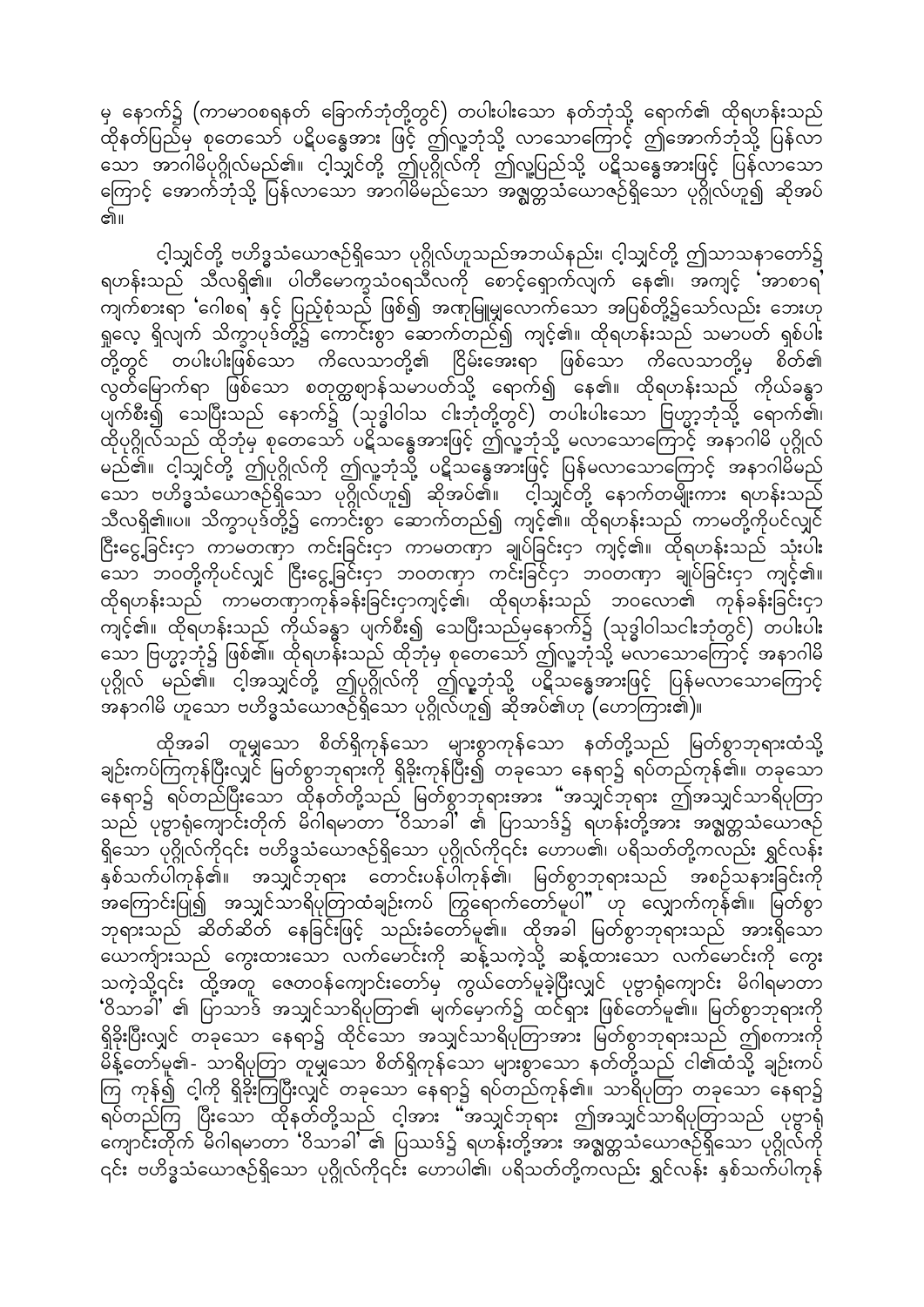မှ နောက်၌ (ကာမာဝစရနတ် ခြောက်ဘုံတို့တွင်) တပါးပါးသော နတ်ဘုံသို့ ရောက်၏ ထိုရဟန်းသည် ထိုနတ်ပြည်မှ စုတေသော် ပဋိပန္နေအား ဖြင့် ဤလူ့ဘုံသို့ လာသောကြောင့် ဤအောက်ဘုံသို့ ပြန်လာသော အာဂါမိပုဂ္ဂိုလ်မည်၏။ ငါ့သျှင်တို့ ဤပုဂ္ဂိုလ်ကို ဤလူ့ပြည်သို့ ပဋိသန္ဓေအားဖြင့် ပြန်လာသောကြောင့် အောက်ဘုံသို့ ပြန်လာသော အာဂါမိမည်သော အဇ္ဈတ္တသံယောဇဉ်ရှိသော ပုဂ္ဂိုလ်ဟူ၍ ဆိုအပ်၏။

ငါ့သျှင်တို့ ဗဟိဒ္ဓသံယောဇဉ်ရှိသော ပုဂ္ဂိုလ်ဟူသည်အဘယ်နည်း၊ ငါ့သျှင်တို့ ဤသာသနာတော်၌ ရဟန်းသည် သီလရှိ၏။ ပါတိမောက္ခသံဝရသီလကို စောင့်ရှောက်လျက် နေ၏၊ အကျင့် 'အာစာရ' ကျက်စားရာ 'ဂေါစရ' နှင့် ပြည့်စုံသည် ဖြစ်၍ အဏုမြူမျှလောက်သော အပြစ်တို့၌သော်လည်း ဘေးဟု ရှုလေ့ ရှိလျက် သိက္ခာပုဒ်တို့၌ ကောင်းစွာ ဆောက်တည်၍ ကျင့်၏။ ထိုရဟန်းသည် သမာပတ် ရှစ်ပါး တို့တွင် တပါးပါးဖြစ်သော ကိလေသာတို့၏ ငြိမ်းအေးရာ ဖြစ်သော ကိလေသာတို့မှ စိတ်၏ လွတ်မြောက်ရာ ဖြစ်သော စတုတ္ထစျာန်သမာပတ်သို့ ရောက်၍ နေ၏။ ထိုရဟန်းသည် ကိုယ်ခန္ဓာ ပျက်စီး၍ သေပြီးသည် နောက်၌ (သုဒ္ဓါဝါသ ငါးဘုံတို့တွင်) တပါးပါးသော ဗြဟ္မာ့ဘုံသို့ ရောက်၏၊ ထိုပုဂ္ဂိုလ်သည် ထိုဘုံမှ စုတေသော် ပဋိသန္ဓေအားဖြင့် ဤလူ့ဘုံသို့ မလာသောကြောင့် အနာဂါမိ ပုဂ္ဂိုလ် မည်၏။ ငါ့သျှင်တို့ ဤပုဂ္ဂိုလ်ကို ဤလူ့ဘုံသို့ ပဋိသန္ဓေအားဖြင့် ပြန်မလာသောကြောင့် အနာဂါမိမည်သော ဗဟိဒ္ဓသံယောဇဉ်ရှိသော ပုဂ္ဂိုလ်ဟူ၍ ဆိုအပ်၏။ ငါ့သျှင်တို့ နောက်တမျိုးကား ရဟန်းသည် သီလရှိ၏။ပ။ သိက္ခာပုဒ်တို့၌ ကောင်းစွာ ဆောက်တည်၍ ကျင့်၏။ ထိုရဟန်းသည် ကာမတို့ကိုပင်လျှင် ငြီးငွေ့ခြင်းငှာ ကာမတဏှာ ကင်းခြင်းငှာ ကာမတဏှာ ချုပ်ခြင်းငှာ ကျင့်၏။ ထိုရဟန်းသည် သုံးပါး သော ဘဝတို့ကိုပင်လျှင် ငြီးငွေ့ခြင်းငှာ ဘဝတဏှာ ကင်းခြင်းငှာ ဘဝတဏှာ ချုပ်ခြင်းငှာ ကျင့်၏။ ထိုရဟန်းသည် ကာမတဏှာကုန်ခန်းခြင်းငှာကျင့်၏၊ ထိုရဟန်းသည် ဘဝလောဘ၏ ကုန်ခန်းခြင်းငှာ ကျင့်၏။ ထိုရဟန်းသည် ကိုယ်ခန္ဓာ ပျက်စီး၍ သေပြီးသည်မှနောက်၌ (သုဒ္ဓါဝါသငါးဘုံတွင်) တပါးပါး သော ဗြဟ္မာ့ဘုံ၌ ဖြစ်၏။ ထိုရဟန်းသည် ထိုဘုံမှ စုတေသော် ဤလူ့ဘုံသို့ မလာသောကြောင့် အနာဂါမိ ပုဂ္ဂိုလ် မည်၏။ ငါ့အသျှင်တို့ ဤပုဂ္ဂိုလ်ကို ဤလူ့ဘုံသို့ ပဋိသန္ဓေအားဖြင့် ပြန်မလာသောကြောင့် အနာဂါမိ ဟူသော ဗဟိဒ္ဓသံယောဇဉ်ရှိသော ပုဂ္ဂိုလ်ဟူ၍ ဆိုအပ်၏ဟု (ဟောကြား၏)။

ထိုအခါ တူမျှသော စိတ်ရှိကုန်သော များစွာကုန်သော နတ်တို့သည် မြတ်စွာဘုရားထံသို့ ချဉ်းကပ်ကြကုန်ပြီးလျှင် မြတ်စွာဘုရားကို ရှိခိုးကုန်ပြီး၍ တခုသော နေရာ၌ ရပ်တည်ကုန်၏။ တခုသော နေရာ၌ ရပ်တည်ပြီးသော ထိုနတ်တို့သည် မြတ်စွာဘုရားအား "အသျှင်ဘုရား ဤအသျှင်သာရိပုတြာ သည် ပုဗ္ဗာရုံကျောင်းတိုက် မိဂါရမာတာ 'ဝိသာခါ' ၏ ပြာသာဒ်၌ ရဟန်းတို့အား အဇ္ဈတ္တသံယောဇဉ် ရှိသော ပုဂ္ဂိုလ်ကိုငြင်း ဗဟိဒ္ဓသံယောဇဉ်ရှိသော ပုဂ္ဂိုလ်ကိုငြင်း ဟောပ၏၊ ပရိသတ်တို့ကလည်း ရွှင်လန်း နှစ်သက်ပါကုန်၏။ အသျှင်ဘုရား တောင်းပန်ပါကုန်၏၊ မြတ်စွာဘုရားသည် အစဉ်သနားခြင်းကို အကြောင်းပြု၍ အသျှင်သာရိပုတြာထံချဉ်းကပ် ကြွရောက်တော်မူပါ" ဟု လျှောက်ကုန်၏။ မြတ်စွာ ဘုရားသည် ဆိတ်ဆိတ် နေခြင်းဖြင့် သည်းခံတော်မူ၏။ ထိုအခါ မြတ်စွာဘုရားသည် အားရှိသော ယောကျ်ားသည် ကွေးထားသော လက်မောင်းကို ဆန့်သကဲ့သို့ ဆန့်ထားသော လက်မောင်းကို ကွေး သကဲ့သို့ငြင်း ထို့အတူ ဇေတဝန်ကျောင်းတော်မှ ကွယ်တော်မူခဲ့ပြီးလျှင် ပုဗ္ဗာရုံကျောင်း မိဂါရမာတာ 'ဝိသာခါ' ၏ ပြာသာဒ် အသျှင်သာရိပုတြာ၏ မျက်မှောက်၌ ထင်ရှား ဖြစ်တော်မူ၏။ မြတ်စွာဘုရားကို ရှိခိုးပြီးလျှင် တခုသော နေရာ၌ ထိုင်သော အသျှင်သာရိပုတြာအား မြတ်စွာဘုရားသည် ဤစကားကို မိန့်တော်မူ၏- သာရိပုတြာ တူမျှသော စိတ်ရှိကုန်သော များစွာသော နတ်တို့သည် ငါ၏ထံသို့ ချဉ်းကပ် ကြ ကုန်၍ ငါ့ကို ရှိခိုးကြပြီးလျှင် တခုသော နေရာ၌ ရပ်တည်ကုန်၏။ သာရိပုတြာ တခုသော နေရာ၌ ရပ်တည်ကြ ပြီးသော ထိုနတ်တို့သည် ငါ့အား "အသျှင်ဘုရား ဤအသျှင်သာရိပုတြာသည် ပုဗ္ဗာရုံ ကျောင်းတိုက် မိဂါရမာတာ 'ဝိသာခါ' ၏ ပြာသာဒ်၌ ရဟန်းတို့အား အဇ္ဈတ္တသံယောဇဉ်ရှိသော ပုဂ္ဂိုလ်ကို ငြင်း ဗဟိဒ္ဓသံယောဇဉ်ရှိသော ပုဂ္ဂိုလ်ကိုငြင်း ဟောပါ၏၊ ပရိသတ်တို့ကလည်း ရွှင်လန်း နှစ်သက်ပါကုန်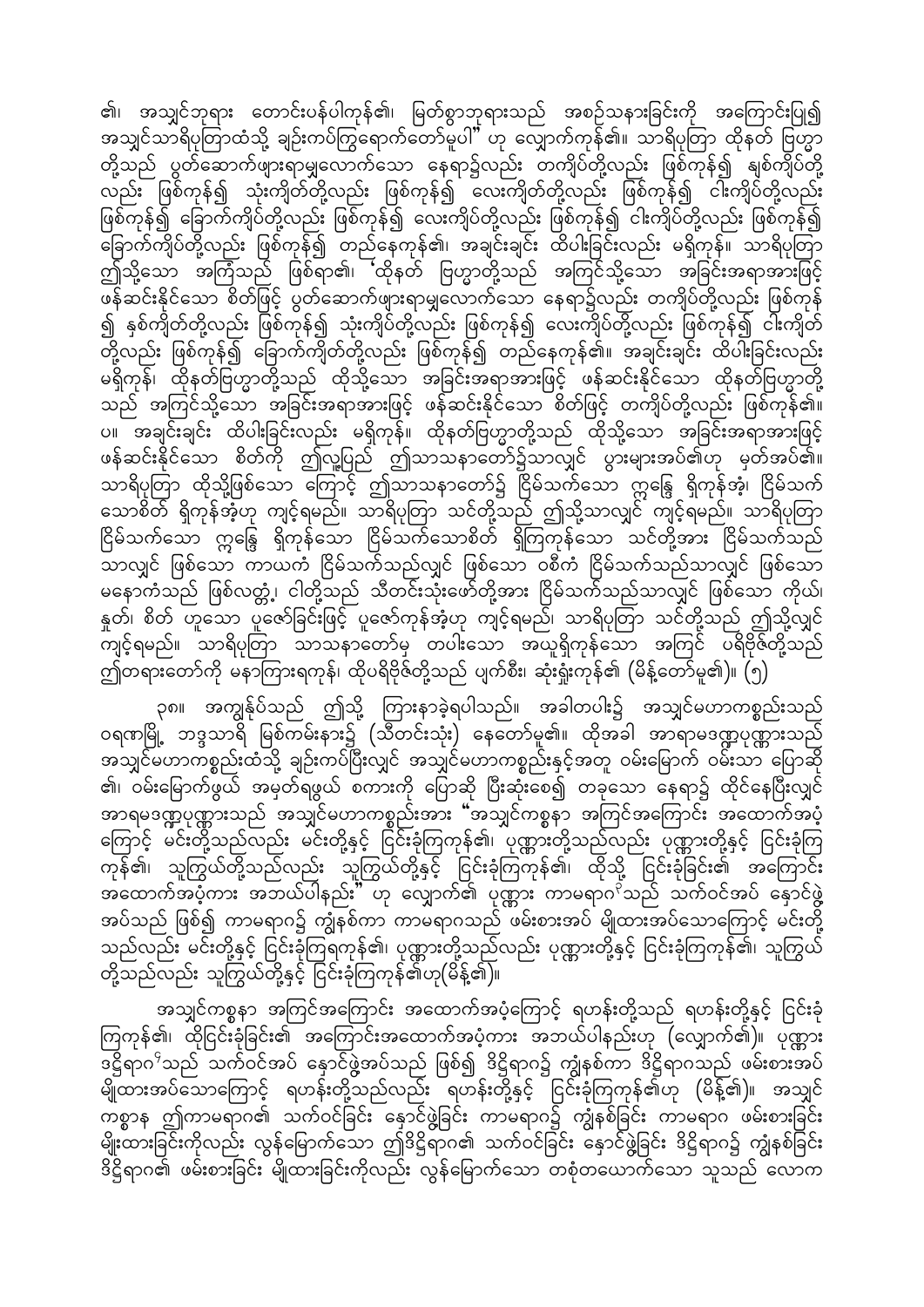၏၊ အသျှင်ဘုရား တောင်းပန်ပါကုန်၏၊ မြတ်စွာဘုရားသည် အစဉ်သနားခြင်းကို အကြောင်းပြု၍ အသျှင်သာရိပုတြာထံသို့ ချဉ်းကပ်ကြရောက်တော်မူပါ" ဟု လျှောက်ကုန်၏။ သာရိပုတြာ ထိုနတ် ပြဟ္မာတို့သည် ပွတ်ဆောက်ဖျားရာမျှလောက်သော နေရာ၌လည်း တကျိပ်တို့လည်း ဖြစ်ကုန်၍ နှစ်ကျိပ်တို့လည်း ဖြစ်ကုန်၍ သုံးကျိတ်တို့လည်း ဖြစ်ကုန်၍ လေးကျိတ်တို့လည်း ဖြစ်ကုန်၍ ငါးကျိပ်တို့လည်း ဖြစ်ကုန်၍ ခြောက်ကျိပ်တို့လည်း ဖြစ်ကုန်၍ လေးကျိပ်တို့လည်း ဖြစ်ကုန်၍ ငါးကျိပ်တို့လည်း ဖြစ်ကုန်၍ ခြောက်ကျိပ်တို့လည်း ဖြစ်ကုန်၍ တည်နေကုန်၏၊ အချင်းချင်း ထိပါးခြင်းလည်း မရှိကုန်။ သာရိပုတြာ ဤသို့သော အကြံသည် ဖြစ်ရာ၏၊ 'ထိုနတ် ပြဟ္မာတို့သည် အကြင်သို့သော အခြင်းအရာအားဖြင့် ဖန်ဆင်းနိုင်သော စိတ်ဖြင့် ပွတ်ဆောက်ဖျားရာမျှလောက်သော နေရာ၌လည်း တကျိပ်တို့လည်း ဖြစ်ကုန်၍ နှစ်ကျိတ်တို့လည်း ဖြစ်ကုန်၍ သုံးကျိပ်တို့လည်း ဖြစ်ကုန်၍ လေးကျိပ်တို့လည်း ဖြစ်ကုန်၍ ငါးကျိတ်တို့လည်း ဖြစ်ကုန်၍ ခြောက်ကျိတ်တို့လည်း ဖြစ်ကုန်၍ တည်နေကုန်၏။ အချင်းချင်း ထိပါးခြင်းလည်း မရှိကုန်၊ ထိုနတ်ပြဟ္မာတို့သည် ထိုသို့သော အခြင်းအရာအားဖြင့် ဖန်ဆင်းနိုင်သော ထိုနတ်ပြဟ္မာတို့သည် အကြင်သို့သော အခြင်းအရာအားဖြင့် ဖန်ဆင်းနိုင်သော စိတ်ဖြင့် တကျိပ်တို့လည်း ဖြစ်ကုန်၏။ ပ။ အချင်းချင်း ထိပါးခြင်းလည်း မရှိကုန်။ ထိုနတ်ပြဟ္မာတို့သည် ထိုသို့သော အခြင်းအရာအားဖြင့် ဖန်ဆင်းနိုင်သော စိတ်ကို ဤလူ့ပြည် ဤသာသနာတော်၌သာလျှင် ပွားများအပ်၏ဟု မှတ်အပ်၏။ သာရိပုတြာ ထိုသို့ဖြစ်သော ကြောင့် ဤသာသနာတော်၌ ငြိမ်သက်သော ဣန္ဒြေ ရှိကုန်အံ့၊ ငြိမ်သက်သောစိတ် ရှိကုန်အံ့ဟု ကျင့်ရမည်။ သာရိပုတြာ သင်တို့သည် ဤသို့သာလျှင် ကျင့်ရမည်။ သာရိပုတြာ ငြိမ်သက်သော ဣန္ဒြေ ရှိကုန်သော ငြိမ်သက်သောစိတ် ရှိကြကုန်သော သင်တို့အား ငြိမ်သက်သည်သာလျှင် ဖြစ်သော ကာယကံ ငြိမ်သက်သည်လျှင် ဖြစ်သော ဝစီကံ ငြိမ်သက်သည်သာလျှင် ဖြစ်သော မနောကံသည် ဖြစ်လတ္တံ့၊ ငါတို့သည် သီတင်းသုံးဖော်တို့အား ငြိမ်သက်သည်သာလျှင် ဖြစ်သော ကိုယ်၊ နှုတ်၊ စိတ် ဟူသော ပူဇော်ခြင်းဖြင့် ပူဇော်ကုန်အံ့ဟု ကျင့်ရမည်။ သာရိပုတြာ သင်တို့သည် ဤသို့လျှင် ကျင့်ရမည်။ သာရိပုတြာ သာသနာတော်မှ တပါးသော အယူရှိကုန်သော အကြင် ပရိဗိုဇ်တို့သည် ဤတရားတော်ကို မနာကြားရကုန်၊ ထိုပရိဗိုဇ်တို့သည် ပျက်စီး၊ ဆုံးရှုံးကုန်၏ (မိန့်တော်မူ၏)။ (၅)

၃၈။ အကျွန်ုပ်သည် ဤသို့ ကြားနာခဲ့ရပါသည်။ အခါတပါး၌ အသျှင်မဟာကစ္စည်းသည် ဝရဏမြို့ ဘဒ္ဒသာရိ မြစ်ကမ်းနား၌ (သီတင်းသုံး) နေတော်မူ၏။ ထိုအခါ အာရာမဒဏ္ဍပုဏ္ဏားသည် အသျှင်မဟာကစ္စည်းထံသို့ ချဉ်းကပ်ပြီးလျှင် အသျှင်မဟာကစ္စည်းနှင့်အတူ ဝမ်းမြောက် ဝမ်းသာ ပြောဆို၏၊ ဝမ်းမြောက်ဖွယ် အမှတ်ရဖွယ် စကားကို ပြောဆို ပြီးဆုံးစေ၍ တခုသော နေရာ၌ ထိုင်နေပြီးလျှင် အာရမဒဏ္ဍပုဏ္ဏားသည် အသျှင်မဟာကစ္စည်းအား "အသျှင်ကစ္စနာ အကြင်အကြောင်း အထောက်အပံ့ ကြောင့် မင်းတို့သည်လည်း မင်းတို့နှင့် ငြင်းခုံကြကုန်၏၊ ပုဏ္ဏားတို့သည်လည်း ပုဏ္ဏားတို့နှင့် ငြင်းခုံကြကုန်၏၊ သူကြွယ်တို့သည်လည်း သူကြွယ်တို့နှင့် ငြင်းခုံကြကုန်၏၊ ထိုသို့ ငြင်းခုံခြင်း၏ အကြောင်း အထောက်အပံ့ကား အဘယ်ပါနည်း" ဟု လျှောက်၏ ပုဏ္ဏား ကာမရာဂ[6]သည် သက်ဝင်အပ် နှောင်ဖွဲ့အပ်သည် ဖြစ်၍ ကာမရာဂ၌ ကျွံနစ်ကာ ကာမရာဂသည် ဖမ်းစားအပ် မျိုထားအပ်သောကြောင့် မင်းတို့သည်လည်း မင်းတို့နှင့် ငြင်းခုံကြကုန်၏၊ ပုဏ္ဏားတို့သည်လည်း ပုဏ္ဏားတို့နှင့် ငြင်းခုံကြကုန်၏၊ သူကြွယ်တို့သည်လည်း သူကြွယ်တို့နှင့် ငြင်းခုံကြကုန်၏ဟု(မိန့်၏)။

အသျှင်ကစ္စနာ အကြင်အကြောင်း အထောက်အပံ့ကြောင့် ရဟန်းတို့သည် ရဟန်းတို့နှင့် ငြင်းခုံကြကုန်၏၊ ထိုငြင်းခုံခြင်း၏ အကြောင်းအထောက်အပံ့ကား အဘယ်ပါနည်းဟု (လျှောက်၏)။ ပုဏ္ဏား ဒိဋ္ဌိရာဂ[7]သည် သက်ဝင်အပ် နှောင်ဖွဲ့အပ်သည် ဖြစ်၍ ဒိဋ္ဌိရာဂ၌ ကျွံနစ်ကာ ဒိဋ္ဌိရာဂသည် ဖမ်းစားအပ် မျိုထားအပ်သောကြောင့် ရဟန်းတို့သည်လည်း ရဟန်းတို့နှင့် ငြင်းခုံကြကုန်၏ဟု (မိန့်၏)။ အသျှင်ကစ္စာန ဤကာမရာဂ၏ သက်ဝင်ခြင်း နှောင်ဖွဲ့ခြင်း ကာမရာဂ၌ ကျွံနစ်ခြင်း ကာမရာဂ ဖမ်းစားခြင်း မျိုးထားခြင်းကိုလည်း လွန်မြောက်သော ဤဒိဋ္ဌိရာဂ၏ သက်ဝင်ခြင်း နှောင်ဖွဲ့ခြင်း ဒိဋ္ဌိရာဂ၌ ကျွံနစ်ခြင်း ဒိဋ္ဌိရာဂ၏ ဖမ်းစားခြင်း မျိုထားခြင်းကိုလည်း လွန်မြောက်သော တစုံတယောက်သော သူသည် လောက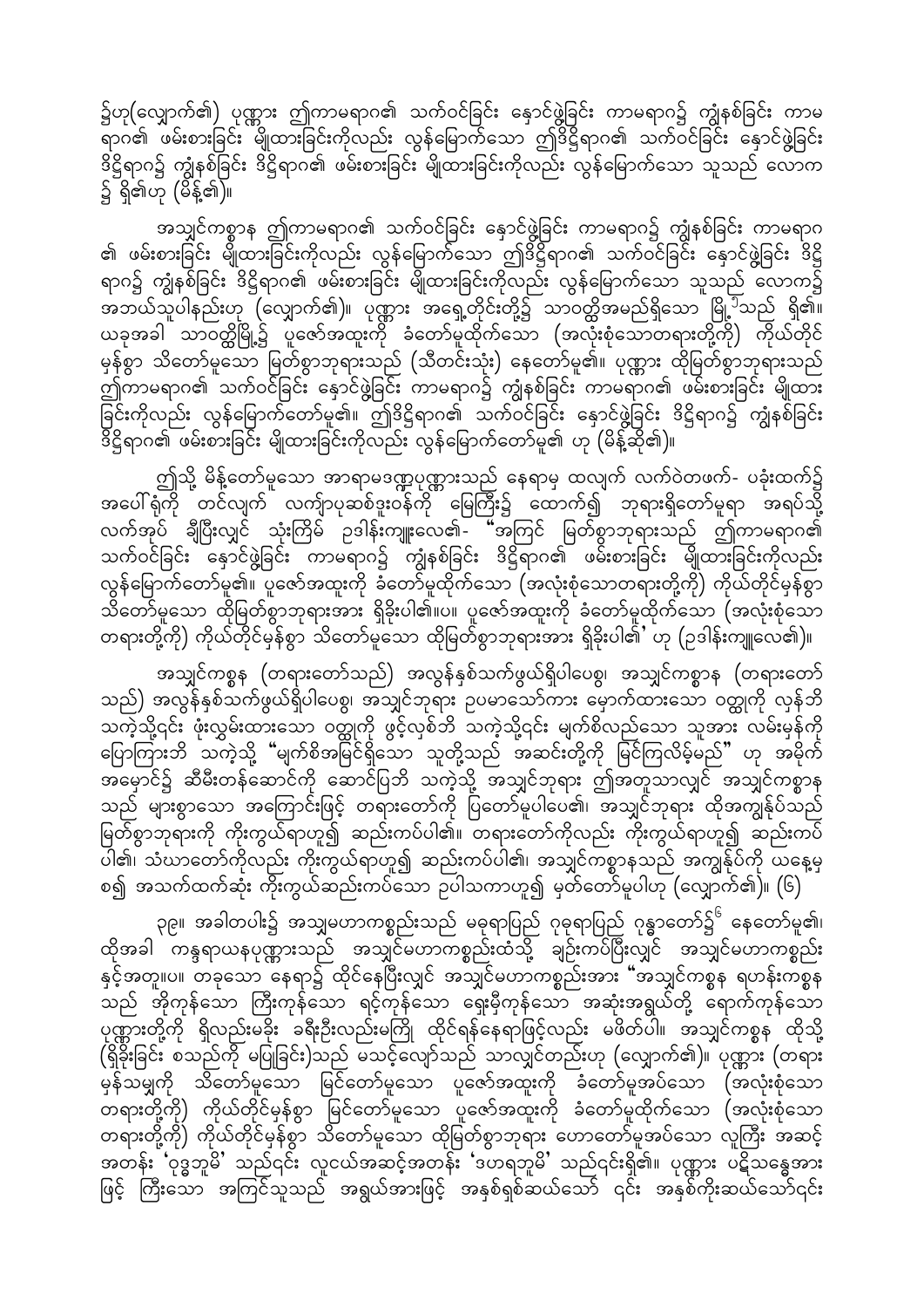၌ဟု(လျှောက်၏) ပုဏ္ဏား ဤကာမရာဂ၏ သက်ဝင်ခြင်း နှောင်ဖွဲ့ခြင်း ကာမရာဂ၌ ကျွံနစ်ခြင်း ကာမရာဂ၏ ဖမ်းစားခြင်း မျိုထားခြင်းကိုလည်း လွန်မြောက်သော ဤဒိဋ္ဌိရာဂ၏ သက်ဝင်ခြင်း နှောင်ဖွဲ့ခြင်း ဒိဋ္ဌိရာဂ၌ ကျွံနစ်ခြင်း ဒိဋ္ဌိရာဂ၏ ဖမ်းစားခြင်း မျိုထားခြင်းကိုလည်း လွန်မြောက်သော သူသည် လောက၌ ရှိ၏ဟု (မိန့်၏)။

အသျှင်ကစ္စာန ဤကာမရာဂ၏ သက်ဝင်ခြင်း နှောင်ဖွဲ့ခြင်း ကာမရာဂ၌ ကျွံနစ်ခြင်း ကာမရာဂ၏ ဖမ်းစားခြင်း မျိုထားခြင်းကိုလည်း လွန်မြောက်သော ဤဒိဋ္ဌိရာဂ၏ သက်ဝင်ခြင်း နှောင်ဖွဲ့ခြင်း ဒိဋ္ဌိရာဂ၌ ကျွံနစ်ခြင်း ဒိဋ္ဌိရာဂ၏ ဖမ်းစားခြင်း မျိုထားခြင်းကိုလည်း လွန်မြောက်သော သူသည် လောက၌ အဘယ်သူပါနည်းဟု (လျှောက်၏)။ ပုဏ္ဏား အရှေ့တိုင်းတို့၌ သာဝတ္ထိအမည်ရှိသော မြို့[၅]သည် ရှိ၏။ ယခုအခါ သာဝတ္ထိမြို့၌ ပူဇော်အထူးကို ခံတော်မူထိုက်သော (အလုံးစုံသောတရားတို့ကို) ကိုယ်တိုင်မှန်စွာ သိတော်မူသော မြတ်စွာဘုရားသည် (သီတင်းသုံး) နေတော်မူ၏။ ပုဏ္ဏား ထိုမြတ်စွာဘုရားသည် ဤကာမရာဂ၏ သက်ဝင်ခြင်း နှောင်ဖွဲ့ခြင်း ကာမရာဂ၌ ကျွံနစ်ခြင်း ကာမရာဂ၏ ဖမ်းစားခြင်း မျိုထားခြင်းကိုလည်း လွန်မြောက်တော်မူ၏။ ဤဒိဋ္ဌိရာဂ၏ သက်ဝင်ခြင်း နှောင်ဖွဲ့ခြင်း ဒိဋ္ဌိရာဂ၌ ကျွံနစ်ခြင်း ဒိဋ္ဌိရာဂ၏ ဖမ်းစားခြင်း မျိုထားခြင်းကိုလည်း လွန်မြောက်တော်မူ၏ ဟု (မိန့်ဆို၏)။

ဤသို့ မိန့်တော်မူသော အာရာမဒဏ္ဍပုဏ္ဏားသည် နေရာမှ ထလျက် လက်ဝဲတဖက်- ပခုံးထက်၌ အပေါ်ရုံကို တင်လျက် လကျ်ာပုဆစ်ဒူးဝန်ကို မြေကြီး၌ ထောက်၍ ဘုရားရှိတော်မူရာ အရပ်သို့ လက်အုပ် ချီပြီးလျှင် သုံးကြိမ် ဥဒါန်းကျူးလေ၏- "အကြင် မြတ်စွာဘုရားသည် ဤကာမရာဂ၏ သက်ဝင်ခြင်း နှောင်ဖွဲ့ခြင်း ကာမရာဂ၌ ကျွံနစ်ခြင်း ဒိဋ္ဌိရာဂ၏ ဖမ်းစားခြင်း မျိုထားခြင်းကိုလည်း လွန်မြောက်တော်မူ၏။ ပူဇော်အထူးကို ခံတော်မူထိုက်သော (အလုံးစုံသောတရားတို့ကို) ကိုယ်တိုင်မှန်စွာ သိတော်မူသော ထိုမြတ်စွာဘုရားအား ရှိခိုးပါ၏။ပ။ ပူဇော်အထူးကို ခံတော်မူထိုက်သော (အလုံးစုံသော တရားတို့ကို) ကိုယ်တိုင်မှန်စွာ သိတော်မူသော ထိုမြတ်စွာဘုရားအား ရှိခိုးပါ၏' ဟု (ဥဒါန်းကျူးလေ၏)။

အသျှင်ကစ္စာန (တရားတော်သည်) အလွန်နှစ်သက်ဖွယ်ရှိပါပေစွ၊ အသျှင်ကစ္စာန (တရားတော်သည်) အလွန်နှစ်သက်ဖွယ်ရှိပါပေစွ၊ အသျှင်ဘုရား ဥပမာသော်ကား မှောက်ထားသော ဝတ္ထုကို လှန်ဘိ သကဲ့သို့၄င်း ဖုံးလွှမ်းထားသော ဝတ္ထုကို ဖွင့်လှစ်ဘိ သကဲ့သို့၄င်း မျက်စိလည်သော သူအား လမ်းမှန်ကို ပြောကြားဘိ သကဲ့သို့ "မျက်စိအမြင်ရှိသော သူတို့သည် အဆင်းတို့ကို မြင်ကြလိမ့်မည်" ဟု အမိုက် အမှောင်၌ ဆီမီးတန်ဆောင်ကို ဆောင်ပြဘိ သကဲ့သို့ အသျှင်ဘုရား ဤအတူသာလျှင် အသျှင်ကစ္စာန သည် များစွာသော အကြောင်းဖြင့် တရားတော်ကို ပြတော်မူပါပေ၏၊ အသျှင်ဘုရား ထိုအကျွန်ုပ်သည် မြတ်စွာဘုရားကို ကိုးကွယ်ရာဟူ၍ ဆည်းကပ်ပါ၏။ တရားတော်ကိုလည်း ကိုးကွယ်ရာဟူ၍ ဆည်းကပ် ပါ၏၊ သံဃာတော်ကိုလည်း ကိုးကွယ်ရာဟူ၍ ဆည်းကပ်ပါ၏၊ အသျှင်ကစ္စာနသည် အကျွန်ုပ်ကို ယနေ့မှ စ၍ အသက်ထက်ဆုံး ကိုးကွယ်ဆည်းကပ်သော ဥပါသကာဟူ၍ မှတ်တော်မူပါဟု (လျှောက်၏)။ (၆)

၃၉။ အခါတပါး၌ အသျှင်မဟာကစ္စည်းသည် မဓုရာပြည် ဂုန္ဒာတော်၌[၆] နေတော်မူ၏၊ ထိုအခါ ကန္ဒရာယနပုဏ္ဏားသည် အသျှင်မဟာကစ္စည်းထံသို့ ချဉ်းကပ်ပြီးလျှင် အသျှင်မဟာကစ္စည်း နှင့်အတူ။ပ။ တခုသော နေရာ၌ ထိုင်နေပြီးလျှင် အသျှင်မဟာကစ္စည်းအား "အသျှင်ကစ္စန ရဟန်းကစ္စန သည် အိုကုန်သော ကြီးကုန်သော ရင့်ကုန်သော ရှေးမှီကုန်သော အဆုံးအရွယ်တို့ ရောက်ကုန်သော ပုဏ္ဏားတို့ကို ရှိလည်းမခိုး ခရီးဦးလည်းမကြို ထိုင်ရန်နေရာဖြင့်လည်း မဖိတ်ပါ။ အသျှင်ကစ္စန ထိုသို့ (ရှိခိုးခြင်း စသည်ကို မပြုခြင်း)သည် မသင့်လျော်သည် သာလျှင်တည်းဟု (လျှောက်၏)။ ပုဏ္ဏား (တရား မှန်သမျှကို သိတော်မူသော မြင်တော်မူသော ပူဇော်အထူးကို ခံတော်မူအပ်သော (အလုံးစုံသော တရားတို့ကို) ကိုယ်တိုင်မှန်စွာ မြင်တော်မူသော ပူဇော်အထူးကို ခံတော်မူထိုက်သော (အလုံးစုံသော တရားတို့ကို) ကိုယ်တိုင်မှန်စွာ သိတော်မူသော ထိုမြတ်စွာဘုရား ဟောတော်မူအပ်သော လူကြီး အဆင့် အတန်း 'ဝုဒ္ဓဘူမိ' သည်၎င်း လူငယ်အဆင့်အတန်း 'ဒဟရဘူမိ' သည်၎င်းရှိ၏။ ပုဏ္ဏား ပဋိသန္ဓေအား ဖြင့် ကြီးသော အကြင်သူသည် အရွယ်အားဖြင့် အနှစ်ရှစ်ဆယ်သော် ၎င်း အနှစ်ကိုးဆယ်သော်၎င်း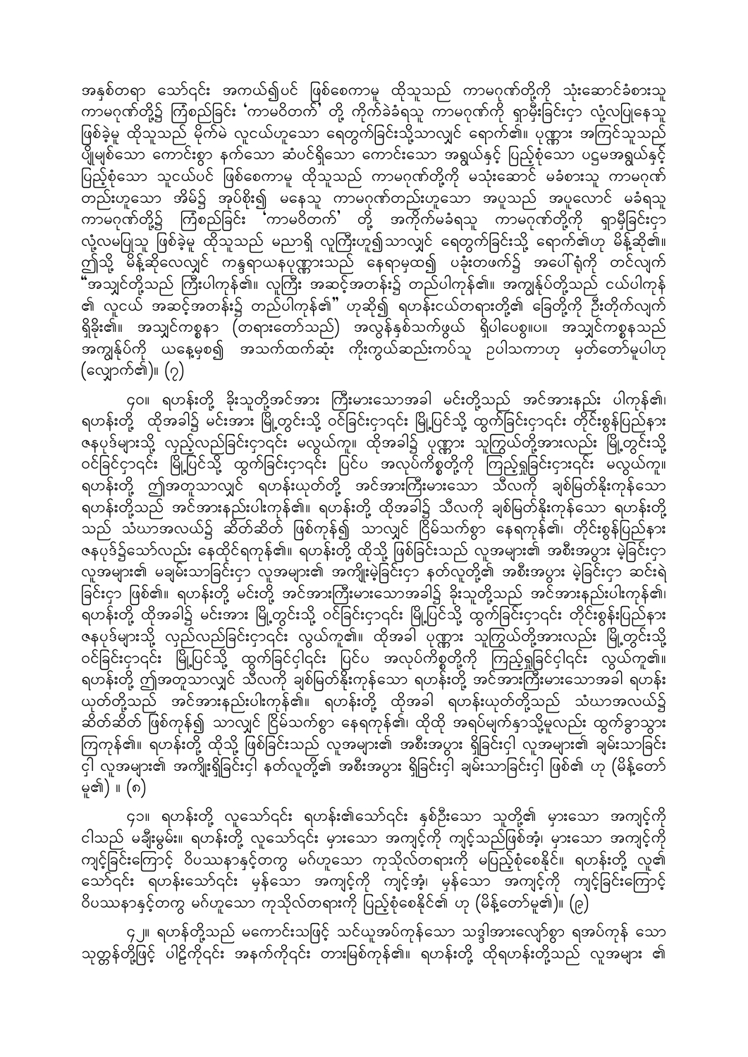အနှစ်တရာ သော်၎င်း အကယ်၍ပင် ဖြစ်စေကာမူ ထိုသူသည် ကာမဂုဏ်တို့ကို သုံးဆောင်ခံစားသူ ကာမဂုဏ်တို့၌ ကြံစည်ခြင်း 'ကာမဝိတက်' တို့ ကိုက်ခဲခံရသူ ကာမဂုဏ်ကို ရှာမှီးခြင်း၌ လုံ့လပြုနေသူ ဖြစ်ခဲ့မူ ထိုသူသည် မိုက်မဲ လူငယ်ဟူသော ရေတွက်ခြင်းသို့သာလျှင် ရောက်၏။ ပုဏ္ဏား အကြင်သူသည် ပျိုမျစ်သော ကောင်းစွာ နက်သော ဆံပင်ရှိသော ကောင်းသော အရွယ်နှင့် ပြည့်စုံသော ပဌမအရွယ်နှင့် ပြည့်စုံသော သူငယ်ပင် ဖြစ်စေကာမူ ထိုသူသည် ကာမဂုဏ်တို့ကို မသုံးဆောင် မခံစားသူ ကာမဂုဏ်တည်းဟူသော အိမ်၌ အုပ်စိုး၍ မနေသူ ကာမဂုဏ်တည်းဟူသော အပူသည် အပူလောင် မခံရသူ ကာမဂုဏ်တို့၌ ကြံစည်ခြင်း 'ကာမဝိတက်' တို့ အကိုက်မခံရသူ ကာမဂုဏ်တို့ကို ရှာမှီးခြင်း၌ လုံ့လမပြုသူ ဖြစ်ခဲ့မူ ထိုသူသည် မညာရှိ လူကြီးဟူ၍သာလျှင် ရေတွက်ခြင်းသို့ ရောက်၏ဟု မိန့်ဆို၏။ ဤသို့ မိန့်ဆိုလေလျှင် ကန္ဒရာယနပုဏ္ဏားသည် နေရာမှထ၍ ပခုံးတဖက်၌ အပေါ်ရုံကို တင်လျက် "အသျှင်တို့သည် ကြီးပါကုန်၏။ လူကြီး အဆင့်အတန်း၌ တည်ပါကုန်၏။ အကျွန်ုပ်တို့သည် ငယ်ပါကုန်၏ လူငယ် အဆင့်အတန်း၌ တည်ပါကုန်၏" ဟုဆို၍ ရဟန်းငယ်တရားတို့၏ ခြေတို့ကို ဦးတိုက်လျက် ရှိခိုး၏။ အသျှင်ကစ္စနာ (တရားတော်သည်) အလွန်နှစ်သက်ဖွယ် ရှိပါပေစွ။ပ။ အသျှင်ကစ္စနသည် အကျွန်ုပ်ကို ယနေ့မှစ၍ အသက်ထက်ဆုံး ကိုးကွယ်ဆည်းကပ်သူ ဥပါသကာဟု မှတ်တော်မူပါဟု (လျှောက်၏)။ (၇)

၄၀။ ရဟန်းတို့ ခိုးသူတို့အင်အား ကြီးမားသောအခါ မင်းတို့သည် အင်အားနည်း ပါကုန်၏၊ ရဟန်းတို့ ထိုအခါ၌ မင်းအား မြို့တွင်းသို့ ဝင်ခြင်းငှာ၎င်း မြို့ပြင်သို့ ထွက်ခြင်းငှာ၎င်း တိုင်းစွန်ပြည်နား ဇနပုဒ်များသို့ လှည့်လည်ခြင်းငှာ၎င်း မလွယ်ကူ။ ထိုအခါ၌ ပုဏ္ဏား သူကြွယ်တို့အားလည်း မြို့တွင်းသို့ ဝင်ခြင်ငှာ၎င်း မြို့ပြင်သို့ ထွက်ခြင်းငှာ၎င်း ပြင်ပ အလုပ်ကိစ္စတို့ကို ကြည့်ရှုခြင်းငှာ၎င်း မလွယ်ကူ။ ရဟန်းတို့ ဤအတူသာလျှင် ရဟန်းယုတ်တို့ အင်အားကြီးမားသော သီလကို ချစ်မြတ်နိုးကုန်သော ရဟန်းတို့သည် အင်အားနည်းပါးကုန်၏။ ရဟန်းတို့ ထိုအခါ၌ သီလကို ချစ်မြတ်နိုးကုန်သော ရဟန်းတို့ သည် သံဃာအလယ်၌ ဆိတ်ဆိတ် ဖြစ်ကုန်၍ သာလျှင် ငြိမ်သက်စွာ နေရကုန်၏၊ တိုင်းစွန်ပြည်နား ဇနပုဒ်၌သော်လည်း နေထိုင်ရကုန်၏။ ရဟန်းတို့ ထိုသို့ ဖြစ်ခြင်းသည် လူအများ၏ အစီးအပွား မဲ့ခြင်းငှာ လူအများ၏ မချမ်းသာခြင်းငှာ လူအများ၏ အကျိုးမဲ့ခြင်းငှာ နတ်လူတို့၏ အစီးအပွား မဲ့ခြင်းငှာ ဆင်းရဲခြင်းငှာ ဖြစ်၏။ ရဟန်းတို့ မင်းတို့ အင်အားကြီးမားသောအခါ၌ ခိုးသူတို့သည် အင်အားနည်းပါးကုန်၏၊ ရဟန်းတို့ ထိုအခါ၌ မင်းအား မြို့တွင်းသို့ ဝင်ခြင်းငှာ၎င်း မြို့ပြင်သို့ ထွက်ခြင်းငှာ၎င်း တိုင်းစွန်ပြည်နား ဇနပုဒ်များသို့ လှည့်လည်ခြင်းငှာ၎င်း လွယ်ကူ၏။ ထိုအခါ ပုဏ္ဏား သူကြွယ်တို့အားလည်း မြို့တွင်းသို့ ဝင်ခြင်းငှာ၎င်း မြို့ပြင်သို့ ထွက်ခြင်ငှါ၎င်း ပြင်ပ အလုပ်ကိစ္စတို့ကို ကြည့်ရှုခြင်ငှါ၎င်း လွယ်ကူ၏။ ရဟန်းတို့ ဤအတူသာလျှင် သီလကို ချစ်မြတ်နိုးကုန်သော ရဟန်းတို့ အင်အားကြီးမားသောအခါ ရဟန်းယုတ်တို့သည် အင်အားနည်းပါးကုန်၏။ ရဟန်းတို့ ထိုအခါ ရဟန်းယုတ်တို့သည် သံဃာအလယ်၌ ဆိတ်ဆိတ် ဖြစ်ကုန်၍ သာလျှင် ငြိမ်သက်စွာ နေရကုန်၏၊ ထိုထို အရပ်မျက်နှာသို့မူလည်း ထွက်ခွာသွားကြကုန်၏။ ရဟန်းတို့ ထိုသို့ ဖြစ်ခြင်းသည် လူအများ၏ အစီးအပွား ရှိခြင်းငှါ လူအများ၏ ချမ်းသာခြင်းငှါ လူအများ၏ အကျိုးရှိခြင်းငှါ နတ်လူတို့၏ အစီးအပွား ရှိခြင်းငှါ ချမ်းသာခြင်းငှါ ဖြစ်၏ ဟု (မိန့်တော်မူ၏) ။ (၈)

၄၁။ ရဟန်းတို့ လူသော်၎င်း ရဟန်း၏သော်၎င်း နှစ်ဦးသော သူတို့၏ မှားသော အကျင့်ကို ငါသည် မချီးမွမ်း။ ရဟန်းတို့ လူသော်၎င်း မှားသော အကျင့်ကို ကျင့်သည်ဖြစ်အံ့၊ မှားသော အကျင့်ကို ကျင့်ခြင်းကြောင့် ဝိပဿနာနှင့်တကွ မဂ်ဟူသော ကုသိုလ်တရားကို မပြည့်စုံစေနိုင်။ ရဟန်းတို့ လူ၏ သော်၎င်း ရဟန်းသော်၎င်း မှန်သော အကျင့်ကို ကျင့်အံ့၊ မှန်သော အကျင့်ကို ကျင့်ခြင်းကြောင့် ဝိပဿနာနှင့်တကွ မဂ်ဟူသော ကုသိုလ်တရားကို ပြည့်စုံစေနိုင်၏ ဟု (မိန့်တော်မူ၏)။ (၉)

၄၂။ ရဟန်တို့သည် မကောင်းသဖြင့် သင်ယူအပ်ကုန်သော သဒ္ဒါအားလျော်စွာ ရအပ်ကုန် သော သုတ္တန်တို့ဖြင့် ပါဠိကိုင်၎င်း အနက်ကို၎င်း တားမြစ်ကုန်၏။ ရဟန်းတို့ ထိုရဟန်းတို့သည် လူအများ ၏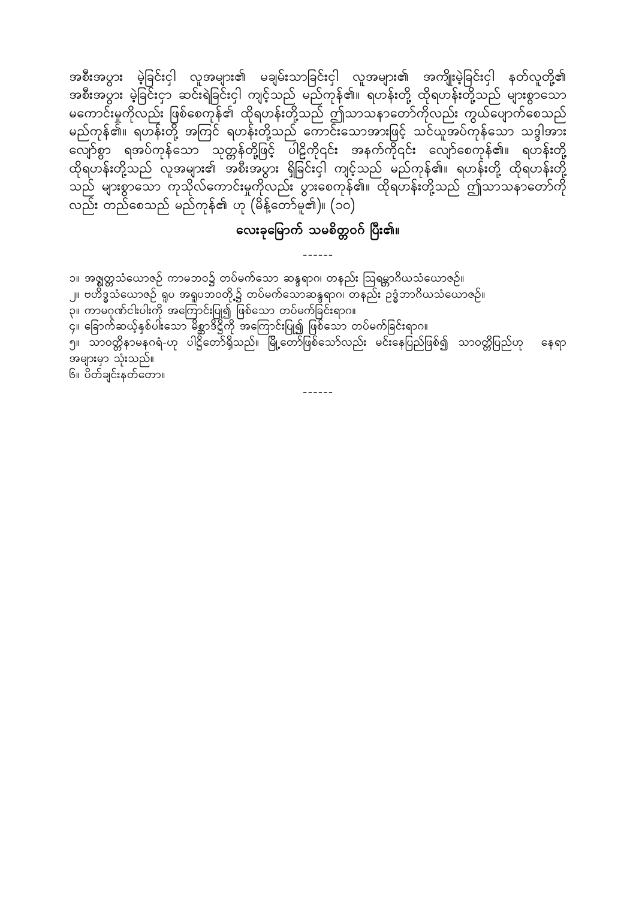အစီးအပွား မဲ့ခြင်းငှါ လူအများ၏ မချမ်းသာခြင်းငှါ လူအများ၏ အကျိုးမဲ့ခြင်းငှါ နတ်လူတို့၏ အစီးအပွား မဲ့ခြင်းငှာ ဆင်းရဲခြင်းငှါ ကျင့်သည် မည်ကုန်၏။ ရဟန်းတို့ ထိုရဟန်းတို့သည် များစွာသော မကောင်းမှုကိုလည်း ဖြစ်စေကုန်၏ ထိုရဟန်းတို့သည် ဤသာသနာတော်ကိုလည်း ကွယ်ပျောက်စေသည် မည်ကုန်၏။ ရဟန်းတို့ အကြင် ရဟန်းတို့သည် ကောင်းသောအားဖြင့် သင်ယူအပ်ကုန်သော သဒ္ဒါအား လျော်စွာ ရအပ်ကုန်သော သုတ္တန်တို့ဖြင့် ပါဠိကိုင်း အနက်ကိုင်း လျော်စေကုန်၏။ ရဟန်းတို့ ထိုရဟန်းတို့သည် လူအများ၏ အစီးအပွား ရှိခြင်းငှါ ကျင့်သည် မည်ကုန်၏။ ရဟန်းတို့ ထိုရဟန်းတို့ သည် များစွာသော ကုသိုလ်ကောင်းမှုကိုလည်း ပွားစေကုန်၏။ ထိုရဟန်းတို့သည် ဤသာသနာတော်ကို လည်း တည်စေသည် မည်ကုန်၏ ဟု (မိန့်တော်မူ၏)။ (၁၀)

## လေးခုမြောက် သမစိတ္တဝဂ် ပြီး၏။

------

၁။ အဇ္ဈတ္တသံယောဇဉ် ကာမဘဝ၌ တပ်မက်သော ဆန္ဒရာဂ၊ တနည်း ဩရမ္ဘာဂိယသံယောဇဉ်။
၂။ ဗဟိဒ္ဓသံယောဇဉ် ရူပ အရူပဘဝတို့၌ တပ်မက်သောဆန္ဒရာဂ၊ တနည်း ဥဒ္ဓံဘာဂိယသံယောဇဉ်။
၃။ ကာမဂုဏ်ငါးပါးကို အကြောင်းပြု၍ ဖြစ်သော တပ်မက်ခြင်းရာဂ။
၄။ ခြောက်ဆယ့်နှစ်ပါးသော မိစ္ဆာဒိဋ္ဌိကို အကြောင်းပြု၍ ဖြစ်သော တပ်မက်ခြင်းရာဂ။
၅။ သာဝတ္ထိနာမနဂရံ-ဟု ပါဠိတော်ရှိသည်။ မြို့တော်ဖြစ်သော်လည်း မင်းနေပြည်ဖြစ်၍ သာဝတ္ထိပြည်ဟု နေရာ အများမှာ သုံးသည်။
၆။ ပိတ်ချင်းနတ်တော။

------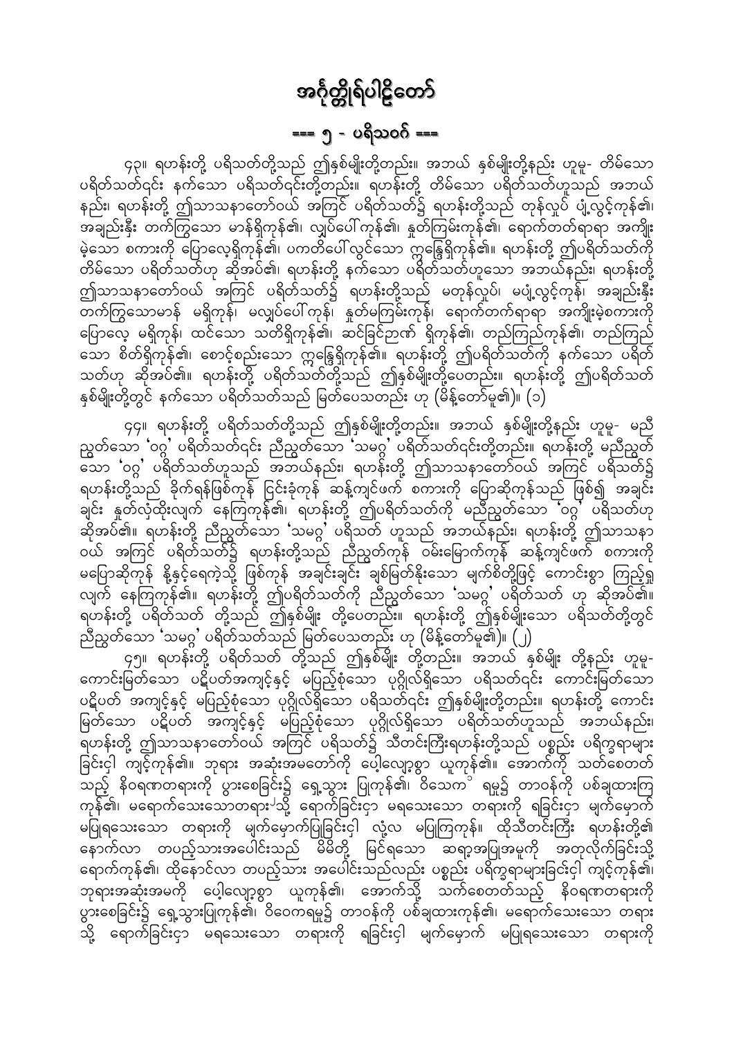# အင်္ဂုတ္တိုရ်ပါဠိတော်

## === ၅ - ပရိသဝဂ် ===

၄၃။ ရဟန်းတို့ ပရိသတ်တို့သည် ဤနှစ်မျိုးတို့တည်း။ အဘယ် နှစ်မျိုးတို့နည်း ဟူမူ- တိမ်သော ပရိတ်သတ်ငင်း နက်သော ပရိသတ်ငင်းတို့တည်း။ ရဟန်းတို့ တိမ်သော ပရိတ်သတ်ဟူသည် အဘယ်နည်း၊ ရဟန်းတို့ ဤသာသနာတော်ဝယ် အကြင် ပရိတ်သတ်၌ ရဟန်းတို့သည် တုန်လှုပ် ပျံ့လွင့်ကုန်၏၊ အချည်းနှီး တက်ကြွသော မာန်ရှိကုန်၏၊ လျှပ်ပေါ်ကုန်၏၊ နှုတ်ကြမ်းကုန်၏၊ ရောက်တတ်ရာရာ အကျိုးမဲ့သော စကားကို ပြောလေ့ရှိကုန်၏၊ ပကတိပေါ်လွင်သော ဣန္ဒြေရှိကုန်၏။ ရဟန်းတို့ ဤပရိတ်သတ်ကို တိမ်သော ပရိတ်သတ်ဟု ဆိုအပ်၏၊ ရဟန်းတို့ နက်သော ပရိတ်သတ်ဟူသော အဘယ်နည်း၊ ရဟန်းတို့ ဤသာသနာတော်ဝယ် အကြင် ပရိတ်သတ်၌ ရဟန်းတို့သည် မတုန်လှုပ်၊ မပျံ့လွင့်ကုန်၊ အချည်းနှီး တက်ကြွသောမာန် မရှိကုန်၊ မလျှပ်ပေါ်ကုန်၊ နှုတ်မကြမ်းကုန်၊ ရောက်တတ်ရာရာ အကျိုးမဲ့စကားကို ပြောလေ့ မရှိကုန်၊ ထင်သော သတိရှိကုန်၏၊ ဆင်ခြင်ဉာဏ် ရှိကုန်၏၊ တည်ကြည်ကုန်၏၊ တည်ကြည်သော စိတ်ရှိကုန်၏၊ စောင့်စည်းသော ဣန္ဒြေရှိကုန်၏။ ရဟန်းတို့ ဤပရိတ်သတ်ကို နက်သော ပရိတ်သတ်ဟု ဆိုအပ်၏။ ရဟန်းတို့ ပရိတ်သတ်တို့သည် ဤနှစ်မျိုးတို့ပေတည်း။ ရဟန်းတို့ ဤပရိတ်သတ် နှစ်မျိုးတို့တွင် နက်သော ပရိတ်သတ်သည် မြတ်ပေသတည်း ဟု (မိန့်တော်မူ၏)။ (၁)

၄၄။ ရဟန်းတို့ ပရိတ်သတ်တို့သည် ဤနှစ်မျိုးတို့တည်း။ အဘယ် နှစ်မျိုးတို့နည်း ဟူမူ- မညီညွတ်သော 'ဝဂ္ဂ' ပရိတ်သတ်ငင်း ညီညွတ်သော 'သမဂ္ဂ' ပရိတ်သတ်ငင်းတို့တည်း။ ရဟန်းတို့ မညီညွတ်သော 'ဝဂ္ဂ' ပရိတ်သတ်ဟူသည် အဘယ်နည်း၊ ရဟန်းတို့ ဤသာသနာတော်ဝယ် အကြင် ပရိတ်သတ်၌ ရဟန်းတို့သည် ခိုက်ရန်ဖြစ်ကုန် ငြင်းခုံကုန် ဆန့်ကျင်ဖက် စကားကို ပြောဆိုကုန်သည် ဖြစ်၍ အချင်းချင်း နှုတ်လှံထိုးလျက် နေကြကုန်၏၊ ရဟန်းတို့ ဤပရိတ်သတ်ကို မညီညွတ်သော 'ဝဂ္ဂ' ပရိသတ်ဟု ဆိုအပ်၏။ ရဟန်းတို့ ညီညွတ်သော 'သမဂ္ဂ' ပရိသတ် ဟူသည် အဘယ်နည်း၊ ရဟန်းတို့ ဤသာသနာဝယ် အကြင် ပရိတ်သတ်၌ ရဟန်းတို့သည် ညီညွတ်ကုန် ဝမ်းမြောက်ကုန် ဆန့်ကျင်ဖက် စကားကို မပြောဆိုကုန် နို့နှင့်ရေကဲ့သို့ ဖြစ်ကုန် အချင်းချင်း ချစ်မြတ်နိုးသော မျက်စိတို့ဖြင့် ကောင်းစွာ ကြည့်ရှုလျက် နေကြကုန်၏။ ရဟန်းတို့ ဤပရိတ်သတ်ကို ညီညွတ်သော 'သမဂ္ဂ' ပရိတ်သတ် ဟု ဆိုအပ်၏။ ရဟန်းတို့ ပရိတ်သတ် တို့သည် ဤနှစ်မျိုး တို့ပေတည်း။ ရဟန်းတို့ ဤနှစ်မျိုးသော ပရိသတ်တို့တွင် ညီညွတ်သော 'သမဂ္ဂ' ပရိတ်သတ်သည် မြတ်ပေသတည်း ဟု (မိန့်တော်မူ၏)။ (၂)

၄၅။ ရဟန်းတို့ ပရိတ်သတ် တို့သည် ဤနှစ်မျိုး တို့တည်း။ အဘယ် နှစ်မျိုး တို့နည်း ဟူမူ- ကောင်းမြတ်သော ပဋိပတ်အကျင့်နှင့် မပြည့်စုံသော ပုဂ္ဂိုလ်ရှိသော ပရိသတ်ငင်း ကောင်းမြတ်သော ပဋိပတ် အကျင့်နှင့် မပြည့်စုံသော ပုဂ္ဂိုလ်ရှိသော ပရိသတ်ငင်း ဤနှစ်မျိုးတို့တည်း။ ရဟန်းတို့ ကောင်းမြတ်သော ပဋိပတ် အကျင့်နှင့် မပြည့်စုံသော ပုဂ္ဂိုလ်ရှိသော ပရိတ်သတ်ဟူသည် အဘယ်နည်း၊ ရဟန်းတို့ ဤသာသနာတော်ဝယ် အကြင် ပရိသတ်၌ သီတင်းကြီးရဟန်းတို့သည် ပစ္စည်း ပရိက္ခရာများ ခြင်းငှါ ကျင့်ကုန်၏။ ဘုရား အဆုံးအမတော်ကို ပေါ့လျော့စွာ ယူကုန်၏။ အောက်ကို သက်စေတတ်သည့် နိဝရဏတရားကို ပွားစေခြင်း၌ ရှေ့သွား ပြုကုန်၏၊ ဝိဝေက[၁] ရမှု၌ တာဝန်ကို ပစ်ချထားကြကုန်၏၊ မရောက်သေးသောတရား[၂]သို့ ရောက်ခြင်းငှာ မရသေးသော တရားကို ရခြင်းငှာ မျက်မှောက် မပြုရသေးသော တရားကို မျက်မှောက်ပြုခြင်းငှါ လုံ့လ မပြုကြကုန်။ ထိုသီတင်းကြီး ရဟန်းတို့၏ နောက်လာ တပည့်သားအပေါင်းသည် မိမိတို့ မြင်ရသော ဆရာ့အပြုအမူကို အတုလိုက်ခြင်းသို့ ရောက်ကုန်၏၊ ထိုနောင်လာ တပည့်သား အပေါင်းသည်လည်း ပစ္စည်း ပရိက္ခရာများခြင်းငှါ ကျင့်ကုန်၏၊ ဘုရားအဆုံးအမကို ပေါ့လျော့စွာ ယူကုန်၏၊ အောက်သို့ သက်စေတတ်သည့် နိဝရဏတရားကို ပွားစေခြင်း၌ ရှေ့သွားပြုကုန်၏၊ ဝိဝေကရမှု၌ တာဝန်ကို ပစ်ချထားကုန်၏၊ မရောက်သေးသော တရားသို့ ရောက်ခြင်းငှာ မရသေးသော တရားကို ရခြင်းငှါ မျက်မှောက် မပြုရသေးသော တရားကို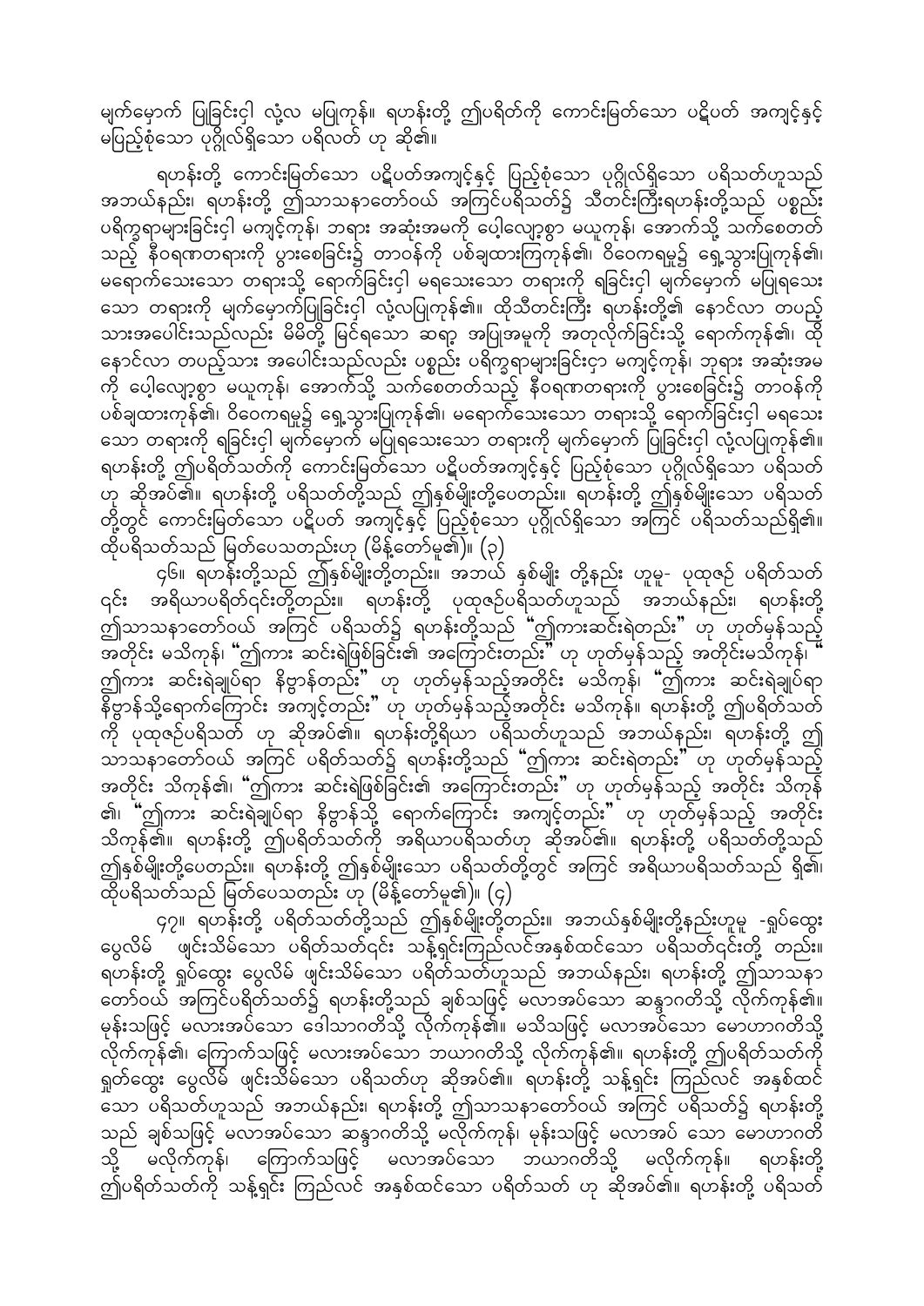မျက်မှောက် ပြုခြင်းငှါ လုံ့လ မပြုကုန်။ ရဟန်းတို့ ဤပရိတ်ကို ကောင်းမြတ်သော ပဋိပတ် အကျင့်နှင့် မပြည့်စုံသော ပုဂ္ဂိုလ်ရှိသော ပရိလတ် ဟု ဆိုအပ်၏။

ရဟန်းတို့ ကောင်းမြတ်သော ပဋိပတ်အကျင့်နှင့် ပြည့်စုံသော ပုဂ္ဂိုလ်ရှိသော ပရိသတ်ဟူသည် အဘယ်နည်း၊ ရဟန်းတို့ ဤသာသနာတော်ဝယ် အကြင်ပရိသတ်၌ သီတင်းကြီးရဟန်းတို့သည် ပစ္စည်း ပရိက္ခရာများခြင်းငှါ မကျင့်ကုန်၊ ဘုရား အဆုံးအမကို ပေါ့လျော့စွာ မယူကုန်၊ အောက်သို့ သက်စေတတ်သည့် နီဝရဏတရားကို ပွားစေခြင်း၌ တာဝန်ကို ပစ်ချထားကြကုန်၏၊ ဝိဝေကရှမှု၌ ရှေ့သွားပြုကုန်၏၊ မရောက်သေးသော တရားသို့ ရောက်ခြင်းငှါ မရသေးသော တရားကို ရခြင်းငှါ မျက်မှောက် မပြုရသေးသော တရားကို မျက်မှောက်ပြုခြင်းငှါ လုံ့လပြုကုန်၏။ ထိုသီတင်းကြီး ရဟန်းတို့၏ နောင်လာ တပည့်သားအပေါင်းသည်လည်း မိမိတို့ မြင်ရသော ဆရာ့ အပြုအမူကို အတုလိုက်ခြင်းသို့ ရောက်ကုန်၏၊ ထိုနောင်လာ တပည့်သား အပေါင်းသည်လည်း ပစ္စည်း ပရိက္ခရာများခြင်းငှာ မကျင့်ကုန်၊ ဘုရား အဆုံးအမကို ပေါ့လျော့စွာ မယူကုန်၊ အောက်သို့ သက်စေတတ်သည့် နီဝရဏတရားကို ပွားစေခြင်း၌ တာဝန်ကို ပစ်ချထားကုန်၏၊ ဝိဝေကရှမှု၌ ရှေ့သွားပြုကုန်၏၊ မရောက်သေးသော တရားသို့ ရောက်ခြင်းငှါ မရသေးသော တရားကို ရခြင်းငှါ မျက်မှောက် မပြုရသေးသော တရားကို မျက်မှောက် ပြုခြင်းငှါ လုံ့လပြုကုန်၏။ ရဟန်းတို့ ဤပရိတ်သတ်ကို ကောင်းမြတ်သော ပဋိပတ်အကျင့်နှင့် ပြည့်စုံသော ပုဂ္ဂိုလ်ရှိသော ပရိသတ် ဟု ဆိုအပ်၏။ ရဟန်းတို့ ပရိသတ်တို့သည် ဤနှစ်မျိုးတို့ပေတည်း။ ရဟန်းတို့ ဤနှစ်မျိုးသော ပရိသတ်တို့တွင် ကောင်းမြတ်သော ပဋိပတ် အကျင့်နှင့် ပြည့်စုံသော ပုဂ္ဂိုလ်ရှိသော အကြင် ပရိသတ်သည်ရှိ၏။ ထိုပရိသတ်သည် မြတ်ပေသတည်းဟု (မိန့်တော်မူ၏)။ (၃)

၄၆။ ရဟန်းတို့သည် ဤနှစ်မျိုးတို့တည်း။ အဘယ် နှစ်မျိုး တို့နည်း ဟူမူ- ပုထုဇဉ် ပရိတ်သတ်ငင်း အရိယာပရိတ်ငင်းတို့တည်း။ ရဟန်းတို့ ပုထုဇဉ်ပရိသတ်ဟူသည် အဘယ်နည်း၊ ရဟန်းတို့ ဤသာသနာတော်ဝယ် အကြင် ပရိသတ်၌ ရဟန်းတို့သည် "ဤကား ဆင်းရဲတည်း" ဟု ဟုတ်မှန်သည့် အတိုင်း မသိကုန်၊ "ဤကား ဆင်းရဲဖြစ်ခြင်း၏ အကြောင်းတည်း" ဟု ဟုတ်မှန်သည့် အတိုင်းမသိကုန်၊ "ဤကား ဆင်းရဲချုပ်ရာ နိဗ္ဗာန်တည်း" ဟု ဟုတ်မှန်သည့်အတိုင်း မသိကုန်၊ "ဤကား ဆင်းရဲချုပ်ရာ နိဗ္ဗာန်သို့ရောက်ကြောင်း အကျင့်တည်း" ဟု ဟုတ်မှန်သည့်အတိုင်း မသိကုန်။ ရဟန်းတို့ ဤပရိတ်သတ်ကို ပုထုဇဉ်ပရိတ်သတ် ဟု ဆိုအပ်၏။ ရဟန်းတို့ရိယာ ပရိတ်သတ်ဟူသည် အဘယ်နည်း၊ ရဟန်းတို့ ဤသာသနာတော်ဝယ် အကြင် ပရိတ်သတ်၌ ရဟန်းတို့သည် "ဤကား ဆင်းရဲတည်း" ဟု ဟုတ်မှန်သည့် အတိုင်း သိကုန်၏၊ "ဤကား ဆင်းရဲဖြစ်ခြင်း၏ အကြောင်းတည်း" ဟု ဟုတ်မှန်သည့် အတိုင်း သိကုန်၏၊ "ဤကား ဆင်းရဲချုပ်ရာ နိဗ္ဗာန်သို့ ရောက်ကြောင်း အကျင့်တည်း" ဟု ဟုတ်မှန်သည့် အတိုင်း သိကုန်၏။ ရဟန်းတို့ ဤပရိတ်သတ်ကို အရိယာပရိသတ်ဟု ဆိုအပ်၏။ ရဟန်းတို့ ပရိသတ်တို့သည် ဤနှစ်မျိုးတို့ပေတည်း။ ရဟန်းတို့ ဤနှစ်မျိုးသော ပရိသတ်တို့တွင် အကြင် အရိယာပရိသတ်သည် ရှိ၏၊ ထိုပရိသတ်သည် မြတ်ပေသတည်း ဟု (မိန့်တော်မူ၏)။ (၄)

၄၇။ ရဟန်းတို့ ပရိတ်သတ်တို့သည် ဤနှစ်မျိုးတို့တည်း။ အဘယ်နှစ်မျိုးတို့နည်းဟူမူ -ရှုပ်ထွေး ပွေလိမ် ဖွင်းသိမ်သော ပရိတ်သတ်ငင်း သန့်ရှင်းကြည်လင်အနှစ်ထင်သော ပရိသတ်ငင်းတို့ တည်း။ ရဟန်းတို့ ရှုပ်ထွေး ပွေလိမ် ဖွင်းသိမ်သော ပရိတ်သတ်ဟူသည် အဘယ်နည်း၊ ရဟန်းတို့ ဤသာသနာတော်ဝယ် အကြင်ပရိတ်သတ်၌ ရဟန်းတို့သည် ချစ်သဖြင့် မလာအပ်သော ဆန္ဒာဂတိသို့ လိုက်ကုန်၏။ မုန်းသဖြင့် မလားအပ်သော ဒေါသာဂတိသို့ လိုက်ကုန်၏။ မသိသဖြင့် မလာအပ်သော မောဟာဂတိသို့ လိုက်ကုန်၏၊ ကြောက်သဖြင့် မလားအပ်သော ဘယာဂတိသို့ လိုက်ကုန်၏။ ရဟန်းတို့ ဤပရိတ်သတ်ကို ရှုတ်ထွေး ပွေလိမ် ဖွင်းသိမ်သော ပရိသတ်ဟု ဆိုအပ်၏။ ရဟန်းတို့ သန့်ရှင်း ကြည်လင် အနှစ်ထင်သော ပရိသတ်ဟူသည် အဘယ်နည်း၊ ရဟန်းတို့ ဤသာသနာတော်ဝယ် အကြင် ပရိသတ်၌ ရဟန်းတို့သည် ချစ်သဖြင့် မလာအပ်သော ဆန္ဒာဂတိသို့ မလိုက်ကုန်၊ မုန်းသဖြင့် မလာအပ် သော မောဟာဂတိသို့ မလိုက်ကုန်၊ ကြောက်သဖြင့် မလာအပ်သော ဘယာဂတိသို့ မလိုက်ကုန်။ ရဟန်းတို့ ဤပရိတ်သတ်ကို သန့်ရှင်း ကြည်လင် အနှစ်ထင်သော ပရိတ်သတ် ဟု ဆိုအပ်၏။ ရဟန်းတို့ ပရိသတ်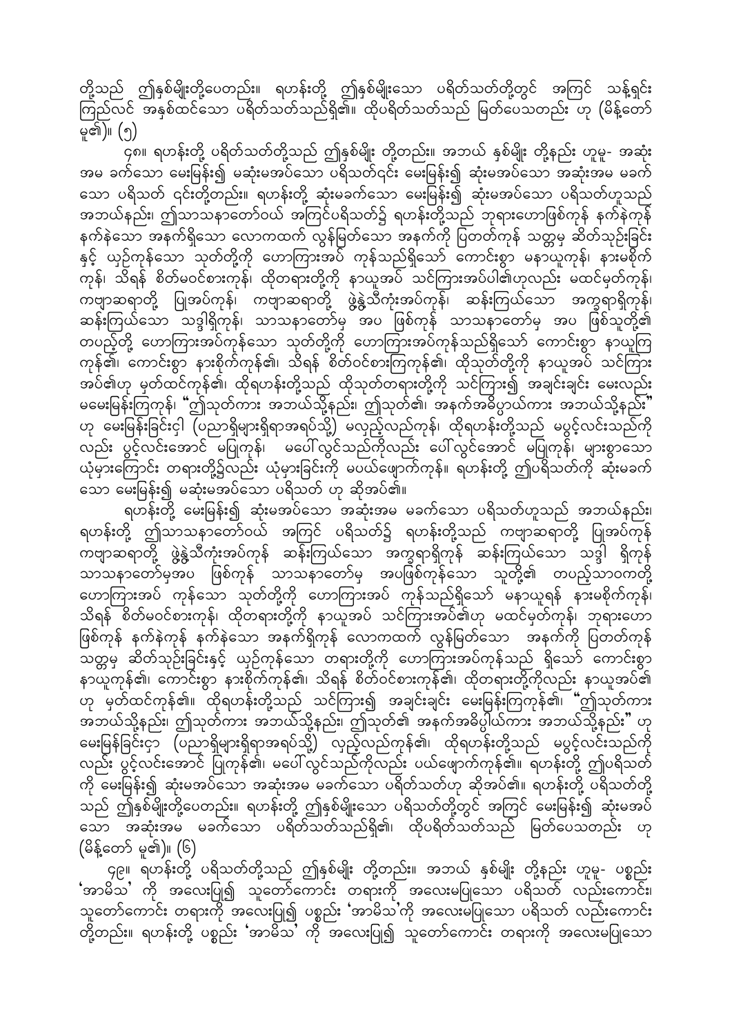တို့သည် ဤနှစ်မျိုးတို့ပေတည်း။ ရဟန်းတို့ ဤနှစ်မျိုးသော ပရိတ်သတ်တို့တွင် အကြင် သန့်ရှင်း ကြည်လင် အနှစ်ထင်သော ပရိတ်သတ်သည်ရှိ၏။ ထိုပရိတ်သတ်သည် မြတ်ပေသတည်း ဟု (မိန့်တော် မူ၏)။ (၅)

၄၈။ ရဟန်းတို့ ပရိသတ်တို့သည် ဤနှစ်မျိုး တို့တည်း။ အဘယ် နှစ်မျိုး တို့နည်း ဟူမူ- အဆုံး အမ ခက်သော မေးမြန်း၍ မဆုံးမအပ်သော ပရိသတ်၎င်း မေးမြန်း၍ ဆုံးမအပ်သော အဆုံးအမ မခက် သော ပရိသတ် ၎င်းတို့တည်း။ ရဟန်းတို့ ဆုံးမခက်သော မေးမြန်း၍ ဆုံးမအပ်သော ပရိသတ်ဟူသည် အဘယ်နည်း၊ ဤသာသနာတော်ဝယ် အကြင်ပရိသတ်၌ ရဟန်းတို့သည် ဘုရားဟောဖြစ်ကုန် နက်နဲကုန် နက်နဲသော အနက်ရှိသော လောကထက် လွန်မြတ်သော အနက်ကို ပြတတ်ကုန် သုတ္တမှ ဆိတ်သုဉ်းခြင်း နှင့် ယှဉ်ကုန်သော သုတ်တို့ကို ဟောကြားအပ် ကုန်သည်ရှိသော် ကောင်းစွာ မနာယူကုန်၊ နားမစိုက် ကုန်၊ သိရန် စိတ်မဝင်စားကုန်၊ ထိုတရားတို့ကို နာယူအပ် သင်ကြားအပ်ပါ၏ဟုလည်း မထင်မှတ်ကုန်၊ ကဗျာဆရာတို့ ပြုအပ်ကုန်၊ ကဗျာဆရာတို့ ဖွဲ့နွဲ့သီကုံးအပ်ကုန်၊ ဆန်းကြယ်သော အက္ခရာရှိကုန်၊ ဆန်းကြယ်သော သဒ္ဒါရှိကုန်၊ သာသနာတော်မှ အပ ဖြစ်ကုန် သာသနာတော်မှ အပ ဖြစ်သူတို့၏ တပည့်တို့ ဟောကြားအပ်ကုန်သော သုတ်တို့ကို ဟောကြားအပ်ကုန်သည်ရှိသော် ကောင်းစွာ နာယူကြ ကုန်၏၊ ကောင်းစွာ နားစိုက်ကုန်၏၊ သိရန် စိတ်ဝင်စားကြကုန်၏၊ ထိုသုတ်တို့ကို နာယူအပ် သင်ကြား အပ်၏ဟု မှတ်ထင်ကုန်၏၊ ထိုရဟန်းတို့သည် ထိုသုတ်တရားတို့ကို သင်ကြား၍ အချင်းချင်း မေးလည်း မမေးမြန်းကြကုန်၊ "ဤသုတ်ကား အဘယ်သို့နည်း၊ ဤသုတ်၏ အနက်အဓိပ္ပာယ်ကား အဘယ်သို့နည်း" ဟု မေးမြန်းခြင်း၄ါ (ပညာရှိများရှိရာအရပ်သို့) မလှည့်လည်ကုန်၊ ထိုရဟန်းတို့သည် မပွင့်လင်းသည်ကို လည်း ပွင့်လင်းအောင် မပြုကုန်၊ မပေါ်လွင်သည်ကိုလည်း ပေါ်လွင်အောင် မပြုကုန်၊ များစွာသော ယုံမှားကြောင်း တရားတို့၌လည်း ယုံမှားခြင်းကို မပယ်ဖျောက်ကုန်။ ရဟန်းတို့ ဤပရိသတ်ကို ဆုံးမခက် သော မေးမြန်း၍ မဆုံးမအပ်သော ပရိသတ် ဟု ဆိုအပ်၏။

ရဟန်းတို့ မေးမြန်း၍ ဆုံးမအပ်သော အဆုံးအမ မခက်သော ပရိသတ်ဟူသည် အဘယ်နည်း၊ ရဟန်းတို့ ဤသာသနာတော်ဝယ် အကြင် ပရိသတ်၌ ရဟန်းတို့သည် ကဗျာဆရာတို့ ပြုအပ်ကုန် ကဗျာဆရာတို့ ဖွဲ့နွဲ့သီကုံးအပ်ကုန် ဆန်းကြယ်သော အက္ခရာရှိကုန် ဆန်းကြယ်သော သဒ္ဒါ ရှိကုန် သာသနာတော်မှအပ ဖြစ်ကုန် သာသနာတော်မှ အပဖြစ်ကုန်သော သူတို့၏ တပည့်သာဝကတို့ ဟောကြားအပ် ကုန်သော သုတ်တို့ကို ဟောကြားအပ် ကုန်သည်ရှိသော် မနာယူရန် နားမစိုက်ကုန်၊ သိရန် စိတ်မဝင်စားကုန်၊ ထိုတရားတို့ကို နာယူအပ် သင်ကြားအပ်၏ဟု မထင်မှတ်ကုန်၊ ဘုရားဟော ဖြစ်ကုန် နက်နဲကုန် နက်နဲသော အနက်ရှိကုန် လောကထက် လွန်မြတ်သော အနက်ကို ပြတတ်ကုန် သုတ္တမှ ဆိတ်သုဉ်းခြင်းနှင့် ယှဉ်ကုန်သော တရားတို့ကို ဟောကြားအပ်ကုန်သည် ရှိသော် ကောင်းစွာ နာယူကုန်၏၊ ကောင်းစွာ နားစိုက်ကုန်၏၊ သိရန် စိတ်ဝင်စားကုန်၏၊ ထိုတရားတို့ကိုလည်း နာယူအပ်၏ ဟု မှတ်ထင်ကုန်၏။ ထိုရဟန်းတို့သည် သင်ကြား၍ အချင်းချင်း မေးမြန်းကြကုန်၏၊ "ဤသုတ်ကား အဘယ်သို့နည်း၊ ဤသုတ်ကား အဘယ်သို့နည်း၊ ဤသုတ်၏ အနက်အဓိပ္ပါယ်ကား အဘယ်သို့နည်း" ဟု မေးမြန်းခြင်းငှာ (ပညာရှိများရှိရာအရပ်သို့) လှည့်လည်ကုန်၏၊ ထိုရဟန်းတို့သည် မပွင့်လင်းသည်ကို လည်း ပွင့်လင်းအောင် ပြုကုန်၏၊ မပေါ်လွင်သည်ကိုလည်း ပယ်ဖျောက်ကုန်၏။ ရဟန်းတို့ ဤပရိသတ် ကို မေးမြန်း၍ ဆုံးမအပ်သော အဆုံးအမ မခက်သော ပရိတ်သတ်ဟု ဆိုအပ်၏။ ရဟန်းတို့ ပရိသတ်တို့ သည် ဤနှစ်မျိုးတို့ပေတည်း။ ရဟန်းတို့ ဤနှစ်မျိုးသော ပရိသတ်တို့တွင် အကြင် မေးမြန်း၍ ဆုံးမအပ် သော အဆုံးအမ မခက်သော ပရိတ်သတ်သည်ရှိ၏၊ ထိုပရိတ်သတ်သည် မြတ်ပေသတည်း ဟု (မိန့်တော် မူ၏)။ (၆)

၄၉။ ရဟန်းတို့ ပရိသတ်တို့သည် ဤနှစ်မျိုး တို့တည်း။ အဘယ် နှစ်မျိုး တို့နည်း ဟူမူ- ပစ္စည်း 'အာမိသ' ကို အလေးပြု၍ သူတော်ကောင်း တရားကို အလေးမပြုသော ပရိသတ် လည်းကောင်း၊ သူတော်ကောင်း တရားကို အလေးပြု၍ ပစ္စည်း 'အာမိသ'ကို အလေးမပြုသော ပရိသတ် လည်းကောင်း တို့တည်း။ ရဟန်းတို့ ပစ္စည်း 'အာမိသ' ကို အလေးပြု၍ သူတော်ကောင်း တရားကို အလေးမပြုသော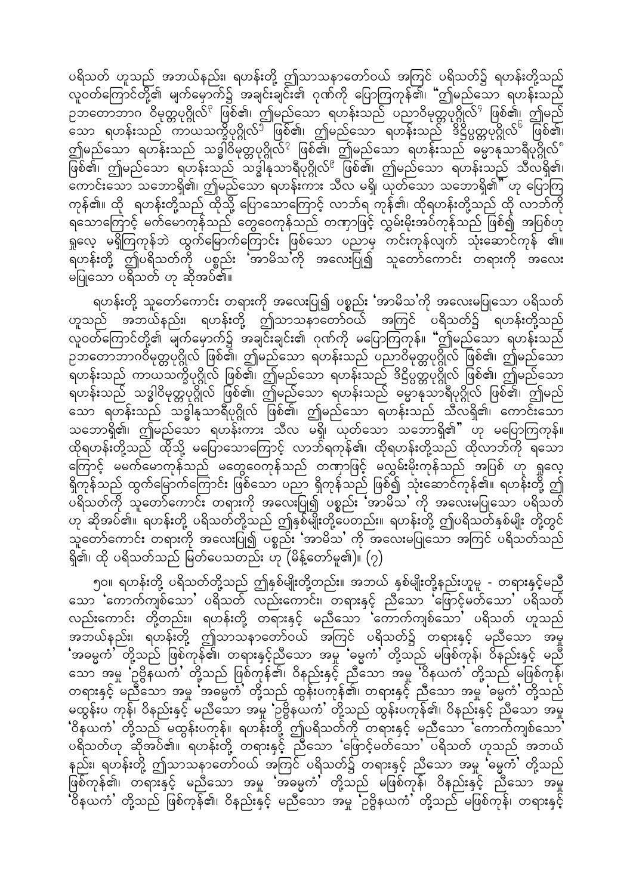ပရိသတ် ဟူသည် အဘယ်နည်း၊ ရဟန်းတို့ ဤသာသနာတော်ဝယ် အကြင် ပရိသတ်၌ ရဟန်းတို့သည် လူဝတ်ကြောင်တို့၏ မျက်မှောက်၌ အချင်းချင်း၏ ဂုဏ်ကို ပြောကြကုန်၏၊ "ဤမည်သော ရဟန်းသည် ဥဘတောဘာဂ ဝိမုတ္တပုဂ္ဂိုလ်[၁] ဖြစ်၏၊ ဤမည်သော ရဟန်းသည် ပညာဝိမုတ္တပုဂ္ဂိုလ်[၂] ဖြစ်၏၊ ဤမည်သော ရဟန်းသည် ကာယသက္ခိပုဂ္ဂိုလ်[၃] ဖြစ်၏၊ ဤမည်သော ရဟန်းသည် ဒိဋ္ဌပ္ပတ္တပုဂ္ဂိုလ်[၆] ဖြစ်၏၊ ဤမည်သော ရဟန်းသည် သဒ္ဓါဝိမုတ္တပုဂ္ဂိုလ်[၇] ဖြစ်၏၊ ဤမည်သော ရဟန်းသည် ဓမ္မာနုသာရီပုဂ္ဂိုလ်[၈] ဖြစ်၏၊ ဤမည်သော ရဟန်းသည် သဒ္ဓါနုသာရီပုဂ္ဂိုလ်[၉] ဖြစ်၏၊ ဤမည်သော ရဟန်းသည် သီလရှိ၏၊ ကောင်းသော သဘောရှိ၏၊ ဤမည်သော ရဟန်းကား သီလ မရှိ၊ ယုတ်သော သဘောရှိ၏" ဟု ပြောကြကုန်၏။ ထို ရဟန်းတို့သည် ထိုသို့ ပြောသောကြောင့် လာဘ်ရ ကုန်၏၊ ထိုရဟန်းတို့သည် ထို လာဘ်ကို ရသောကြောင့် မက်မောကုန်သည် တွေဝေကုန်သည် တဏှာဖြင့် လွှမ်းမိုးအပ်ကုန်သည် ဖြစ်၍ အပြစ်ဟု ရှုလေ့ မရှိကြကုန်ဘဲ ထွက်မြောက်ကြောင်း ဖြစ်သော ပညာမှ ကင်းကုန်လျက် သုံးဆောင်ကုန် ၏။ ရဟန်းတို့ ဤပရိသတ်ကို ပစ္စည်း 'အာမိသ'ကို အလေးပြု၍ သူတော်ကောင်း တရားကို အလေး မပြုသော ပရိသတ် ဟု ဆိုအပ်၏။

ရဟန်းတို့ သူတော်ကောင်း တရားကို အလေးပြု၍ ပစ္စည်း 'အာမိသ'ကို အလေးမပြုသော ပရိသတ် ဟူသည် အဘယ်နည်း၊ ရဟန်းတို့ ဤသာသနာတော်ဝယ် အကြင် ပရိသတ်၌ ရဟန်းတို့သည် လူဝတ်ကြောင်တို့၏ မျက်မှောက်၌ အချင်းချင်း၏ ဂုဏ်ကို မပြောကြကုန်။ "ဤမည်သော ရဟန်းသည် ဥဘတောဘာဂဝိမုတ္တပုဂ္ဂိုလ် ဖြစ်၏၊ ဤမည်သော ရဟန်းသည် ပညာဝိမုတ္တပုဂ္ဂိုလ် ဖြစ်၏၊ ဤမည်သော ရဟန်းသည် ကာယသက္ခိပုဂ္ဂိုလ် ဖြစ်၏၊ ဤမည်သော ရဟန်းသည် ဒိဋ္ဌပ္ပတ္တပုဂ္ဂိုလ် ဖြစ်၏၊ ဤမည်သော ရဟန်းသည် သဒ္ဓါဝိမုတ္တပုဂ္ဂိုလ် ဖြစ်၏၊ ဤမည်သော ရဟန်းသည် ဓမ္မာနုသာရီပုဂ္ဂိုလ် ဖြစ်၏၊ ဤမည်သော ရဟန်းသည် သဒ္ဓါနုသာရီပုဂ္ဂိုလ် ဖြစ်၏၊ ဤမည်သော ရဟန်းသည် သီလရှိ၏၊ ကောင်းသော သဘောရှိ၏၊ ဤမည်သော ရဟန်းကား သီလ မရှိ၊ ယုတ်သော သဘောရှိ၏" ဟု မပြောကြကုန်။ ထိုရဟန်းတို့သည် ထိုသို့ မပြောသောကြောင့် လာဘ်ရကုန်၏၊ ထိုရဟန်းတို့သည် ထိုလာဘ်ကို ရသောကြောင့် မမက်မောကုန်သည် မတွေဝေကုန်သည် တဏှာဖြင့် မလွှမ်းမိုးကုန်သည် အပြစ် ဟု ရှုလေ့ ရှိကုန်သည် ထွက်မြောက်ကြောင်း ဖြစ်သော ပညာ ရှိကုန်သည် ဖြစ်၍ သုံးဆောင်ကုန်၏။ ရဟန်းတို့ ဤပရိသတ်ကို သူတော်ကောင်း တရားကို အလေးပြု၍ ပစ္စည်း 'အာမိသ' ကို အလေးမပြုသော ပရိသတ် ဟု ဆိုအပ်၏။ ရဟန်းတို့ ပရိသတ်တို့သည် ဤနှစ်မျိုးတို့ပေတည်း။ ရဟန်းတို့ ဤပရိသတ်နှစ်မျိုး တို့တွင် သူတော်ကောင်း တရားကို အလေးပြု၍ ပစ္စည်း 'အာမိသ' ကို အလေးမပြုသော အကြင် ပရိသတ်သည် ရှိ၏၊ ထို ပရိသတ်သည် မြတ်ပေသတည်း ဟု (မိန့်တော်မူ၏)။ (၇)

၅၀။ ရဟန်းတို့ ပရိသတ်တို့သည် ဤနှစ်မျိုးတို့တည်း။ အဘယ် နှစ်မျိုးတို့နည်းဟူမူ - တရားနှင့်မညီသော 'ကောက်ကျစ်သော' ပရိသတ် လည်းကောင်း၊ တရားနှင့် ညီသော 'ဖြောင့်မတ်သော' ပရိသတ် လည်းကောင်း တို့တည်း။ ရဟန်းတို့ တရားနှင့် မညီသော 'ကောက်ကျစ်သော' ပရိသတ် ဟူသည် အဘယ်နည်း၊ ရဟန်းတို့ ဤသာသနာတော်ဝယ် အကြင် ပရိသတ်၌ တရားနှင့် မညီသော အမှု 'အဓမ္မကံ' တို့သည် ဖြစ်ကုန်၏၊ တရားနှင့်ညီသော အမှု 'ဓမ္မကံ' တို့သည် မဖြစ်ကုန်၊ ဝိနည်းနှင့် မညီသော အမှု 'ဥဗ္ဗိနယကံ' တို့သည် ဖြစ်ကုန်၏၊ ဝိနည်းနှင့် ညီသော အမှု 'ဝိနယကံ' တို့သည် မဖြစ်ကုန်၊ တရားနှင့် မညီသော အမှု 'အဓမ္မကံ' တို့သည် ထွန်းပကုန်၏၊ တရားနှင့် ညီသော အမှု 'ဓမ္မကံ' တို့သည် မထွန်းပ ကုန်၊ ဝိနည်းနှင့် မညီသော အမှု 'ဥဗ္ဗိနယကံ' တို့သည် ထွန်းပကုန်၏၊ ဝိနည်းနှင့် ညီသော အမှု 'ဝိနယကံ' တို့သည် မထွန်းပကုန်။ ရဟန်းတို့ ဤပရိသတ်ကို တရားနှင့် မညီသော 'ကောက်ကျစ်သော' ပရိသတ်ဟု ဆိုအပ်၏။ ရဟန်းတို့ တရားနှင့် ညီသော 'ဖြောင့်မတ်သော' ပရိသတ် ဟူသည် အဘယ်နည်း၊ ရဟန်းတို့ ဤသာသနာတော်ဝယ် အကြင် ပရိသတ်၌ တရားနှင့် ညီသော အမှု 'ဓမ္မကံ' တို့သည် ဖြစ်ကုန်၏၊ တရားနှင့် မညီသော အမှု 'အဓမ္မကံ' တို့သည် မဖြစ်ကုန်၊ ဝိနည်းနှင့် ညီသော အမှု 'ဝိနယကံ' တို့သည် ဖြစ်ကုန်၏၊ ဝိနည်းနှင့် မညီသော အမှု 'ဥဗ္ဗိနယကံ' တို့သည် မဖြစ်ကုန်၊ တရားနှင့်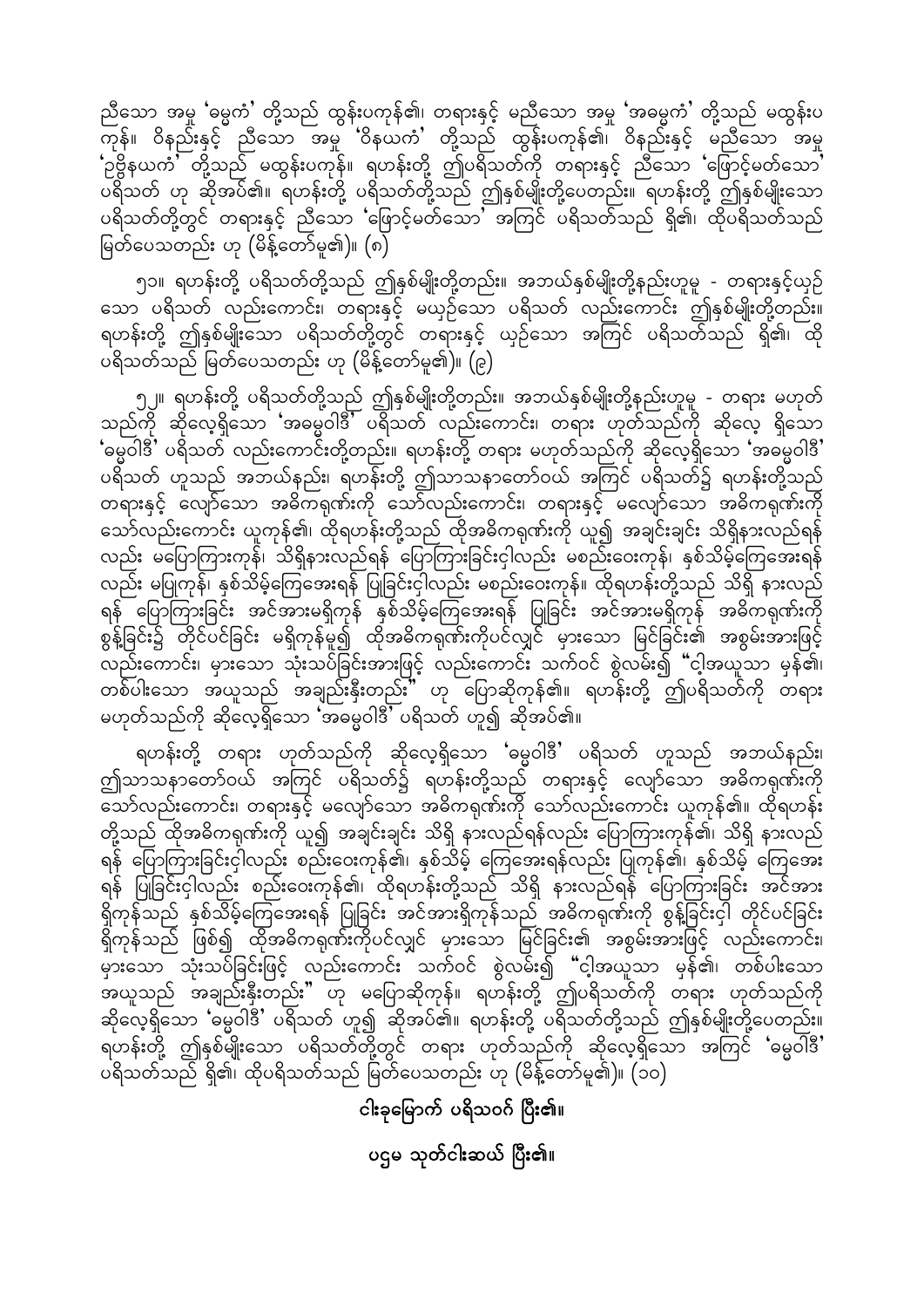ညီသော အမှု 'ဓမ္မကံ' တို့သည် ထွန်းပကုန်၏၊ တရားနှင့် မညီသော အမှု 'အဓမ္မကံ' တို့သည် မထွန်းပကုန်။ ဝိနည်းနှင့် ညီသော အမှု 'ဝိနယကံ' တို့သည် ထွန်းပကုန်၏၊ ဝိနည်းနှင့် မညီသော အမှု 'ဥဗ္ဗိနယကံ' တို့သည် မထွန်းပကုန်။ ရဟန်းတို့ ဤပရိသတ်ကို တရားနှင့် ညီသော 'ဖြောင့်မတ်သော' ပရိသတ် ဟု ဆိုအပ်၏။ ရဟန်းတို့ ပရိသတ်တို့သည် ဤနှစ်မျိုးတို့ပေတည်း။ ရဟန်းတို့ ဤနှစ်မျိုးသော ပရိသတ်တို့တွင် တရားနှင့် ညီသော 'ဖြောင့်မတ်သော' အကြင် ပရိသတ်သည် ရှိ၏၊ ထိုပရိသတ်သည် မြတ်ပေသတည်း ဟု (မိန့်တော်မူ၏)။ (၈)

၅၁။ ရဟန်းတို့ ပရိသတ်တို့သည် ဤနှစ်မျိုးတို့တည်း။ အဘယ်နှစ်မျိုးတို့နည်းဟူမူ - တရားနှင့်ယှဉ်သော ပရိသတ် လည်းကောင်း၊ တရားနှင့် မယှဉ်သော ပရိသတ် လည်းကောင်း ဤနှစ်မျိုးတို့တည်း။ ရဟန်းတို့ ဤနှစ်မျိုးသော ပရိသတ်တို့တွင် တရားနှင့် ယှဉ်သော အကြင် ပရိသတ်သည် ရှိ၏၊ ထိုပရိသတ်သည် မြတ်ပေသတည်း ဟု (မိန့်တော်မူ၏)။ (၉)

၅၂။ ရဟန်းတို့ ပရိသတ်တို့သည် ဤနှစ်မျိုးတို့တည်း။ အဘယ်နှစ်မျိုးတို့နည်းဟူမူ - တရား မဟုတ်သည်ကို ဆိုလေ့ရှိသော 'အဓမ္မဝါဒီ' ပရိသတ် လည်းကောင်း၊ တရား ဟုတ်သည်ကို ဆိုလေ့ ရှိသော 'ဓမ္မဝါဒီ' ပရိသတ် လည်းကောင်းတို့တည်း။ ရဟန်းတို့ တရား မဟုတ်သည်ကို ဆိုလေ့ရှိသော 'အဓမ္မဝါဒီ' ပရိသတ် ဟူသည် အဘယ်နည်း၊ ရဟန်းတို့ ဤသာသနာတော်ဝယ် အကြင် ပရိသတ်၌ ရဟန်းတို့သည် တရားနှင့် လျော်သော အဓိကရဏ်းကို သော်လည်းကောင်း၊ တရားနှင့် မလျော်သော အဓိကရဏ်းကို သော်လည်းကောင်း ယူကုန်၏၊ ထိုရဟန်းတို့သည် ထိုအဓိကရဏ်းကို ယူ၍ အချင်းချင်း သိရှိနားလည်ရန် လည်း မပြောကြားကုန်၊ သိရှိနားလည်ရန် ပြောကြားခြင်းငှါလည်း မစည်းဝေးကုန်၊ နှစ်သိမ့်ကြေအေးရန် လည်း မပြုကုန်၊ နှစ်သိမ့်ကြေအေးရန် ပြုခြင်းငှါလည်း မစည်းဝေးကုန်။ ထိုရဟန်းတို့သည် သိရှိ နားလည်ရန် ပြောကြားခြင်း အင်အားမရှိကုန် နှစ်သိမ့်ကြေအေးရန် ပြုခြင်း အင်အားမရှိကုန် အဓိကရဏ်းကို စွန့်ခြင်း၌ တိုင်ပင်ခြင်း မရှိကုန်မူ၍ ထိုအဓိကရဏ်းကိုပင်လျှင် မှားသော မြင်ခြင်း၏ အစွမ်းအားဖြင့် လည်းကောင်း၊ မှားသော သုံးသပ်ခြင်းအားဖြင့် လည်းကောင်း သက်ဝင် စွဲလမ်း၍ "ငါ့အယူသာ မှန်၏၊ တစ်ပါးသော အယူသည် အချည်းနှီးတည်း" ဟု ပြောဆိုကုန်၏။ ရဟန်းတို့ ဤပရိသတ်ကို တရား မဟုတ်သည်ကို ဆိုလေ့ရှိသော 'အဓမ္မဝါဒီ' ပရိသတ် ဟူ၍ ဆိုအပ်၏။

ရဟန်းတို့ တရား ဟုတ်သည်ကို ဆိုလေ့ရှိသော 'ဓမ္မဝါဒီ' ပရိသတ် ဟူသည် အဘယ်နည်း၊ ဤသာသနာတော်ဝယ် အကြင် ပရိသတ်၌ ရဟန်းတို့သည် တရားနှင့် လျော်သော အဓိကရဏ်းကို သော်လည်းကောင်း၊ တရားနှင့် မလျော်သော အဓိကရဏ်းကို သော်လည်းကောင်း ယူကုန်၏။ ထိုရဟန်းတို့သည် ထိုအဓိကရဏ်းကို ယူ၍ အချင်းချင်း သိရှိ နားလည်ရန်လည်း ပြောကြားကုန်၏၊ သိရှိ နားလည်ရန် ပြောကြားခြင်းငှါလည်း စည်းဝေးကုန်၏၊ နှစ်သိမ့် ကြေအေးရန်လည်း ပြုကုန်၏၊ နှစ်သိမ့် ကြေအေးရန် ပြုခြင်းငှါလည်း စည်းဝေးကုန်၏၊ ထိုရဟန်းတို့သည် သိရှိ နားလည်ရန် ပြောကြားခြင်း အင်အားရှိကုန်သည် နှစ်သိမ့်ကြေအေးရန် ပြုခြင်း အင်အားရှိကုန်သည် အဓိကရဏ်းကို စွန့်ခြင်းငှါ တိုင်ပင်ခြင်း ရှိကုန်သည် ဖြစ်၍ ထိုအဓိကရဏ်းကိုပင်လျှင် မှားသော မြင်ခြင်း၏ အစွမ်းအားဖြင့် လည်းကောင်း၊ မှားသော သုံးသပ်ခြင်းဖြင့် လည်းကောင်း သက်ဝင် စွဲလမ်း၍ "ငါ့အယူသာ မှန်၏၊ တစ်ပါးသော အယူသည် အချည်းနှီးတည်း" ဟု မပြောဆိုကုန်။ ရဟန်းတို့ ဤပရိသတ်ကို တရား ဟုတ်သည်ကို ဆိုလေ့ရှိသော 'ဓမ္မဝါဒီ' ပရိသတ် ဟူ၍ ဆိုအပ်၏။ ရဟန်းတို့ ပရိသတ်တို့သည် ဤနှစ်မျိုးတို့ပေတည်း။ ရဟန်းတို့ ဤနှစ်မျိုးသော ပရိသတ်တို့တွင် တရား ဟုတ်သည်ကို ဆိုလေ့ရှိသော အကြင် 'ဓမ္မဝါဒီ' ပရိသတ်သည် ရှိ၏၊ ထိုပရိသတ်သည် မြတ်ပေသတည်း ဟု (မိန့်တော်မူ၏)။ (၁၀)

**ငါးခုမြောက် ပရိသဝဂ် ပြီး၏။**

**ပဌမ သုတ်ငါးဆယ် ပြီး၏။**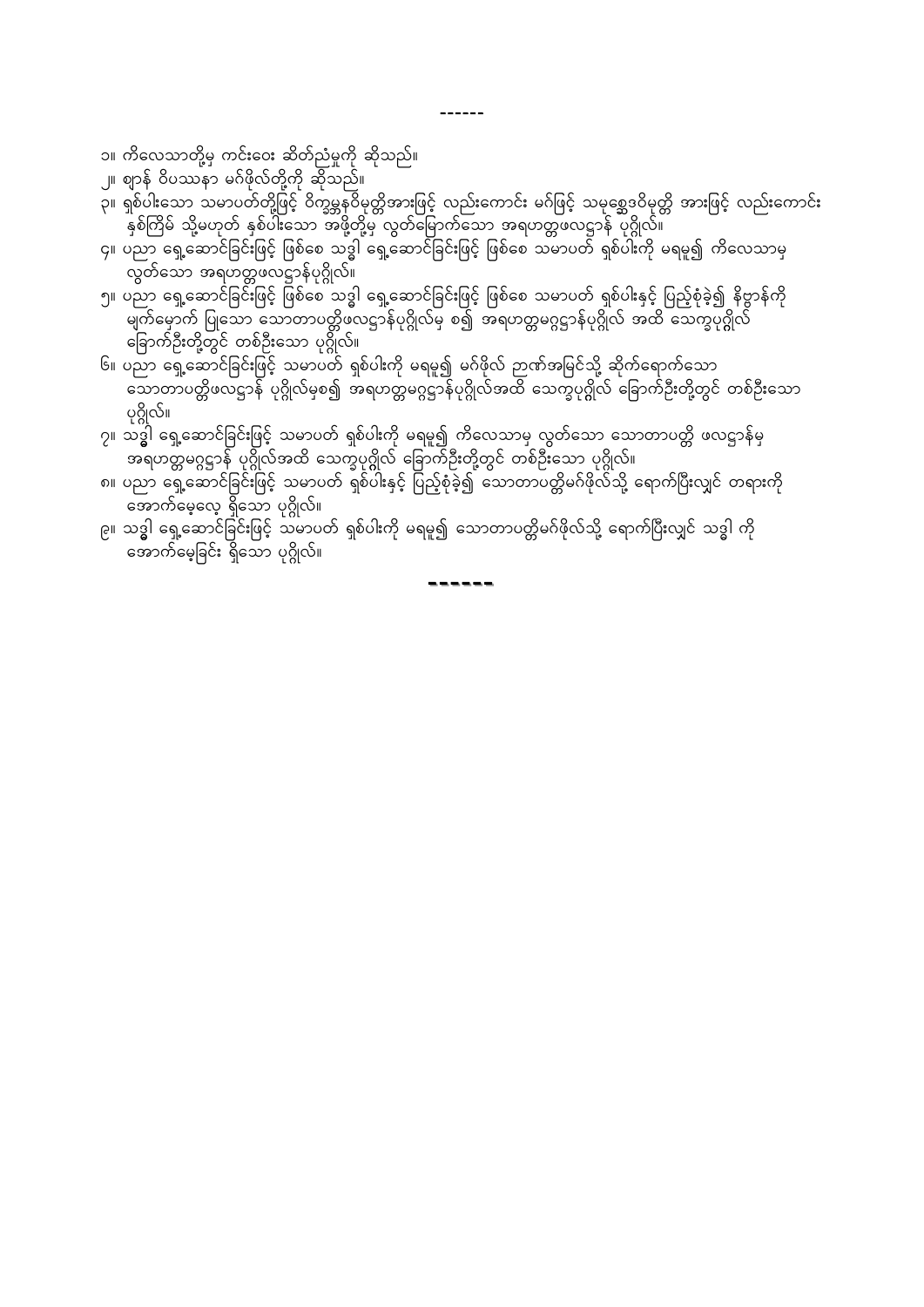------

၁။ ကိလေသာတို့မှ ကင်းဝေး ဆိတ်ညံ့မှုကို ဆိုသည်။

၂။ စျာန် ဝိပဿနာ မဂ်ဖိုလ်တို့ကို ဆိုသည်။

၃။ ရှစ်ပါးသော သမာပတ်တို့ဖြင့် ဝိက္ခမ္ဘနဝိမုတ္တိအားဖြင့် လည်းကောင်း မဂ်ဖြင့် သမုစ္ဆေဒဝိမုတ္တိ အားဖြင့် လည်းကောင်း နှစ်ကြိမ် သို့မဟုတ် နှစ်ပါးသော အဖို့တို့မှ လွတ်မြောက်သော အရဟတ္တဖလဋ္ဌာန် ပုဂ္ဂိုလ်။

၄။ ပညာ ရှေ့ဆောင်ခြင်းဖြင့် ဖြစ်စေ သဒ္ဓါ ရှေ့ဆောင်ခြင်းဖြင့် ဖြစ်စေ သမာပတ် ရှစ်ပါးကို မရမူ၍ ကိလေသာမှ လွတ်သော အရဟတ္တဖလဋ္ဌာန်ပုဂ္ဂိုလ်။

၅။ ပညာ ရှေ့ဆောင်ခြင်းဖြင့် ဖြစ်စေ သဒ္ဓါ ရှေ့ဆောင်ခြင်းဖြင့် ဖြစ်စေ သမာပတ် ရှစ်ပါးနှင့် ပြည့်စုံခဲ့၍ နိဗ္ဗာန်ကို မျက်မှောက် ပြုသော သောတာပတ္တိဖလဋ္ဌာန်ပုဂ္ဂိုလ်မှ စ၍ အရဟတ္တမဂ္ဂဋ္ဌာန်ပုဂ္ဂိုလ် အထိ သေက္ခပုဂ္ဂိုလ် ခြောက်ဦးတို့တွင် တစ်ဦးသော ပုဂ္ဂိုလ်။

၆။ ပညာ ရှေ့ဆောင်ခြင်းဖြင့် သမာပတ် ရှစ်ပါးကို မရမူ၍ မဂ်ဖိုလ် ဉာဏ်အမြင်သို့ ဆိုက်ရောက်သော သောတာပတ္တိဖလဋ္ဌာန် ပုဂ္ဂိုလ်မှစ၍ အရဟတ္တမဂ္ဂဋ္ဌာန်ပုဂ္ဂိုလ်အထိ သေက္ခပုဂ္ဂိုလ် ခြောက်ဦးတို့တွင် တစ်ဦးသော ပုဂ္ဂိုလ်။

၇။ သဒ္ဓါ ရှေ့ဆောင်ခြင်းဖြင့် သမာပတ် ရှစ်ပါးကို မရမူ၍ ကိလေသာမှ လွတ်သော သောတာပတ္တိ ဖလဋ္ဌာန်မှ အရဟတ္တမဂ္ဂဋ္ဌာန် ပုဂ္ဂိုလ်အထိ သေက္ခပုဂ္ဂိုလ် ခြောက်ဦးတို့တွင် တစ်ဦးသော ပုဂ္ဂိုလ်။

၈။ ပညာ ရှေ့ဆောင်ခြင်းဖြင့် သမာပတ် ရှစ်ပါးနှင့် ပြည့်စုံခဲ့၍ သောတာပတ္တိမဂ်ဖိုလ်သို့ ရောက်ပြီးလျှင် တရားကို အောက်မေ့လေ့ ရှိသော ပုဂ္ဂိုလ်။

၉။ သဒ္ဓါ ရှေ့ဆောင်ခြင်းဖြင့် သမာပတ် ရှစ်ပါးကို မရမူ၍ သောတာပတ္တိမဂ်ဖိုလ်သို့ ရောက်ပြီးလျှင် သဒ္ဓါ ကို အောက်မေ့ခြင်း ရှိသော ပုဂ္ဂိုလ်။

------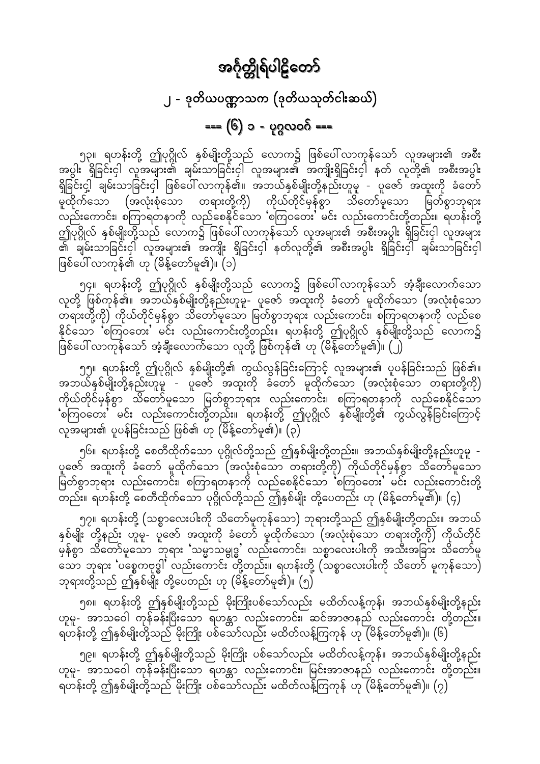# အင်္ဂုတ္တိုရ်ပါဠိတော်

## ၂ - ဒုတိယပဏ္ဏာသက (ဒုတိယသုတ်ငါးဆယ်)

### === (၆) ၁ - ပုဂ္ဂလဝဂ် ===

၅၃။ ရဟန်းတို့ ဤပုဂ္ဂိုလ် နှစ်မျိုးတို့သည် လောက၌ ဖြစ်ပေါ်လာကုန်သော် လူအများ၏ အစီးအပွါး ရှိခြင်းငှါ လူအများ၏ ချမ်းသာခြင်းငှါ လူအများ၏ အကျိုးရှိခြင်းငှါ နတ် လူတို့၏ အစီးအပွါး ရှိခြင်းငှါ ချမ်းသာခြင်းငှါ ဖြစ်ပေါ်လာကုန်၏။ အဘယ်နှစ်မျိုးတို့နည်းဟူမူ - ပူဇော် အထူးကို ခံတော်မူထိုက်သော (အလုံးစုံသော တရားတို့ကို) ကိုယ်တိုင်မှန်စွာ သိတော်မူသော မြတ်စွာဘုရား လည်းကောင်း၊ စကြာရတနာကို လည်စေနိုင်သော 'စကြဝတေး' မင်း လည်းကောင်းတို့တည်း။ ရဟန်းတို့ ဤပုဂ္ဂိုလ် နှစ်မျိုးတို့သည် လောက၌ ဖြစ်ပေါ်လာကုန်သော် လူအများ၏ အစီးအပွါး ရှိခြင်းငှါ လူအများ၏ ချမ်းသာခြင်းငှါ လူအများ၏ အကျိုး ရှိခြင်းငှါ နတ်လူတို့၏ အစီးအပွါး ရှိခြင်းငှါ ချမ်းသာခြင်းငှါ ဖြစ်ပေါ်လာကုန်၏ ဟု (မိန့်တော်မူ၏)။ (၁)

၅၄။ ရဟန်းတို့ ဤပုဂ္ဂိုလ် နှစ်မျိုးတို့သည် လောက၌ ဖြစ်ပေါ်လာကုန်သော် အံ့ချီးလောက်သော လူတို့ ဖြစ်ကုန်၏။ အဘယ်နှစ်မျိုးတို့နည်းဟူမူ- ပူဇော် အထူးကို ခံတော် မူထိုက်သော (အလုံးစုံသော တရားတို့ကို) ကိုယ်တိုင်မှန်စွာ သိတော်မူသော မြတ်စွာဘုရား လည်းကောင်း၊ စကြာရတနာကို လည်စေနိုင်သော 'စကြဝတေး' မင်း လည်းကောင်းတို့တည်း။ ရဟန်းတို့ ဤပုဂ္ဂိုလ် နှစ်မျိုးတို့သည် လောက၌ ဖြစ်ပေါ်လာကုန်သော် အံ့ချီးလောက်သော လူတို့ ဖြစ်ကုန်၏ ဟု (မိန့်တော်မူ၏)။ (၂)

၅၅။ ရဟန်းတို့ ဤပုဂ္ဂိုလ် နှစ်မျိုးတို့၏ ကွယ်လွန်ခြင်းကြောင့် လူအများ၏ ပူပန်ခြင်းသည် ဖြစ်၏။ အဘယ်နှစ်မျိုးတို့နည်းဟူမူ - ပူဇော် အထူးကို ခံတော် မူထိုက်သော (အလုံးစုံသော တရားတို့ကို) ကိုယ်တိုင်မှန်စွာ သိတော်မူသော မြတ်စွာဘုရား လည်းကောင်း၊ စကြာရတနာကို လည်စေနိုင်သော 'စကြဝတေး' မင်း လည်းကောင်းတို့တည်း။ ရဟန်းတို့ ဤပုဂ္ဂိုလ် နှစ်မျိုးတို့၏ ကွယ်လွန်ခြင်းကြောင့် လူအများ၏ ပူပန်ခြင်းသည် ဖြစ်၏ ဟု (မိန့်တော်မူ၏)။ (၃)

၅၆။ ရဟန်းတို့ စေတီထိုက်သော ပုဂ္ဂိုလ်တို့သည် ဤနှစ်မျိုးတို့တည်း။ အဘယ်နှစ်မျိုးတို့နည်းဟူမူ - ပူဇော် အထူးကို ခံတော် မူထိုက်သော (အလုံးစုံသော တရားတို့ကို) ကိုယ်တိုင်မှန်စွာ သိတော်မူသော မြတ်စွာဘုရား လည်းကောင်း၊ စကြာရတနာကို လည်စေနိုင်သော 'စကြဝတေး' မင်း လည်းကောင်းတို့တည်း။ ရဟန်းတို့ စေတီထိုက်သော ပုဂ္ဂိုလ်တို့သည် ဤနှစ်မျိုး တို့ပေတည်း ဟု (မိန့်တော်မူ၏)။ (၄)

၅၇။ ရဟန်းတို့ (သစ္စာလေးပါးကို သိတော်မူကုန်သော) ဘုရားတို့သည် ဤနှစ်မျိုးတို့တည်း။ အဘယ် နှစ်မျိုး တို့နည်း ဟူမူ- ပူဇော် အထူးကို ခံတော် မူထိုက်သော (အလုံးစုံသော တရားတို့ကို) ကိုယ်တိုင် မှန်စွာ သိတော်မူသော ဘုရား 'သမ္မာသမ္ဗုဒ္ဓ' လည်းကောင်း၊ သစ္စာလေးပါးကို အသီးအခြား သိတော်မူသော ဘုရား 'ပစ္စေကဗုဒ္ဓါ' လည်းကောင်း တို့တည်း။ ရဟန်းတို့ (သစ္စာလေးပါးကို သိတော် မူကုန်သော) ဘုရားတို့သည် ဤနှစ်မျိုး တို့ပေတည်း ဟု (မိန့်တော်မူ၏)။ (၅)

၅၈။ ရဟန်းတို့ ဤနှစ်မျိုးတို့သည် မိုးကြိုးပစ်သော်လည်း မထိတ်လန့်ကုန်၊ အဘယ်နှစ်မျိုးတို့နည်း ဟူမူ- အာသဝေါ ကုန်ခန်းပြီးသော ရဟန္တာ လည်းကောင်း၊ ဆင်အာဇာနည် လည်းကောင်း တို့တည်း။ ရဟန်းတို့ ဤနှစ်မျိုးတို့သည် မိုးကြိုး ပစ်သော်လည်း မထိတ်လန့်ကြကုန် ဟု (မိန့်တော်မူ၏)။ (၆)

၅၉။ ရဟန်းတို့ ဤနှစ်မျိုးတို့သည် မိုးကြိုး ပစ်သော်လည်း မထိတ်လန့်ကုန်။ အဘယ်နှစ်မျိုးတို့နည်း ဟူမူ- အာသဝေါ ကုန်ခန်းပြီးသော ရဟန္တာ လည်းကောင်း၊ မြင်းအာဇာနည် လည်းကောင်း တို့တည်း။ ရဟန်းတို့ ဤနှစ်မျိုးတို့သည် မိုးကြိုး ပစ်သော်လည်း မထိတ်လန့်ကြကုန် ဟု (မိန့်တော်မူ၏)။ (၇)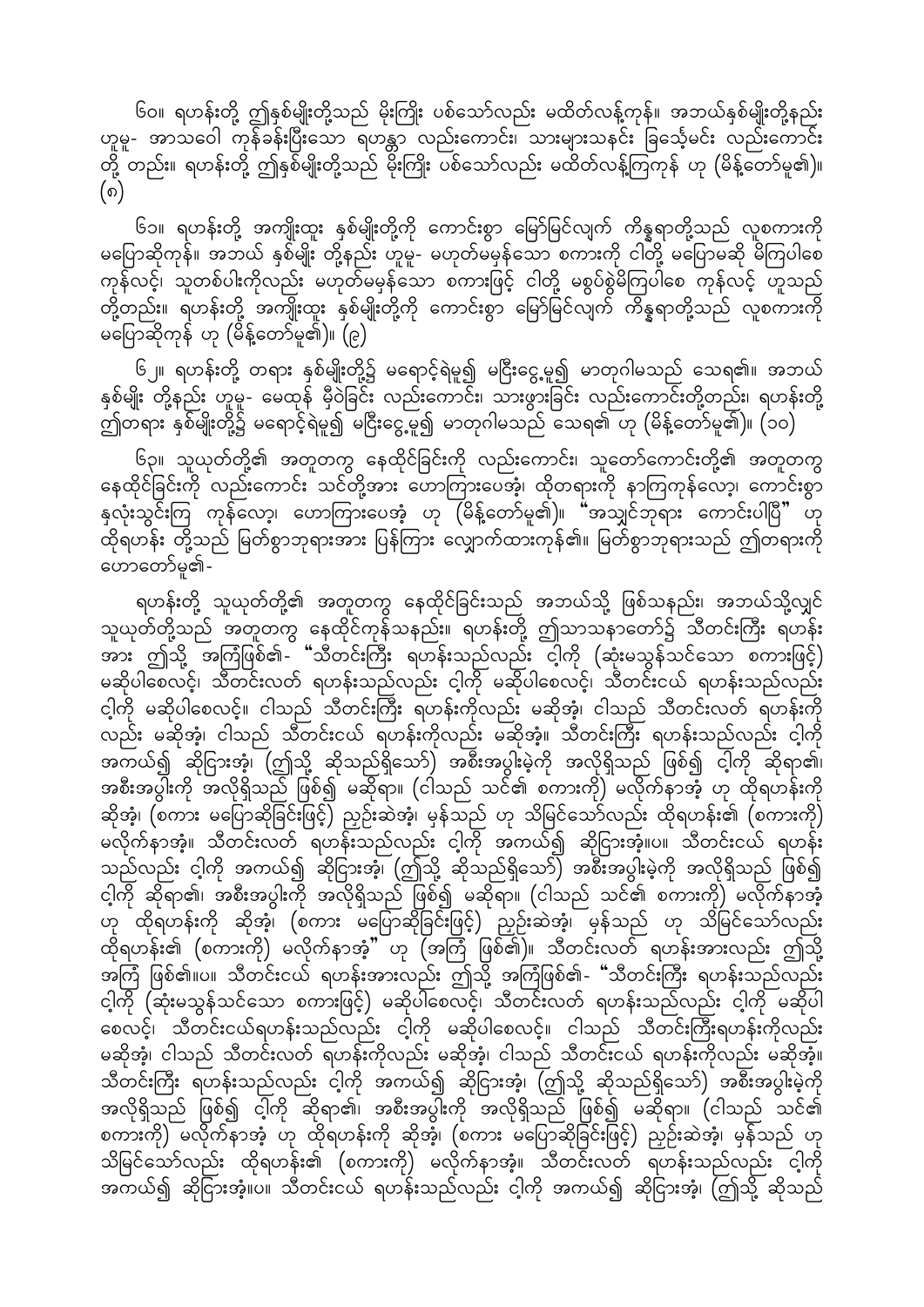၆၀။ ရဟန်းတို့ ဤနှစ်မျိုးတို့သည် မိုးကြိုး ပစ်သော်လည်း မထိတ်လန့်ကုန်။ အဘယ်နှစ်မျိုးတို့နည်း ဟူမူ- အာသဝေါ ကုန်ခန်းပြီးသော ရဟန္တာ လည်းကောင်း၊ သားများသနင်း ခြင်္သေ့မင်း လည်းကောင်း တို့ တည်း။ ရဟန်းတို့ ဤနှစ်မျိုးတို့သည် မိုးကြိုး ပစ်သော်လည်း မထိတ်လန့်ကြကုန် ဟု (မိန့်တော်မူ၏)။ (၈)

၆၁။ ရဟန်းတို့ အကျိုးထူး နှစ်မျိုးတို့ကို ကောင်းစွာ မြော်မြင်လျက် ကိန္နရာတို့သည် လူစကားကို မပြောဆိုကုန်။ အဘယ် နှစ်မျိုး တို့နည်း ဟူမူ- မဟုတ်မမှန်သော စကားကို ငါတို့ မပြောမဆို မိကြပါစေ ကုန်လင့်၊ သူတစ်ပါးကိုလည်း မဟုတ်မမှန်သော စကားဖြင့် ငါတို့ မစွပ်စွဲမိကြပါစေ ကုန်လင့် ဟူသည် တို့တည်း။ ရဟန်းတို့ အကျိုးထူး နှစ်မျိုးတို့ကို ကောင်းစွာ မြော်မြင်လျက် ကိန္နရာတို့သည် လူစကားကို မပြောဆိုကုန် ဟု (မိန့်တော်မူ၏)။ (၉)

၆၂။ ရဟန်းတို့ တရား နှစ်မျိုးတို့၌ မရောင့်ရဲမှု၍ မငြီးငွေ့မူ၍ မာတုဂါမသည် သေရ၏။ အဘယ် နှစ်မျိုး တို့နည်း ဟူမူ- မေထုန် မှီဝဲခြင်း လည်းကောင်း၊ သားဖွားခြင်း လည်းကောင်းတို့တည်း၊ ရဟန်းတို့ ဤတရား နှစ်မျိုးတို့၌ မရောင့်ရဲမှု၍ မငြီးငွေ့မူ၍ မာတုဂါမသည် သေရ၏ ဟု (မိန့်တော်မူ၏)။ (၁၀)

၆၃။ သူယုတ်တို့၏ အတူတကွ နေထိုင်ခြင်းကို လည်းကောင်း၊ သူတော်ကောင်းတို့၏ အတူတကွ နေထိုင်ခြင်းကို လည်းကောင်း သင်တို့အား ဟောကြားပေအံ့၊ ထိုတရားကို နာကြကုန်လော့၊ ကောင်းစွာ နှလုံးသွင်းကြ ကုန်လော့၊ ဟောကြားပေအံ့ ဟု (မိန့်တော်မူ၏)။ "အသျှင်ဘုရား ကောင်းပါပြီ" ဟု ထိုရဟန်း တို့သည် မြတ်စွာဘုရားအား ပြန်ကြား လျှောက်ထားကုန်၏။ မြတ်စွာဘုရားသည် ဤတရားကို ဟောတော်မူ၏-

ရဟန်းတို့ သူယုတ်တို့၏ အတူတကွ နေထိုင်ခြင်းသည် အဘယ်သို့ ဖြစ်သနည်း၊ အဘယ်သို့လျှင် သူယုတ်တို့သည် အတူတကွ နေထိုင်ကုန်သနည်း။ ရဟန်းတို့ ဤသာသနာတော်၌ သီတင်းကြီး ရဟန်း အား ဤသို့ အကြံဖြစ်၏- "သီတင်းကြီး ရဟန်းသည်လည်း ငါ့ကို (ဆုံးမသွန်သင်သော စကားဖြင့်) မဆိုပါစေလင့်၊ သီတင်းလတ် ရဟန်းသည်လည်း ငါ့ကို မဆိုပါစေလင့်၊ သီတင်းငယ် ရဟန်းသည်လည်း ငါ့ကို မဆိုပါစေလင့်။ ငါသည် သီတင်းကြီး ရဟန်းကိုလည်း မဆိုအံ့၊ ငါသည် သီတင်းလတ် ရဟန်းကို လည်း မဆိုအံ့၊ ငါသည် သီတင်းငယ် ရဟန်းကိုလည်း မဆိုအံ့။ သီတင်းကြီး ရဟန်းသည်လည်း ငါ့ကို အကယ်၍ ဆိုငြားအံ့၊ (ဤသို့ ဆိုသည်ရှိသော်) အစီးအပွါးမဲ့ကို အလိုရှိသည် ဖြစ်၍ ငါ့ကို ဆိုရာ၏၊ အစီးအပွါးကို အလိုရှိသည် ဖြစ်၍ မဆိုရာ။ (ငါသည် သင်၏ စကားကို) မလိုက်နာအံ့ ဟု ထိုရဟန်းကို ဆိုအံ့၊ (စကား မပြောဆိုခြင်းဖြင့်) ညှဉ်းဆဲအံ့၊ မှန်သည် ဟု သိမြင်သော်လည်း ထိုရဟန်း၏ (စကားကို) မလိုက်နာအံ့။ သီတင်းလတ် ရဟန်းသည်လည်း ငါ့ကို အကယ်၍ ဆိုငြားအံ့။ပ။ သီတင်းငယ် ရဟန်း သည်လည်း ငါ့ကို အကယ်၍ ဆိုငြားအံ့၊ (ဤသို့ ဆိုသည်ရှိသော်) အစီးအပွါးမဲ့ကို အလိုရှိသည် ဖြစ်၍ ငါ့ကို ဆိုရာ၏၊ အစီးအပွါးကို အလိုရှိသည် ဖြစ်၍ မဆိုရာ။ (ငါသည် သင်၏ စကားကို) မလိုက်နာအံ့ ဟု ထိုရဟန်းကို ဆိုအံ့၊ (စကား မပြောဆိုခြင်းဖြင့်) ညှဉ်းဆဲအံ့၊ မှန်သည် ဟု သိမြင်သော်လည်း ထိုရဟန်း၏ (စကားကို) မလိုက်နာအံ့" ဟု (အကြံ ဖြစ်၏)။ သီတင်းလတ် ရဟန်းအားလည်း ဤသို့ အကြံ ဖြစ်၏။ပ။ သီတင်းငယ် ရဟန်းအားလည်း ဤသို့ အကြံဖြစ်၏- "သီတင်းကြီး ရဟန်းသည်လည်း ငါ့ကို (ဆုံးမသွန်သင်သော စကားဖြင့်) မဆိုပါစေလင့်၊ သီတင်းလတ် ရဟန်းသည်လည်း ငါ့ကို မဆိုပါ စေလင့်၊ သီတင်းငယ်ရဟန်းသည်လည်း ငါ့ကို မဆိုပါစေလင့်။ ငါသည် သီတင်းကြီးရဟန်းကိုလည်း မဆိုအံ့၊ ငါသည် သီတင်းလတ် ရဟန်းကိုလည်း မဆိုအံ့၊ ငါသည် သီတင်းငယ် ရဟန်းကိုလည်း မဆိုအံ့။ သီတင်းကြီး ရဟန်းသည်လည်း ငါ့ကို အကယ်၍ ဆိုငြားအံ့၊ (ဤသို့ ဆိုသည်ရှိသော်) အစီးအပွါးမဲ့ကို အလိုရှိသည် ဖြစ်၍ ငါ့ကို ဆိုရာ၏၊ အစီးအပွါးကို အလိုရှိသည် ဖြစ်၍ မဆိုရာ။ (ငါသည် သင်၏ စကားကို) မလိုက်နာအံ့ ဟု ထိုရဟန်းကို ဆိုအံ့၊ (စကား မပြောဆိုခြင်းဖြင့်) ညှဉ်းဆဲအံ့၊ မှန်သည် ဟု သိမြင်သော်လည်း ထိုရဟန်း၏ (စကားကို) မလိုက်နာအံ့။ သီတင်းလတ် ရဟန်းသည်လည်း ငါ့ကို အကယ်၍ ဆိုငြားအံ့။ပ။ သီတင်းငယ် ရဟန်းသည်လည်း ငါ့ကို အကယ်၍ ဆိုငြားအံ့၊ (ဤသို့ ဆိုသည်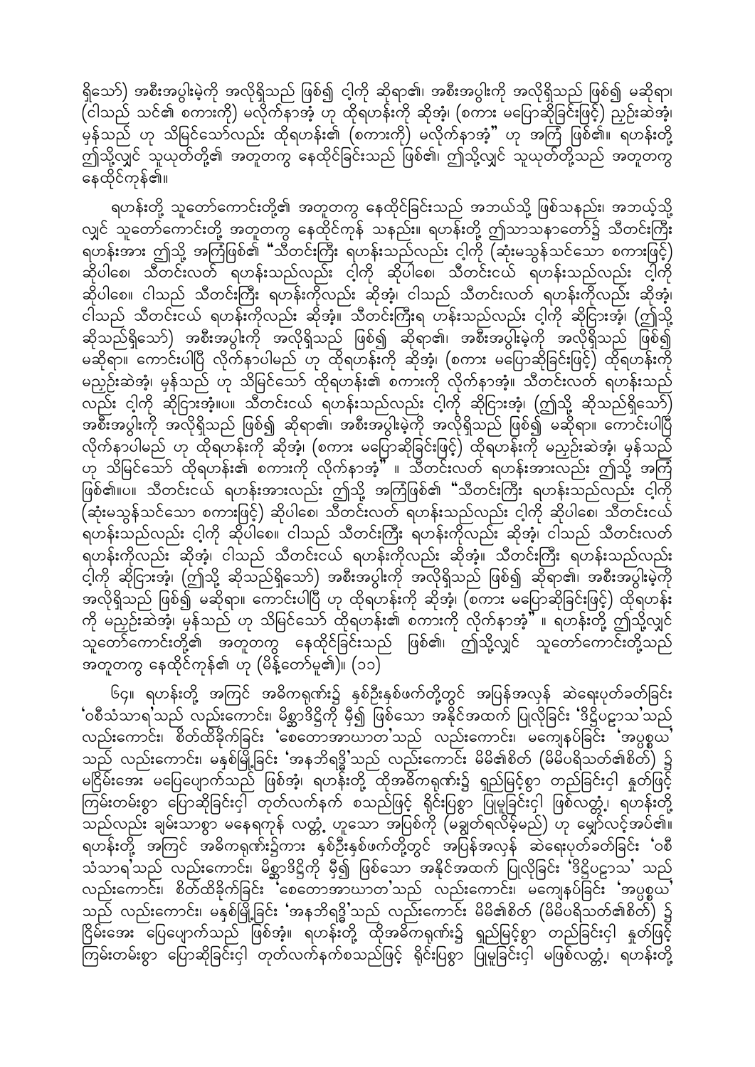ရှိသော်) အစီးအပွါးမဲ့ကို အလိုရှိသည် ဖြစ်၍ ငါ့ကို ဆိုရာ၏၊ အစီးအပွါးကို အလိုရှိသည် ဖြစ်၍ မဆိုရာ၊ (ငါသည် သင်၏ စကားကို) မလိုက်နာအံ့ ဟု ထိုရဟန်းကို ဆိုအံ့၊ (စကား မပြောဆိုခြင်းဖြင့်) ညှဉ်းဆဲအံ့၊ မှန်သည် ဟု သိမြင်သော်လည်း ထိုရဟန်း၏ (စကားကို) မလိုက်နာအံ့" ဟု အကြံ ဖြစ်၏။ ရဟန်းတို့ ဤသို့လျှင် သူယုတ်တို့၏ အတူတကွ နေထိုင်ခြင်းသည် ဖြစ်၏၊ ဤသို့လျှင် သူယုတ်တို့သည် အတူတကွ နေထိုင်ကုန်၏။

ရဟန်းတို့ သူတော်ကောင်းတို့၏ အတူတကွ နေထိုင်ခြင်းသည် အဘယ်သို့ ဖြစ်သနည်း၊ အဘယ့်သို့ လျှင် သူတော်ကောင်းတို့ အတူတကွ နေထိုင်ကုန် သနည်း။ ရဟန်းတို့ ဤသာသနာတော်၌ သီတင်းကြီး ရဟန်းအား ဤသို့ အကြံဖြစ်၏ "သီတင်းကြီး ရဟန်းသည်လည်း ငါ့ကို (ဆုံးမသွန်သင်သော စကားဖြင့်) ဆိုပါစေ၊ သီတင်းလတ် ရဟန်းသည်လည်း ငါ့ကို ဆိုပါစေ၊ သီတင်းငယ် ရဟန်းသည်လည်း ငါ့ကို ဆိုပါစေ။ ငါသည် သီတင်းကြီး ရဟန်းကိုလည်း ဆိုအံ့၊ ငါသည် သီတင်းလတ် ရဟန်းကိုလည်း ဆိုအံ့၊ ငါသည် သီတင်းငယ် ရဟန်းကိုလည်း ဆိုအံ့။ သီတင်းကြီးရ ဟန်းသည်လည်း ငါ့ကို ဆိုငြားအံ့၊ (ဤသို့ ဆိုသည်ရှိသော်) အစီးအပွါးကို အလိုရှိသည် ဖြစ်၍ ဆိုရာ၏၊ အစီးအပွါးမဲ့ကို အလိုရှိသည် ဖြစ်၍ မဆိုရာ။ ကောင်းပါပြီ လိုက်နာပါမည် ဟု ထိုရဟန်းကို ဆိုအံ့၊ (စကား မပြောဆိုခြင်းဖြင့်) ထိုရဟန်းကို မညှဉ်းဆဲအံ့၊ မှန်သည် ဟု သိမြင်သော် ထိုရဟန်း၏ စကားကို လိုက်နာအံ့။ သီတင်းလတ် ရဟန်းသည် လည်း ငါ့ကို ဆိုငြားအံ့။ပ။ သီတင်းငယ် ရဟန်းသည်လည်း ငါ့ကို ဆိုငြားအံ့၊ (ဤသို့ ဆိုသည်ရှိသော်) အစီးအပွါးကို အလိုရှိသည် ဖြစ်၍ ဆိုရာ၏၊ အစီးအပွါးမဲ့ကို အလိုရှိသည် ဖြစ်၍ မဆိုရာ။ ကောင်းပါပြီ လိုက်နာပါမည် ဟု ထိုရဟန်းကို ဆိုအံ့၊ (စကား မပြောဆိုခြင်းဖြင့်) ထိုရဟန်းကို မညှဉ်းဆဲအံ့၊ မှန်သည် ဟု သိမြင်သော် ထိုရဟန်း၏ စကားကို လိုက်နာအံ့" ။ သီတင်းလတ် ရဟန်းအားလည်း ဤသို့ အကြံ ဖြစ်၏။ပ။ သီတင်းငယ် ရဟန်းအားလည်း ဤသို့ အကြံဖြစ်၏ "သီတင်းကြီး ရဟန်းသည်လည်း ငါ့ကို (ဆုံးမသွန်သင်သော စကားဖြင့်) ဆိုပါစေ၊ သီတင်းလတ် ရဟန်းသည်လည်း ငါ့ကို ဆိုပါစေ၊ သီတင်းငယ် ရဟန်းသည်လည်း ငါ့ကို ဆိုပါစေ။ ငါသည် သီတင်းကြီး ရဟန်းကိုလည်း ဆိုအံ့၊ ငါသည် သီတင်းလတ် ရဟန်းကိုလည်း ဆိုအံ့၊ ငါသည် သီတင်းငယ် ရဟန်းကိုလည်း ဆိုအံ့။ သီတင်းကြီး ရဟန်းသည်လည်း ငါ့ကို ဆိုငြားအံ့၊ (ဤသို့ ဆိုသည်ရှိသော်) အစီးအပွါးကို အလိုရှိသည် ဖြစ်၍ ဆိုရာ၏၊ အစီးအပွါးမဲ့ကို အလိုရှိသည် ဖြစ်၍ မဆိုရာ။ ကောင်းပါပြီ ဟု ထိုရဟန်းကို ဆိုအံ့၊ (စကား မပြောဆိုခြင်းဖြင့်) ထိုရဟန်း ကို မညှဉ်းဆဲအံ့၊ မှန်သည် ဟု သိမြင်သော် ထိုရဟန်း၏ စကားကို လိုက်နာအံ့" ။ ရဟန်းတို့ ဤသို့လျှင် သူတော်ကောင်းတို့၏ အတူတကွ နေထိုင်ခြင်းသည် ဖြစ်၏၊ ဤသို့လျှင် သူတော်ကောင်းတို့သည် အတူတကွ နေထိုင်ကုန်၏ ဟု (မိန့်တော်မူ၏)။ (၁၁)

၆၄။ ရဟန်းတို့ အကြင် အဓိကရုဏ်း၌ နှစ်ဦးနှစ်ဖက်တို့တွင် အပြန်အလှန် ဆဲရေးပုတ်ခတ်ခြင်း 'ဝစီသံသာရ'သည် လည်းကောင်း၊ မိစ္ဆာဒိဋ္ဌိကို မှီ၍ ဖြစ်သော အနိုင်အထက် ပြုလိုခြင်း 'ဒိဋ္ဌိပဠာသ'သည် လည်းကောင်း၊ စိတ်ထိခိုက်ခြင်း 'စေတောအာဃာတ'သည် လည်းကောင်း၊ မကျေနပ်ခြင်း 'အပ္ပစ္စယ' သည် လည်းကောင်း၊ မနှစ်မြို့ခြင်း 'အနဘိရဒ္ဓိ'သည် လည်းကောင်း မိမိ၏စိတ် (မိမိပရိသတ်၏စိတ်) ၌ မငြိမ်းအေး မပြေပျောက်သည် ဖြစ်အံ့၊ ရဟန်းတို့ ထိုအဓိကရုဏ်း၌ ရှည်မြင့်စွာ တည်ခြင်းငှါ နှုတ်ဖြင့် ကြမ်းတမ်းစွာ ပြောဆိုခြင်းငှါ တုတ်လက်နက် စသည်ဖြင့် ရိုင်းပြစွာ ပြုမူခြင်းငှါ ဖြစ်လတ္တံ့၊ ရဟန်းတို့ သည်လည်း ချမ်းသာစွာ မနေရကုန် လတ္တံ့ ဟူသော အပြစ်ကို (မချွတ်ရလိမ့်မည်) ဟု မျှော်လင့်အပ်၏။ ရဟန်းတို့ အကြင် အဓိကရုဏ်း၌ကား နှစ်ဦးနှစ်ဖက်တို့တွင် အပြန်အလှန် ဆဲရေးပုတ်ခတ်ခြင်း 'ဝစီ သံသာရ'သည် လည်းကောင်း၊ မိစ္ဆာဒိဋ္ဌိကို မှီ၍ ဖြစ်သော အနိုင်အထက် ပြုလိုခြင်း 'ဒိဋ္ဌိပဠာသ' သည် လည်းကောင်း၊ စိတ်ထိခိုက်ခြင်း 'စေတောအာဃာတ'သည် လည်းကောင်း၊ မကျေနပ်ခြင်း 'အပ္ပစ္စယ' သည် လည်းကောင်း၊ မနှစ်မြို့ခြင်း 'အနဘိရဒ္ဓိ'သည် လည်းကောင်း မိမိ၏စိတ် (မိမိပရိသတ်၏စိတ်) ၌ ငြိမ်းအေး ပြေပျောက်သည် ဖြစ်အံ့။ ရဟန်းတို့ ထိုအဓိကရုဏ်း၌ ရှည်မြင့်စွာ တည်ခြင်းငှါ နှုတ်ဖြင့် ကြမ်းတမ်းစွာ ပြောဆိုခြင်းငှါ တုတ်လက်နက်စသည်ဖြင့် ရိုင်းပြစွာ ပြုမူခြင်းငှါ မဖြစ်လတ္တံ့၊ ရဟန်းတို့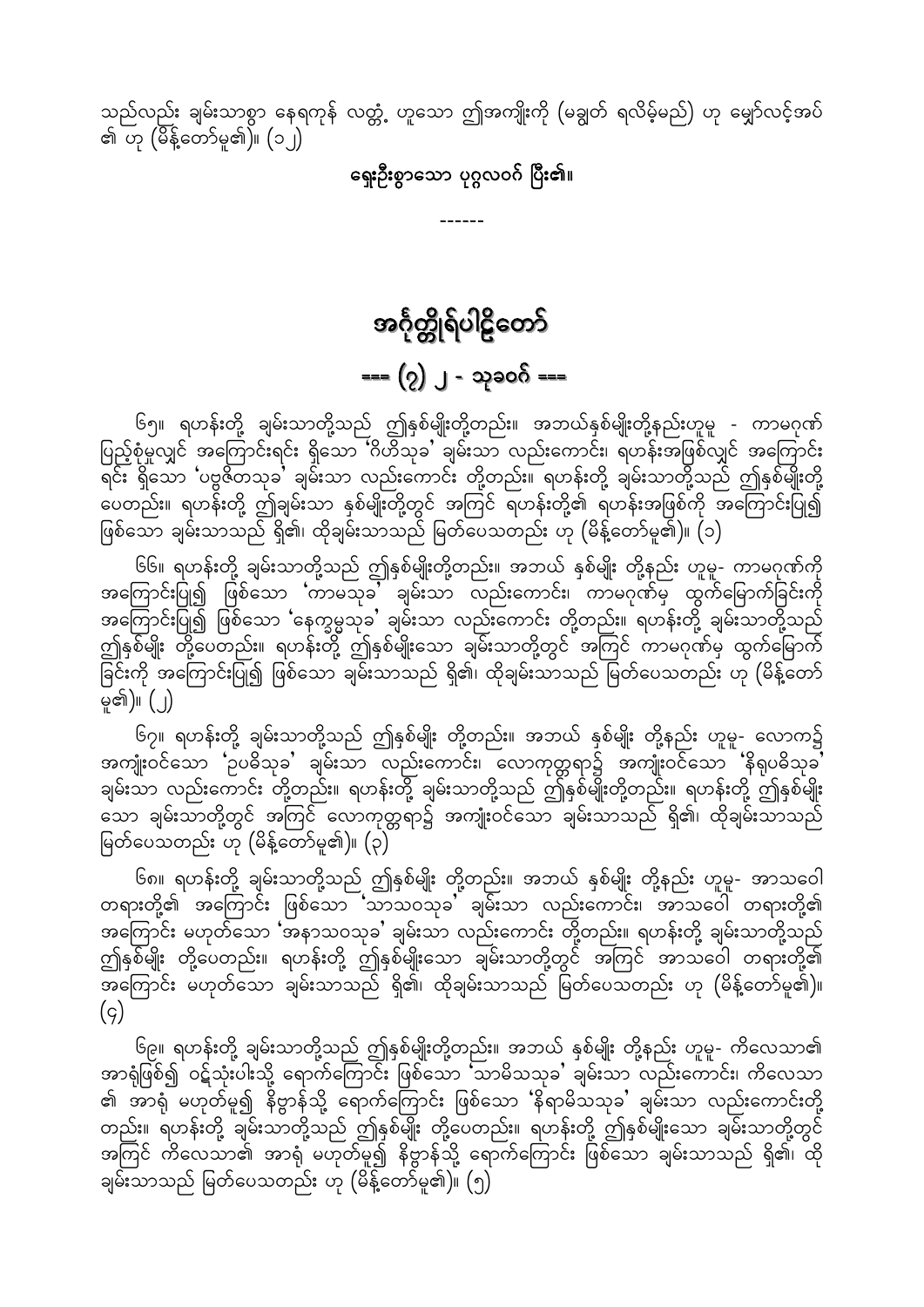သည်လည်း ချမ်းသာစွာ နေရကုန် လတ္တံ့ ဟူသော ဤအကျိုးကို (မချွတ် ရလိမ့်မည်) ဟု မျှော်လင့်အပ်၏ ဟု (မိန့်တော်မူ၏)။ (၁၂)

**ရှေးဦးစွာသော ပုဂ္ဂလဝဂ် ပြီး၏။**

------

# အင်္ဂုတ္တိုရ်ပါဠိတော်

## === (၇) ၂ - သုခဝဂ် ===

၆၅။ ရဟန်းတို့ ချမ်းသာတို့သည် ဤနှစ်မျိုးတို့တည်း။ အဘယ်နှစ်မျိုးတို့နည်းဟူမူ - ကာမဂုဏ်ပြည့်စုံမှုလျှင် အကြောင်းရင်း ရှိသော 'ဂိဟိသုခ' ချမ်းသာ လည်းကောင်း၊ ရဟန်းအဖြစ်လျှင် အကြောင်းရင်း ရှိသော 'ပဗ္ဗဇိတသုခ' ချမ်းသာ လည်းကောင်း တို့တည်း။ ရဟန်းတို့ ချမ်းသာတို့သည် ဤနှစ်မျိုးတို့ပေတည်း။ ရဟန်းတို့ ဤချမ်းသာ နှစ်မျိုးတို့တွင် အကြင် ရဟန်းတို့၏ ရဟန်းအဖြစ်ကို အကြောင်းပြု၍ ဖြစ်သော ချမ်းသာသည် ရှိ၏၊ ထိုချမ်းသာသည် မြတ်ပေသတည်း ဟု (မိန့်တော်မူ၏)။ (၁)

၆၆။ ရဟန်းတို့ ချမ်းသာတို့သည် ဤနှစ်မျိုးတို့တည်း။ အဘယ် နှစ်မျိုး တို့နည်း ဟူမူ- ကာမဂုဏ်ကို အကြောင်းပြု၍ ဖြစ်သော 'ကာမသုခ' ချမ်းသာ လည်းကောင်း၊ ကာမဂုဏ်မှ ထွက်မြောက်ခြင်းကို အကြောင်းပြု၍ ဖြစ်သော 'နေက္ခမ္မသုခ' ချမ်းသာ လည်းကောင်း တို့တည်း။ ရဟန်းတို့ ချမ်းသာတို့သည် ဤနှစ်မျိုး တို့ပေတည်း။ ရဟန်းတို့ ဤနှစ်မျိုးသော ချမ်းသာတို့တွင် အကြင် ကာမဂုဏ်မှ ထွက်မြောက်ခြင်းကို အကြောင်းပြု၍ ဖြစ်သော ချမ်းသာသည် ရှိ၏၊ ထိုချမ်းသာသည် မြတ်ပေသတည်း ဟု (မိန့်တော်မူ၏)။ (၂)

၆၇။ ရဟန်းတို့ ချမ်းသာတို့သည် ဤနှစ်မျိုး တို့တည်း။ အဘယ် နှစ်မျိုး တို့နည်း ဟူမူ- လောက၌ အကျုံးဝင်သော 'ဥပဓိသုခ' ချမ်းသာ လည်းကောင်း၊ လောကုတ္တရာ၌ အကျုံးဝင်သော 'နိရုပဓိသုခ' ချမ်းသာ လည်းကောင်း တို့တည်း။ ရဟန်းတို့ ချမ်းသာတို့သည် ဤနှစ်မျိုးတို့တည်း။ ရဟန်းတို့ ဤနှစ်မျိုးသော ချမ်းသာတို့တွင် အကြင် လောကုတ္တရာ၌ အကျုံးဝင်သော ချမ်းသာသည် ရှိ၏၊ ထိုချမ်းသာသည် မြတ်ပေသတည်း ဟု (မိန့်တော်မူ၏)။ (၃)

၆၈။ ရဟန်းတို့ ချမ်းသာတို့သည် ဤနှစ်မျိုး တို့တည်း။ အဘယ် နှစ်မျိုး တို့နည်း ဟူမူ- အာသဝေါ တရားတို့၏ အကြောင်း ဖြစ်သော 'သာသဝသုခ' ချမ်းသာ လည်းကောင်း၊ အာသဝေါ တရားတို့၏ အကြောင်း မဟုတ်သော 'အနာသဝသုခ' ချမ်းသာ လည်းကောင်း တို့တည်း။ ရဟန်းတို့ ချမ်းသာတို့သည် ဤနှစ်မျိုး တို့ပေတည်း။ ရဟန်းတို့ ဤနှစ်မျိုးသော ချမ်းသာတို့တွင် အကြင် အာသဝေါ တရားတို့၏ အကြောင်း မဟုတ်သော ချမ်းသာသည် ရှိ၏၊ ထိုချမ်းသာသည် မြတ်ပေသတည်း ဟု (မိန့်တော်မူ၏)။ (၄)

၆၉။ ရဟန်းတို့ ချမ်းသာတို့သည် ဤနှစ်မျိုးတို့တည်း။ အဘယ် နှစ်မျိုး တို့နည်း ဟူမူ- ကိလေသာ၏ အာရုံဖြစ်၍ ဝဋ်သုံးပါးသို့ ရောက်ကြောင်း ဖြစ်သော 'သာမိသသုခ' ချမ်းသာ လည်းကောင်း၊ ကိလေသာ၏ အာရုံ မဟုတ်မူ၍ နိဗ္ဗာန်သို့ ရောက်ကြောင်း ဖြစ်သော 'နိရာမိသသုခ' ချမ်းသာ လည်းကောင်းတို့တည်း။ ရဟန်းတို့ ချမ်းသာတို့သည် ဤနှစ်မျိုး တို့ပေတည်း။ ရဟန်းတို့ ဤနှစ်မျိုးသော ချမ်းသာတို့တွင် အကြင် ကိလေသာ၏ အာရုံ မဟုတ်မူ၍ နိဗ္ဗာန်သို့ ရောက်ကြောင်း ဖြစ်သော ချမ်းသာသည် ရှိ၏၊ ထိုချမ်းသာသည် မြတ်ပေသတည်း ဟု (မိန့်တော်မူ၏)။ (၅)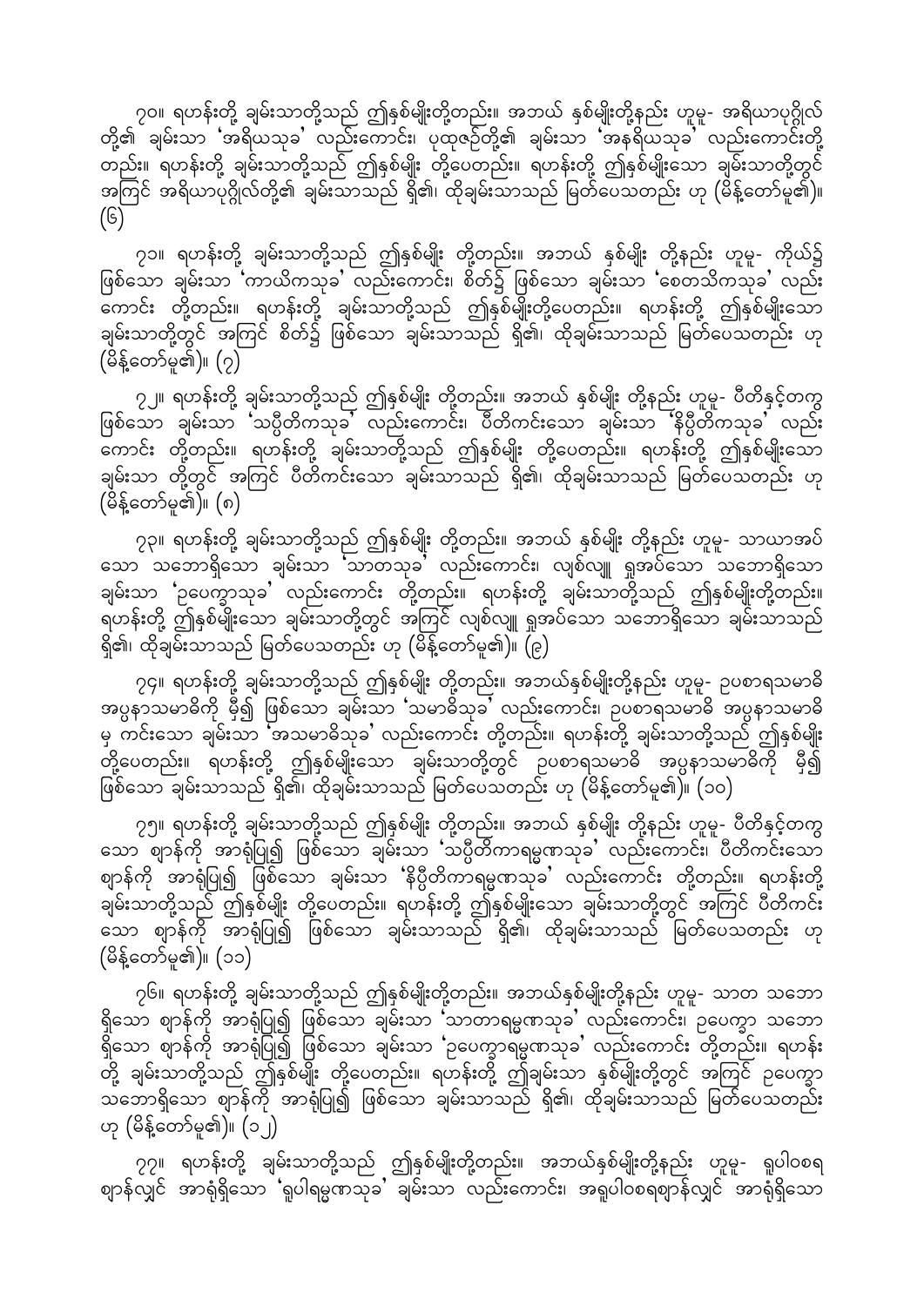၇၀။ ရဟန်းတို့ ချမ်းသာတို့သည် ဤနှစ်မျိုးတို့တည်း။ အဘယ် နှစ်မျိုးတို့နည်း ဟူမူ- အရိယာပုဂ္ဂိုလ်တို့၏ ချမ်းသာ 'အရိယသုခ' လည်းကောင်း၊ ပုထုဇဉ်တို့၏ ချမ်းသာ 'အနရိယသုခ' လည်းကောင်းတို့တည်း။ ရဟန်းတို့ ချမ်းသာတို့သည် ဤနှစ်မျိုး တို့ပေတည်း။ ရဟန်းတို့ ဤနှစ်မျိုးသော ချမ်းသာတို့တွင် အကြင် အရိယာပုဂ္ဂိုလ်တို့၏ ချမ်းသာသည် ရှိ၏၊ ထိုချမ်းသာသည် မြတ်ပေသတည်း ဟု (မိန့်တော်မူ၏)။ (၆)

၇၁။ ရဟန်းတို့ ချမ်းသာတို့သည် ဤနှစ်မျိုး တို့တည်း။ အဘယ် နှစ်မျိုး တို့နည်း ဟူမူ- ကိုယ်၌ဖြစ်သော ချမ်းသာ 'ကာယိကသုခ' လည်းကောင်း၊ စိတ်၌ ဖြစ်သော ချမ်းသာ 'စေတသိကသုခ' လည်းကောင်း တို့တည်း။ ရဟန်းတို့ ချမ်းသာတို့သည် ဤနှစ်မျိုးတို့ပေတည်း။ ရဟန်းတို့ ဤနှစ်မျိုးသော ချမ်းသာတို့တွင် အကြင် စိတ်၌ ဖြစ်သော ချမ်းသာသည် ရှိ၏၊ ထိုချမ်းသာသည် မြတ်ပေသတည်း ဟု (မိန့်တော်မူ၏)။ (၇)

၇၂။ ရဟန်းတို့ ချမ်းသာတို့သည် ဤနှစ်မျိုး တို့တည်း။ အဘယ် နှစ်မျိုး တို့နည်း ဟူမူ- ပီတိနှင့်တကွဖြစ်သော ချမ်းသာ 'သပ္ပီတိကသုခ' လည်းကောင်း၊ ပီတိကင်းသော ချမ်းသာ 'နိပ္ပီတိကသုခ' လည်းကောင်း တို့တည်း။ ရဟန်းတို့ ချမ်းသာတို့သည် ဤနှစ်မျိုး တို့ပေတည်း။ ရဟန်းတို့ ဤနှစ်မျိုးသော ချမ်းသာ တို့တွင် အကြင် ပီတိကင်းသော ချမ်းသာသည် ရှိ၏၊ ထိုချမ်းသာသည် မြတ်ပေသတည်း ဟု (မိန့်တော်မူ၏)။ (၈)

၇၃။ ရဟန်းတို့ ချမ်းသာတို့သည် ဤနှစ်မျိုး တို့တည်း။ အဘယ် နှစ်မျိုး တို့နည်း ဟူမူ- သာယာအပ်သော သဘောရှိသော ချမ်းသာ 'သာတသုခ' လည်းကောင်း၊ လျစ်လျူ ရှုအပ်သော သဘောရှိသော ချမ်းသာ 'ဥပေက္ခာသုခ' လည်းကောင်း တို့တည်း။ ရဟန်းတို့ ချမ်းသာတို့သည် ဤနှစ်မျိုးတို့တည်း။ ရဟန်းတို့ ဤနှစ်မျိုးသော ချမ်းသာတို့တွင် အကြင် လျစ်လျူ ရှုအပ်သော သဘောရှိသော ချမ်းသာသည် ရှိ၏၊ ထိုချမ်းသာသည် မြတ်ပေသတည်း ဟု (မိန့်တော်မူ၏)။ (၉)

၇၄။ ရဟန်းတို့ ချမ်းသာတို့သည် ဤနှစ်မျိုး တို့တည်း။ အဘယ်နှစ်မျိုးတို့နည်း ဟူမူ- ဥပစာရသမာဓိ အပ္ပနာသမာဓိကို မှီ၍ ဖြစ်သော ချမ်းသာ 'သမာဓိသုခ' လည်းကောင်း၊ ဥပစာရသမာဓိ အပ္ပနာသမာဓိမှ ကင်းသော ချမ်းသာ 'အသမာဓိသုခ' လည်းကောင်း တို့တည်း။ ရဟန်းတို့ ချမ်းသာတို့သည် ဤနှစ်မျိုး တို့ပေတည်း။ ရဟန်းတို့ ဤနှစ်မျိုးသော ချမ်းသာတို့တွင် ဥပစာရသမာဓိ အပ္ပနာသမာဓိကို မှီ၍ ဖြစ်သော ချမ်းသာသည် ရှိ၏၊ ထိုချမ်းသာသည် မြတ်ပေသတည်း ဟု (မိန့်တော်မူ၏)။ (၁၀)

၇၅။ ရဟန်းတို့ ချမ်းသာတို့သည် ဤနှစ်မျိုး တို့တည်း။ အဘယ် နှစ်မျိုး တို့နည်း ဟူမူ- ပီတိနှင့်တကွသော ဈာန်ကို အာရုံပြု၍ ဖြစ်သော ချမ်းသာ 'သပ္ပီတိကာရမ္မဏသုခ' လည်းကောင်း၊ ပီတိကင်းသော ဈာန်ကို အာရုံပြု၍ ဖြစ်သော ချမ်းသာ 'နိပ္ပီတိကာရမ္မဏသုခ' လည်းကောင်း တို့တည်း။ ရဟန်းတို့ ချမ်းသာတို့သည် ဤနှစ်မျိုး တို့ပေတည်း။ ရဟန်းတို့ ဤနှစ်မျိုးသော ချမ်းသာတို့တွင် အကြင် ပီတိကင်းသော ဈာန်ကို အာရုံပြု၍ ဖြစ်သော ချမ်းသာသည် ရှိ၏၊ ထိုချမ်းသာသည် မြတ်ပေသတည်း ဟု (မိန့်တော်မူ၏)။ (၁၁)

၇၆။ ရဟန်းတို့ ချမ်းသာတို့သည် ဤနှစ်မျိုးတို့တည်း။ အဘယ်နှစ်မျိုးတို့နည်း ဟူမူ- သာတ သဘောရှိသော ဈာန်ကို အာရုံပြု၍ ဖြစ်သော ချမ်းသာ 'သာတာရမ္မဏသုခ' လည်းကောင်း၊ ဥပေက္ခာ သဘောရှိသော ဈာန်ကို အာရုံပြု၍ ဖြစ်သော ချမ်းသာ 'ဥပေက္ခာရမ္မဏသုခ' လည်းကောင်း တို့တည်း။ ရဟန်းတို့ ချမ်းသာတို့သည် ဤနှစ်မျိုး တို့ပေတည်း။ ရဟန်းတို့ ဤချမ်းသာ နှစ်မျိုးတို့တွင် အကြင် ဥပေက္ခာသဘောရှိသော ဈာန်ကို အာရုံပြု၍ ဖြစ်သော ချမ်းသာသည် ရှိ၏၊ ထိုချမ်းသာသည် မြတ်ပေသတည်း ဟု (မိန့်တော်မူ၏)။ (၁၂)

၇၇။ ရဟန်းတို့ ချမ်းသာတို့သည် ဤနှစ်မျိုးတို့တည်း။ အဘယ်နှစ်မျိုးတို့နည်း ဟူမူ- ရူပါဝစရဈာန်လျှင် အာရုံရှိသော 'ရူပါရမ္မဏသုခ' ချမ်းသာ လည်းကောင်း၊ အရူပါဝစရဈာန်လျှင် အာရုံရှိသော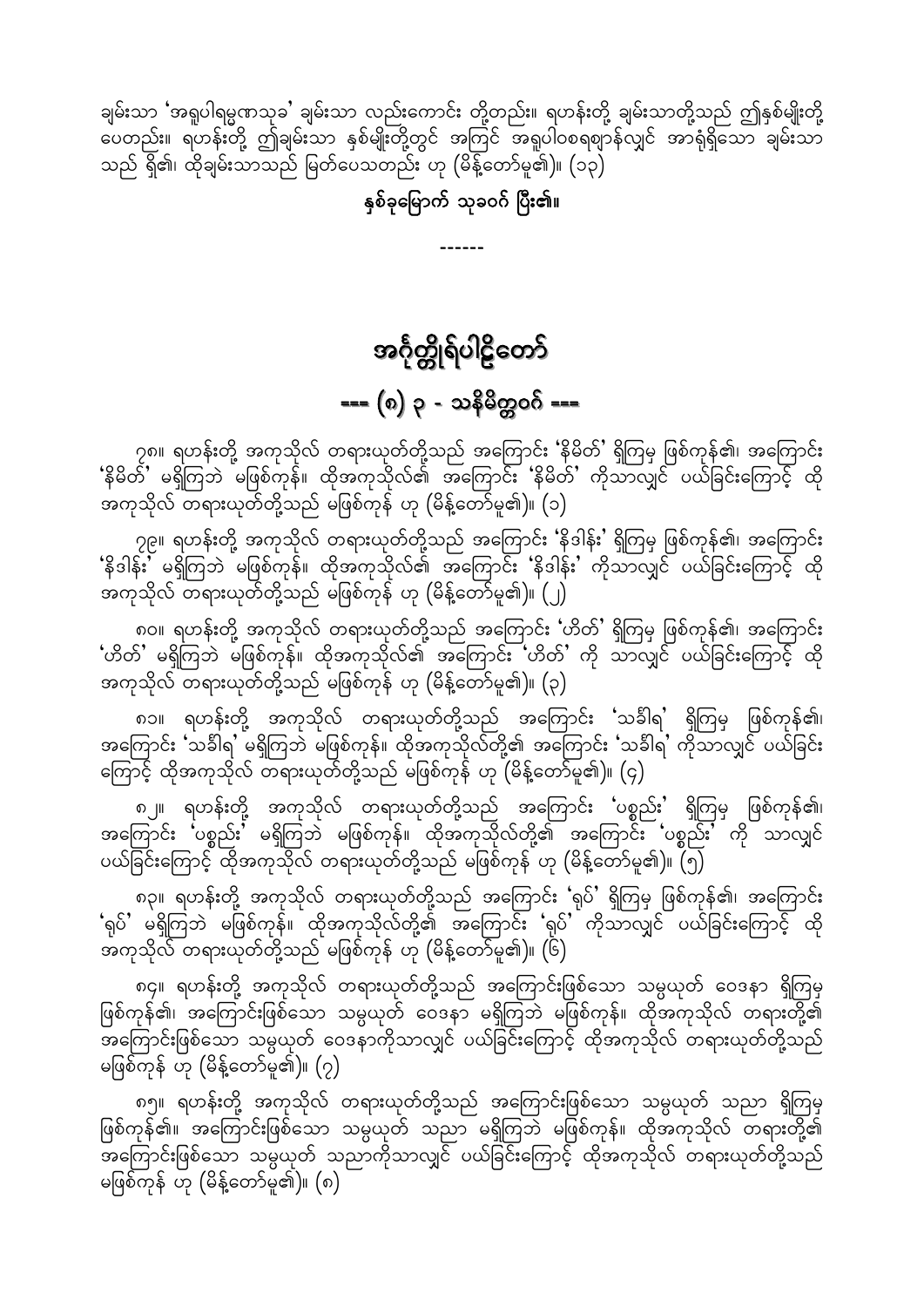ချမ်းသာ 'အရူပါရမ္မဏသုခ' ချမ်းသာ လည်းကောင်း တို့တည်း။ ရဟန်းတို့ ချမ်းသာတို့သည် ဤနှစ်မျိုးတို့ ပေတည်း။ ရဟန်းတို့ ဤချမ်းသာ နှစ်မျိုးတို့တွင် အကြင် အရူပါစဉ်ရျာန်လျှင် အာရုံရှိသော ချမ်းသာသည် ရှိ၏၊ ထိုချမ်းသာသည် မြတ်ပေသတည်း ဟု (မိန့်တော်မူ၏)။ (၁၃)

**နှစ်ခုမြောက် သုခဝဂ် ပြီး၏။**

------

# အင်္ဂုတ္တိုရ်ပါဠိတော်

## === (၈) ၃ - သနိမိတ္တဝဂ် ===

၇၈။ ရဟန်းတို့ အကုသိုလ် တရားယုတ်တို့သည် အကြောင်း 'နိမိတ်' ရှိကြမှ ဖြစ်ကုန်၏၊ အကြောင်း 'နိမိတ်' မရှိကြဘဲ မဖြစ်ကုန်။ ထိုအကုသိုလ်၏ အကြောင်း 'နိမိတ်' ကိုသာလျှင် ပယ်ခြင်းကြောင့် ထိုအကုသိုလ် တရားယုတ်တို့သည် မဖြစ်ကုန် ဟု (မိန့်တော်မူ၏)။ (၁)

၇၉။ ရဟန်းတို့ အကုသိုလ် တရားယုတ်တို့သည် အကြောင်း 'နိဒါန်း' ရှိကြမှ ဖြစ်ကုန်၏၊ အကြောင်း 'နိဒါန်း' မရှိကြဘဲ မဖြစ်ကုန်။ ထိုအကုသိုလ်၏ အကြောင်း 'နိဒါန်း' ကိုသာလျှင် ပယ်ခြင်းကြောင့် ထိုအကုသိုလ် တရားယုတ်တို့သည် မဖြစ်ကုန် ဟု (မိန့်တော်မူ၏)။ (၂)

၈၀။ ရဟန်းတို့ အကုသိုလ် တရားယုတ်တို့သည် အကြောင်း 'ဟိတ်' ရှိကြမှ ဖြစ်ကုန်၏၊ အကြောင်း 'ဟိတ်' မရှိကြဘဲ မဖြစ်ကုန်။ ထိုအကုသိုလ်၏ အကြောင်း 'ဟိတ်' ကို သာလျှင် ပယ်ခြင်းကြောင့် ထိုအကုသိုလ် တရားယုတ်တို့သည် မဖြစ်ကုန် ဟု (မိန့်တော်မူ၏)။ (၃)

၈၁။ ရဟန်းတို့ အကုသိုလ် တရားယုတ်တို့သည် အကြောင်း 'သင်္ခါရ' ရှိကြမှ ဖြစ်ကုန်၏၊ အကြောင်း 'သင်္ခါရ' မရှိကြဘဲ မဖြစ်ကုန်။ ထိုအကုသိုလ်တို့၏ အကြောင်း 'သင်္ခါရ' ကိုသာလျှင် ပယ်ခြင်းကြောင့် ထိုအကုသိုလ် တရားယုတ်တို့သည် မဖြစ်ကုန် ဟု (မိန့်တော်မူ၏)။ (၄)

၈၂။ ရဟန်းတို့ အကုသိုလ် တရားယုတ်တို့သည် အကြောင်း 'ပစ္စည်း' ရှိကြမှ ဖြစ်ကုန်၏၊ အကြောင်း 'ပစ္စည်း' မရှိကြဘဲ မဖြစ်ကုန်။ ထိုအကုသိုလ်တို့၏ အကြောင်း 'ပစ္စည်း' ကို သာလျှင် ပယ်ခြင်းကြောင့် ထိုအကုသိုလ် တရားယုတ်တို့သည် မဖြစ်ကုန် ဟု (မိန့်တော်မူ၏)။ (၅)

၈၃။ ရဟန်းတို့ အကုသိုလ် တရားယုတ်တို့သည် အကြောင်း 'ရုပ်' ရှိကြမှ ဖြစ်ကုန်၏၊ အကြောင်း 'ရုပ်' မရှိကြဘဲ မဖြစ်ကုန်။ ထိုအကုသိုလ်တို့၏ အကြောင်း 'ရုပ်' ကိုသာလျှင် ပယ်ခြင်းကြောင့် ထိုအကုသိုလ် တရားယုတ်တို့သည် မဖြစ်ကုန် ဟု (မိန့်တော်မူ၏)။ (၆)

၈၄။ ရဟန်းတို့ အကုသိုလ် တရားယုတ်တို့သည် အကြောင်းဖြစ်သော သမ္ပယုတ် ဝေဒနာ ရှိကြမှ ဖြစ်ကုန်၏၊ အကြောင်းဖြစ်သော သမ္ပယုတ် ဝေဒနာ မရှိကြဘဲ မဖြစ်ကုန်။ ထိုအကုသိုလ် တရားတို့၏ အကြောင်းဖြစ်သော သမ္ပယုတ် ဝေဒနာကိုသာလျှင် ပယ်ခြင်းကြောင့် ထိုအကုသိုလ် တရားယုတ်တို့သည် မဖြစ်ကုန် ဟု (မိန့်တော်မူ၏)။ (၇)

၈၅။ ရဟန်းတို့ အကုသိုလ် တရားယုတ်တို့သည် အကြောင်းဖြစ်သော သမ္ပယုတ် သညာ ရှိကြမှ ဖြစ်ကုန်၏။ အကြောင်းဖြစ်သော သမ္ပယုတ် သညာ မရှိကြဘဲ မဖြစ်ကုန်။ ထိုအကုသိုလ် တရားတို့၏ အကြောင်းဖြစ်သော သမ္ပယုတ် သညာကိုသာလျှင် ပယ်ခြင်းကြောင့် ထိုအကုသိုလ် တရားယုတ်တို့သည် မဖြစ်ကုန် ဟု (မိန့်တော်မူ၏)။ (၈)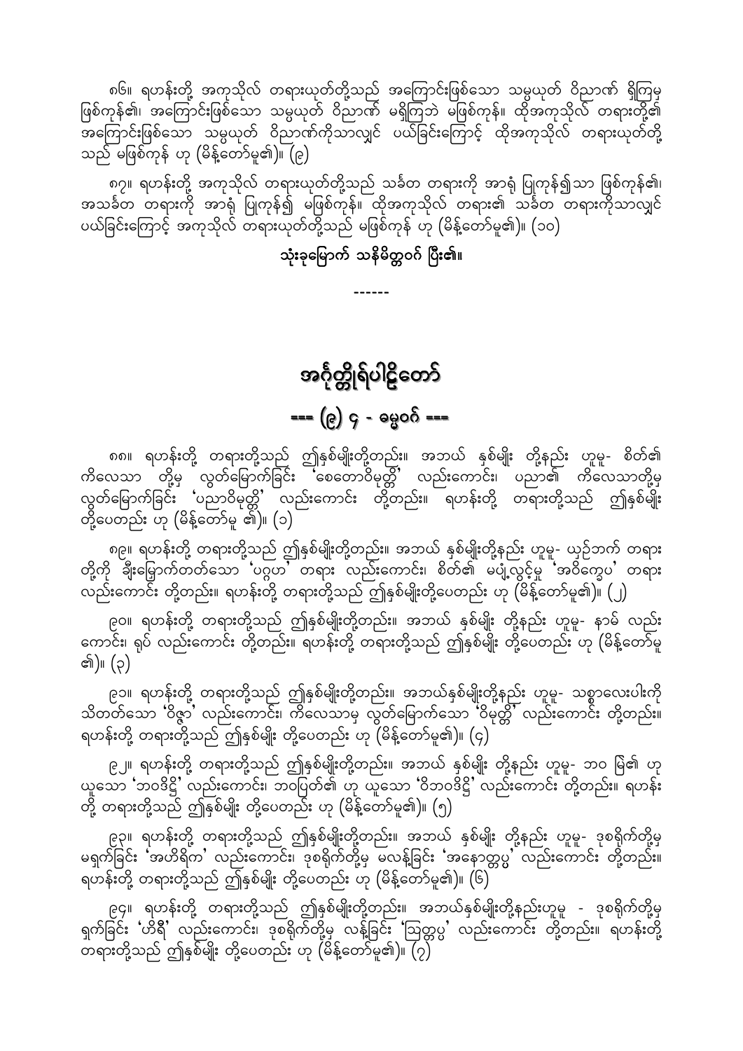၈၆။ ရဟန်းတို့ အကုသိုလ် တရားယုတ်တို့သည် အကြောင်းဖြစ်သော သမ္ပယုတ် ဝိညာဏ် ရှိကြမှ ဖြစ်ကုန်၏၊ အကြောင်းဖြစ်သော သမ္ပယုတ် ဝိညာဏ် မရှိကြဘဲ မဖြစ်ကုန်။ ထိုအကုသိုလ် တရားတို့၏ အကြောင်းဖြစ်သော သမ္ပယုတ် ဝိညာဏ်ကိုသာလျှင် ပယ်ခြင်းကြောင့် ထိုအကုသိုလ် တရားယုတ်တို့သည် မဖြစ်ကုန် ဟု (မိန့်တော်မူ၏)။ (၉)

၈၇။ ရဟန်းတို့ အကုသိုလ် တရားယုတ်တို့သည် သင်္ခတ တရားကို အာရုံ ပြုကုန်၍သာ ဖြစ်ကုန်၏၊ အသင်္ခတ တရားကို အာရုံ ပြုကုန်၍ မဖြစ်ကုန်။ ထိုအကုသိုလ် တရား၏ သင်္ခတ တရားကိုသာလျှင် ပယ်ခြင်းကြောင့် အကုသိုလ် တရားယုတ်တို့သည် မဖြစ်ကုန် ဟု (မိန့်တော်မူ၏)။ (၁၀)

**သုံးခုမြောက် သနိမိတ္တဝဂ် ပြီး၏။**

------

# အင်္ဂုတ္တိုရ်ပါဠိတော်

## === (၉) ၄ - ဓမ္မဝဂ် ===

၈၈။ ရဟန်းတို့ တရားတို့သည် ဤနှစ်မျိုးတို့တည်း။ အဘယ် နှစ်မျိုး တို့နည်း ဟူမူ- စိတ်၏ ကိလေသာ တို့မှ လွတ်မြောက်ခြင်း 'စေတောဝိမုတ္တိ' လည်းကောင်း၊ ပညာ၏ ကိလေသာတို့မှ လွတ်မြောက်ခြင်း 'ပညာဝိမုတ္တိ' လည်းကောင်း တို့တည်း။ ရဟန်းတို့ တရားတို့သည် ဤနှစ်မျိုး တို့ပေတည်း ဟု (မိန့်တော်မူ ၏)။ (၁)

၈၉။ ရဟန်းတို့ တရားတို့သည် ဤနှစ်မျိုးတို့တည်း။ အဘယ် နှစ်မျိုးတို့နည်း ဟူမူ- ယှဉ်ဘက် တရား တို့ကို ချီးမြှောက်တတ်သော 'ပဂ္ဂဟ' တရား လည်းကောင်း၊ စိတ်၏ မပျံ့လွင့်မှု 'အဝိက္ခေပ' တရား လည်းကောင်း တို့တည်း။ ရဟန်းတို့ တရားတို့သည် ဤနှစ်မျိုးတို့ပေတည်း ဟု (မိန့်တော်မူ၏)။ (၂)

၉၀။ ရဟန်းတို့ တရားတို့သည် ဤနှစ်မျိုးတို့တည်း။ အဘယ် နှစ်မျိုး တို့နည်း ဟူမူ- နာမ် လည်း ကောင်း၊ ရုပ် လည်းကောင်း တို့တည်း။ ရဟန်းတို့ တရားတို့သည် ဤနှစ်မျိုး တို့ပေတည်း ဟု (မိန့်တော်မူ ၏)။ (၃)

၉၁။ ရဟန်းတို့ တရားတို့သည် ဤနှစ်မျိုးတို့တည်း။ အဘယ်နှစ်မျိုးတို့နည်း ဟူမူ- သစ္စာလေးပါးကို သိတတ်သော 'ဝိဇ္ဇာ' လည်းကောင်း၊ ကိလေသာမှ လွတ်မြောက်သော 'ဝိမုတ္တိ' လည်းကောင်း တို့တည်း။ ရဟန်းတို့ တရားတို့သည် ဤနှစ်မျိုး တို့ပေတည်း ဟု (မိန့်တော်မူ၏)။ (၄)

၉၂။ ရဟန်းတို့ တရားတို့သည် ဤနှစ်မျိုးတို့တည်း။ အဘယ် နှစ်မျိုး တို့နည်း ဟူမူ- ဘဝ မြဲ၏ ဟု ယူသော 'ဘဝဒိဋ္ဌိ' လည်းကောင်း၊ ဘဝပြတ်၏ ဟု ယူသော 'ဝိဘဝဒိဋ္ဌိ' လည်းကောင်း တို့တည်း။ ရဟန်း တို့ တရားတို့သည် ဤနှစ်မျိုး တို့ပေတည်း ဟု (မိန့်တော်မူ၏)။ (၅)

၉၃။ ရဟန်းတို့ တရားတို့သည် ဤနှစ်မျိုးတို့တည်း။ အဘယ် နှစ်မျိုး တို့နည်း ဟူမူ- ဒုစရိုက်တို့မှ မရှက်ခြင်း 'အဟိရိက' လည်းကောင်း၊ ဒုစရိုက်တို့မှ မလန့်ခြင်း 'အနောတ္တပ္ပ' လည်းကောင်း တို့တည်း။ ရဟန်းတို့ တရားတို့သည် ဤနှစ်မျိုး တို့ပေတည်း ဟု (မိန့်တော်မူ၏)။ (၆)

၉၄။ ရဟန်းတို့ တရားတို့သည် ဤနှစ်မျိုးတို့တည်း။ အဘယ်နှစ်မျိုးတို့နည်းဟူမူ - ဒုစရိုက်တို့မှ ရှက်ခြင်း 'ဟိရီ' လည်းကောင်း၊ ဒုစရိုက်တို့မှ လန့်ခြင်း 'ဩတ္တပ္ပ' လည်းကောင်း တို့တည်း။ ရဟန်းတို့ တရားတို့သည် ဤနှစ်မျိုး တို့ပေတည်း ဟု (မိန့်တော်မူ၏)။ (၇)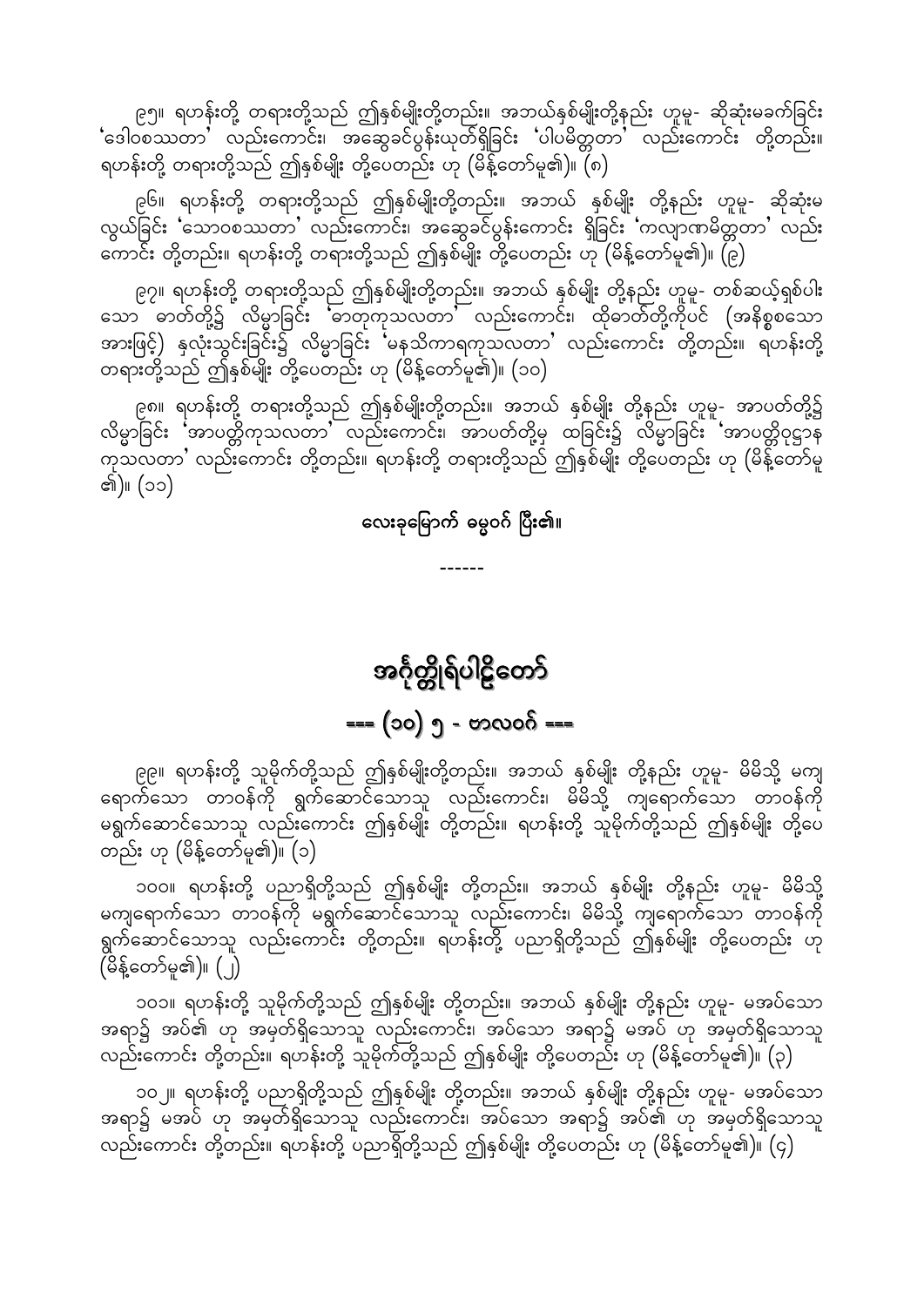၉၅။ ရဟန်းတို့ တရားတို့သည် ဤနှစ်မျိုးတို့တည်း။ အဘယ်နှစ်မျိုးတို့နည်း ဟူမူ- ဆိုဆုံးမခက်ခြင်း 'ဒေါဝစဿတာ' လည်းကောင်း၊ အဆွေခင်ပွန်းယုတ်ရှိခြင်း 'ပါပမိတ္တတာ' လည်းကောင်း တို့တည်း။ ရဟန်းတို့ တရားတို့သည် ဤနှစ်မျိုး တို့ပေတည်း ဟု (မိန့်တော်မူ၏)။ (၈)

၉၆။ ရဟန်းတို့ တရားတို့သည် ဤနှစ်မျိုးတို့တည်း။ အဘယ် နှစ်မျိုး တို့နည်း ဟူမူ- ဆိုဆုံးမလွယ်ခြင်း 'သောဝစဿတာ' လည်းကောင်း၊ အဆွေခင်ပွန်းကောင်း ရှိခြင်း 'ကလျာဏမိတ္တတာ' လည်းကောင်း တို့တည်း။ ရဟန်းတို့ တရားတို့သည် ဤနှစ်မျိုး တို့ပေတည်း ဟု (မိန့်တော်မူ၏)။ (၉)

၉၇။ ရဟန်းတို့ တရားတို့သည် ဤနှစ်မျိုးတို့တည်း။ အဘယ် နှစ်မျိုး တို့နည်း ဟူမူ- တစ်ဆယ့်ရှစ်ပါးသော ဓာတ်တို့၌ လိမ္မာခြင်း 'ဓာတုကုသလတာ' လည်းကောင်း၊ ထိုဓာတ်တို့ကိုပင် (အနိစ္စစသော အားဖြင့်) နှလုံးသွင်းခြင်း၌ လိမ္မာခြင်း 'မနသိကာရကုသလတာ' လည်းကောင်း တို့တည်း။ ရဟန်းတို့ တရားတို့သည် ဤနှစ်မျိုး တို့ပေတည်း ဟု (မိန့်တော်မူ၏)။ (၁၀)

၉၈။ ရဟန်းတို့ တရားတို့သည် ဤနှစ်မျိုးတို့တည်း။ အဘယ် နှစ်မျိုး တို့နည်း ဟူမူ- အာပတ်တို့၌ လိမ္မာခြင်း 'အာပတ္တိကုသလတာ' လည်းကောင်း၊ အာပတ်တို့မှ ထခြင်း၌ လိမ္မာခြင်း 'အာပတ္တိဝုဋ္ဌာနကုသလတာ' လည်းကောင်း တို့တည်း။ ရဟန်းတို့ တရားတို့သည် ဤနှစ်မျိုး တို့ပေတည်း ဟု (မိန့်တော်မူ၏)။ (၁၁)

**လေးခုမြောက် ဓမ္မဝဂ် ပြီး၏။**

------

# အင်္ဂုတ္တိုရ်ပါဠိတော်

## === (၁၀) ၅ - ဗာလဝဂ် ===

၉၉။ ရဟန်းတို့ သူမိုက်တို့သည် ဤနှစ်မျိုး တို့တည်း။ အဘယ် နှစ်မျိုး တို့နည်း ဟူမူ- မိမိသို့ မကျရောက်သော တာဝန်ကို ရွက်ဆောင်သောသူ လည်းကောင်း၊ မိမိသို့ ကျရောက်သော တာဝန်ကို မရွက်ဆောင်သောသူ လည်းကောင်း ဤနှစ်မျိုး တို့တည်း။ ရဟန်းတို့ သူမိုက်တို့သည် ဤနှစ်မျိုး တို့ပေတည်း ဟု (မိန့်တော်မူ၏)။ (၁)

၁၀၀။ ရဟန်းတို့ ပညာရှိတို့သည် ဤနှစ်မျိုး တို့တည်း။ အဘယ် နှစ်မျိုး တို့နည်း ဟူမူ- မိမိသို့ မကျရောက်သော တာဝန်ကို မရွက်ဆောင်သောသူ လည်းကောင်း၊ မိမိသို့ ကျရောက်သော တာဝန်ကို ရွက်ဆောင်သောသူ လည်းကောင်း တို့တည်း။ ရဟန်းတို့ ပညာရှိတို့သည် ဤနှစ်မျိုး တို့ပေတည်း ဟု (မိန့်တော်မူ၏)။ (၂)

၁၀၁။ ရဟန်းတို့ သူမိုက်တို့သည် ဤနှစ်မျိုး တို့တည်း။ အဘယ် နှစ်မျိုး တို့နည်း ဟူမူ- မအပ်သော အရာ၌ အပ်၏ ဟု အမှတ်ရှိသောသူ လည်းကောင်း၊ အပ်သော အရာ၌ မအပ် ဟု အမှတ်ရှိသောသူ လည်းကောင်း တို့တည်း။ ရဟန်းတို့ သူမိုက်တို့သည် ဤနှစ်မျိုး တို့ပေတည်း ဟု (မိန့်တော်မူ၏)။ (၃)

၁၀၂။ ရဟန်းတို့ ပညာရှိတို့သည် ဤနှစ်မျိုး တို့တည်း။ အဘယ် နှစ်မျိုး တို့နည်း ဟူမူ- မအပ်သော အရာ၌ မအပ် ဟု အမှတ်ရှိသောသူ လည်းကောင်း၊ အပ်သော အရာ၌ အပ်၏ ဟု အမှတ်ရှိသောသူ လည်းကောင်း တို့တည်း။ ရဟန်းတို့ ပညာရှိတို့သည် ဤနှစ်မျိုး တို့ပေတည်း ဟု (မိန့်တော်မူ၏)။ (၄)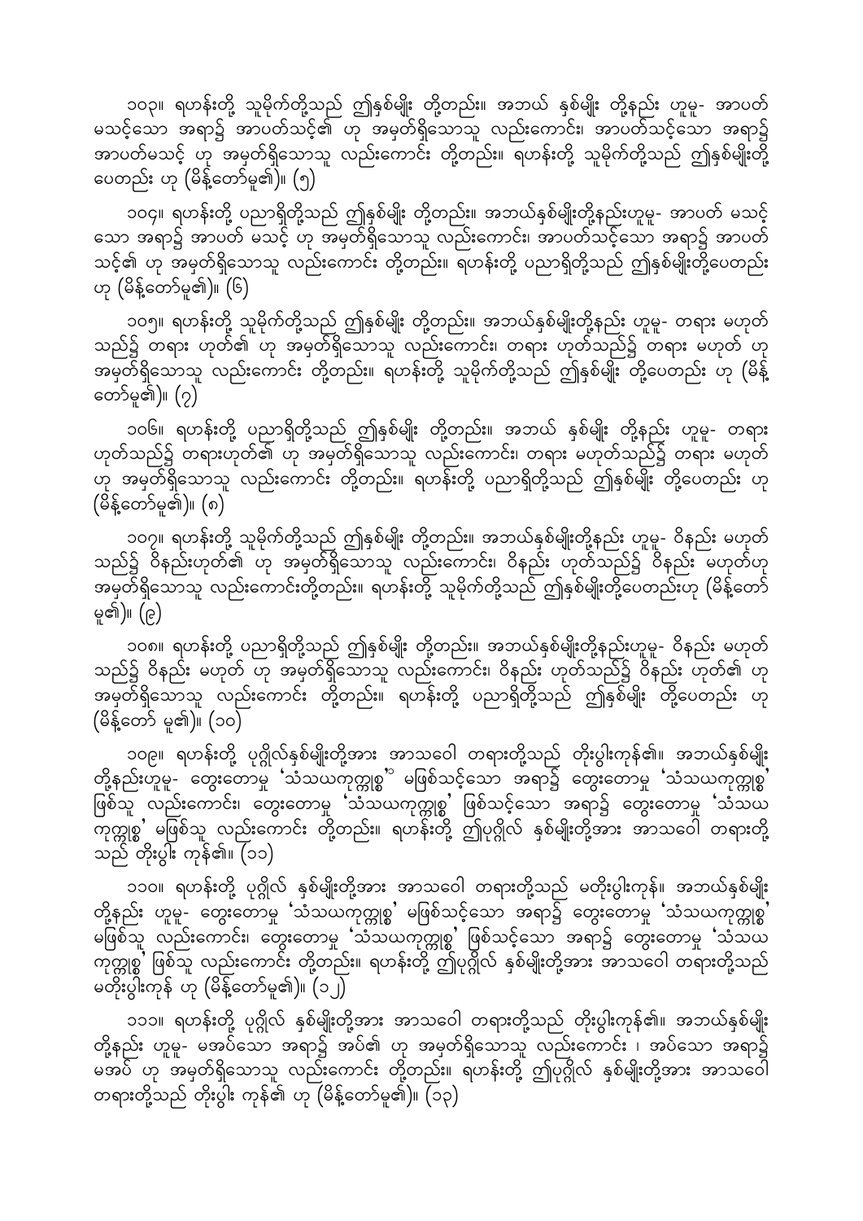၁၀၃။ ရဟန်းတို့ သူမိုက်တို့သည် ဤနှစ်မျိုး တို့တည်း။ အဘယ် နှစ်မျိုး တို့နည်း ဟူမူ- အာပတ် မသင့်သော အရာ၌ အာပတ်သင့်၏ ဟု အမှတ်ရှိသောသူ လည်းကောင်း၊ အာပတ်သင့်သော အရာ၌ အာပတ်မသင့် ဟု အမှတ်ရှိသောသူ လည်းကောင်း တို့တည်း။ ရဟန်းတို့ သူမိုက်တို့သည် ဤနှစ်မျိုးတို့ ပေတည်း ဟု (မိန့်တော်မူ၏)။ (၅)

၁၀၄။ ရဟန်းတို့ ပညာရှိတို့သည် ဤနှစ်မျိုး တို့တည်း။ အဘယ်နှစ်မျိုးတို့နည်းဟူမူ- အာပတ် မသင့်သော အရာ၌ အာပတ် မသင့် ဟု အမှတ်ရှိသောသူ လည်းကောင်း၊ အာပတ်သင့်သော အရာ၌ အာပတ်သင့်၏ ဟု အမှတ်ရှိသောသူ လည်းကောင်း တို့တည်း။ ရဟန်းတို့ ပညာရှိတို့သည် ဤနှစ်မျိုးတို့ပေတည်း ဟု (မိန့်တော်မူ၏)။ (၆)

၁၀၅။ ရဟန်းတို့ သူမိုက်တို့သည် ဤနှစ်မျိုး တို့တည်း။ အဘယ်နှစ်မျိုးတို့နည်း ဟူမူ- တရား မဟုတ်သည်၌ တရား ဟုတ်၏ ဟု အမှတ်ရှိသောသူ လည်းကောင်း၊ တရား ဟုတ်သည်၌ တရား မဟုတ် ဟု အမှတ်ရှိသောသူ လည်းကောင်း တို့တည်း။ ရဟန်းတို့ သူမိုက်တို့သည် ဤနှစ်မျိုး တို့ပေတည်း ဟု (မိန့်တော်မူ၏)။ (၇)

၁၀၆။ ရဟန်းတို့ ပညာရှိတို့သည် ဤနှစ်မျိုး တို့တည်း။ အဘယ် နှစ်မျိုး တို့နည်း ဟူမူ- တရား ဟုတ်သည်၌ တရားဟုတ်၏ ဟု အမှတ်ရှိသောသူ လည်းကောင်း၊ တရား မဟုတ်သည်၌ တရား မဟုတ် ဟု အမှတ်ရှိသောသူ လည်းကောင်း တို့တည်း။ ရဟန်းတို့ ပညာရှိတို့သည် ဤနှစ်မျိုး တို့ပေတည်း ဟု (မိန့်တော်မူ၏)။ (၈)

၁၀၇။ ရဟန်းတို့ သူမိုက်တို့သည် ဤနှစ်မျိုး တို့တည်း။ အဘယ်နှစ်မျိုးတို့နည်း ဟူမူ- ဝိနည်း မဟုတ်သည်၌ ဝိနည်းဟုတ်၏ ဟု အမှတ်ရှိသောသူ လည်းကောင်း၊ ဝိနည်း ဟုတ်သည်၌ ဝိနည်း မဟုတ်ဟု အမှတ်ရှိသောသူ လည်းကောင်းတို့တည်း။ ရဟန်းတို့ သူမိုက်တို့သည် ဤနှစ်မျိုးတို့ပေတည်းဟု (မိန့်တော်မူ၏)။ (၉)

၁၀၈။ ရဟန်းတို့ ပညာရှိတို့သည် ဤနှစ်မျိုး တို့တည်း။ အဘယ်နှစ်မျိုးတို့နည်းဟူမူ- ဝိနည်း မဟုတ်သည်၌ ဝိနည်း မဟုတ် ဟု အမှတ်ရှိသောသူ လည်းကောင်း၊ ဝိနည်း ဟုတ်သည်၌ ဝိနည်း ဟုတ်၏ ဟု အမှတ်ရှိသောသူ လည်းကောင်း တို့တည်း။ ရဟန်းတို့ ပညာရှိတို့သည် ဤနှစ်မျိုး တို့ပေတည်း ဟု (မိန့်တော် မူ၏)။ (၁၀)

၁၀၉။ ရဟန်းတို့ ပုဂ္ဂိုလ်နှစ်မျိုးတို့အား အာသဝေါ တရားတို့သည် တိုးပွါးကုန်၏။ အဘယ်နှစ်မျိုး တို့နည်းဟူမူ- တွေးတောမှု 'သံသယကုက္ကုစ္စ'[၁] မဖြစ်သင့်သော အရာ၌ တွေးတောမှု 'သံသယကုက္ကုစ္စ' ဖြစ်သူ လည်းကောင်း၊ တွေးတောမှု 'သံသယကုက္ကုစ္စ' ဖြစ်သင့်သော အရာ၌ တွေးတောမှု 'သံသယ ကုက္ကုစ္စ' မဖြစ်သူ လည်းကောင်း တို့တည်း။ ရဟန်းတို့ ဤပုဂ္ဂိုလ် နှစ်မျိုးတို့အား အာသဝေါ တရားတို့ သည် တိုးပွါး ကုန်၏။ (၁၁)

၁၁၀။ ရဟန်းတို့ ပုဂ္ဂိုလ် နှစ်မျိုးတို့အား အာသဝေါ တရားတို့သည် မတိုးပွါးကုန်။ အဘယ်နှစ်မျိုး တို့နည်း ဟူမူ- တွေးတောမှု 'သံသယကုက္ကုစ္စ' မဖြစ်သင့်သော အရာ၌ တွေးတောမှု 'သံသယကုက္ကုစ္စ' မဖြစ်သူ လည်းကောင်း၊ တွေးတောမှု 'သံသယကုက္ကုစ္စ' ဖြစ်သင့်သော အရာ၌ တွေးတောမှု 'သံသယ ကုက္ကုစ္စ' ဖြစ်သူ လည်းကောင်း တို့တည်း။ ရဟန်းတို့ ဤပုဂ္ဂိုလ် နှစ်မျိုးတို့အား အာသဝေါ တရားတို့သည် မတိုးပွါးကုန် ဟု (မိန့်တော်မူ၏)။ (၁၂)

၁၁၁။ ရဟန်းတို့ ပုဂ္ဂိုလ် နှစ်မျိုးတို့အား အာသဝေါ တရားတို့သည် တိုးပွါးကုန်၏။ အဘယ်နှစ်မျိုး တို့နည်း ဟူမူ- မအပ်သော အရာ၌ အပ်၏ ဟု အမှတ်ရှိသောသူ လည်းကောင်း ၊ အပ်သော အရာ၌ မအပ် ဟု အမှတ်ရှိသောသူ လည်းကောင်း တို့တည်း။ ရဟန်းတို့ ဤပုဂ္ဂိုလ် နှစ်မျိုးတို့အား အာသဝေါ တရားတို့သည် တိုးပွါး ကုန်၏ ဟု (မိန့်တော်မူ၏)။ (၁၃)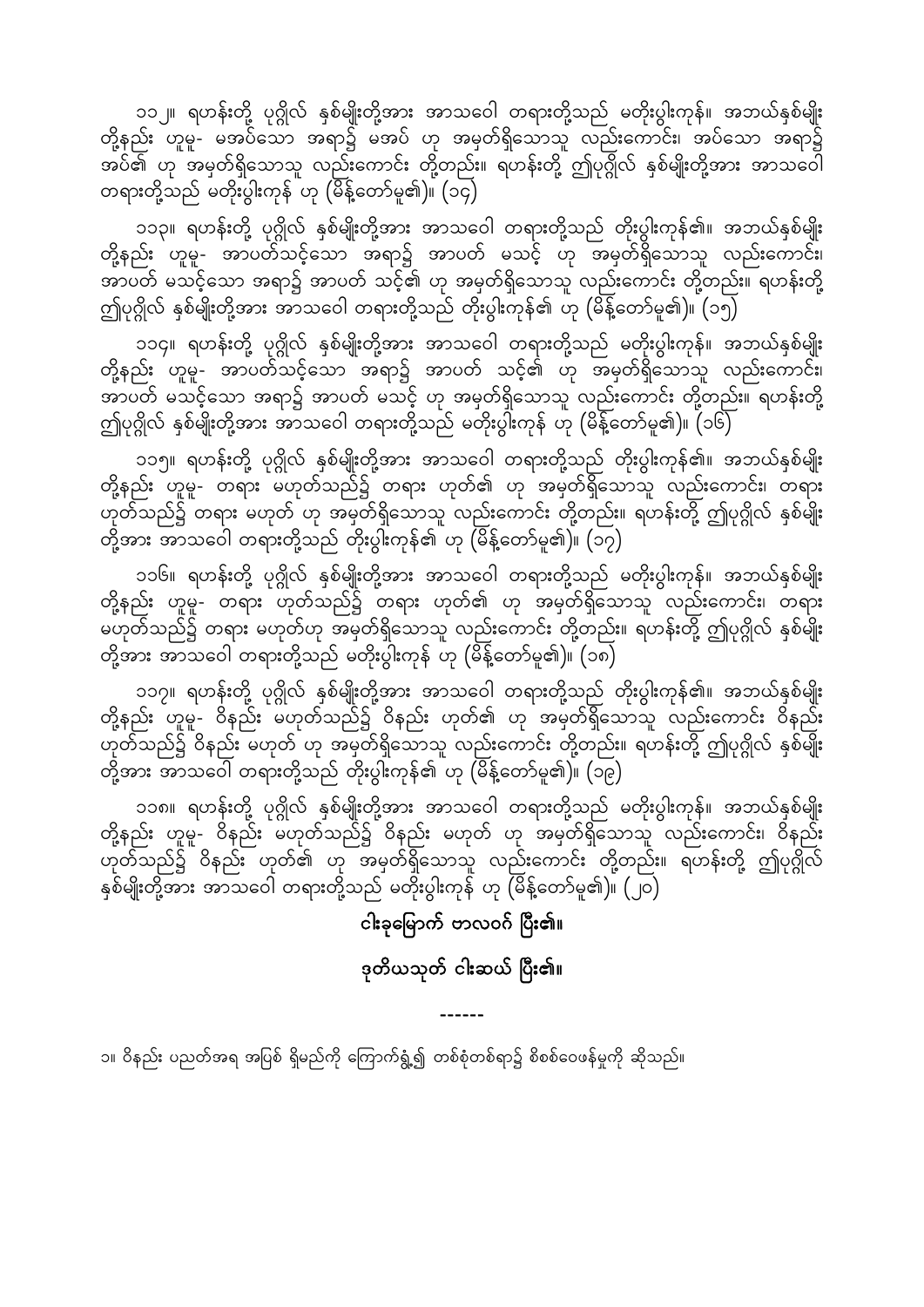၁၁၂။ ရဟန်းတို့ ပုဂ္ဂိုလ် နှစ်မျိုးတို့အား အာသဝေါ တရားတို့သည် မတိုးပွါးကုန်။ အဘယ်နှစ်မျိုးတို့နည်း ဟူမူ- မအပ်သော အရာ၌ မအပ် ဟု အမှတ်ရှိသောသူ လည်းကောင်း၊ အပ်သော အရာ၌ အပ်၏ ဟု အမှတ်ရှိသောသူ လည်းကောင်း တို့တည်း။ ရဟန်းတို့ ဤပုဂ္ဂိုလ် နှစ်မျိုးတို့အား အာသဝေါ တရားတို့သည် မတိုးပွါးကုန် ဟု (မိန့်တော်မူ၏)။ (၁၄)

၁၁၃။ ရဟန်းတို့ ပုဂ္ဂိုလ် နှစ်မျိုးတို့အား အာသဝေါ တရားတို့သည် တိုးပွါးကုန်၏။ အဘယ်နှစ်မျိုးတို့နည်း ဟူမူ- အာပတ်သင့်သော အရာ၌ အာပတ် မသင့် ဟု အမှတ်ရှိသောသူ လည်းကောင်း၊ အာပတ် မသင့်သော အရာ၌ အာပတ် သင့်၏ ဟု အမှတ်ရှိသောသူ လည်းကောင်း တို့တည်း။ ရဟန်းတို့ ဤပုဂ္ဂိုလ် နှစ်မျိုးတို့အား အာသဝေါ တရားတို့သည် တိုးပွါးကုန်၏ ဟု (မိန့်တော်မူ၏)။ (၁၅)

၁၁၄။ ရဟန်းတို့ ပုဂ္ဂိုလ် နှစ်မျိုးတို့အား အာသဝေါ တရားတို့သည် မတိုးပွါးကုန်။ အဘယ်နှစ်မျိုးတို့နည်း ဟူမူ- အာပတ်သင့်သော အရာ၌ အာပတ် သင့်၏ ဟု အမှတ်ရှိသောသူ လည်းကောင်း၊ အာပတ် မသင့်သော အရာ၌ အာပတ် မသင့် ဟု အမှတ်ရှိသောသူ လည်းကောင်း တို့တည်း။ ရဟန်းတို့ ဤပုဂ္ဂိုလ် နှစ်မျိုးတို့အား အာသဝေါ တရားတို့သည် မတိုးပွါးကုန် ဟု (မိန့်တော်မူ၏)။ (၁၆)

၁၁၅။ ရဟန်းတို့ ပုဂ္ဂိုလ် နှစ်မျိုးတို့အား အာသဝေါ တရားတို့သည် တိုးပွါးကုန်၏။ အဘယ်နှစ်မျိုးတို့နည်း ဟူမူ- တရား မဟုတ်သည်၌ တရား ဟုတ်၏ ဟု အမှတ်ရှိသောသူ လည်းကောင်း၊ တရား ဟုတ်သည်၌ တရား မဟုတ် ဟု အမှတ်ရှိသောသူ လည်းကောင်း တို့တည်း။ ရဟန်းတို့ ဤပုဂ္ဂိုလ် နှစ်မျိုးတို့အား အာသဝေါ တရားတို့သည် တိုးပွါးကုန်၏ ဟု (မိန့်တော်မူ၏)။ (၁၇)

၁၁၆။ ရဟန်းတို့ ပုဂ္ဂိုလ် နှစ်မျိုးတို့အား အာသဝေါ တရားတို့သည် မတိုးပွါးကုန်။ အဘယ်နှစ်မျိုးတို့နည်း ဟူမူ- တရား ဟုတ်သည်၌ တရား ဟုတ်၏ ဟု အမှတ်ရှိသောသူ လည်းကောင်း၊ တရား မဟုတ်သည်၌ တရား မဟုတ်ဟု အမှတ်ရှိသောသူ လည်းကောင်း တို့တည်း။ ရဟန်းတို့ ဤပုဂ္ဂိုလ် နှစ်မျိုးတို့အား အာသဝေါ တရားတို့သည် မတိုးပွါးကုန် ဟု (မိန့်တော်မူ၏)။ (၁၈)

၁၁၇။ ရဟန်းတို့ ပုဂ္ဂိုလ် နှစ်မျိုးတို့အား အာသဝေါ တရားတို့သည် တိုးပွါးကုန်၏။ အဘယ်နှစ်မျိုးတို့နည်း ဟူမူ- ဝိနည်း မဟုတ်သည်၌ ဝိနည်း ဟုတ်၏ ဟု အမှတ်ရှိသောသူ လည်းကောင်း ဝိနည်း ဟုတ်သည်၌ ဝိနည်း မဟုတ် ဟု အမှတ်ရှိသောသူ လည်းကောင်း တို့တည်း။ ရဟန်းတို့ ဤပုဂ္ဂိုလ် နှစ်မျိုးတို့အား အာသဝေါ တရားတို့သည် တိုးပွါးကုန်၏ ဟု (မိန့်တော်မူ၏)။ (၁၉)

၁၁၈။ ရဟန်းတို့ ပုဂ္ဂိုလ် နှစ်မျိုးတို့အား အာသဝေါ တရားတို့သည် မတိုးပွါးကုန်။ အဘယ်နှစ်မျိုးတို့နည်း ဟူမူ- ဝိနည်း မဟုတ်သည်၌ ဝိနည်း မဟုတ် ဟု အမှတ်ရှိသောသူ လည်းကောင်း၊ ဝိနည်း ဟုတ်သည်၌ ဝိနည်း ဟုတ်၏ ဟု အမှတ်ရှိသောသူ လည်းကောင်း တို့တည်း။ ရဟန်းတို့ ဤပုဂ္ဂိုလ် နှစ်မျိုးတို့အား အာသဝေါ တရားတို့သည် မတိုးပွါးကုန် ဟု (မိန့်တော်မူ၏)။ (၂၀)

**ငါးခုမြောက် ဗာလဝဂ် ပြီး၏။**

**ဒုတိယသုတ် ငါးဆယ် ပြီး၏။**

------

၁။ ဝိနည်း ပညတ်အရ အပြစ် ရှိမည်ကို ကြောက်ရွံ့၍ တစ်စုံတစ်ရာ၌ စိစစ်ဝေဖန်မှုကို ဆိုသည်။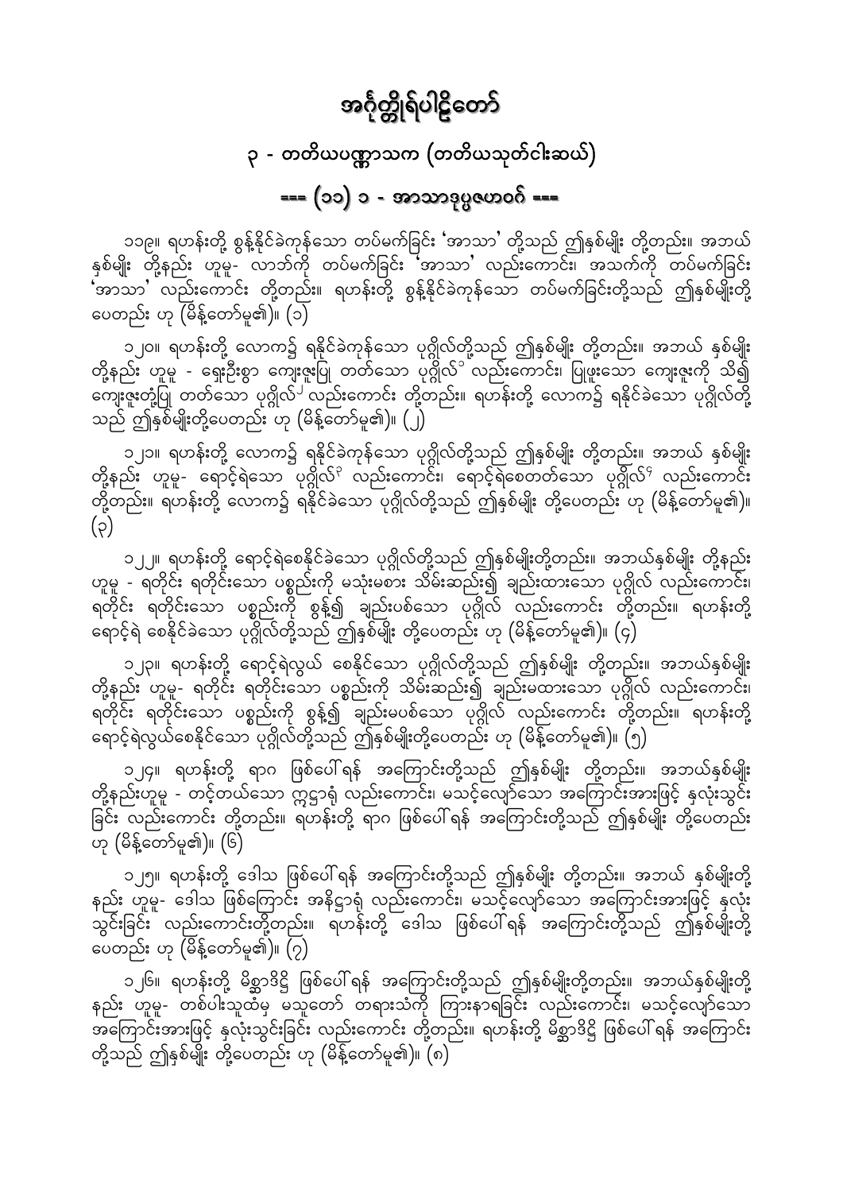# အင်္ဂုတ္တိုရ်ပါဠိတော်

## ၃ - တတိယပဏ္ဏာသက (တတိယသုတ်ငါးဆယ်)

### === (၁၁) ၁ - အာသာဒုပ္ပဇဟဝဂ် ===

၁၁၉။ ရဟန်းတို့ စွန့်နိုင်ခဲကုန်သော တပ်မက်ခြင်း 'အာသာ' တို့သည် ဤနှစ်မျိုး တို့တည်း။ အဘယ် နှစ်မျိုး တို့နည်း ဟူမူ- လာဘ်ကို တပ်မက်ခြင်း 'အာသာ' လည်းကောင်း၊ အသက်ကို တပ်မက်ခြင်း 'အာသာ' လည်းကောင်း တို့တည်း။ ရဟန်းတို့ စွန့်နိုင်ခဲကုန်သော တပ်မက်ခြင်းတို့သည် ဤနှစ်မျိုးတို့ ပေတည်း ဟု (မိန့်တော်မူ၏)။ (၁)

၁၂၀။ ရဟန်းတို့ လောက၌ ရနိုင်ခဲကုန်သော ပုဂ္ဂိုလ်တို့သည် ဤနှစ်မျိုး တို့တည်း။ အဘယ် နှစ်မျိုး တို့နည်း ဟူမူ - ရှေးဦးစွာ ကျေးဇူးပြု တတ်သော ပုဂ္ဂိုလ်[၁] လည်းကောင်း၊ ပြုဖူးသော ကျေးဇူးကို သိ၍ ကျေးဇူးတုံ့ပြု တတ်သော ပုဂ္ဂိုလ်[၂] လည်းကောင်း တို့တည်း။ ရဟန်းတို့ လောက၌ ရနိုင်ခဲသော ပုဂ္ဂိုလ်တို့ သည် ဤနှစ်မျိုးတို့ပေတည်း ဟု (မိန့်တော်မူ၏)။ (၂)

၁၂၁။ ရဟန်းတို့ လောက၌ ရနိုင်ခဲကုန်သော ပုဂ္ဂိုလ်တို့သည် ဤနှစ်မျိုး တို့တည်း။ အဘယ် နှစ်မျိုး တို့နည်း ဟူမူ- ရောင့်ရဲသော ပုဂ္ဂိုလ်[၃] လည်းကောင်း၊ ရောင့်ရဲစေတတ်သော ပုဂ္ဂိုလ်[၄] လည်းကောင်း တို့တည်း။ ရဟန်းတို့ လောက၌ ရနိုင်ခဲသော ပုဂ္ဂိုလ်တို့သည် ဤနှစ်မျိုး တို့ပေတည်း ဟု (မိန့်တော်မူ၏)။ (၃)

၁၂၂။ ရဟန်းတို့ ရောင့်ရဲစေနိုင်ခဲသော ပုဂ္ဂိုလ်တို့သည် ဤနှစ်မျိုးတို့တည်း။ အဘယ်နှစ်မျိုး တို့နည်း ဟူမူ - ရတိုင်း ရတိုင်းသော ပစ္စည်းကို မသုံးမစား သိမ်းဆည်း၍ ချည်းထားသော ပုဂ္ဂိုလ် လည်းကောင်း၊ ရတိုင်း ရတိုင်းသော ပစ္စည်းကို စွန့်၍ ချည်းပစ်သော ပုဂ္ဂိုလ် လည်းကောင်း တို့တည်း။ ရဟန်းတို့ ရောင့်ရဲ စေနိုင်ခဲသော ပုဂ္ဂိုလ်တို့သည် ဤနှစ်မျိုး တို့ပေတည်း ဟု (မိန့်တော်မူ၏)။ (၄)

၁၂၃။ ရဟန်းတို့ ရောင့်ရဲလွယ် စေနိုင်သော ပုဂ္ဂိုလ်တို့သည် ဤနှစ်မျိုး တို့တည်း။ အဘယ်နှစ်မျိုး တို့နည်း ဟူမူ- ရတိုင်း ရတိုင်းသော ပစ္စည်းကို သိမ်းဆည်း၍ ချည်းမထားသော ပုဂ္ဂိုလ် လည်းကောင်း၊ ရတိုင်း ရတိုင်းသော ပစ္စည်းကို စွန့်၍ ချည်းမပစ်သော ပုဂ္ဂိုလ် လည်းကောင်း တို့တည်း။ ရဟန်းတို့ ရောင့်ရဲလွယ်စေနိုင်သော ပုဂ္ဂိုလ်တို့သည် ဤနှစ်မျိုးတို့ပေတည်း ဟု (မိန့်တော်မူ၏)။ (၅)

၁၂၄။ ရဟန်းတို့ ရာဂ ဖြစ်ပေါ်ရန် အကြောင်းတို့သည် ဤနှစ်မျိုး တို့တည်း။ အဘယ်နှစ်မျိုး တို့နည်းဟူမူ - တင့်တယ်သော ဣဋ္ဌာရုံ လည်းကောင်း၊ မသင့်လျော်သော အကြောင်းအားဖြင့် နှလုံးသွင်း ခြင်း လည်းကောင်း တို့တည်း။ ရဟန်းတို့ ရာဂ ဖြစ်ပေါ်ရန် အကြောင်းတို့သည် ဤနှစ်မျိုး တို့ပေတည်း ဟု (မိန့်တော်မူ၏)။ (၆)

၁၂၅။ ရဟန်းတို့ ဒေါသ ဖြစ်ပေါ်ရန် အကြောင်းတို့သည် ဤနှစ်မျိုး တို့တည်း။ အဘယ် နှစ်မျိုးတို့ နည်း ဟူမူ- ဒေါသ ဖြစ်ကြောင်း အနိဋ္ဌာရုံ လည်းကောင်း၊ မသင့်လျော်သော အကြောင်းအားဖြင့် နှလုံး သွင်းခြင်း လည်းကောင်းတို့တည်း။ ရဟန်းတို့ ဒေါသ ဖြစ်ပေါ်ရန် အကြောင်းတို့သည် ဤနှစ်မျိုးတို့ ပေတည်း ဟု (မိန့်တော်မူ၏)။ (၇)

၁၂၆။ ရဟန်းတို့ မိစ္ဆာဒိဋ္ဌိ ဖြစ်ပေါ်ရန် အကြောင်းတို့သည် ဤနှစ်မျိုးတို့တည်း။ အဘယ်နှစ်မျိုးတို့ နည်း ဟူမူ- တစ်ပါးသူထံမှ မသူတော် တရားသံကို ကြားနာရခြင်း လည်းကောင်း၊ မသင့်လျော်သော အကြောင်းအားဖြင့် နှလုံးသွင်းခြင်း လည်းကောင်း တို့တည်း။ ရဟန်းတို့ မိစ္ဆာဒိဋ္ဌိ ဖြစ်ပေါ်ရန် အကြောင်း တို့သည် ဤနှစ်မျိုး တို့ပေတည်း ဟု (မိန့်တော်မူ၏)။ (၈)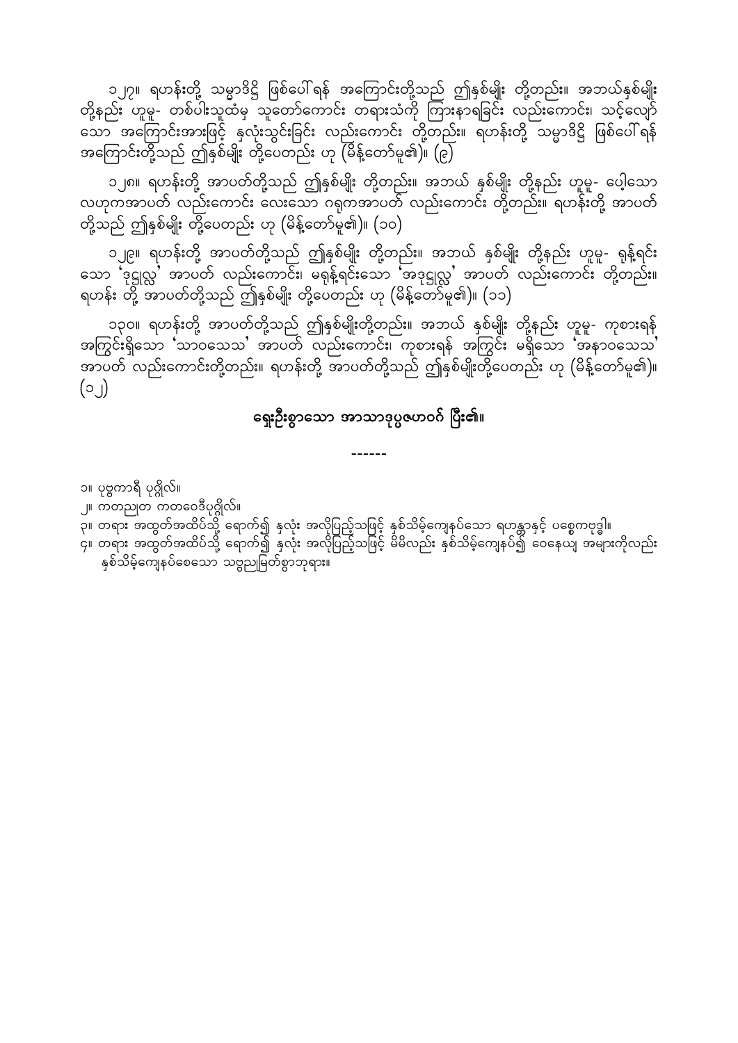၁၂၇။ ရဟန်းတို့ သမ္မာဒိဋ္ဌိ ဖြစ်ပေါ်ရန် အကြောင်းတို့သည် ဤနှစ်မျိုး တို့တည်း။ အဘယ်နှစ်မျိုး တို့နည်း ဟူမူ- တစ်ပါးသူထံမှ သူတော်ကောင်း တရားသံကို ကြားနာရခြင်း လည်းကောင်း၊ သင့်လျော်သော အကြောင်းအားဖြင့် နှလုံးသွင်းခြင်း လည်းကောင်း တို့တည်း။ ရဟန်းတို့ သမ္မာဒိဋ္ဌိ ဖြစ်ပေါ်ရန် အကြောင်းတို့သည် ဤနှစ်မျိုး တို့ပေတည်း ဟု (မိန့်တော်မူ၏)။ (၉)

၁၂၈။ ရဟန်းတို့ အာပတ်တို့သည် ဤနှစ်မျိုး တို့တည်း။ အဘယ် နှစ်မျိုး တို့နည်း ဟူမူ- ပေါ့သော လဟုကအာပတ် လည်းကောင်း လေးသော ဂရုကအာပတ် လည်းကောင်း တို့တည်း။ ရဟန်းတို့ အာပတ်တို့သည် ဤနှစ်မျိုး တို့ပေတည်း ဟု (မိန့်တော်မူ၏)။ (၁၀)

၁၂၉။ ရဟန်းတို့ အာပတ်တို့သည် ဤနှစ်မျိုး တို့တည်း။ အဘယ် နှစ်မျိုး တို့နည်း ဟူမူ- ရုန့်ရင်းသော 'ဒုဋ္ဌုလ္လ' အာပတ် လည်းကောင်း၊ မရုန့်ရင်းသော 'အဒုဋ္ဌုလ္လ' အာပတ် လည်းကောင်း တို့တည်း။ ရဟန်း တို့ အာပတ်တို့သည် ဤနှစ်မျိုး တို့ပေတည်း ဟု (မိန့်တော်မူ၏)။ (၁၁)

၁၃၀။ ရဟန်းတို့ အာပတ်တို့သည် ဤနှစ်မျိုးတို့တည်း။ အဘယ် နှစ်မျိုး တို့နည်း ဟူမူ- ကုစားရန် အကြွင်းရှိသော 'သာဝသေသ' အာပတ် လည်းကောင်း၊ ကုစားရန် အကြွင်း မရှိသော 'အနာဝသေသ' အာပတ် လည်းကောင်းတို့တည်း။ ရဟန်းတို့ အာပတ်တို့သည် ဤနှစ်မျိုးတို့ပေတည်း ဟု (မိန့်တော်မူ၏)။ (၁၂)

**ရှေးဦးစွာသော အာသာဒုပ္ပဇဟဝဂ် ပြီး၏။**

------

၁။ ပုဗ္ဗကာရီ ပုဂ္ဂိုလ်။
၂။ ကတညုတ ကတဝေဒီပုဂ္ဂိုလ်။
၃။ တရား အထွတ်အထိပ်သို့ ရောက်၍ နှလုံး အလိုပြည့်သဖြင့် နှစ်သိမ့်ကျေနပ်သော ရဟန္တာနှင့် ပစ္စေကဗုဒ္ဓါ။
၄။ တရား အထွတ်အထိပ်သို့ ရောက်၍ နှလုံး အလိုပြည့်သဖြင့် မိမိလည်း နှစ်သိမ့်ကျေနပ်၍ ဝေနေယျ အများကိုလည်း နှစ်သိမ့်ကျေနပ်စေသော သဗ္ဗညုမြတ်စွာဘုရား။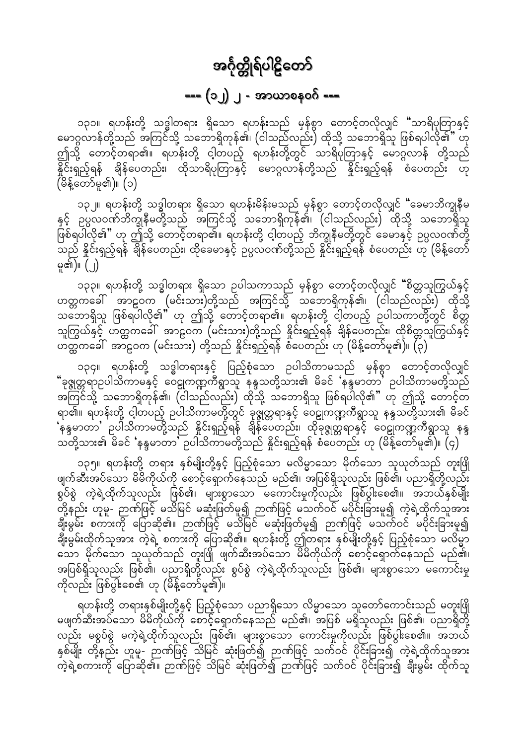# အင်္ဂုတ္တိုရ်ပါဠိတော်

## === (၁၂) ၂ - အာယာစနဝဂ် ===

၁၃၁။ ရဟန်းတို့ သဒ္ဓါတရား ရှိသော ရဟန်းသည် မှန်စွာ တောင့်တလိုလျှင် "သာရိပုတြာနှင့် မောဂ္ဂလာန်တို့သည် အကြင်သို့ သဘောရှိကုန်၏၊ (ငါသည်လည်း) ထိုသို့ သဘောရှိသူ ဖြစ်ရပါလို၏" ဟု ဤသို့ တောင့်တရာ၏။ ရဟန်းတို့ ငါ့တပည့် ရဟန်းတို့တွင် သာရိပုတြာနှင့် မောဂ္ဂလာန် တို့သည် နှိုင်းရှည့်ရန် ချိန်ပေတည်း၊ ထိုသာရိပုတြာနှင့် မောဂ္ဂလာန်တို့သည် နှိုင်းရှည့်ရန် စံပေတည်း ဟု (မိန့်တော်မူ၏)။ (၁)

၁၃၂။ ရဟန်းတို့ သဒ္ဓါတရား ရှိသော ရဟန်းမိန်းမသည် မှန်စွာ တောင့်တလိုလျှင် "ခေမာဘိက္ခုနီမနှင့် ဥပ္ပလဝဏ်ဘိက္ခုနီမတို့သည် အကြင်သို့ သဘောရှိကုန်၏၊ (ငါသည်လည်း) ထိုသို့ သဘောရှိသူ ဖြစ်ရပါလို၏" ဟု ဤသို့ တောင့်တရာ၏။ ရဟန်းတို့ ငါ့တပည့် ဘိက္ခုနီမတို့တွင် ခေမာနှင့် ဥပ္ပလဝဏ်တို့သည် နှိုင်းရှည့်ရန် ချိန်ပေတည်း၊ ထိုခေမာနှင့် ဥပ္ပလဝဏ်တို့သည် နှိုင်းရှည့်ရန် စံပေတည်း ဟု (မိန့်တော်မူ၏)။ (၂)

၁၃၃။ ရဟန်းတို့ သဒ္ဓါတရား ရှိသော ဥပါသကာသည် မှန်စွာ တောင့်တလိုလျှင် "စိတ္တသူကြွယ်နှင့် ဟတ္ထကအာဠဝက (မင်းသား)တို့သည် အကြင်သို့ သဘောရှိကုန်၏၊ (ငါသည်လည်း) ထိုသို့ သဘောရှိသူ ဖြစ်ရပါလို၏" ဟု ဤသို့ တောင့်တရာ၏။ ရဟန်းတို့ ငါ့တပည့် ဥပါသကာတို့တွင် စိတ္တသူကြွယ်နှင့် ဟတ္ထကအာဠဝက (မင်းသား)တို့သည် နှိုင်းရှည့်ရန် ချိန်ပေတည်း၊ ထိုစိတ္တသူကြွယ်နှင့် ဟတ္ထကအာဠဝက (မင်းသား) တို့သည် နှိုင်းရှည့်ရန် စံပေတည်း ဟု (မိန့်တော်မူ၏)။ (၃)

၁၃၄။ ရဟန်းတို့ သဒ္ဓါတရားနှင့် ပြည့်စုံသော ဥပါသိကာမသည် မှန်စွာ တောင့်တလိုလျှင် "ခုဇ္ဇုတ္တရာဥပါသိကာမနှင့် ဝေဠုကဏ္ဍကီရွာသူ နန္ဒသတို့သား၏ မိခင် 'နန္ဒမာတာ' ဥပါသိကာမတို့သည် အကြင်သို့ သဘောရှိကုန်၏၊ (ငါသည်လည်း) ထိုသို့ သဘောရှိသူ ဖြစ်ရပါလို၏" ဟု ဤသို့ တောင့်တရာ၏။ ရဟန်းတို့ ငါ့တပည့် ဥပါသိကာမတို့တွင် ခုဇ္ဇုတ္တရာနှင့် ဝေဠုကဏ္ဍကီရွာသူ နန္ဒသတို့သား၏ မိခင် 'နန္ဒမာတာ' ဥပါသိကာမတို့သည် နှိုင်းရှည့်ရန် ချိန်ပေတည်း၊ ထိုခုဇ္ဇုတ္တရာနှင့် ဝေဠုကဏ္ဍကီရွာသူ နန္ဒသတို့သား၏ မိခင် 'နန္ဒမာတာ' ဥပါသိကာမတို့သည် နှိုင်းရှည့်ရန် စံပေတည်း ဟု (မိန့်တော်မူ၏)။ (၄)

၁၃၅။ ရဟန်းတို့ တရား နှစ်မျိုးတို့နှင့် ပြည့်စုံသော မလိမ္မာသော မိုက်သော သူယုတ်သည် တူးဖြို ဖျက်ဆီးအပ်သော မိမိကိုယ်ကို စောင့်ရှောက်နေသည် မည်၏၊ အပြစ်ရှိသူလည်း ဖြစ်၏၊ ပညာရှိတို့လည်း စွပ်စွဲ ကဲ့ရဲ့ထိုက်သူလည်း ဖြစ်၏၊ များစွာသော မကောင်းမှုကိုလည်း ဖြစ်ပွါးစေ၏။ အဘယ်နှစ်မျိုးတို့နည်း ဟူမူ- ဉာဏ်ဖြင့် မသိမြင် မဆုံးဖြတ်မူ၍ ဉာဏ်ဖြင့် မသက်ဝင် မပိုင်းခြားမူ၍ ကဲ့ရဲ့ထိုက်သူအား ချီးမွမ်း စကားကို ပြောဆို၏။ ဉာဏ်ဖြင့် မသိမြင် မဆုံးဖြတ်မူ၍ ဉာဏ်ဖြင့် မသက်ဝင် မပိုင်းခြားမူ၍ ချီးမွမ်းထိုက်သူအား ကဲ့ရဲ့ စကားကို ပြောဆို၏။ ရဟန်းတို့ ဤတရား နှစ်မျိုးတို့နှင့် ပြည့်စုံသော မလိမ္မာသော မိုက်သော သူယုတ်သည် တူးဖြို ဖျက်ဆီးအပ်သော မိမိကိုယ်ကို စောင့်ရှောက်နေသည် မည်၏၊ အပြစ်ရှိသူလည်း ဖြစ်၏၊ ပညာရှိတို့လည်း စွပ်စွဲ ကဲ့ရဲ့ထိုက်သူလည်း ဖြစ်၏၊ များစွာသော မကောင်းမှုကိုလည်း ဖြစ်ပွါးစေ၏ ဟု (မိန့်တော်မူ၏)။

ရဟန်းတို့ တရားနှစ်မျိုးတို့နှင့် ပြည့်စုံသော ပညာရှိသော လိမ္မာသော သူတော်ကောင်းသည် မတူးဖြို မဖျက်ဆီးအပ်သော မိမိကိုယ်ကို စောင့်ရှောက်နေသည် မည်၏၊ အပြစ် မရှိသူလည်း ဖြစ်၏၊ ပညာရှိတို့လည်း မစွပ်စွဲ မကဲ့ရဲ့ထိုက်သူလည်း ဖြစ်၏၊ များစွာသော ကောင်းမှုကိုလည်း ဖြစ်ပွါးစေ၏။ အဘယ် နှစ်မျိုး တို့နည်း ဟူမူ- ဉာဏ်ဖြင့် သိမြင် ဆုံးဖြတ်၍ ဉာဏ်ဖြင့် သက်ဝင် ပိုင်းခြား၍ ကဲ့ရဲ့ထိုက်သူအား ကဲ့ရဲ့စကားကို ပြောဆို၏။ ဉာဏ်ဖြင့် သိမြင် ဆုံးဖြတ်၍ ဉာဏ်ဖြင့် သက်ဝင် ပိုင်းခြား၍ ချီးမွမ်း ထိုက်သူ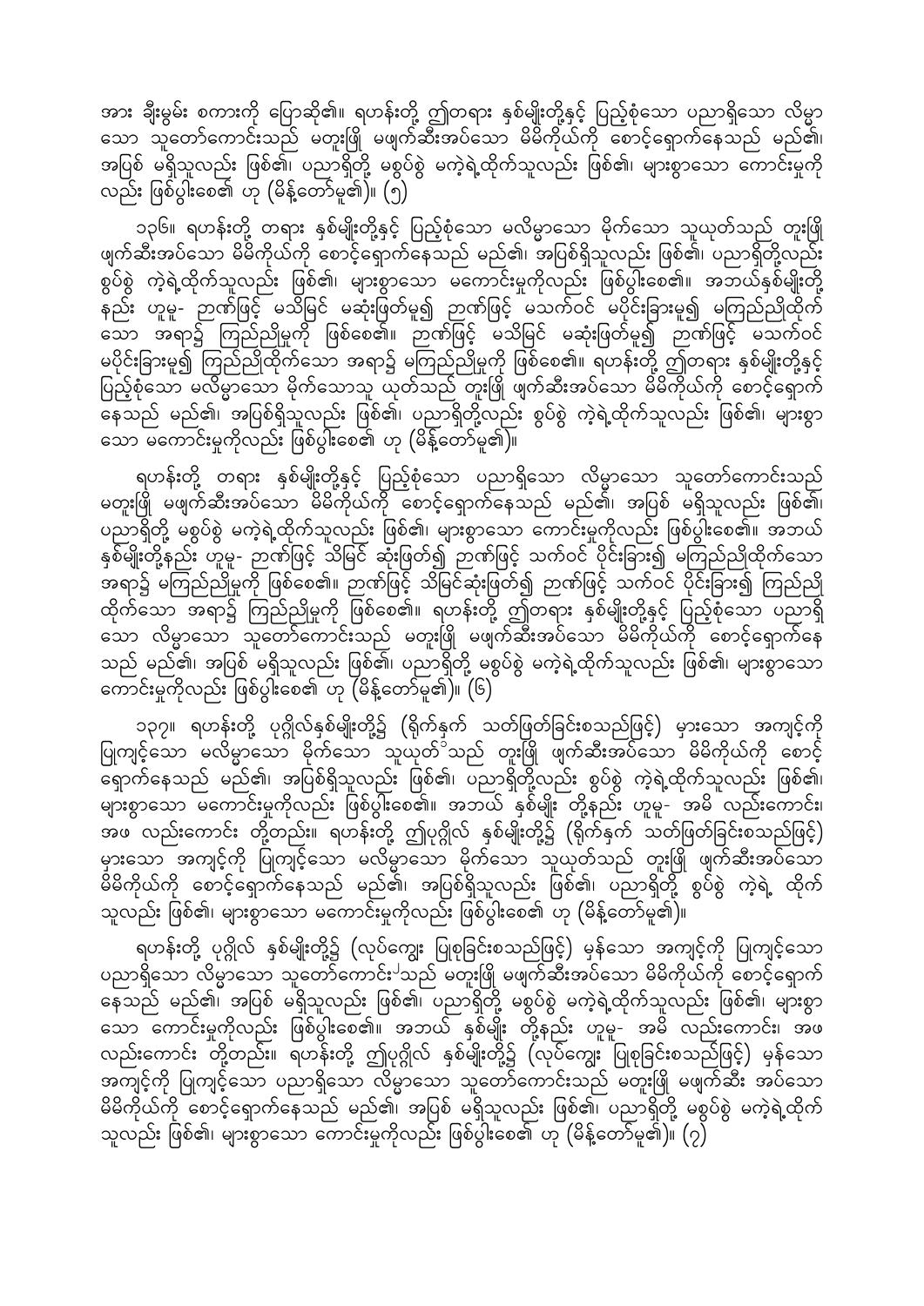အား ချီးမွမ်း စကားကို ပြောဆို၏။ ရဟန်းတို့ ဤတရား နှစ်မျိုးတို့နှင့် ပြည့်စုံသော ပညာရှိသော လိမ္မာသော သူတော်ကောင်းသည် မတူးဖြို မဖျက်ဆီးအပ်သော မိမိကိုယ်ကို စောင့်ရှောက်နေသည် မည်၏၊ အပြစ် မရှိသူလည်း ဖြစ်၏၊ ပညာရှိတို့ မစွပ်စွဲ မကဲ့ရဲ့ထိုက်သူလည်း ဖြစ်၏၊ များစွာသော ကောင်းမှုကို လည်း ဖြစ်ပွါးစေ၏ ဟု (မိန့်တော်မူ၏)။ (၅)

၁၃၆။ ရဟန်းတို့ တရား နှစ်မျိုးတို့နှင့် ပြည့်စုံသော မလိမ္မာသော မိုက်သော သူယုတ်သည် တူးဖြို ဖျက်ဆီးအပ်သော မိမိကိုယ်ကို စောင့်ရှောက်နေသည် မည်၏၊ အပြစ်ရှိသူလည်း ဖြစ်၏၊ ပညာရှိတို့လည်း စွပ်စွဲ ကဲ့ရဲ့ထိုက်သူလည်း ဖြစ်၏၊ များစွာသော မကောင်းမှုကိုလည်း ဖြစ်ပွါးစေ၏။ အဘယ်နှစ်မျိုးတို့ နည်း ဟူမူ- ဉာဏ်ဖြင့် မသိမြင် မဆုံးဖြတ်မူ၍ ဉာဏ်ဖြင့် မသက်ဝင် မပိုင်းခြားမူ၍ မကြည်ညိုထိုက်သော အရာ၌ ကြည်ညိုမှုကို ဖြစ်စေ၏။ ဉာဏ်ဖြင့် မသိမြင် မဆုံးဖြတ်မူ၍ ဉာဏ်ဖြင့် မသက်ဝင် မပိုင်းခြားမူ၍ ကြည်ညိုထိုက်သော အရာ၌ မကြည်ညိုမှုကို ဖြစ်စေ၏။ ရဟန်းတို့ ဤတရား နှစ်မျိုးတို့နှင့် ပြည့်စုံသော မလိမ္မာသော မိုက်သောသူ ယုတ်သည် တူးဖြို ဖျက်ဆီးအပ်သော မိမိကိုယ်ကို စောင့်ရှောက် နေသည် မည်၏၊ အပြစ်ရှိသူလည်း ဖြစ်၏၊ ပညာရှိတို့လည်း စွပ်စွဲ ကဲ့ရဲ့ထိုက်သူလည်း ဖြစ်၏၊ များစွာသော မကောင်းမှုကိုလည်း ဖြစ်ပွါးစေ၏ ဟု (မိန့်တော်မူ၏)။

ရဟန်းတို့ တရား နှစ်မျိုးတို့နှင့် ပြည့်စုံသော ပညာရှိသော လိမ္မာသော သူတော်ကောင်းသည် မတူးဖြို မဖျက်ဆီးအပ်သော မိမိကိုယ်ကို စောင့်ရှောက်နေသည် မည်၏၊ အပြစ် မရှိသူလည်း ဖြစ်၏၊ ပညာရှိတို့ မစွပ်စွဲ မကဲ့ရဲ့ထိုက်သူလည်း ဖြစ်၏၊ များစွာသော ကောင်းမှုကိုလည်း ဖြစ်ပွါးစေ၏။ အဘယ် နှစ်မျိုးတို့နည်း ဟူမူ- ဉာဏ်ဖြင့် သိမြင် ဆုံးဖြတ်၍ ဉာဏ်ဖြင့် သက်ဝင် ပိုင်းခြား၍ မကြည်ညိုထိုက်သော အရာ၌ မကြည်ညိုမှုကို ဖြစ်စေ၏။ ဉာဏ်ဖြင့် သိမြင်ဆုံးဖြတ်၍ ဉာဏ်ဖြင့် သက်ဝင် ပိုင်းခြား၍ ကြည်ညို ထိုက်သော အရာ၌ ကြည်ညိုမှုကို ဖြစ်စေ၏။ ရဟန်းတို့ ဤတရား နှစ်မျိုးတို့နှင့် ပြည့်စုံသော ပညာရှိ သော လိမ္မာသော သူတော်ကောင်းသည် မတူးဖြို မဖျက်ဆီးအပ်သော မိမိကိုယ်ကို စောင့်ရှောက်နေ သည် မည်၏၊ အပြစ် မရှိသူလည်း ဖြစ်၏၊ ပညာရှိတို့ မစွပ်စွဲ မကဲ့ရဲ့ထိုက်သူလည်း ဖြစ်၏၊ များစွာသော ကောင်းမှုကိုလည်း ဖြစ်ပွါးစေ၏ ဟု (မိန့်တော်မူ၏)။ (၆)

၁၃၇။ ရဟန်းတို့ ပုဂ္ဂိုလ်နှစ်မျိုးတို့၌ (ရိုက်နှက် သတ်ဖြတ်ခြင်းစသည်ဖြင့်) မှားသော အကျင့်ကို ပြုကျင့်သော မလိမ္မာသော မိုက်သော သူယုတ်[၁]သည် တူးဖြို ဖျက်ဆီးအပ်သော မိမိကိုယ်ကို စောင့် ရှောက်နေသည် မည်၏၊ အပြစ်ရှိသူလည်း ဖြစ်၏၊ ပညာရှိတို့လည်း စွပ်စွဲ ကဲ့ရဲ့ထိုက်သူလည်း ဖြစ်၏၊ များစွာသော မကောင်းမှုကိုလည်း ဖြစ်ပွါးစေ၏။ အဘယ် နှစ်မျိုး တို့နည်း ဟူမူ- အမိ လည်းကောင်း၊ အဖ လည်းကောင်း တို့တည်း။ ရဟန်းတို့ ဤပုဂ္ဂိုလ် နှစ်မျိုးတို့၌ (ရိုက်နှက် သတ်ဖြတ်ခြင်းစသည်ဖြင့်) မှားသော အကျင့်ကို ပြုကျင့်သော မလိမ္မာသော မိုက်သော သူယုတ်သည် တူးဖြို ဖျက်ဆီးအပ်သော မိမိကိုယ်ကို စောင့်ရှောက်နေသည် မည်၏၊ အပြစ်ရှိသူလည်း ဖြစ်၏၊ ပညာရှိတို့ စွပ်စွဲ ကဲ့ရဲ့ ထိုက် သူလည်း ဖြစ်၏၊ များစွာသော မကောင်းမှုကိုလည်း ဖြစ်ပွါးစေ၏ ဟု (မိန့်တော်မူ၏)။

ရဟန်းတို့ ပုဂ္ဂိုလ် နှစ်မျိုးတို့၌ (လုပ်ကျွေး ပြုစုခြင်းစသည်ဖြင့်) မှန်သော အကျင့်ကို ပြုကျင့်သော ပညာရှိသော လိမ္မာသော သူတော်ကောင်း[၂]သည် မတူးဖြို မဖျက်ဆီးအပ်သော မိမိကိုယ်ကို စောင့်ရှောက် နေသည် မည်၏၊ အပြစ် မရှိသူလည်း ဖြစ်၏၊ ပညာရှိတို့ မစွပ်စွဲ မကဲ့ရဲ့ထိုက်သူလည်း ဖြစ်၏၊ များစွာ သော ကောင်းမှုကိုလည်း ဖြစ်ပွါးစေ၏။ အဘယ် နှစ်မျိုး တို့နည်း ဟူမူ- အမိ လည်းကောင်း၊ အဖ လည်းကောင်း တို့တည်း။ ရဟန်းတို့ ဤပုဂ္ဂိုလ် နှစ်မျိုးတို့၌ (လုပ်ကျွေး ပြုစုခြင်းစသည်ဖြင့်) မှန်သော အကျင့်ကို ပြုကျင့်သော ပညာရှိသော လိမ္မာသော သူတော်ကောင်းသည် မတူးဖြို မဖျက်ဆီး အပ်သော မိမိကိုယ်ကို စောင့်ရှောက်နေသည် မည်၏၊ အပြစ် မရှိသူလည်း ဖြစ်၏၊ ပညာရှိတို့ မစွပ်စွဲ မကဲ့ရဲ့ထိုက် သူလည်း ဖြစ်၏၊ များစွာသော ကောင်းမှုကိုလည်း ဖြစ်ပွါးစေ၏ ဟု (မိန့်တော်မူ၏)။ (၇)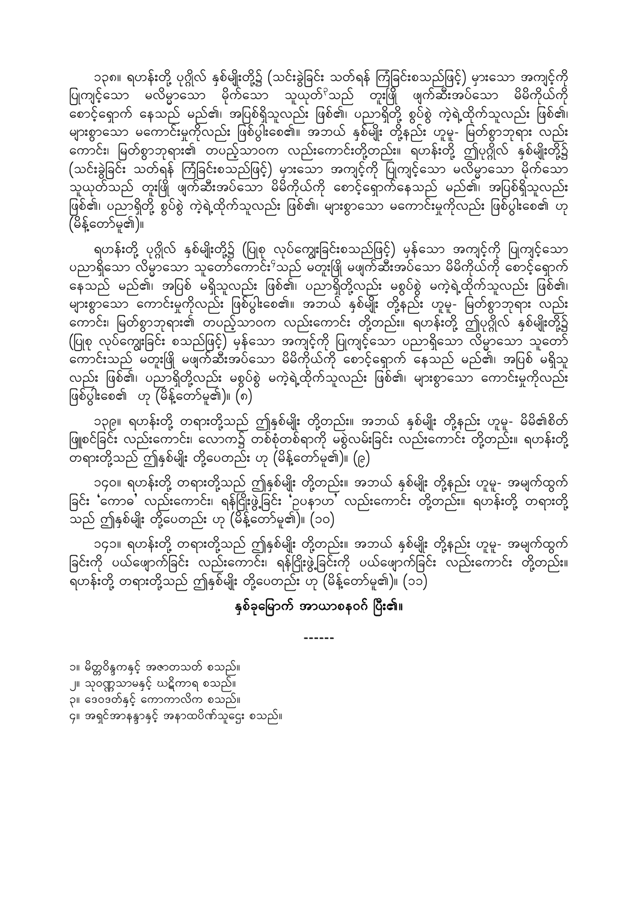၁၃၈။ ရဟန်းတို့ ပုဂ္ဂိုလ် နှစ်မျိုးတို့၌ (သင်းခွဲခြင်း သတ်ရန် ကြံခြင်းစသည်ဖြင့်) မှားသော အကျင့်ကို ပြုကျင့်သော မလိမ္မာသော မိုက်သော သူယုတ်[1]သည် တူးဖြို ဖျက်ဆီးအပ်သော မိမိကိုယ်ကို စောင့်ရှောက် နေသည် မည်၏၊ အပြစ်ရှိသူလည်း ဖြစ်၏၊ ပညာရှိတို့ စွပ်စွဲ ကဲ့ရဲ့ထိုက်သူလည်း ဖြစ်၏၊ များစွာသော မကောင်းမှုကိုလည်း ဖြစ်ပွါးစေ၏။ အဘယ် နှစ်မျိုး တို့နည်း ဟူမူ- မြတ်စွာဘုရား လည်းကောင်း၊ မြတ်စွာဘုရား၏ တပည့်သာဝက လည်းကောင်းတို့တည်း။ ရဟန်းတို့ ဤပုဂ္ဂိုလ် နှစ်မျိုးတို့၌ (သင်းခွဲခြင်း သတ်ရန် ကြံခြင်းစသည်ဖြင့်) မှားသော အကျင့်ကို ပြုကျင့်သော မလိမ္မာသော မိုက်သော သူယုတ်သည် တူးဖြို ဖျက်ဆီးအပ်သော မိမိကိုယ်ကို စောင့်ရှောက်နေသည် မည်၏၊ အပြစ်ရှိသူလည်း ဖြစ်၏၊ ပညာရှိတို့ စွပ်စွဲ ကဲ့ရဲ့ထိုက်သူလည်း ဖြစ်၏၊ များစွာသော မကောင်းမှုကိုလည်း ဖြစ်ပွါးစေ၏ ဟု (မိန့်တော်မူ၏)။

ရဟန်းတို့ ပုဂ္ဂိုလ် နှစ်မျိုးတို့၌ (ပြုစု လုပ်ကျွေးခြင်းစသည်ဖြင့်) မှန်သော အကျင့်ကို ပြုကျင့်သော ပညာရှိသော လိမ္မာသော သူတော်ကောင်း[2]သည် မတူးဖြို မဖျက်ဆီးအပ်သော မိမိကိုယ်ကို စောင့်ရှောက် နေသည် မည်၏၊ အပြစ် မရှိသူလည်း ဖြစ်၏၊ ပညာရှိတို့လည်း မစွပ်စွဲ မကဲ့ရဲ့ထိုက်သူလည်း ဖြစ်၏၊ များစွာသော ကောင်းမှုကိုလည်း ဖြစ်ပွါးစေ၏။ အဘယ် နှစ်မျိုး တို့နည်း ဟူမူ- မြတ်စွာဘုရား လည်းကောင်း၊ မြတ်စွာဘုရား၏ တပည့်သာဝက လည်းကောင်း တို့တည်း။ ရဟန်းတို့ ဤပုဂ္ဂိုလ် နှစ်မျိုးတို့၌ (ပြုစု လုပ်ကျွေးခြင်း စသည်ဖြင့်) မှန်သော အကျင့်ကို ပြုကျင့်သော ပညာရှိသော လိမ္မာသော သူတော်ကောင်းသည် မတူးဖြို မဖျက်ဆီးအပ်သော မိမိကိုယ်ကို စောင့်ရှောက် နေသည် မည်၏၊ အပြစ် မရှိသူလည်း ဖြစ်၏၊ ပညာရှိတို့လည်း မစွပ်စွဲ မကဲ့ရဲ့ထိုက်သူလည်း ဖြစ်၏၊ များစွာသော ကောင်းမှုကိုလည်း ဖြစ်ပွါးစေ၏ ဟု (မိန့်တော်မူ၏)။ (၈)

၁၃၉။ ရဟန်းတို့ တရားတို့သည် ဤနှစ်မျိုး တို့တည်း။ အဘယ် နှစ်မျိုး တို့နည်း ဟူမူ- မိမိ၏စိတ် ဖြူစင်ခြင်း လည်းကောင်း၊ လောက၌ တစ်စုံတစ်ရာကို မစွဲလမ်းခြင်း လည်းကောင်း တို့တည်း။ ရဟန်းတို့ တရားတို့သည် ဤနှစ်မျိုး တို့ပေတည်း ဟု (မိန့်တော်မူ၏)။ (၉)

၁၄၀။ ရဟန်းတို့ တရားတို့သည် ဤနှစ်မျိုး တို့တည်း။ အဘယ် နှစ်မျိုး တို့နည်း ဟူမူ- အမျက်ထွက်ခြင်း 'ကောဓ' လည်းကောင်း၊ ရန်ငြိုးဖွဲ့ခြင်း 'ဥပနာဟ' လည်းကောင်း တို့တည်း။ ရဟန်းတို့ တရားတို့သည် ဤနှစ်မျိုး တို့ပေတည်း ဟု (မိန့်တော်မူ၏)။ (၁၀)

၁၄၁။ ရဟန်းတို့ တရားတို့သည် ဤနှစ်မျိုး တို့တည်း။ အဘယ် နှစ်မျိုး တို့နည်း ဟူမူ- အမျက်ထွက်ခြင်းကို ပယ်ဖျောက်ခြင်း လည်းကောင်း၊ ရန်ငြိုးဖွဲ့ခြင်းကို ပယ်ဖျောက်ခြင်း လည်းကောင်း တို့တည်း။ ရဟန်းတို့ တရားတို့သည် ဤနှစ်မျိုး တို့ပေတည်း ဟု (မိန့်တော်မူ၏)။ (၁၁)

**နှစ်ခုမြောက် အာယာစနဝဂ် ပြီး၏။**

------

၁။ မိတ္တဝိန္ဒကနှင့် အဇာတသတ် စသည်။
၂။ သုဝဏ္ဏသာမနှင့် ယဋ္ဌိကာရ စသည်။
၃။ ဒေဝဒတ်နှင့် ကောကာလိက စသည်။
၄။ အရှင်အာနန္ဒာနှင့် အနာထပိဏ်သူဌေး စသည်။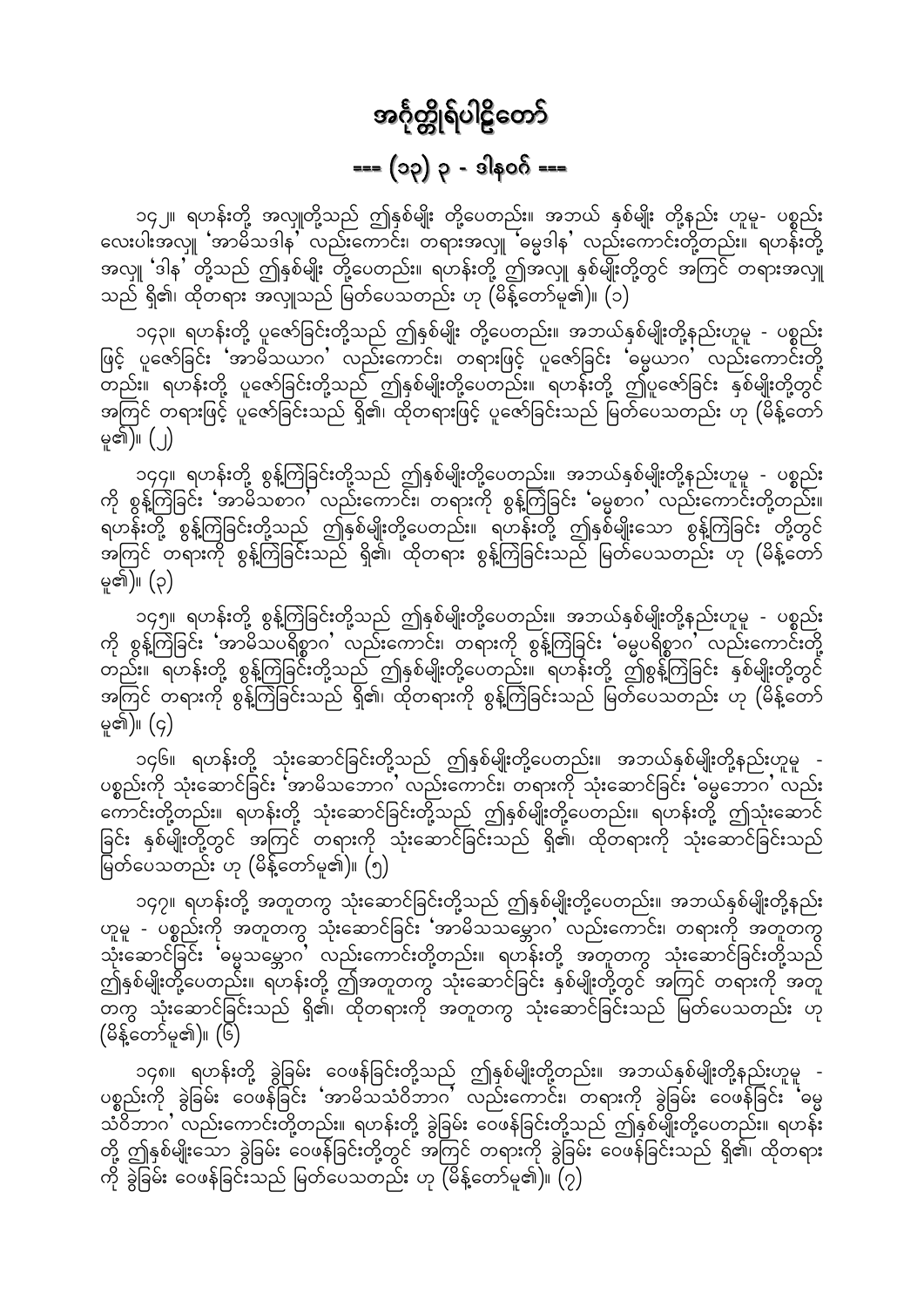# အင်္ဂုတ္တိုရ်ပါဠိတော်

## === (၁၃) ၃ - ဒါနဝဂ် ===

၁၄၂။ ရဟန်းတို့ အလှူတို့သည် ဤနှစ်မျိုး တို့ပေတည်း။ အဘယ် နှစ်မျိုး တို့နည်း ဟူမူ- ပစ္စည်း လေးပါးအလှူ 'အာမိသဒါန' လည်းကောင်း၊ တရားအလှူ 'ဓမ္မဒါန' လည်းကောင်းတို့တည်း။ ရဟန်းတို့ အလှူ 'ဒါန' တို့သည် ဤနှစ်မျိုး တို့ပေတည်း။ ရဟန်းတို့ ဤအလှူ နှစ်မျိုးတို့တွင် အကြင် တရားအလှူ သည် ရှိ၏၊ ထိုတရား အလှူသည် မြတ်ပေသတည်း ဟု (မိန့်တော်မူ၏)။ (၁)

၁၄၃။ ရဟန်းတို့ ပူဇော်ခြင်းတို့သည် ဤနှစ်မျိုး တို့ပေတည်း။ အဘယ်နှစ်မျိုးတို့နည်းဟူမူ - ပစ္စည်း ဖြင့် ပူဇော်ခြင်း 'အာမိသယာဂ' လည်းကောင်း၊ တရားဖြင့် ပူဇော်ခြင်း 'ဓမ္မယာဂ' လည်းကောင်းတို့ တည်း။ ရဟန်းတို့ ပူဇော်ခြင်းတို့သည် ဤနှစ်မျိုးတို့ပေတည်း။ ရဟန်းတို့ ဤပူဇော်ခြင်း နှစ်မျိုးတို့တွင် အကြင် တရားဖြင့် ပူဇော်ခြင်းသည် ရှိ၏၊ ထိုတရားဖြင့် ပူဇော်ခြင်းသည် မြတ်ပေသတည်း ဟု (မိန့်တော် မူ၏)။ (၂)

၁၄၄။ ရဟန်းတို့ စွန့်ကြဲခြင်းတို့သည် ဤနှစ်မျိုးတို့ပေတည်း။ အဘယ်နှစ်မျိုးတို့နည်းဟူမူ - ပစ္စည်း ကို စွန့်ကြဲခြင်း 'အာမိသစာဂ' လည်းကောင်း၊ တရားကို စွန့်ကြဲခြင်း 'ဓမ္မစာဂ' လည်းကောင်းတို့တည်း။ ရဟန်းတို့ စွန့်ကြဲခြင်းတို့သည် ဤနှစ်မျိုးတို့ပေတည်း။ ရဟန်းတို့ ဤနှစ်မျိုးသော စွန့်ကြဲခြင်း တို့တွင် အကြင် တရားကို စွန့်ကြဲခြင်းသည် ရှိ၏၊ ထိုတရား စွန့်ကြဲခြင်းသည် မြတ်ပေသတည်း ဟု (မိန့်တော် မူ၏)။ (၃)

၁၄၅။ ရဟန်းတို့ စွန့်ကြဲခြင်းတို့သည် ဤနှစ်မျိုးတို့ပေတည်း။ အဘယ်နှစ်မျိုးတို့နည်းဟူမူ - ပစ္စည်း ကို စွန့်ကြဲခြင်း 'အာမိသပရိစ္စာဂ' လည်းကောင်း၊ တရားကို စွန့်ကြဲခြင်း 'ဓမ္မပရိစ္စာဂ' လည်းကောင်းတို့ တည်း။ ရဟန်းတို့ စွန့်ကြဲခြင်းတို့သည် ဤနှစ်မျိုးတို့ပေတည်း။ ရဟန်းတို့ ဤစွန့်ကြဲခြင်း နှစ်မျိုးတို့တွင် အကြင် တရားကို စွန့်ကြဲခြင်းသည် ရှိ၏၊ ထိုတရားကို စွန့်ကြဲခြင်းသည် မြတ်ပေသတည်း ဟု (မိန့်တော် မူ၏)။ (၄)

၁၄၆။ ရဟန်းတို့ သုံးဆောင်ခြင်းတို့သည် ဤနှစ်မျိုးတို့ပေတည်း။ အဘယ်နှစ်မျိုးတို့နည်းဟူမူ - ပစ္စည်းကို သုံးဆောင်ခြင်း 'အာမိသဘောဂ' လည်းကောင်း၊ တရားကို သုံးဆောင်ခြင်း 'ဓမ္မဘောဂ' လည်း ကောင်းတို့တည်း။ ရဟန်းတို့ သုံးဆောင်ခြင်းတို့သည် ဤနှစ်မျိုးတို့ပေတည်း။ ရဟန်းတို့ ဤသုံးဆောင် ခြင်း နှစ်မျိုးတို့တွင် အကြင် တရားကို သုံးဆောင်ခြင်းသည် ရှိ၏၊ ထိုတရားကို သုံးဆောင်ခြင်းသည် မြတ်ပေသတည်း ဟု (မိန့်တော်မူ၏)။ (၅)

၁၄၇။ ရဟန်းတို့ အတူတကွ သုံးဆောင်ခြင်းတို့သည် ဤနှစ်မျိုးတို့ပေတည်း။ အဘယ်နှစ်မျိုးတို့နည်း ဟူမူ - ပစ္စည်းကို အတူတကွ သုံးဆောင်ခြင်း 'အာမိသသမ္ဘောဂ' လည်းကောင်း၊ တရားကို အတူတကွ သုံးဆောင်ခြင်း 'ဓမ္မသမ္ဘောဂ' လည်းကောင်းတို့တည်း။ ရဟန်းတို့ အတူတကွ သုံးဆောင်ခြင်းတို့သည် ဤနှစ်မျိုးတို့ပေတည်း။ ရဟန်းတို့ ဤအတူတကွ သုံးဆောင်ခြင်း နှစ်မျိုးတို့တွင် အကြင် တရားကို အတူ တကွ သုံးဆောင်ခြင်းသည် ရှိ၏၊ ထိုတရားကို အတူတကွ သုံးဆောင်ခြင်းသည် မြတ်ပေသတည်း ဟု (မိန့်တော်မူ၏)။ (၆)

၁၄၈။ ရဟန်းတို့ ခွဲခြမ်း ဝေဖန်ခြင်းတို့သည် ဤနှစ်မျိုးတို့တည်း။ အဘယ်နှစ်မျိုးတို့နည်းဟူမူ - ပစ္စည်းကို ခွဲခြမ်း ဝေဖန်ခြင်း 'အာမိသသံဝိဘာဂ' လည်းကောင်း၊ တရားကို ခွဲခြမ်း ဝေဖန်ခြင်း 'ဓမ္မ သံဝိဘာဂ' လည်းကောင်းတို့တည်း။ ရဟန်းတို့ ခွဲခြမ်း ဝေဖန်ခြင်းတို့သည် ဤနှစ်မျိုးတို့ပေတည်း။ ရဟန်း တို့ ဤနှစ်မျိုးသော ခွဲခြမ်း ဝေဖန်ခြင်းတို့တွင် အကြင် တရားကို ခွဲခြမ်း ဝေဖန်ခြင်းသည် ရှိ၏၊ ထိုတရား ကို ခွဲခြမ်း ဝေဖန်ခြင်းသည် မြတ်ပေသတည်း ဟု (မိန့်တော်မူ၏)။ (၇)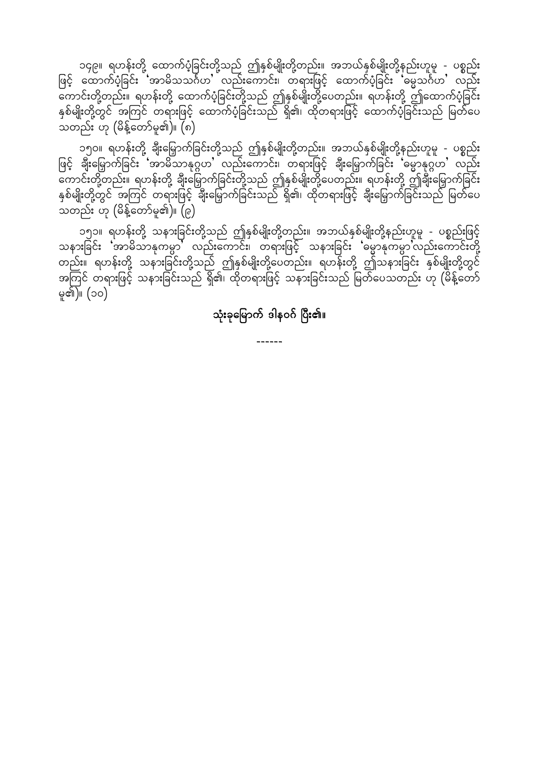၁၄၉။ ရဟန်းတို့ ထောက်ပံ့ခြင်းတို့သည် ဤနှစ်မျိုးတို့တည်း။ အဘယ်နှစ်မျိုးတို့နည်းဟူမူ - ပစ္စည်းဖြင့် ထောက်ပံ့ခြင်း 'အာမိသသင်္ဂဟ' လည်းကောင်း၊ တရားဖြင့် ထောက်ပံ့ခြင်း 'ဓမ္မသင်္ဂဟ' လည်းကောင်းတို့တည်း။ ရဟန်းတို့ ထောက်ပံ့ခြင်းတို့သည် ဤနှစ်မျိုးတို့ပေတည်း။ ရဟန်းတို့ ဤထောက်ပံ့ခြင်း နှစ်မျိုးတို့တွင် အကြင် တရားဖြင့် ထောက်ပံ့ခြင်းသည် ရှိ၏၊ ထိုတရားဖြင့် ထောက်ပံ့ခြင်းသည် မြတ်ပေသတည်း ဟု (မိန့်တော်မူ၏)။ (၈)

၁၅၀။ ရဟန်းတို့ ချီးမြှောက်ခြင်းတို့သည် ဤနှစ်မျိုးတို့တည်း။ အဘယ်နှစ်မျိုးတို့နည်းဟူမူ - ပစ္စည်းဖြင့် ချီးမြှောက်ခြင်း 'အာမိသာနုဂ္ဂဟ' လည်းကောင်း၊ တရားဖြင့် ချီးမြှောက်ခြင်း 'ဓမ္မာနုဂ္ဂဟ' လည်းကောင်းတို့တည်း။ ရဟန်းတို့ ချီးမြှောက်ခြင်းတို့သည် ဤနှစ်မျိုးတို့ပေတည်း။ ရဟန်းတို့ ဤချီးမြှောက်ခြင်း နှစ်မျိုးတို့တွင် အကြင် တရားဖြင့် ချီးမြှောက်ခြင်းသည် ရှိ၏၊ ထိုတရားဖြင့် ချီးမြှောက်ခြင်းသည် မြတ်ပေသတည်း ဟု (မိန့်တော်မူ၏)။ (၉)

၁၅၁။ ရဟန်းတို့ သနားခြင်းတို့သည် ဤနှစ်မျိုးတို့တည်း။ အဘယ်နှစ်မျိုးတို့နည်းဟူမူ - ပစ္စည်းဖြင့် သနားခြင်း 'အာမိသာနုကမ္ပာ' လည်းကောင်း၊ တရားဖြင့် သနားခြင်း 'ဓမ္မာနုကမ္ပာ' လည်းကောင်းတို့တည်း။ ရဟန်းတို့ သနားခြင်းတို့သည် ဤနှစ်မျိုးတို့ပေတည်း။ ရဟန်းတို့ ဤသနားခြင်း နှစ်မျိုးတို့တွင် အကြင် တရားဖြင့် သနားခြင်းသည် ရှိ၏၊ ထိုတရားဖြင့် သနားခြင်းသည် မြတ်ပေသတည်း ဟု (မိန့်တော်မူ၏)။ (၁၀)

**သုံးခုမြောက် ဒါနဝဂ် ပြီး၏။**

------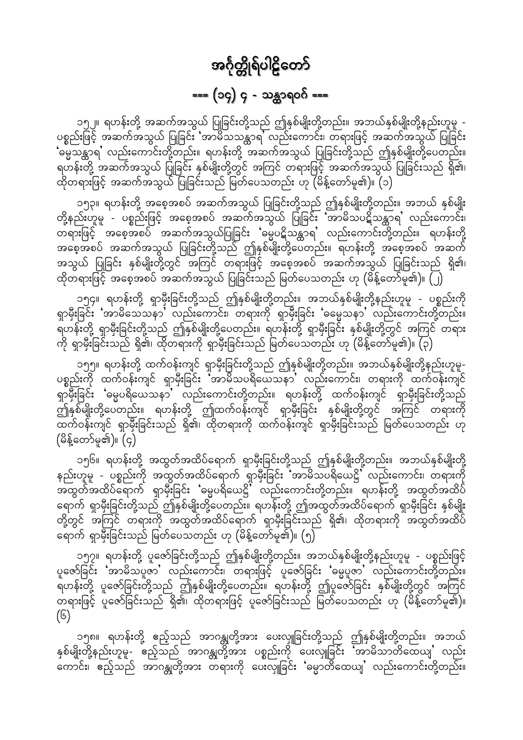# အင်္ဂုတ္တိုရ်ပါဠိတော်

## === (၁၄) ၄ - သန္ထာရဝဂ် ===

၁၅၂။ ရဟန်းတို့ အဆက်အသွယ် ပြုခြင်းတို့သည် ဤနှစ်မျိုးတို့တည်း။ အဘယ်နှစ်မျိုးတို့နည်းဟူမူ - ပစ္စည်းဖြင့် အဆက်အသွယ် ပြုခြင်း 'အာမိသသန္ထာရ' လည်းကောင်း၊ တရားဖြင့် အဆက်အသွယ် ပြုခြင်း 'ဓမ္မသန္ထာရ' လည်းကောင်းတို့တည်း။ ရဟန်းတို့ အဆက်အသွယ် ပြုခြင်းတို့သည် ဤနှစ်မျိုးတို့ပေတည်း။ ရဟန်းတို့ အဆက်အသွယ် ပြုခြင်း နှစ်မျိုးတို့တွင် အကြင် တရားဖြင့် အဆက်အသွယ် ပြုခြင်းသည် ရှိ၏၊ ထိုတရားဖြင့် အဆက်အသွယ် ပြုခြင်းသည် မြတ်ပေသတည်း ဟု (မိန့်တော်မူ၏)။ (၁)

၁၅၃။ ရဟန်းတို့ အစေ့အစပ် အဆက်အသွယ် ပြုခြင်းတို့သည် ဤနှစ်မျိုးတို့တည်း။ အဘယ် နှစ်မျိုးတို့နည်းဟူမူ - ပစ္စည်းဖြင့် အစေ့အစပ် အဆက်အသွယ် ပြုခြင်း 'အာမိသပဋိသန္ထာရ' လည်းကောင်း၊ တရားဖြင့် အစေ့အစပ် အဆက်အသွယ်ပြုခြင်း 'ဓမ္မပဋိသန္ထာရ' လည်းကောင်းတို့တည်း။ ရဟန်းတို့ အစေ့အစပ် အဆက်အသွယ် ပြုခြင်းတို့သည် ဤနှစ်မျိုးတို့ပေတည်း။ ရဟန်းတို့ အစေ့အစပ် အဆက်အသွယ် ပြုခြင်း နှစ်မျိုးတို့တွင် အကြင် တရားဖြင့် အစေ့အစပ် အဆက်အသွယ် ပြုခြင်းသည် ရှိ၏၊ ထိုတရားဖြင့် အစေ့အစပ် အဆက်အသွယ် ပြုခြင်းသည် မြတ်ပေသတည်း ဟု (မိန့်တော်မူ၏)။ (၂)

၁၅၄။ ရဟန်းတို့ ရှာမှီးခြင်းတို့သည် ဤနှစ်မျိုးတို့တည်း။ အဘယ်နှစ်မျိုးတို့နည်းဟူမူ - ပစ္စည်းကို ရှာမှီးခြင်း 'အာမိသေသနာ' လည်းကောင်း၊ တရားကို ရှာမှီးခြင်း 'ဓမ္မေသနာ' လည်းကောင်းတို့တည်း။ ရဟန်းတို့ ရှာမှီးခြင်းတို့သည် ဤနှစ်မျိုးတို့ပေတည်း။ ရဟန်းတို့ ရှာမှီးခြင်း နှစ်မျိုးတို့တွင် အကြင် တရားကို ရှာမှီးခြင်းသည် ရှိ၏၊ ထိုတရားကို ရှာမှီးခြင်းသည် မြတ်ပေသတည်း ဟု (မိန့်တော်မူ၏)။ (၃)

၁၅၅။ ရဟန်းတို့ ထက်ဝန်းကျင် ရှာမှီးခြင်းတို့သည် ဤနှစ်မျိုးတို့တည်း။ အဘယ်နှစ်မျိုးတို့နည်းဟူမူ- ပစ္စည်းကို ထက်ဝန်းကျင် ရှာမှီးခြင်း 'အာမိသပရိယေသနာ' လည်းကောင်း၊ တရားကို ထက်ဝန်းကျင် ရှာမှီးခြင်း 'ဓမ္မပရိယေသနာ' လည်းကောင်းတို့တည်း။ ရဟန်းတို့ ထက်ဝန်းကျင် ရှာမှီးခြင်းတို့သည် ဤနှစ်မျိုးတို့ပေတည်း။ ရဟန်းတို့ ဤထက်ဝန်းကျင် ရှာမှီးခြင်း နှစ်မျိုးတို့တွင် အကြင် တရားကို ထက်ဝန်းကျင် ရှာမှီးခြင်းသည် ရှိ၏၊ ထိုတရားကို ထက်ဝန်းကျင် ရှာမှီးခြင်းသည် မြတ်ပေသတည်း ဟု (မိန့်တော်မူ၏)။ (၄)

၁၅၆။ ရဟန်းတို့ အထွတ်အထိပ်ရောက် ရှာမှီးခြင်းတို့သည် ဤနှစ်မျိုးတို့တည်း။ အဘယ်နှစ်မျိုးတို့နည်းဟူမူ - ပစ္စည်းကို အထွတ်အထိပ်ရောက် ရှာမှီးခြင်း 'အာမိသပရိယေဋ္ဌိ' လည်းကောင်း၊ တရားကို အထွတ်အထိပ်ရောက် ရှာမှီးခြင်း 'ဓမ္မပရိယေဋ္ဌိ' လည်းကောင်းတို့တည်း။ ရဟန်းတို့ အထွတ်အထိပ် ရောက် ရှာမှီးခြင်းတို့သည် ဤနှစ်မျိုးတို့ပေတည်း။ ရဟန်းတို့ ဤအထွတ်အထိပ်ရောက် ရှာမှီးခြင်း နှစ်မျိုးတို့တွင် အကြင် တရားကို အထွတ်အထိပ်ရောက် ရှာမှီးခြင်းသည် ရှိ၏၊ ထိုတရားကို အထွတ်အထိပ် ရောက် ရှာမှီးခြင်းသည် မြတ်ပေသတည်း ဟု (မိန့်တော်မူ၏)။ (၅)

၁၅၇။ ရဟန်းတို့ ပူဇော်ခြင်းတို့သည် ဤနှစ်မျိုးတို့တည်း။ အဘယ်နှစ်မျိုးတို့နည်းဟူမူ - ပစ္စည်းဖြင့် ပူဇော်ခြင်း 'အာမိသပူဇာ' လည်းကောင်း၊ တရားဖြင့် ပူဇော်ခြင်း 'ဓမ္မပူဇာ' လည်းကောင်းတို့တည်း။ ရဟန်းတို့ ပူဇော်ခြင်းတို့သည် ဤနှစ်မျိုးတို့ပေတည်း။ ရဟန်းတို့ ဤပူဇော်ခြင်း နှစ်မျိုးတို့တွင် အကြင် တရားဖြင့် ပူဇော်ခြင်းသည် ရှိ၏၊ ထိုတရားဖြင့် ပူဇော်ခြင်းသည် မြတ်ပေသတည်း ဟု (မိန့်တော်မူ၏)။ (၆)

၁၅၈။ ရဟန်းတို့ ဧည့်သည် အာဂန္တုတို့အား ပေးလှူခြင်းတို့သည် ဤနှစ်မျိုးတို့တည်း။ အဘယ် နှစ်မျိုးတို့နည်းဟူမူ- ဧည့်သည် အာဂန္တုတို့အား ပစ္စည်းကို ပေးလှူခြင်း 'အာမိသာတိထေယျ' လည်း ကောင်း၊ ဧည့်သည် အာဂန္တုတို့အား တရားကို ပေးလှူခြင်း 'ဓမ္မာတိထေယျ' လည်းကောင်းတို့တည်း။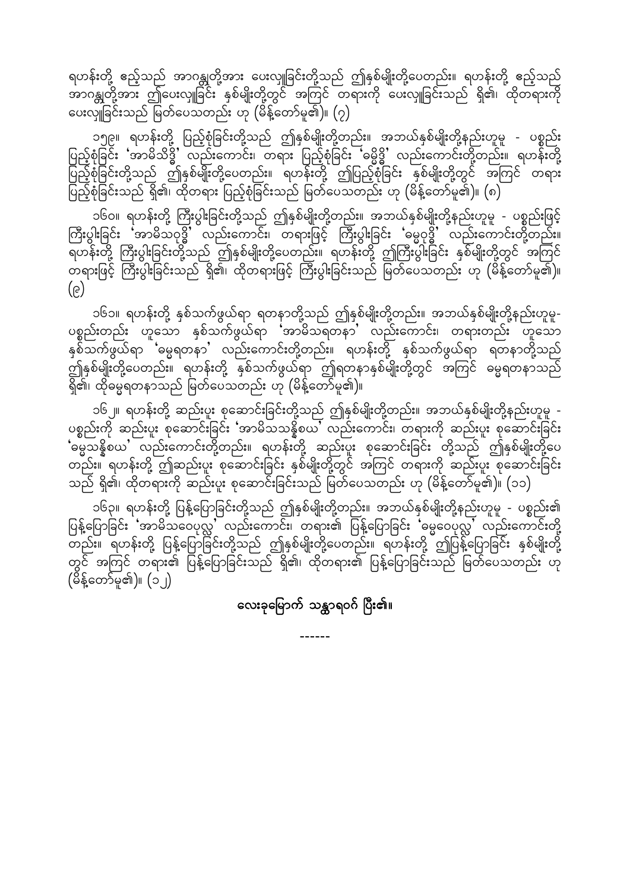ရဟန်းတို့ ဧည့်သည် အာဂန္တုတို့အား ပေးလှူခြင်းတို့သည် ဤနှစ်မျိုးတို့ပေတည်း။ ရဟန်းတို့ ဧည့်သည် အာဂန္တုတို့အား ဤပေးလှူခြင်း နှစ်မျိုးတို့တွင် အကြင် တရားကို ပေးလှူခြင်းသည် ရှိ၏၊ ထိုတရားကို ပေးလှူခြင်းသည် မြတ်ပေသတည်း ဟု (မိန့်တော်မူ၏)။ (၇)

၁၅၉။ ရဟန်းတို့ ပြည့်စုံခြင်းတို့သည် ဤနှစ်မျိုးတို့တည်း။ အဘယ်နှစ်မျိုးတို့နည်းဟူမူ - ပစ္စည်း ပြည့်စုံခြင်း 'အာမိသိဒ္ဓိ' လည်းကောင်း၊ တရား ပြည့်စုံခြင်း 'ဓမ္မိဒ္ဓိ' လည်းကောင်းတို့တည်း။ ရဟန်းတို့ ပြည့်စုံခြင်းတို့သည် ဤနှစ်မျိုးတို့ပေတည်း။ ရဟန်းတို့ ဤပြည့်စုံခြင်း နှစ်မျိုးတို့တွင် အကြင် တရား ပြည့်စုံခြင်းသည် ရှိ၏၊ ထိုတရား ပြည့်စုံခြင်းသည် မြတ်ပေသတည်း ဟု (မိန့်တော်မူ၏)။ (၈)

၁၆၀။ ရဟန်းတို့ ကြီးပွါးခြင်းတို့သည် ဤနှစ်မျိုးတို့တည်း။ အဘယ်နှစ်မျိုးတို့နည်းဟူမူ - ပစ္စည်းဖြင့် ကြီးပွါးခြင်း 'အာမိသဝုဒ္ဓိ' လည်းကောင်း၊ တရားဖြင့် ကြီးပွါးခြင်း 'ဓမ္မဝုဒ္ဓိ' လည်းကောင်းတို့တည်း။ ရဟန်းတို့ ကြီးပွါးခြင်းတို့သည် ဤနှစ်မျိုးတို့ပေတည်း။ ရဟန်းတို့ ဤကြီးပွါးခြင်း နှစ်မျိုးတို့တွင် အကြင် တရားဖြင့် ကြီးပွါးခြင်းသည် ရှိ၏၊ ထိုတရားဖြင့် ကြီးပွါးခြင်းသည် မြတ်ပေသတည်း ဟု (မိန့်တော်မူ၏)။ (၉)

၁၆၁။ ရဟန်းတို့ နှစ်သက်ဖွယ်ရာ ရတနာတို့သည် ဤနှစ်မျိုးတို့တည်း။ အဘယ်နှစ်မျိုးတို့နည်းဟူမူ- ပစ္စည်းတည်း ဟူသော နှစ်သက်ဖွယ်ရာ 'အာမိသရတနာ' လည်းကောင်း၊ တရားတည်း ဟူသော နှစ်သက်ဖွယ်ရာ 'ဓမ္မရတနာ' လည်းကောင်းတို့တည်း။ ရဟန်းတို့ နှစ်သက်ဖွယ်ရာ ရတနာတို့သည် ဤနှစ်မျိုးတို့ပေတည်း။ ရဟန်းတို့ နှစ်သက်ဖွယ်ရာ ဤရတနာနှစ်မျိုးတို့တွင် အကြင် ဓမ္မရတနာသည် ရှိ၏၊ ထိုဓမ္မရတနာသည် မြတ်ပေသတည်း ဟု (မိန့်တော်မူ၏)။

၁၆၂။ ရဟန်းတို့ ဆည်းပူး စုဆောင်းခြင်းတို့သည် ဤနှစ်မျိုးတို့တည်း။ အဘယ်နှစ်မျိုးတို့နည်းဟူမူ - ပစ္စည်းကို ဆည်းပူး စုဆောင်းခြင်း 'အာမိသသန္နိစယ' လည်းကောင်း၊ တရားကို ဆည်းပူး စုဆောင်းခြင်း 'ဓမ္မသန္နိစယ' လည်းကောင်းတို့တည်း။ ရဟန်းတို့ ဆည်းပူး စုဆောင်းခြင်း တို့သည် ဤနှစ်မျိုးတို့ပေတည်း။ ရဟန်းတို့ ဤဆည်းပူး စုဆောင်းခြင်း နှစ်မျိုးတို့တွင် အကြင် တရားကို ဆည်းပူး စုဆောင်းခြင်းသည် ရှိ၏၊ ထိုတရားကို ဆည်းပူး စုဆောင်းခြင်းသည် မြတ်ပေသတည်း ဟု (မိန့်တော်မူ၏)။ (၁၁)

၁၆၃။ ရဟန်းတို့ ပြန့်ပြောခြင်းတို့သည် ဤနှစ်မျိုးတို့တည်း။ အဘယ်နှစ်မျိုးတို့နည်းဟူမူ - ပစ္စည်း၏ ပြန့်ပြောခြင်း 'အာမိသဝေပုလ္လ' လည်းကောင်း၊ တရား၏ ပြန့်ပြောခြင်း 'ဓမ္မဝေပုလ္လ' လည်းကောင်းတို့တည်း။ ရဟန်းတို့ ပြန့်ပြောခြင်းတို့သည် ဤနှစ်မျိုးတို့ပေတည်း။ ရဟန်းတို့ ဤပြန့်ပြောခြင်း နှစ်မျိုးတို့တွင် အကြင် တရား၏ ပြန့်ပြောခြင်းသည် ရှိ၏၊ ထိုတရား၏ ပြန့်ပြောခြင်းသည် မြတ်ပေသတည်း ဟု (မိန့်တော်မူ၏)။ (၁၂)

**လေးခုမြောက် သန္ထာရဝဂ် ပြီး၏။**

------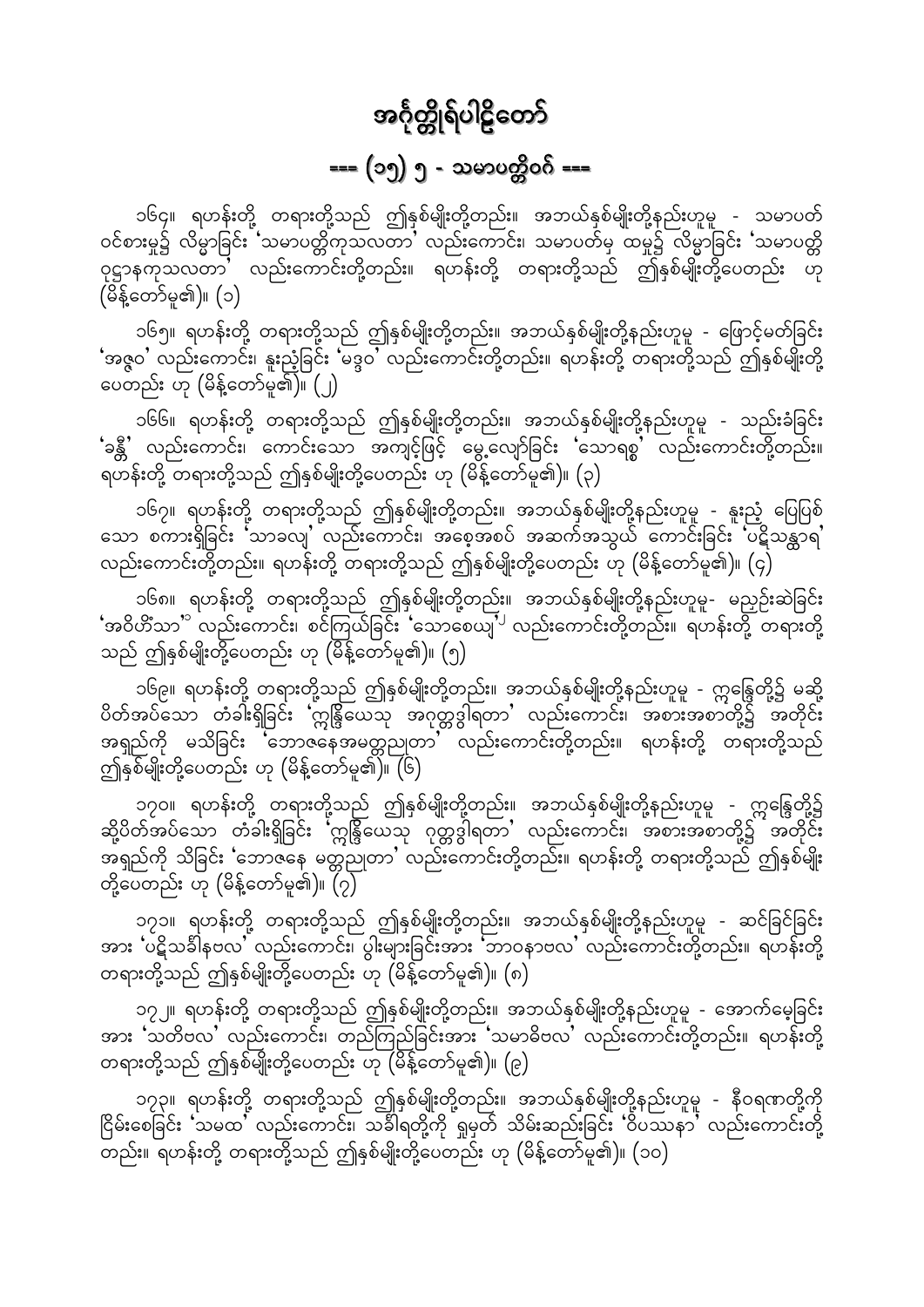# အင်္ဂုတ္တိုရ်ပါဠိတော်

## === (၁၅) ၅ - သမာပတ္တိဝဂ် ===

၁၆၄။ ရဟန်းတို့ တရားတို့သည် ဤနှစ်မျိုးတို့တည်း။ အဘယ်နှစ်မျိုးတို့နည်းဟူမူ - သမာပတ်ဝင်စားမှု၌ လိမ္မာခြင်း 'သမာပတ္တိကုသလတာ' လည်းကောင်း၊ သမာပတ်မှ ထမှု၌ လိမ္မာခြင်း 'သမာပတ္တိဝုဋ္ဌာနကုသလတာ' လည်းကောင်းတို့တည်း။ ရဟန်းတို့ တရားတို့သည် ဤနှစ်မျိုးတို့ပေတည်း ဟု (မိန့်တော်မူ၏)။ (၁)

၁၆၅။ ရဟန်းတို့ တရားတို့သည် ဤနှစ်မျိုးတို့တည်း။ အဘယ်နှစ်မျိုးတို့နည်းဟူမူ - ဖြောင့်မတ်ခြင်း 'အဇ္ဇဝ' လည်းကောင်း၊ နူးညံ့ခြင်း 'မဒ္ဒဝ' လည်းကောင်းတို့တည်း။ ရဟန်းတို့ တရားတို့သည် ဤနှစ်မျိုးတို့ပေတည်း ဟု (မိန့်တော်မူ၏)။ (၂)

၁၆၆။ ရဟန်းတို့ တရားတို့သည် ဤနှစ်မျိုးတို့တည်း။ အဘယ်နှစ်မျိုးတို့နည်းဟူမူ - သည်းခံခြင်း 'ခန္တီ' လည်းကောင်း၊ ကောင်းသော အကျင့်ဖြင့် မွေ့လျော်ခြင်း 'သောရစ္စ' လည်းကောင်းတို့တည်း။ ရဟန်းတို့ တရားတို့သည် ဤနှစ်မျိုးတို့ပေတည်း ဟု (မိန့်တော်မူ၏)။ (၃)

၁၆၇။ ရဟန်းတို့ တရားတို့သည် ဤနှစ်မျိုးတို့တည်း။ အဘယ်နှစ်မျိုးတို့နည်းဟူမူ - နူးညံ့ ပြေပြစ်သော စကားရှိခြင်း 'သာခလျ' လည်းကောင်း၊ အစေ့အစပ် အဆက်အသွယ် ကောင်းခြင်း 'ပဋိသန္ထာရ' လည်းကောင်းတို့တည်း။ ရဟန်းတို့ တရားတို့သည် ဤနှစ်မျိုးတို့ပေတည်း ဟု (မိန့်တော်မူ၏)။ (၄)

၁၆၈။ ရဟန်းတို့ တရားတို့သည် ဤနှစ်မျိုးတို့တည်း။ အဘယ်နှစ်မျိုးတို့နည်းဟူမူ- မညှဉ်းဆဲခြင်း 'အဝိဟိံသာ'[၁] လည်းကောင်း၊ စင်ကြယ်ခြင်း 'သောစေယျ'[၂] လည်းကောင်းတို့တည်း။ ရဟန်းတို့ တရားတို့သည် ဤနှစ်မျိုးတို့ပေတည်း ဟု (မိန့်တော်မူ၏)။ (၅)

၁၆၉။ ရဟန်းတို့ တရားတို့သည် ဤနှစ်မျိုးတို့တည်း။ အဘယ်နှစ်မျိုးတို့နည်းဟူမူ - ဣန္ဒြေတို့၌ မဆို့ပိတ်အပ်သော တံခါးရှိခြင်း 'ဣန္ဒြိယေသု အဂုတ္တဒွါရတာ' လည်းကောင်း၊ အစားအစာတို့၌ အတိုင်းအရှည်ကို မသိခြင်း 'ဘောဇနေအမတ္တညုတာ' လည်းကောင်းတို့တည်း။ ရဟန်းတို့ တရားတို့သည် ဤနှစ်မျိုးတို့ပေတည်း ဟု (မိန့်တော်မူ၏)။ (၆)

၁၇၀။ ရဟန်းတို့ တရားတို့သည် ဤနှစ်မျိုးတို့တည်း။ အဘယ်နှစ်မျိုးတို့နည်းဟူမူ - ဣန္ဒြေတို့၌ ဆို့ပိတ်အပ်သော တံခါးရှိခြင်း 'ဣန္ဒြိယေသု ဂုတ္တဒွါရတာ' လည်းကောင်း၊ အစားအစာတို့၌ အတိုင်းအရှည်ကို သိခြင်း 'ဘောဇနေ မတ္တညုတာ' လည်းကောင်းတို့တည်း။ ရဟန်းတို့ တရားတို့သည် ဤနှစ်မျိုးတို့ပေတည်း ဟု (မိန့်တော်မူ၏)။ (၇)

၁၇၁။ ရဟန်းတို့ တရားတို့သည် ဤနှစ်မျိုးတို့တည်း။ အဘယ်နှစ်မျိုးတို့နည်းဟူမူ - ဆင်ခြင်ခြင်းအား 'ပဋိသင်္ခါနဗလ' လည်းကောင်း၊ ပွါးများခြင်းအား 'ဘာဝနာဗလ' လည်းကောင်းတို့တည်း။ ရဟန်းတို့ တရားတို့သည် ဤနှစ်မျိုးတို့ပေတည်း ဟု (မိန့်တော်မူ၏)။ (၈)

၁၇၂။ ရဟန်းတို့ တရားတို့သည် ဤနှစ်မျိုးတို့တည်း။ အဘယ်နှစ်မျိုးတို့နည်းဟူမူ - အောက်မေ့ခြင်းအား 'သတိဗလ' လည်းကောင်း၊ တည်ကြည်ခြင်းအား 'သမာဓိဗလ' လည်းကောင်းတို့တည်း။ ရဟန်းတို့ တရားတို့သည် ဤနှစ်မျိုးတို့ပေတည်း ဟု (မိန့်တော်မူ၏)။ (၉)

၁၇၃။ ရဟန်းတို့ တရားတို့သည် ဤနှစ်မျိုးတို့တည်း။ အဘယ်နှစ်မျိုးတို့နည်းဟူမူ - နီဝရဏတို့ကို ငြိမ်းစေခြင်း 'သမထ' လည်းကောင်း၊ သင်္ခါရတို့ကို ရှုမှတ် သိမ်းဆည်းခြင်း 'ဝိပဿနာ' လည်းကောင်းတို့တည်း။ ရဟန်းတို့ တရားတို့သည် ဤနှစ်မျိုးတို့ပေတည်း ဟု (မိန့်တော်မူ၏)။ (၁၀)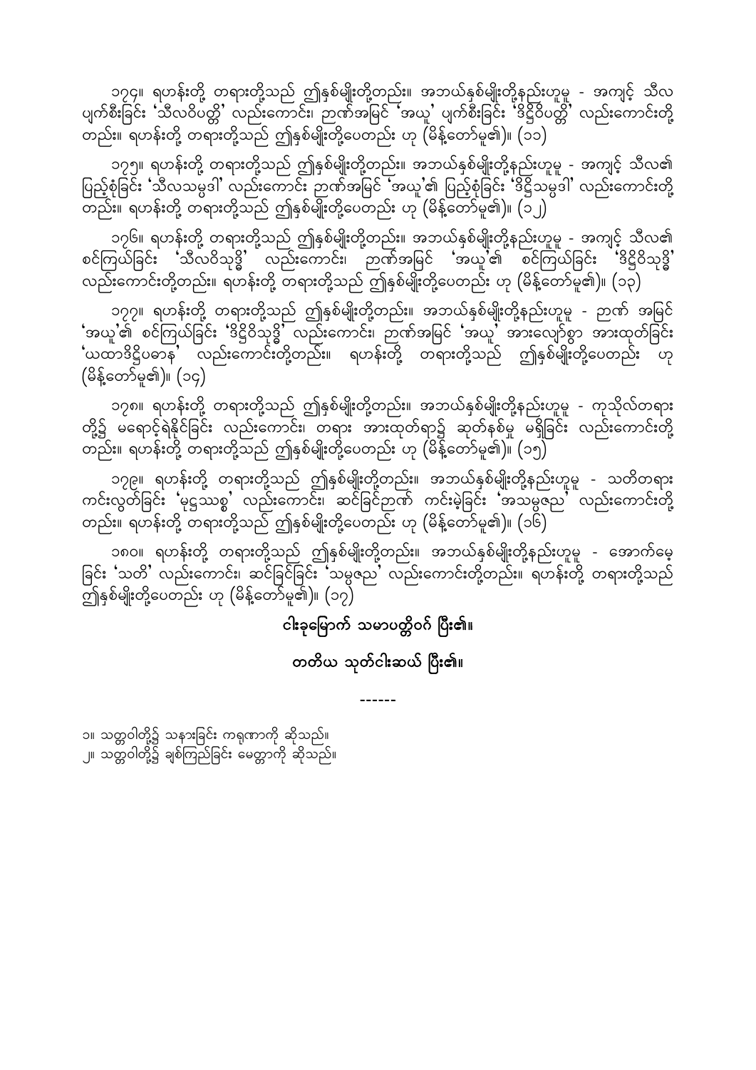၁၇၄။ ရဟန်းတို့ တရားတို့သည် ဤနှစ်မျိုးတို့တည်း။ အဘယ်နှစ်မျိုးတို့နည်းဟူမူ - အကျင့် သီလ ပျက်စီးခြင်း 'သီလဝိပတ္တိ' လည်းကောင်း၊ ဉာဏ်အမြင် 'အယူ' ပျက်စီးခြင်း 'ဒိဋ္ဌိဝိပတ္တိ' လည်းကောင်းတို့ တည်း။ ရဟန်းတို့ တရားတို့သည် ဤနှစ်မျိုးတို့ပေတည်း ဟု (မိန့်တော်မူ၏)။ (၁၁)

၁၇၅။ ရဟန်းတို့ တရားတို့သည် ဤနှစ်မျိုးတို့တည်း။ အဘယ်နှစ်မျိုးတို့နည်းဟူမူ - အကျင့် သီလ၏ ပြည့်စုံခြင်း 'သီလသမ္ပဒါ' လည်းကောင်း ဉာဏ်အမြင် 'အယူ'၏ ပြည့်စုံခြင်း 'ဒိဋ္ဌိသမ္ပဒါ' လည်းကောင်းတို့ တည်း။ ရဟန်းတို့ တရားတို့သည် ဤနှစ်မျိုးတို့ပေတည်း ဟု (မိန့်တော်မူ၏)။ (၁၂)

၁၇၆။ ရဟန်းတို့ တရားတို့သည် ဤနှစ်မျိုးတို့တည်း။ အဘယ်နှစ်မျိုးတို့နည်းဟူမူ - အကျင့် သီလ၏ စင်ကြယ်ခြင်း 'သီလဝိသုဒ္ဓိ' လည်းကောင်း၊ ဉာဏ်အမြင် 'အယူ'၏ စင်ကြယ်ခြင်း 'ဒိဋ္ဌိဝိသုဒ္ဓိ' လည်းကောင်းတို့တည်း။ ရဟန်းတို့ တရားတို့သည် ဤနှစ်မျိုးတို့ပေတည်း ဟု (မိန့်တော်မူ၏)။ (၁၃)

၁၇၇။ ရဟန်းတို့ တရားတို့သည် ဤနှစ်မျိုးတို့တည်း။ အဘယ်နှစ်မျိုးတို့နည်းဟူမူ - ဉာဏ် အမြင် 'အယူ'၏ စင်ကြယ်ခြင်း 'ဒိဋ္ဌိဝိသုဒ္ဓိ' လည်းကောင်း၊ ဉာဏ်အမြင် 'အယူ' အားလျော်စွာ အားထုတ်ခြင်း 'ယထာဒိဋ္ဌိပဓာန' လည်းကောင်းတို့တည်း။ ရဟန်းတို့ တရားတို့သည် ဤနှစ်မျိုးတို့ပေတည်း ဟု (မိန့်တော်မူ၏)။ (၁၄)

၁၇၈။ ရဟန်းတို့ တရားတို့သည် ဤနှစ်မျိုးတို့တည်း။ အဘယ်နှစ်မျိုးတို့နည်းဟူမူ - ကုသိုလ်တရား တို့၌ မရောင့်ရဲနိုင်ခြင်း လည်းကောင်း၊ တရား အားထုတ်ရာ၌ ဆုတ်နစ်မှု မရှိခြင်း လည်းကောင်းတို့ တည်း။ ရဟန်းတို့ တရားတို့သည် ဤနှစ်မျိုးတို့ပေတည်း ဟု (မိန့်တော်မူ၏)။ (၁၅)

၁၇၉။ ရဟန်းတို့ တရားတို့သည် ဤနှစ်မျိုးတို့တည်း။ အဘယ်နှစ်မျိုးတို့နည်းဟူမူ - သတိတရား ကင်းလွတ်ခြင်း 'မုဋ္ဌဿစ္စ' လည်းကောင်း၊ ဆင်ခြင်ဉာဏ် ကင်းမဲ့ခြင်း 'အသမ္ပဇည' လည်းကောင်းတို့ တည်း။ ရဟန်းတို့ တရားတို့သည် ဤနှစ်မျိုးတို့ပေတည်း ဟု (မိန့်တော်မူ၏)။ (၁၆)

၁၈၀။ ရဟန်းတို့ တရားတို့သည် ဤနှစ်မျိုးတို့တည်း။ အဘယ်နှစ်မျိုးတို့နည်းဟူမူ - အောက်မေ့ ခြင်း 'သတိ' လည်းကောင်း၊ ဆင်ခြင်ခြင်း 'သမ္ပဇည' လည်းကောင်းတို့တည်း။ ရဟန်းတို့ တရားတို့သည် ဤနှစ်မျိုးတို့ပေတည်း ဟု (မိန့်တော်မူ၏)။ (၁၇)

**ငါးခုမြောက် သမာပတ္တိဝဂ် ပြီး၏။**

**တတိယ သုတ်ငါးဆယ် ပြီး၏။**

------

၁။ သတ္တဝါတို့၌ သနားခြင်း ကရုဏာကို ဆိုသည်။
၂။ သတ္တဝါတို့၌ ချစ်ကြည်ခြင်း မေတ္တာကို ဆိုသည်။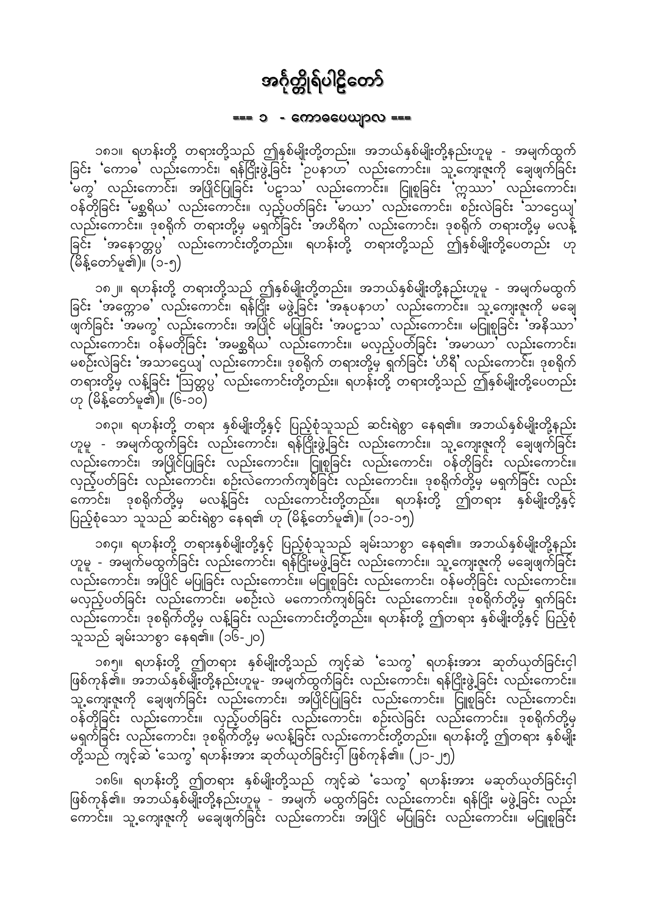# အင်္ဂုတ္တိုရ်ပါဠိတော်

## === ၁ - ကောဓပေယျာလ ===

၁၈၁။ ရဟန်းတို့ တရားတို့သည် ဤနှစ်မျိုးတို့တည်း။ အဘယ်နှစ်မျိုးတို့နည်းဟူမူ - အမျက်ထွက်ခြင်း 'ကောဓ' လည်းကောင်း၊ ရန်ငြိုးဖွဲ့ခြင်း 'ဥပနာဟ' လည်းကောင်း။ သူ့ကျေးဇူးကို ချေဖျက်ခြင်း 'မက္ခ' လည်းကောင်း၊ အပြိုင်ပြုခြင်း 'ပဠာသ' လည်းကောင်း။ ငြူစူခြင်း 'ဣဿာ' လည်းကောင်း၊ ဝန်တိုခြင်း 'မစ္ဆရိယ' လည်းကောင်း။ လှည့်ပတ်ခြင်း 'မာယာ' လည်းကောင်း၊ စဉ်းလဲခြင်း 'သာဌေယျ' လည်းကောင်း။ ဒုစရိုက် တရားတို့မှ မရှက်ခြင်း 'အဟိရိက' လည်းကောင်း၊ ဒုစရိုက် တရားတို့မှ မလန့်ခြင်း 'အနောတ္တပ္ပ' လည်းကောင်းတို့တည်း။ ရဟန်းတို့ တရားတို့သည် ဤနှစ်မျိုးတို့ပေတည်း ဟု (မိန့်တော်မူ၏)။ (၁-၅)

၁၈၂။ ရဟန်းတို့ တရားတို့သည် ဤနှစ်မျိုးတို့တည်း။ အဘယ်နှစ်မျိုးတို့နည်းဟူမူ - အမျက်မထွက်ခြင်း 'အက္ကောဓ' လည်းကောင်း၊ ရန်ငြိုး မဖွဲ့ခြင်း 'အနုပနာဟ' လည်းကောင်း။ သူ့ကျေးဇူးကို မချေဖျက်ခြင်း 'အမက္ခ' လည်းကောင်း၊ အပြိုင် မပြုခြင်း 'အပဠာသ' လည်းကောင်း။ မငြူစူခြင်း 'အနိဿာ' လည်းကောင်း၊ ဝန်မတိုခြင်း 'အမစ္ဆရိယ' လည်းကောင်း။ မလှည့်ပတ်ခြင်း 'အမာယာ' လည်းကောင်း၊ မစဉ်းလဲခြင်း 'အသာဌေယျ' လည်းကောင်း။ ဒုစရိုက် တရားတို့မှ ရှက်ခြင်း 'ဟိရီ' လည်းကောင်း၊ ဒုစရိုက် တရားတို့မှ လန့်ခြင်း 'ဩတ္တပ္ပ' လည်းကောင်းတို့တည်း။ ရဟန်းတို့ တရားတို့သည် ဤနှစ်မျိုးတို့ပေတည်း ဟု (မိန့်တော်မူ၏)။ (၆-၁၀)

၁၈၃။ ရဟန်းတို့ တရား နှစ်မျိုးတို့နှင့် ပြည့်စုံသူသည် ဆင်းရဲစွာ နေရ၏။ အဘယ်နှစ်မျိုးတို့နည်းဟူမူ - အမျက်ထွက်ခြင်း လည်းကောင်း၊ ရန်ငြိုးဖွဲ့ခြင်း လည်းကောင်း။ သူ့ကျေးဇူးကို ချေဖျက်ခြင်း လည်းကောင်း၊ အပြိုင်ပြုခြင်း လည်းကောင်း၊ ငြူစူခြင်း လည်းကောင်း၊ ဝန်တိုခြင်း လည်းကောင်း။ လှည့်ပတ်ခြင်း လည်းကောင်း၊ စဉ်းလဲကောက်ကျစ်ခြင်း လည်းကောင်း။ ဒုစရိုက်တို့မှ မရှက်ခြင်း လည်းကောင်း၊ ဒုစရိုက်တို့မှ မလန့်ခြင်း လည်းကောင်းတို့တည်း။ ရဟန်းတို့ ဤတရား နှစ်မျိုးတို့နှင့် ပြည့်စုံသော သူသည် ဆင်းရဲစွာ နေရ၏ ဟု (မိန့်တော်မူ၏)။ (၁၁-၁၅)

၁၈၄။ ရဟန်းတို့ တရားနှစ်မျိုးတို့နှင့် ပြည့်စုံသူသည် ချမ်းသာစွာ နေရ၏။ အဘယ်နှစ်မျိုးတို့နည်းဟူမူ - အမျက်မထွက်ခြင်း လည်းကောင်း၊ ရန်ငြိုးမဖွဲ့ခြင်း လည်းကောင်း။ သူ့ကျေးဇူးကို မချေဖျက်ခြင်း လည်းကောင်း၊ အပြိုင် မပြုခြင်း လည်းကောင်း။ မငြူစူခြင်း လည်းကောင်း၊ ဝန်မတိုခြင်း လည်းကောင်း။ မလှည့်ပတ်ခြင်း လည်းကောင်း၊ မစဉ်းလဲ မကောက်ကျစ်ခြင်း လည်းကောင်း။ ဒုစရိုက်တို့မှ ရှက်ခြင်း လည်းကောင်း၊ ဒုစရိုက်တို့မှ လန့်ခြင်း လည်းကောင်းတို့တည်း။ ရဟန်းတို့ ဤတရား နှစ်မျိုးတို့နှင့် ပြည့်စုံသူသည် ချမ်းသာစွာ နေရ၏။ (၁၆-၂၀)

၁၈၅။ ရဟန်းတို့ ဤတရား နှစ်မျိုးတို့သည် ကျင့်ဆဲ 'သေက္ခ' ရဟန်းအား ဆုတ်ယုတ်ခြင်းငှါ ဖြစ်ကုန်၏။ အဘယ်နှစ်မျိုးတို့နည်းဟူမူ- အမျက်ထွက်ခြင်း လည်းကောင်း၊ ရန်ငြိုးဖွဲ့ခြင်း လည်းကောင်း။ သူ့ကျေးဇူးကို ချေဖျက်ခြင်း လည်းကောင်း၊ အပြိုင်ပြုခြင်း လည်းကောင်း။ ငြူစူခြင်း လည်းကောင်း၊ ဝန်တိုခြင်း လည်းကောင်း။ လှည့်ပတ်ခြင်း လည်းကောင်း၊ စဉ်းလဲခြင်း လည်းကောင်း။ ဒုစရိုက်တို့မှ မရှက်ခြင်း လည်းကောင်း၊ ဒုစရိုက်တို့မှ မလန့်ခြင်း လည်းကောင်းတို့တည်း။ ရဟန်းတို့ ဤတရား နှစ်မျိုးတို့သည် ကျင့်ဆဲ 'သေက္ခ' ရဟန်းအား ဆုတ်ယုတ်ခြင်းငှါ ဖြစ်ကုန်၏။ (၂၁-၂၅)

၁၈၆။ ရဟန်းတို့ ဤတရား နှစ်မျိုးတို့သည် ကျင့်ဆဲ 'သေက္ခ' ရဟန်းအား မဆုတ်ယုတ်ခြင်းငှါ ဖြစ်ကုန်၏။ အဘယ်နှစ်မျိုးတို့နည်းဟူမူ - အမျက် မထွက်ခြင်း လည်းကောင်း၊ ရန်ငြိုး မဖွဲ့ခြင်း လည်းကောင်း။ သူ့ကျေးဇူးကို မချေဖျက်ခြင်း လည်းကောင်း၊ အပြိုင် မပြုခြင်း လည်းကောင်း။ မငြူစူခြင်း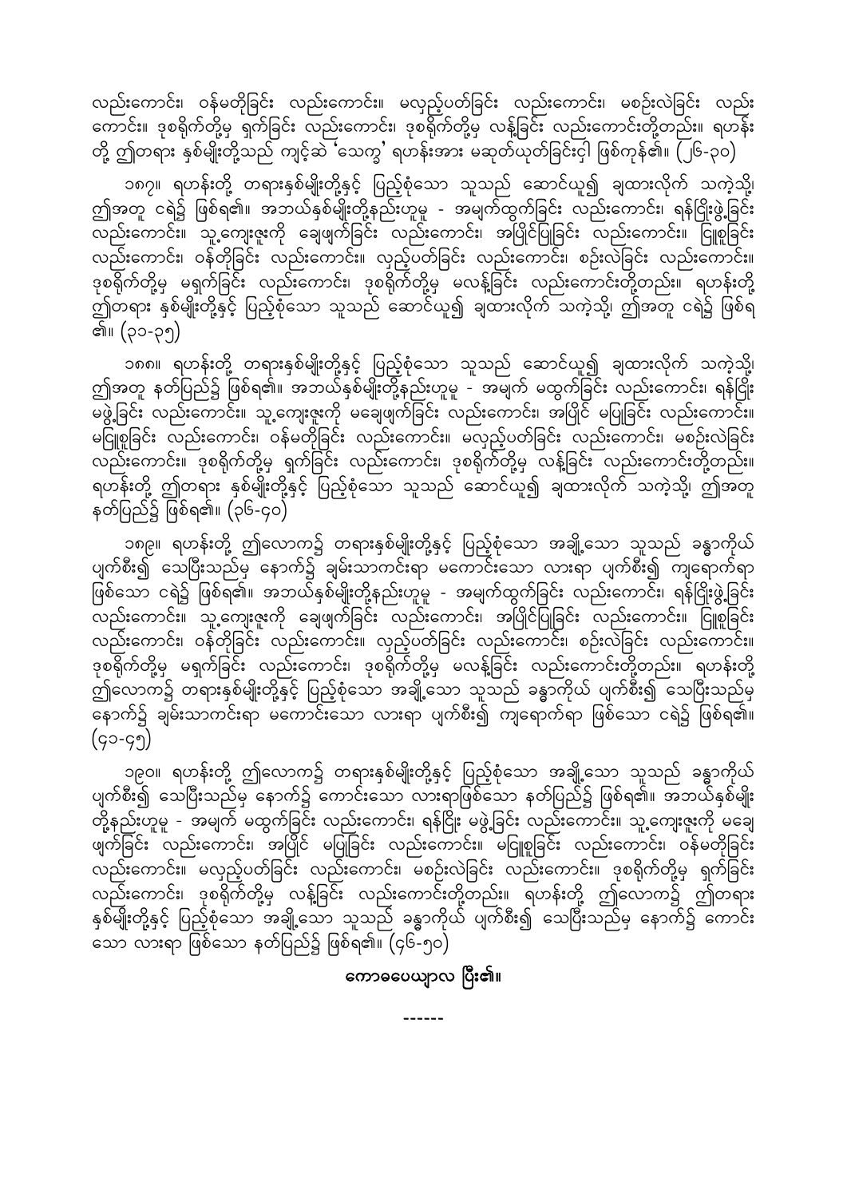လည်းကောင်း၊ ဝန်မတိုခြင်း လည်းကောင်း။ မလှည့်ပတ်ခြင်း လည်းကောင်း၊ မစဉ်းလဲခြင်း လည်းကောင်း။ ဒုစရိုက်တို့မှ ရှက်ခြင်း လည်းကောင်း၊ ဒုစရိုက်တို့မှ လန့်ခြင်း လည်းကောင်းတို့တည်း။ ရဟန်းတို့ ဤတရား နှစ်မျိုးတို့သည် ကျင့်ဆဲ 'သေက္ခ' ရဟန်းအား မဆုတ်ယုတ်ခြင်းငှါ ဖြစ်ကုန်၏။ (၂၆-၃၀)

၁၈၇။ ရဟန်းတို့ တရားနှစ်မျိုးတို့နှင့် ပြည့်စုံသော သူသည် ဆောင်ယူ၍ ချထားလိုက် သကဲ့သို့ ဤအတူ ငရဲ၌ ဖြစ်ရ၏။ အဘယ်နှစ်မျိုးတို့နည်းဟူမူ - အမျက်ထွက်ခြင်း လည်းကောင်း၊ ရန်ငြိုးဖွဲ့ခြင်း လည်းကောင်း။ သူ့ကျေးဇူးကို ချေဖျက်ခြင်း လည်းကောင်း၊ အပြိုင်ပြုခြင်း လည်းကောင်း။ ငြူစူခြင်း လည်းကောင်း၊ ဝန်တိုခြင်း လည်းကောင်း။ လှည့်ပတ်ခြင်း လည်းကောင်း၊ စဉ်းလဲခြင်း လည်းကောင်း။ ဒုစရိုက်တို့မှ မရှက်ခြင်း လည်းကောင်း၊ ဒုစရိုက်တို့မှ မလန့်ခြင်း လည်းကောင်းတို့တည်း။ ရဟန်းတို့ ဤတရား နှစ်မျိုးတို့နှင့် ပြည့်စုံသော သူသည် ဆောင်ယူ၍ ချထားလိုက် သကဲ့သို့ ဤအတူ ငရဲ၌ ဖြစ်ရ၏။ (၃၁-၃၅)

၁၈၈။ ရဟန်းတို့ တရားနှစ်မျိုးတို့နှင့် ပြည့်စုံသော သူသည် ဆောင်ယူ၍ ချထားလိုက် သကဲ့သို့ ဤအတူ နတ်ပြည်၌ ဖြစ်ရ၏။ အဘယ်နှစ်မျိုးတို့နည်းဟူမူ - အမျက် မထွက်ခြင်း လည်းကောင်း၊ ရန်ငြိုး မဖွဲ့ခြင်း လည်းကောင်း။ သူ့ကျေးဇူးကို မချေဖျက်ခြင်း လည်းကောင်း၊ အပြိုင် မပြုခြင်း လည်းကောင်း။ မငြူစူခြင်း လည်းကောင်း၊ ဝန်မတိုခြင်း လည်းကောင်း။ မလှည့်ပတ်ခြင်း လည်းကောင်း၊ မစဉ်းလဲခြင်း လည်းကောင်း။ ဒုစရိုက်တို့မှ ရှက်ခြင်း လည်းကောင်း၊ ဒုစရိုက်တို့မှ လန့်ခြင်း လည်းကောင်းတို့တည်း။ ရဟန်းတို့ ဤတရား နှစ်မျိုးတို့နှင့် ပြည့်စုံသော သူသည် ဆောင်ယူ၍ ချထားလိုက် သကဲ့သို့ ဤအတူ နတ်ပြည်၌ ဖြစ်ရ၏။ (၃၆-၄၀)

၁၈၉။ ရဟန်းတို့ ဤလောက၌ တရားနှစ်မျိုးတို့နှင့် ပြည့်စုံသော အချို့သော သူသည် ခန္ဓာကိုယ် ပျက်စီး၍ သေပြီးသည်မှ နောက်၌ ချမ်းသာကင်းရာ မကောင်းသော လားရာ ပျက်စီး၍ ကျရောက်ရာ ဖြစ်သော ငရဲ၌ ဖြစ်ရ၏။ အဘယ်နှစ်မျိုးတို့နည်းဟူမူ - အမျက်ထွက်ခြင်း လည်းကောင်း၊ ရန်ငြိုးဖွဲ့ခြင်း လည်းကောင်း။ သူ့ကျေးဇူးကို ချေဖျက်ခြင်း လည်းကောင်း၊ အပြိုင်ပြုခြင်း လည်းကောင်း။ ငြူစူခြင်း လည်းကောင်း၊ ဝန်တိုခြင်း လည်းကောင်း။ လှည့်ပတ်ခြင်း လည်းကောင်း၊ စဉ်းလဲခြင်း လည်းကောင်း။ ဒုစရိုက်တို့မှ မရှက်ခြင်း လည်းကောင်း၊ ဒုစရိုက်တို့မှ မလန့်ခြင်း လည်းကောင်းတို့တည်း။ ရဟန်းတို့ ဤလောက၌ တရားနှစ်မျိုးတို့နှင့် ပြည့်စုံသော အချို့သော သူသည် ခန္ဓာကိုယ် ပျက်စီး၍ သေပြီးသည်မှ နောက်၌ ချမ်းသာကင်းရာ မကောင်းသော လားရာ ပျက်စီး၍ ကျရောက်ရာ ဖြစ်သော ငရဲ၌ ဖြစ်ရ၏။ (၄၁-၄၅)

၁၉၀။ ရဟန်းတို့ ဤလောက၌ တရားနှစ်မျိုးတို့နှင့် ပြည့်စုံသော အချို့သော သူသည် ခန္ဓာကိုယ် ပျက်စီး၍ သေပြီးသည်မှ နောက်၌ ကောင်းသော လားရာဖြစ်သော နတ်ပြည်၌ ဖြစ်ရ၏။ အဘယ်နှစ်မျိုးတို့နည်းဟူမူ - အမျက် မထွက်ခြင်း လည်းကောင်း၊ ရန်ငြိုး မဖွဲ့ခြင်း လည်းကောင်း။ သူ့ကျေးဇူးကို မချေဖျက်ခြင်း လည်းကောင်း၊ အပြိုင် မပြုခြင်း လည်းကောင်း။ မငြူစူခြင်း လည်းကောင်း၊ ဝန်မတိုခြင်း လည်းကောင်း။ မလှည့်ပတ်ခြင်း လည်းကောင်း၊ မစဉ်းလဲခြင်း လည်းကောင်း။ ဒုစရိုက်တို့မှ ရှက်ခြင်း လည်းကောင်း၊ ဒုစရိုက်တို့မှ လန့်ခြင်း လည်းကောင်းတို့တည်း။ ရဟန်းတို့ ဤလောက၌ ဤတရား နှစ်မျိုးတို့နှင့် ပြည့်စုံသော အချို့သော သူသည် ခန္ဓာကိုယ် ပျက်စီး၍ သေပြီးသည်မှ နောက်၌ ကောင်းသော လားရာ ဖြစ်သော နတ်ပြည်၌ ဖြစ်ရ၏။ (၄၆-၅၀)

**ကောဓပေယျာလ ပြီး၏။**

------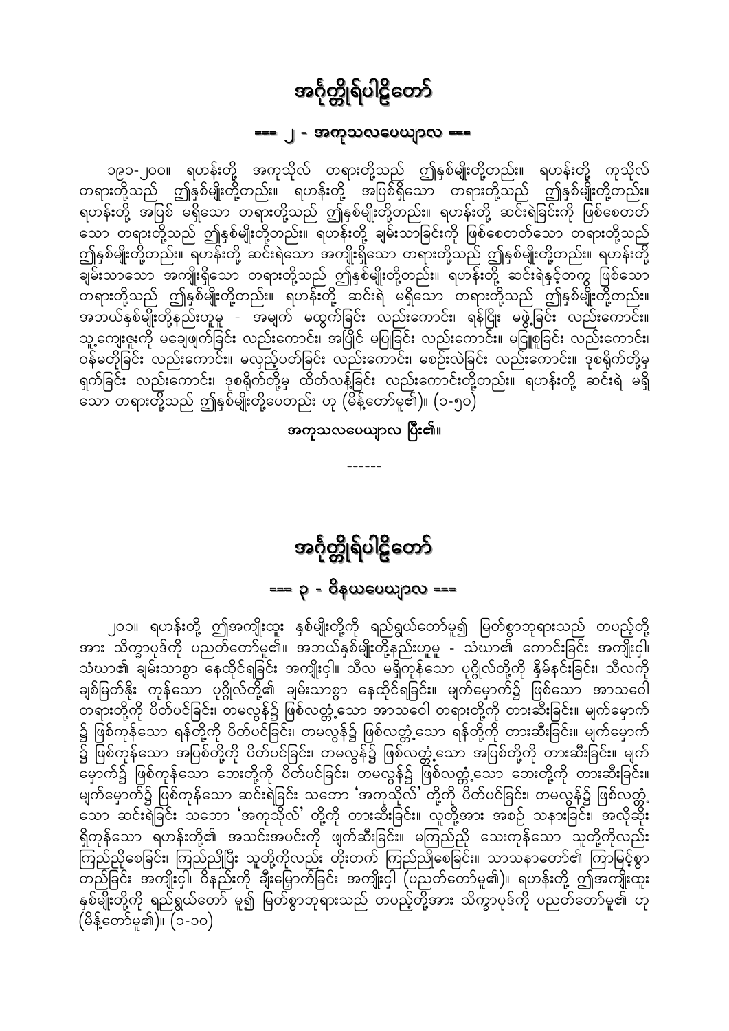# အင်္ဂုတ္တိုရ်ပါဠိတော်

## === ၂ - အကုသလပေယျာလ ===

၁၉၁-၂၀၀။ ရဟန်းတို့ အကုသိုလ် တရားတို့သည် ဤနှစ်မျိုးတို့တည်း။ ရဟန်းတို့ ကုသိုလ် တရားတို့သည် ဤနှစ်မျိုးတို့တည်း။ ရဟန်းတို့ အပြစ်ရှိသော တရားတို့သည် ဤနှစ်မျိုးတို့တည်း။ ရဟန်းတို့ အပြစ် မရှိသော တရားတို့သည် ဤနှစ်မျိုးတို့တည်း။ ရဟန်းတို့ ဆင်းရဲခြင်းကို ဖြစ်စေတတ်သော တရားတို့သည် ဤနှစ်မျိုးတို့တည်း။ ရဟန်းတို့ ချမ်းသာခြင်းကို ဖြစ်စေတတ်သော တရားတို့သည် ဤနှစ်မျိုးတို့တည်း။ ရဟန်းတို့ ဆင်းရဲသော အကျိုးရှိသော တရားတို့သည် ဤနှစ်မျိုးတို့တည်း။ ရဟန်းတို့ ချမ်းသာသော အကျိုးရှိသော တရားတို့သည် ဤနှစ်မျိုးတို့တည်း။ ရဟန်းတို့ ဆင်းရဲနှင့်တကွ ဖြစ်သော တရားတို့သည် ဤနှစ်မျိုးတို့တည်း။ ရဟန်းတို့ ဆင်းရဲ မရှိသော တရားတို့သည် ဤနှစ်မျိုးတို့တည်း။ အဘယ်နှစ်မျိုးတို့နည်းဟူမူ - အမျက် မထွက်ခြင်း လည်းကောင်း၊ ရန်ငြိုး မဖွဲ့ခြင်း လည်းကောင်း။ သူ့ကျေးဇူးကို မချေဖျက်ခြင်း လည်းကောင်း၊ အပြိုင် မပြုခြင်း လည်းကောင်း။ မငြူစူခြင်း လည်းကောင်း၊ ဝန်မတိုခြင်း လည်းကောင်း။ မလှည့်ပတ်ခြင်း လည်းကောင်း၊ မစဉ်းလဲခြင်း လည်းကောင်း။ ဒုစရိုက်တို့မှ ရှက်ခြင်း လည်းကောင်း၊ ဒုစရိုက်တို့မှ ထိတ်လန့်ခြင်း လည်းကောင်းတို့တည်း။ ရဟန်းတို့ ဆင်းရဲ မရှိသော တရားတို့သည် ဤနှစ်မျိုးတို့ပေတည်း ဟု (မိန့်တော်မူ၏)။ (၁-၅၀)

**အကုသလပေယျာလ ပြီး၏။**

------

# အင်္ဂုတ္တိုရ်ပါဠိတော်

## === ၃ - ဝိနယပေယျာလ ===

၂၀၁။ ရဟန်းတို့ ဤအကျိုးထူး နှစ်မျိုးတို့ကို ရည်ရွယ်တော်မူ၍ မြတ်စွာဘုရားသည် တပည့်တို့အား သိက္ခာပုဒ်ကို ပညတ်တော်မူ၏။ အဘယ်နှစ်မျိုးတို့နည်းဟူမူ - သံဃာ၏ ကောင်းခြင်း အကျိုးငှါ၊ သံဃာ၏ ချမ်းသာစွာ နေထိုင်ရခြင်း အကျိုးငှါ။ သီလ မရှိကုန်သော ပုဂ္ဂိုလ်တို့ကို နှိမ်နင်းခြင်း၊ သီလကို ချစ်မြတ်နိုး ကုန်သော ပုဂ္ဂိုလ်တို့၏ ချမ်းသာစွာ နေထိုင်ရခြင်း။ မျက်မှောက်၌ ဖြစ်သော အာသဝေါ တရားတို့ကို ပိတ်ပင်ခြင်း၊ တမလွန်၌ ဖြစ်လတ္တံ့သော အာသဝေါ တရားတို့ကို တားဆီးခြင်း။ မျက်မှောက်၌ ဖြစ်ကုန်သော ရန်တို့ကို ပိတ်ပင်ခြင်း၊ တမလွန်၌ ဖြစ်လတ္တံ့သော ရန်တို့ကို တားဆီးခြင်း။ မျက်မှောက်၌ ဖြစ်ကုန်သော အပြစ်တို့ကို ပိတ်ပင်ခြင်း၊ တမလွန်၌ ဖြစ်လတ္တံ့သော အပြစ်တို့ကို တားဆီးခြင်း။ မျက်မှောက်၌ ဖြစ်ကုန်သော ဘေးတို့ကို ပိတ်ပင်ခြင်း၊ တမလွန်၌ ဖြစ်လတ္တံ့သော ဘေးတို့ကို တားဆီးခြင်း။ မျက်မှောက်၌ ဖြစ်ကုန်သော ဆင်းရဲခြင်း သဘော 'အကုသိုလ်' တို့ကို ပိတ်ပင်ခြင်း၊ တမလွန်၌ ဖြစ်လတ္တံ့သော ဆင်းရဲခြင်း သဘော 'အကုသိုလ်' တို့ကို တားဆီးခြင်း။ လူတို့အား အစဉ် သနားခြင်း၊ အလိုဆိုးရှိကုန်သော ရဟန်းတို့၏ အသင်းအပင်းကို ဖျက်ဆီးခြင်း။ မကြည်ညို သေးကုန်သော သူတို့ကိုလည်း ကြည်ညိုစေခြင်း၊ ကြည်ညိုပြီး သူတို့ကိုလည်း တိုးတက် ကြည်ညိုစေခြင်း။ သာသနာတော်၏ ကြာမြင့်စွာ တည်ခြင်း အကျိုးငှါ၊ ဝိနည်းကို ချီးမြှောက်ခြင်း အကျိုးငှါ (ပညတ်တော်မူ၏)။ ရဟန်းတို့ ဤအကျိုးထူး နှစ်မျိုးတို့ကို ရည်ရွယ်တော် မူ၍ မြတ်စွာဘုရားသည် တပည့်တို့အား သိက္ခာပုဒ်ကို ပညတ်တော်မူ၏ ဟု (မိန့်တော်မူ၏)။ (၁-၁၀)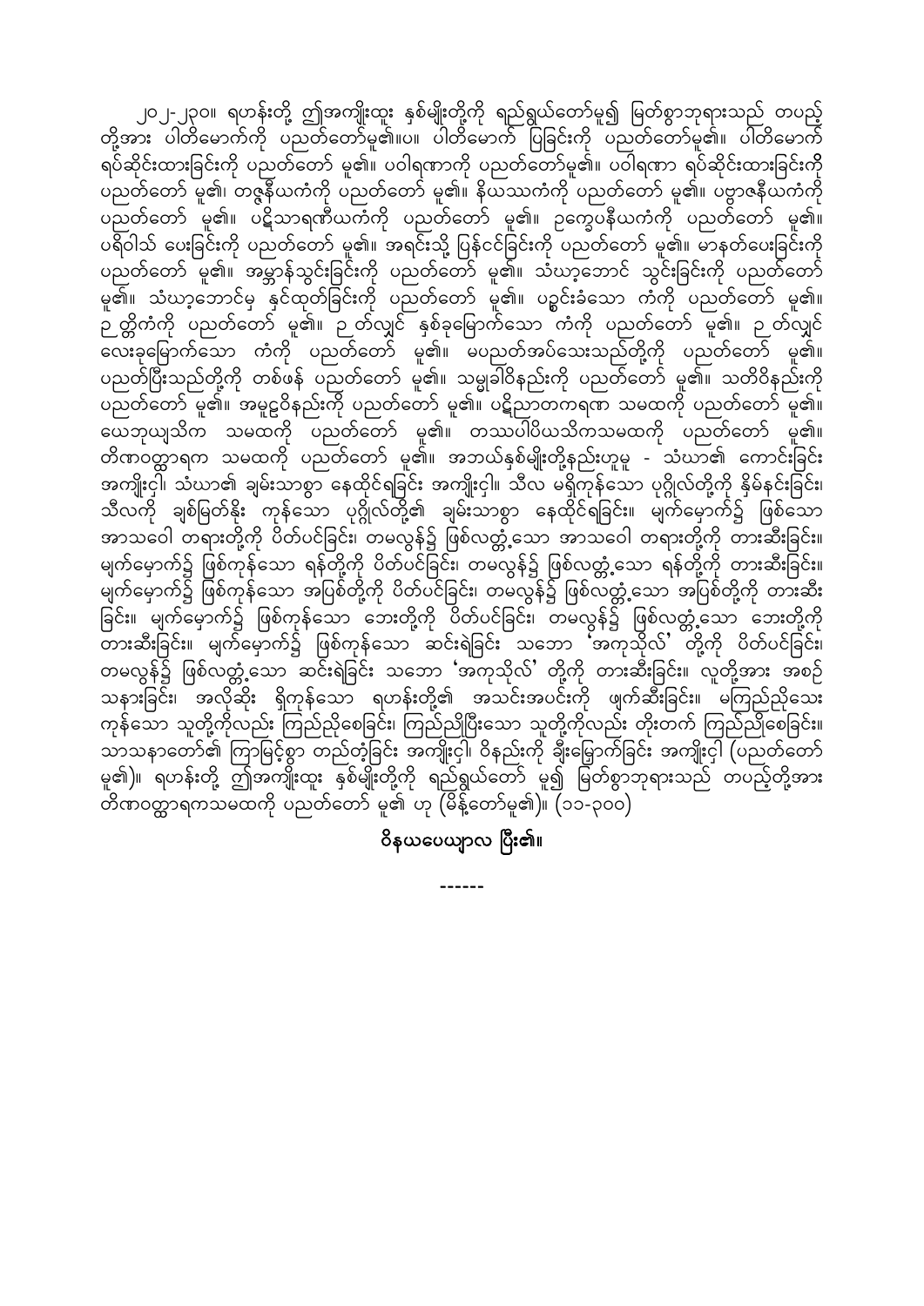၂၀၂-၂၃၀။ ရဟန်းတို့ ဤအကျိုးထူး နှစ်မျိုးတို့ကို ရည်ရွယ်တော်မူ၍ မြတ်စွာဘုရားသည် တပည့်တို့အား ပါတိမောက်ကို ပညတ်တော်မူ၏။ပ။ ပါတိမောက် ပြခြင်းကို ပညတ်တော်မူ၏။ ပါတိမောက် ရပ်ဆိုင်းထားခြင်းကို ပညတ်တော် မူ၏။ ပဝါရဏာကို ပညတ်တော်မူ၏။ ပဝါရဏာ ရပ်ဆိုင်းထားခြင်းကို ပညတ်တော် မူ၏၊ တဇ္ဇနီယကံကို ပညတ်တော် မူ၏။ နိယဿကံကို ပညတ်တော် မူ၏။ ပဗ္ဗာဇနီယကံကို ပညတ်တော် မူ၏။ ပဋိသာရဏီယကံကို ပညတ်တော် မူ၏။ ဥက္ခေပနီယကံကို ပညတ်တော် မူ၏။ ပရိဝါသ် ပေးခြင်းကို ပညတ်တော် မူ၏။ အရင်းသို့ ပြန်ငင်ခြင်းကို ပညတ်တော် မူ၏။ မာနတ်ပေးခြင်းကို ပညတ်တော် မူ၏။ အဗ္ဘာန်သွင်းခြင်းကို ပညတ်တော် မူ၏။ သံဃာ့ဘောင် သွင်းခြင်းကို ပညတ်တော် မူ၏။ သံဃာ့ဘောင်မှ နှင်ထုတ်ခြင်းကို ပညတ်တော် မူ၏။ ပဉ္စင်းခံသော ကံကို ပညတ်တော် မူ၏။ ဉတ်ကံကို ပညတ်တော် မူ၏။ ဉတ်လျှင် နှစ်ခုမြောက်သော ကံကို ပညတ်တော် မူ၏။ ဉတ်လျှင် လေးခုမြောက်သော ကံကို ပညတ်တော် မူ၏။ မပညတ်အပ်သေးသည်တို့ကို ပညတ်တော် မူ၏။ ပညတ်ပြီးသည်တို့ကို တစ်ဖန် ပညတ်တော် မူ၏။ သမ္မုခါဝိနည်းကို ပညတ်တော် မူ၏။ သတိဝိနည်းကို ပညတ်တော် မူ၏။ အမူဠှဝိနည်းကို ပညတ်တော် မူ၏။ ပဋိညာတကရဏ သမထကို ပညတ်တော် မူ၏။ ယေဘုယျသိက သမထကို ပညတ်တော် မူ၏။ တဿပါပိယသိကသမထကို ပညတ်တော် မူ၏။ တိဏဝတ္ထာရက သမထကို ပညတ်တော် မူ၏။ အဘယ်နှစ်မျိုးတို့နည်းဟူမူ - သံဃာ၏ ကောင်းခြင်း အကျိုးငှါ၊ သံဃာ၏ ချမ်းသာစွာ နေထိုင်ရခြင်း အကျိုးငှါ။ သီလ မရှိကုန်သော ပုဂ္ဂိုလ်တို့ကို နှိမ်နင်းခြင်း၊ သီလကို ချစ်မြတ်နိုး ကုန်သော ပုဂ္ဂိုလ်တို့၏ ချမ်းသာစွာ နေထိုင်ရခြင်း။ မျက်မှောက်၌ ဖြစ်သော အာသဝေါ တရားတို့ကို ပိတ်ပင်ခြင်း၊ တမလွန်၌ ဖြစ်လတ္တံ့သော အာသဝေါ တရားတို့ကို တားဆီးခြင်း။ မျက်မှောက်၌ ဖြစ်ကုန်သော ရန်တို့ကို ပိတ်ပင်ခြင်း၊ တမလွန်၌ ဖြစ်လတ္တံ့သော ရန်တို့ကို တားဆီးခြင်း။ မျက်မှောက်၌ ဖြစ်ကုန်သော အပြစ်တို့ကို ပိတ်ပင်ခြင်း၊ တမလွန်၌ ဖြစ်လတ္တံ့သော အပြစ်တို့ကို တားဆီးခြင်း။ မျက်မှောက်၌ ဖြစ်ကုန်သော ဘေးတို့ကို ပိတ်ပင်ခြင်း၊ တမလွန်၌ ဖြစ်လတ္တံ့သော ဘေးတို့ကို တားဆီးခြင်း။ မျက်မှောက်၌ ဖြစ်ကုန်သော ဆင်းရဲခြင်း သဘော 'အကုသိုလ်' တို့ကို ပိတ်ပင်ခြင်း၊ တမလွန်၌ ဖြစ်လတ္တံ့သော ဆင်းရဲခြင်း သဘော 'အကုသိုလ်' တို့ကို တားဆီးခြင်း။ လူတို့အား အစဉ်သနားခြင်း၊ အလိုဆိုး ရှိကုန်သော ရဟန်းတို့၏ အသင်းအပင်းကို ဖျက်ဆီးခြင်း။ မကြည်ညိုသေးကုန်သော သူတို့ကိုလည်း ကြည်ညိုစေခြင်း၊ ကြည်ညိုပြီးသော သူတို့ကိုလည်း တိုးတက် ကြည်ညိုစေခြင်း။ သာသနာတော်၏ ကြာမြင့်စွာ တည်တံ့ခြင်း အကျိုးငှါ၊ ဝိနည်းကို ချီးမြှောက်ခြင်း အကျိုးငှါ (ပညတ်တော် မူ၏)။ ရဟန်းတို့ ဤအကျိုးထူး နှစ်မျိုးတို့ကို ရည်ရွယ်တော် မူ၍ မြတ်စွာဘုရားသည် တပည့်တို့အား တိဏဝတ္ထာရကသမထကို ပညတ်တော် မူ၏ ဟု (မိန့်တော်မူ၏)။ (၁၁-၃၀၀)

**ဝိနယပေယျာလ ပြီး၏။**

------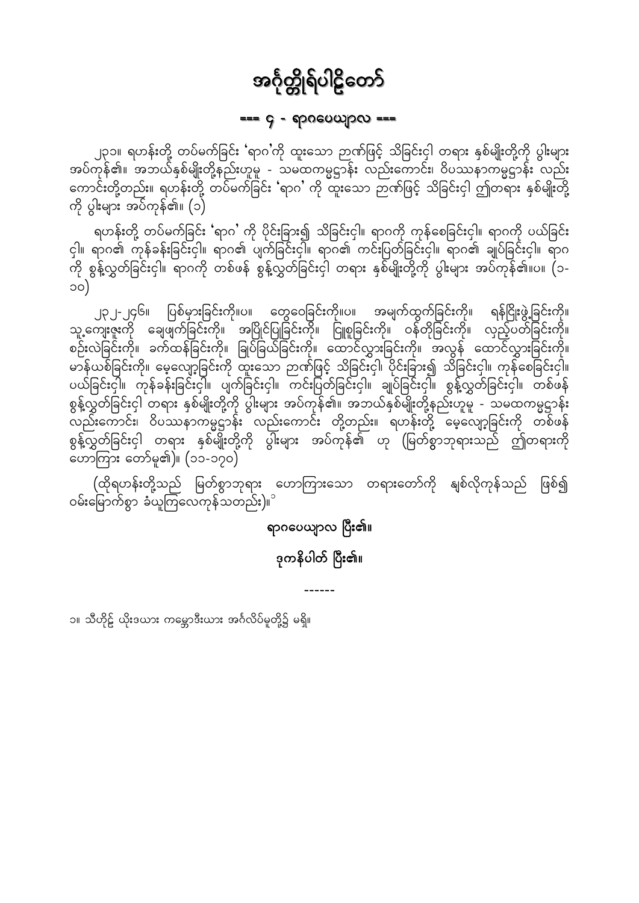# အင်္ဂုတ္တိုရ်ပါဠိတော်

## === ၄ - ရာဂပေယျာလ ===

၂၃၁။ ရဟန်းတို့ တပ်မက်ခြင်း 'ရာဂ'ကို ထူးသော ဉာဏ်ဖြင့် သိခြင်းငှါ တရား နှစ်မျိုးတို့ကို ပွါးများ အပ်ကုန်၏။ အဘယ်နှစ်မျိုးတို့နည်းဟူမူ - သမထကမ္မဋ္ဌာန်း လည်းကောင်း၊ ဝိပဿနာကမ္မဋ္ဌာန်း လည်း ကောင်းတို့တည်း။ ရဟန်းတို့ တပ်မက်ခြင်း 'ရာဂ' ကို ထူးသော ဉာဏ်ဖြင့် သိခြင်းငှါ ဤတရား နှစ်မျိုးတို့ ကို ပွါးများ အပ်ကုန်၏။ (၁)

ရဟန်းတို့ တပ်မက်ခြင်း 'ရာဂ' ကို ပိုင်းခြား၍ သိခြင်းငှါ။ ရာဂကို ကုန်စေခြင်းငှါ။ ရာဂကို ပယ်ခြင်း ငှါ။ ရာဂ၏ ကုန်ခန်းခြင်းငှါ။ ရာဂ၏ ပျက်ခြင်းငှါ။ ရာဂ၏ ကင်းပြတ်ခြင်းငှါ။ ရာဂ၏ ချုပ်ခြင်းငှါ။ ရာဂ ကို စွန့်လွှတ်ခြင်းငှါ။ ရာဂကို တစ်ဖန် စွန့်လွှတ်ခြင်းငှါ တရား နှစ်မျိုးတို့ကို ပွါးများ အပ်ကုန်၏။ပ။ (၁-၁၀)

၂၃၂-၂၄၆။ ပြစ်မှားခြင်းကို။ပ။ တွေဝေခြင်းကို။ပ။ အမျက်ထွက်ခြင်းကို။ ရန်ငြိုးဖွဲ့ခြင်းကို။ သူ့ကျေးဇူးကို ချေဖျက်ခြင်းကို။ အပြိုင်ပြုခြင်းကို။ ငြူစူခြင်းကို။ ဝန်တိုခြင်းကို။ လှည့်ပတ်ခြင်းကို။ စဉ်းလဲခြင်းကို။ ခက်ထန်ခြင်းကို။ ပြိုင်ဆိုင်ခြင်းကို။ ထောင်လွှားခြင်းကို။ အလွန် ထောင်လွှားခြင်းကို။ မာန်ယစ်ခြင်းကို။ မေ့လျော့ခြင်းကို ထူးသော ဉာဏ်ဖြင့် သိခြင်းငှါ၊ ပိုင်းခြား၍ သိခြင်းငှါ။ ကုန်စေခြင်းငှါ။ ပယ်ခြင်းငှါ။ ကုန်ခန်းခြင်းငှါ။ ပျက်ခြင်းငှါ။ ကင်းပြတ်ခြင်းငှါ။ ချုပ်ခြင်းငှါ။ စွန့်လွှတ်ခြင်းငှါ။ တစ်ဖန် စွန့်လွှတ်ခြင်းငှါ တရား နှစ်မျိုးတို့ကို ပွါးများ အပ်ကုန်၏။ အဘယ်နှစ်မျိုးတို့နည်းဟူမူ - သမထကမ္မဋ္ဌာန်း လည်းကောင်း၊ ဝိပဿနာကမ္မဋ္ဌာန်း လည်းကောင်း တို့တည်း။ ရဟန်းတို့ မေ့လျော့ခြင်းကို တစ်ဖန် စွန့်လွှတ်ခြင်းငှါ တရား နှစ်မျိုးတို့ကို ပွါးများ အပ်ကုန်၏ ဟု (မြတ်စွာဘုရားသည် ဤတရားကို ဟောကြား တော်မူ၏)။ (၁၁-၁၇၀)

(ထိုရဟန်းတို့သည် မြတ်စွာဘုရား ဟောကြားသော တရားတော်ကို နှစ်လိုကုန်သည် ဖြစ်၍ ဝမ်းမြောက်စွာ ခံယူကြလေကုန်သတည်း)။[၁]

**ရာဂပေယျာလ ပြီး၏။**

**ဒုကနိပါတ် ပြီး၏။**

------

၁။ သီဟိုဠ် ယိုးဒယား ကမ္ဘောဒီးယား အင်္ဂလိပ်မူတို့၌ မရှိ။